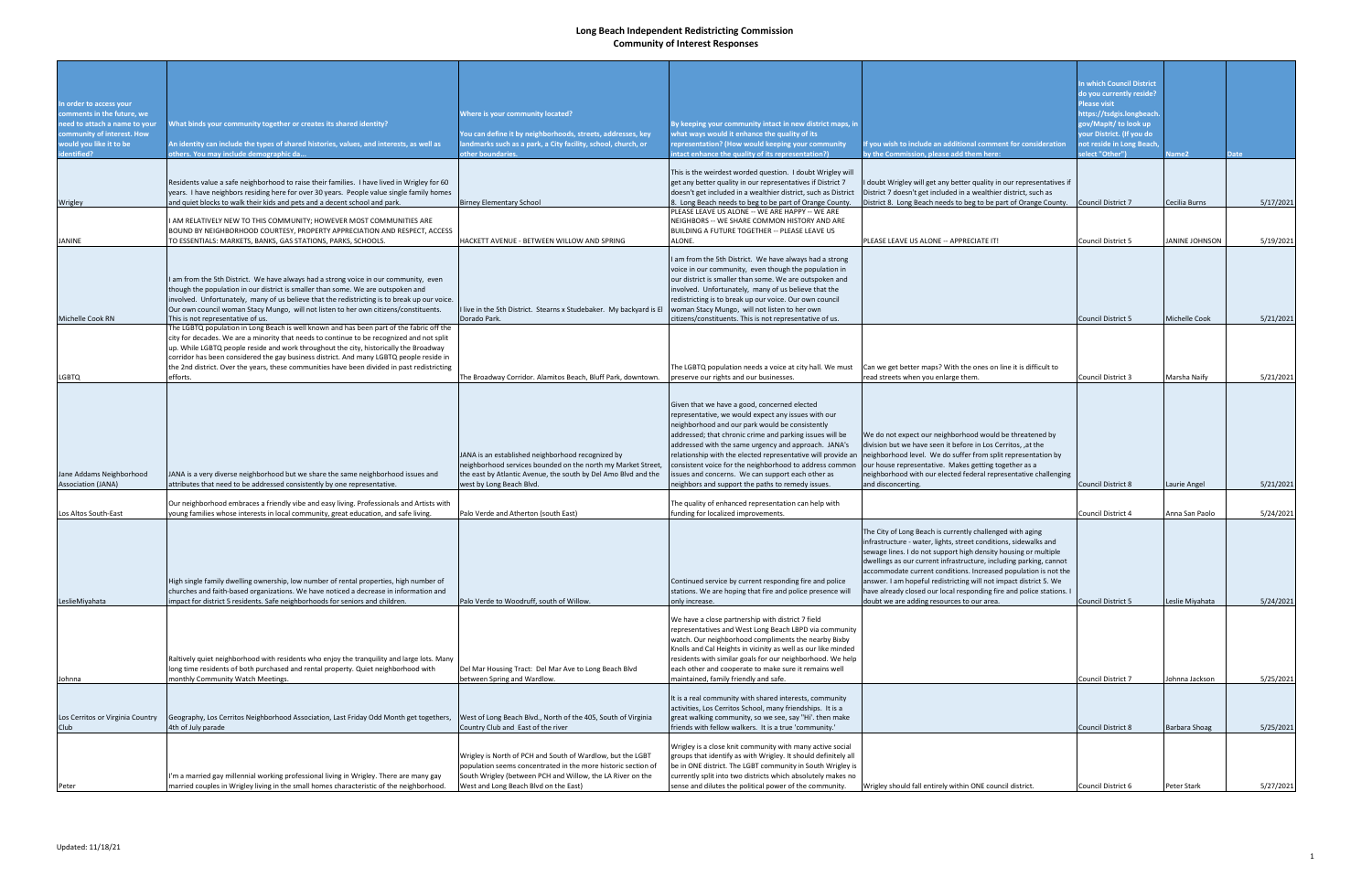# Long Beach Independent Redistricting Commission
## Community of Interest Responses

| In order to access your comments in the future, we need to attach a name to your community of interest. How would you like it to be identified? | What binds your community together or creates its shared identity? An identity can include the types of shared histories, values, and interests, as well as others. You may include demographic da... | Where is your community located? You can define it by neighborhoods, streets, addresses, key landmarks such as a park, a City facility, school, church, or other boundaries. | By keeping your community intact in new district maps, in what ways would it enhance the quality of its representation? (How would keeping your community intact enhance the quality of its representation?) | If you wish to include an additional comment for consideration by the Commission, please add them here: | In which Council District do you currently reside? Please visit https://tsdgis.longbeach.gov/MapIt/ to look up your District. (If you do not reside in Long Beach, select "Other") | Name2 | Date |
|---|---|---|---|---|---|---|---|
| Wrigley | Residents value a safe neighborhood to raise their families. I have lived in Wrigley for 60 years. I have neighbors residing here for over 30 years. People value single family homes and quiet blocks to walk their kids and pets and a decent school and park. | Birney Elementary School | This is the weirdest worded question. I doubt Wrigley will get any better quality in our representatives if District 7 doesn't get included in a wealthier district, such as District 8. Long Beach needs to beg to be part of Orange County. | I doubt Wrigley will get any better quality in our representatives if District 7 doesn't get included in a wealthier district, such as District 8. Long Beach needs to beg to be part of Orange County. | Council District 7 | Cecilia Burns | 5/17/2021 |
| JANINE | I AM RELATIVELY NEW TO THIS COMMUNITY; HOWEVER MOST COMMUNITIES ARE BOUND BY NEIGHBORHOOD COURTESY, PROPERTY APPRECIATION AND RESPECT, ACCESS TO ESSENTIALS: MARKETS, BANKS, GAS STATIONS, PARKS, SCHOOLS. | HACKETT AVENUE - BETWEEN WILLOW AND SPRING | PLEASE LEAVE US ALONE -- WE ARE HAPPY -- WE ARE NEIGHBORS -- WE SHARE COMMON HISTORY AND ARE BUILDING A FUTURE TOGETHER -- PLEASE LEAVE US ALONE. | PLEASE LEAVE US ALONE -- APPRECIATE IT! | Council District 5 | JANINE JOHNSON | 5/19/2021 |
| Michelle Cook RN | I am from the 5th District. We have always had a strong voice in our community, even though the population in our district is smaller than some. We are outspoken and involved. Unfortunately, many of us believe that the redistricting is to break up our voice. Our own council woman Stacy Mungo, will not listen to her own citizens/constituents. This is not representative of us. | I live in the 5th District. Stearns x Studebaker. My backyard is El Dorado Park. | I am from the 5th District. We have always had a strong voice in our community, even though the population in our district is smaller than some. We are outspoken and involved. Unfortunately, many of us believe that the redistricting is to break up our voice. Our own council woman Stacy Mungo, will not listen to her own citizens/constituents. This is not representative of us. | | Council District 5 | Michelle Cook | 5/21/2021 |
| LGBTQ | The LGBTQ population in Long Beach is well known and has been part of the fabric off the city for decades. We are a minority that needs to continue to be recognized and not split up. While LGBTQ people reside and work throughout the city, historically the Broadway corridor has been considered the gay business district. And many LGBTQ people reside in the 2nd district. Over the years, these communities have been divided in past redistricting efforts. | The Broadway Corridor. Alamitos Beach, Bluff Park, downtown. | The LGBTQ population needs a voice at city hall. We must preserve our rights and our businesses. | Can we get better maps? With the ones on line it is difficult to read streets when you enlarge them. | Council District 3 | Marsha Naify | 5/21/2021 |
| Jane Addams Neighborhood Association (JANA) | JANA is a very diverse neighborhood but we share the same neighborhood issues and attributes that need to be addressed consistently by one representative. | JANA is an established neighborhood recognized by neighborhood services bounded on the north my Market Street, the east by Atlantic Avenue, the south by Del Amo Blvd and the west by Long Beach Blvd. | Given that we have a good, concerned elected representative, we would expect any issues with our neighborhood and our park would be consistently addressed; that chronic crime and parking issues will be addressed with the same urgency and approach. JANA's relationship with the elected representative will provide an consistent voice for the neighborhood to address common issues and concerns. We can support each other as neighbors and support the paths to remedy issues. | We do not expect our neighborhood would be threatened by division but we have seen it before in Los Cerritos, ,at the neighborhood level. We do suffer from split representation by our house representative. Makes getting together as a neighborhood with our elected federal representative challenging and disconcerting. | Council District 8 | Laurie Angel | 5/21/2021 |
| Los Altos South-East | Our neighborhood embraces a friendly vibe and easy living. Professionals and Artists with young families whose interests in local community, great education, and safe living. | Palo Verde and Atherton (south East) | The quality of enhanced representation can help with funding for localized improvements. | | Council District 4 | Anna San Paolo | 5/24/2021 |
| LeslieMiyahata | High single family dwelling ownership, low number of rental properties, high number of churches and faith-based organizations. We have noticed a decrease in information and impact for district 5 residents. Safe neighborhoods for seniors and children. | Palo Verde to Woodruff, south of Willow. | Continued service by current responding fire and police stations. We are hoping that fire and police presence will only increase. | The City of Long Beach is currently challenged with aging infrastructure - water, lights, street conditions, sidewalks and sewage lines. I do not support high density housing or multiple dwellings as our current infrastructure, including parking, cannot accommodate current conditions. Increased population is not the answer. I am hopeful redistricting will not impact district 5. We have already closed our local responding fire and police stations. I doubt we are adding resources to our area. | Council District 5 | Leslie Miyahata | 5/24/2021 |
| Johnna | Raltively quiet neighborhood with residents who enjoy the tranquility and large lots. Many long time residents of both purchased and rental property. Quiet neighborhood with monthly Community Watch Meetings. | Del Mar Housing Tract: Del Mar Ave to Long Beach Blvd between Spring and Wardlow. | We have a close partnership with district 7 field representatives and West Long Beach LBPD via community watch. Our neighborhood compliments the nearby Bixby Knolls and Cal Heights in vicinity as well as our like minded residents with similar goals for our neighborhood. We help each other and cooperate to make sure it remains well maintained, family friendly and safe. | | Council District 7 | Johnna Jackson | 5/25/2021 |
| Los Cerritos or Virginia Country Club | Geography, Los Cerritos Neighborhood Association, Last Friday Odd Month get togethers, 4th of July parade | West of Long Beach Blvd., North of the 405, South of Virginia Country Club and East of the river | It is a real community with shared interests, community activities, Los Cerritos School, many friendships. It is a great walking community, so we see, say "Hi'. then make friends with fellow walkers. It is a true 'community.' | | Council District 8 | Barbara Shoag | 5/25/2021 |
| Peter | I'm a married gay millennial working professional living in Wrigley. There are many gay married couples in Wrigley living in the small homes characteristic of the neighborhood. | Wrigley is North of PCH and South of Wardlow, but the LGBT population seems concentrated in the more historic section of South Wrigley (between PCH and Willow, the LA River on the West and Long Beach Blvd on the East) | Wrigley is a close knit community with many active social groups that identify as with Wrigley. It should definitely all be in ONE district. The LGBT community in South Wrigley is currently split into two districts which absolutely makes no sense and dilutes the political power of the community. | Wrigley should fall entirely within ONE council district. | Council District 6 | Peter Stark | 5/27/2021 |

Updated: 11/18/21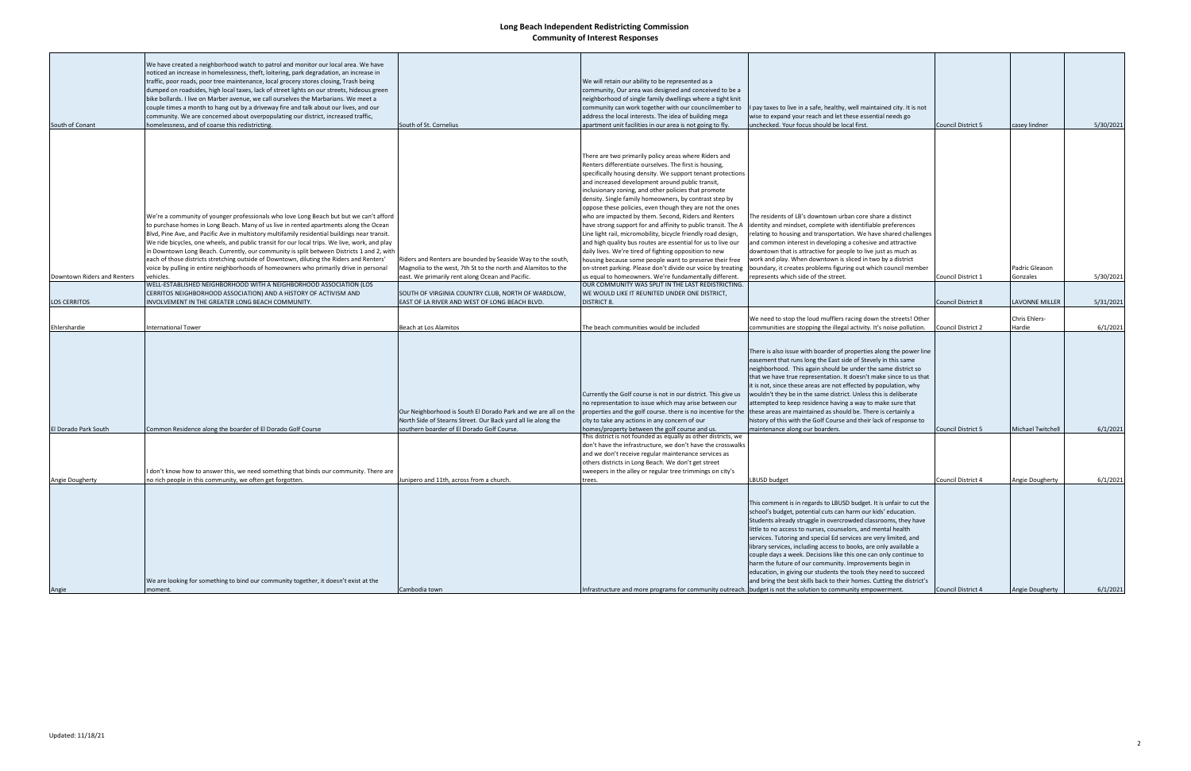# Long Beach Independent Redistricting Commission
## Community of Interest Responses

| | | | | | | | |
|---|---|---|---|---|---|---|---|
| South of Conant | We have created a neighborhood watch to patrol and monitor our local area. We have noticed an increase in homelessness, theft, loitering, park degradation, an increase in traffic, poor roads, poor tree maintenance, local grocery stores closing, Trash being dumped on roadsides, high local taxes, lack of street lights on our streets, hideous green bike bollards. I live on Marber avenue, we call ourselves the Marbarians. We meet a couple times a month to hang out by a driveway fire and talk about our lives, and our community. We are concerned about overpopulating our district, increased traffic, homelessness, and of coarse this redistricting. | South of St. Cornelius | We will retain our ability to be represented as a community, Our area was designed and conceived to be a neighborhood of single family dwellings where a tight knit community can work together with our councilmember to address the local interests. The idea of building mega apartment unit facilities in our area is not going to fly. | I pay taxes to live in a safe, healthy, well maintained city. It is not wise to expand your reach and let these essential needs go unchecked. Your focus should be local first. | Council District 5 | casey lindner | 5/30/2021 |
| Downtown Riders and Renters | We're a community of younger professionals who love Long Beach but but we can't afford to purchase homes in Long Beach. Many of us live in rented apartments along the Ocean Blvd, Pine Ave, and Pacific Ave in multistory multifamily residential buildings near transit. We ride bicycles, one wheels, and public transit for our local trips. We live, work, and play in Downtown Long Beach. Currently, our community is split between Districts 1 and 2, with each of those districts stretching outside of Downtown, diluting the Riders and Renters' voice by pulling in entire neighborhoods of homeowners who primarily drive in personal vehicles. | Riders and Renters are bounded by Seaside Way to the south, Magnolia to the west, 7th St to the north and Alamitos to the east. We primarily rent along Ocean and Pacific. | There are two primarily policy areas where Riders and Renters differentiate ourselves. The first is housing, specifically housing density. We support tenant protections and increased development around public transit, inclusionary zoning, and other policies that promote density. Single family homeowners, by contrast step by oppose these policies, even though they are not the ones who are impacted by them. Second, Riders and Renters have strong support for and affinity to public transit. The A Line light rail, micromobility, bicycle friendly road design, and high quality bus routes are essential for us to live our daily lives. We're tired of fighting opposition to new housing because some people want to preserve their free on-street parking. Please don't divide our voice by treating us equal to homeowners. We're fundamentally different. | The residents of LB's downtown urban core share a distinct identity and mindset, complete with identifiable preferences relating to housing and transportation. We have shared challenges and common interest in developing a cohesive and attractive downtown that is attractive for people to live just as much as work and play. When downtown is sliced in two by a district boundary, it creates problems figuring out which council member represents which side of the street. | Council District 1 | Padric Gleason Gonzales | 5/30/2021 |
| LOS CERRITOS | WELL-ESTABLISHED NEIGHBORHOOD WITH A NEIGHBORHOOD ASSOCIATION (LOS CERRITOS NEIGHBORHOOD ASSOCIATION) AND A HISTORY OF ACTIVISM AND INVOLVEMENT IN THE GREATER LONG BEACH COMMUNITY. | SOUTH OF VIRGINIA COUNTRY CLUB, NORTH OF WARDLOW, EAST OF LA RIVER AND WEST OF LONG BEACH BLVD. | OUR COMMUNITY WAS SPLIT IN THE LAST REDISTRICTING. WE WOULD LIKE IT REUNITED UNDER ONE DISTRICT, DISTRICT 8. | | Council District 8 | LAVONNE MILLER | 5/31/2021 |
| Ehlershardie | International Tower | Beach at Los Alamitos | The beach communities would be included | We need to stop the loud mufflers racing down the streets! Other communities are stopping the illegal activity. It's noise pollution. | Council District 2 | Chris Ehlers-Hardie | 6/1/2021 |
| El Dorado Park South | Common Residence along the boarder of El Dorado Golf Course | Our Neighborhood is South El Dorado Park and we are all on the North Side of Stearns Street. Our Back yard all lie along the southern boarder of El Dorado Golf Course. | Currently the Golf course is not in our district. This give us no representation to issue which may arise between our properties and the golf course. there is no incentive for the city to take any actions in any concern of our homes/property between the golf course and us. | There is also issue with boarder of properties along the power line easement that runs long the East side of Stevely in this same neighborhood. This again should be under the same district so that we have true representation. It doesn't make since to us that it is not, since these areas are not effected by population, why wouldn't they be in the same district. Unless this is deliberate attempted to keep residence having a way to make sure that these areas are maintained as should be. There is certainly a history of this with the Golf Course and their lack of response to maintenance along our boarders. | Council District 5 | Michael Twitchell | 6/1/2021 |
| Angie Dougherty | I don't know how to answer this, we need something that binds our community. There are no rich people in this community, we often get forgotten. | Junipero and 11th, across from a church. | This district is not founded as equally as other districts, we don't have the infrastructure, we don't have the crosswalks and we don't receive regular maintenance services as others districts in Long Beach. We don't get street sweepers in the alley or regular tree trimmings on city's trees. | LBUSD budget | Council District 4 | Angie Dougherty | 6/1/2021 |
| Angie | We are looking for something to bind our community together, it doesn't exist at the moment. | Cambodia town | Infrastructure and more programs for community outreach. | This comment is in regards to LBUSD budget. It is unfair to cut the school's budget, potential cuts can harm our kids' education. Students already struggle in overcrowded classrooms, they have little to no access to nurses, counselors, and mental health services. Tutoring and special Ed services are very limited, and library services, including access to books, are only available a couple days a week. Decisions like this one only continue to harm the future of our community. Improvements begin in education, in giving our students the tools they need to succeed and bring the best skills back to their homes. Cutting the district's budget is not the solution to community empowerment. | Council District 4 | Angie Dougherty | 6/1/2021 |

Updated: 11/18/21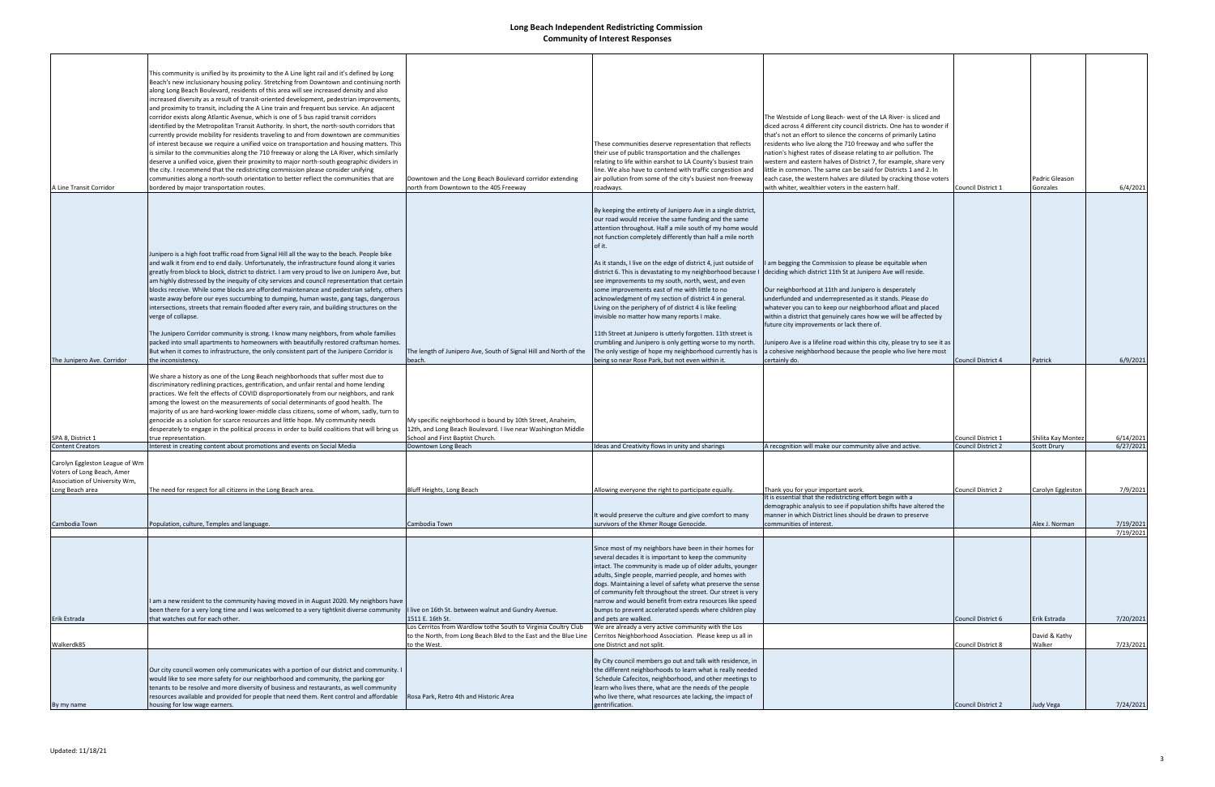# Long Beach Independent Redistricting Commission
## Community of Interest Responses

| | | | | | | | |
|---|---|---|---|---|---|---|---|
| A Line Transit Corridor | This community is unified by its proximity to the A Line light rail and it's defined by Long Beach's new inclusionary housing policy. Stretching from Downtown and continuing north along Long Beach Boulevard, residents of this area will see increased density and also increased diversity as a result of transit-oriented development, pedestrian improvements, and proximity to transit, including the A Line train and frequent bus service. An adjacent corridor exists along Atlantic Avenue, which is one of 5 bus rapid transit corridors identified by the Metropolitan Transit Authority. In short, the north-south corridors that currently provide mobility for residents traveling to and from downtown are communities of interest because we require a unified voice on transportation and housing matters. This is similar to the communities along the 710 freeway or along the LA River, which similarly deserve a unified voice, given their proximity to major north-south geographic dividers in the city. I recommend that the redistricting commission please consider unifying communities along a north-south orientation to better reflect the communities that are bordered by major transportation routes. | Downtown and the Long Beach Boulevard corridor extending north from Downtown to the 405 Freeway | These communities deserve representation that reflects their use of public transportation and the challenges relating to life within earshot to LA County's busiest train line. We also have to contend with traffic congestion and air pollution from some of the city's busiest non-freeway roadways. | The Westside of Long Beach- west of the LA River- is sliced and diced across 4 different city council districts. One has to wonder if that's not an effort to silence the concerns of primarily Latino residents who live along the 710 freeway and who suffer the nation's highest rates of disease relating to air pollution. The western and eastern halves of District 7, for example, share very little in common. The same can be said for Districts 1 and 2. In each case, the western halves are diluted by cracking those voters with whiter, wealthier voters in the eastern half. | Council District 1 | Padric Gleason Gonzales | 6/4/2021 |
| The Junipero Ave. Corridor | Junipero is a high foot traffic road from Signal Hill all the way to the beach. People bike and walk it from end to end daily. Unfortunately, the infrastructure found along it varies greatly from block to block, district to district. I am very proud to live on Junipero Ave, but am highly distressed by the inequity of city services and council representation that certain blocks receive. While some blocks are afforded maintenance and pedestrian safety, others waste away before our eyes succumbing to dumping, human waste, gang tags, dangerous intersections, streets that remain flooded after every rain, and building structures on the verge of collapse.<br><br>The Junipero Corridor community is strong. I know many neighbors, from whole families packed into small apartments to homeowners with beautifully restored craftsman homes. But when it comes to infrastructure, the only consistent part of the Junipero Corridor is the inconsistency. | The length of Junipero Ave, South of Signal Hill and North of the beach. | By keeping the entirety of Junipero Ave in a single district, our road would receive the same funding and the same attention throughout. Half a mile south of my home would not function completely differently than half a mile north of it.<br><br>As it stands, I live on the edge of district 4, just outside of district 6. This is devastating to my neighborhood because I see improvements to my south, north, west, and even some improvements east of me with little to no acknowledgment of my section of district 4 in general. Living on the periphery of of district 4 is like feeling invisible no matter how many reports I make.<br><br>11th Street at Junipero is utterly forgotten. 11th street is crumbling and Junipero is only getting worse to my north. The only vestige of hope my neighborhood currently has is being so near Rose Park, but not even within it. | I am begging the Commission to please be equitable when deciding which district 11th St at Junipero Ave will reside.<br><br>Our neighborhood at 11th and Junipero is desperately underfunded and underrepresented as it stands. Please do whatever you can to keep our neighborhood afloat and placed within a district that genuinely cares how we will be affected by future city improvements or lack there of.<br><br>Junipero Ave is a lifeline road within this city, please try to see it as a cohesive neighborhood because the people who live here most certainly do. | Council District 4 | Patrick | 6/9/2021 |
| SPA 8, District 1 | We share a history as one of the Long Beach neighborhoods that suffer most due to discriminatory redlining practices, gentrification, and unfair rental and home lending practices. We felt the effects of COVID disproportionately from our neighbors, and rank among the lowest on the measurements of social determinants of good health. The majority of us are hard-working lower-middle class citizens, some of whom, sadly, turn to genocide as a solution for scarce resources and little hope. My community needs desperately to engage in the political process in order to build coalitions that will bring us true representation. | My specific neighborhood is bound by 10th Street, Anaheim, 12th, and Long Beach Boulevard. I live near Washington Middle School and First Baptist Church. | | | Council District 1 | Shilita Kay Montez | 6/14/2021 |
| Content Creators | Interest in creating content about promotions and events on Social Media | Downtown Long Beach | Ideas and Creativity flows in unity and sharings | A recognition will make our community alive and active. | Council District 2 | Scott Drury | 6/27/2021 |
| Carolyn Eggleston League of Wm Voters of Long Beach, Amer Association of University Wm, Long Beach area | The need for respect for all citizens in the Long Beach area. | Bluff Heights, Long Beach | Allowing everyone the right to participate equally. | Thank you for your important work. | Council District 2 | Carolyn Eggleston | 7/9/2021 |
| Cambodia Town | Population, culture, Temples and language. | Cambodia Town | It would preserve the culture and give comfort to many survivors of the Khmer Rouge Genocide. | It is essential that the redistricting effort begin with a demographic analysis to see if population shifts have altered the manner in which District lines should be drawn to preserve communities of interest. | | Alex J. Norman | 7/19/2021 |
| | | | | | | | 7/19/2021 |
| Erik Estrada | I am a new resident to the community having moved in in August 2020. My neighbors have been there for a very long time and I was welcomed to a very tightknit diverse community that watches out for each other. | I live on 16th St. between walnut and Gundry Avenue. 1511 E. 16th St. | Since most of my neighbors have been in their homes for several decades it is important to keep the community intact. The community is made up of older adults, younger adults, Single people, married people, and homes with dogs. Maintaining a level of safety what preserve the sense of community felt throughout the street. Our street is very narrow and would benefit from extra resources like speed bumps to prevent accelerated speeds where children play and pets are walked. | | Council District 6 | Erik Estrada | 7/20/2021 |
| Walkerdk85 | | Los Cerritos from Wardlow tothe South to Virginia Coultry Club to the North, from Long Beach Blvd to the East and the Blue Line to the West. | We are already a very active community with the Los Cerritos Neighborhood Association. Please keep us all in one District and not split. | | Council District 8 | David & Kathy Walker | 7/23/2021 |
| By my name | Our city council women only communicates with a portion of our district and community. I would like to see more safety for our neighborhood and community, the parking gor tenants to be resolve and more diversity of business and restaurants, as well community resources available and provided for people that need them. Rent control and affordable housing for low wage earners. | Rosa Park, Retro 4th and Historic Area | By City council members go out and talk with residence, in the different neighborhoods to learn what is really needed Schedule Cafecitos, neighborhood, and other meetings to learn who lives there, what are the needs of the people who live there, what resources ate lacking, the impact of gentrification. | | Council District 2 | Judy Vega | 7/24/2021 |

Updated: 11/18/21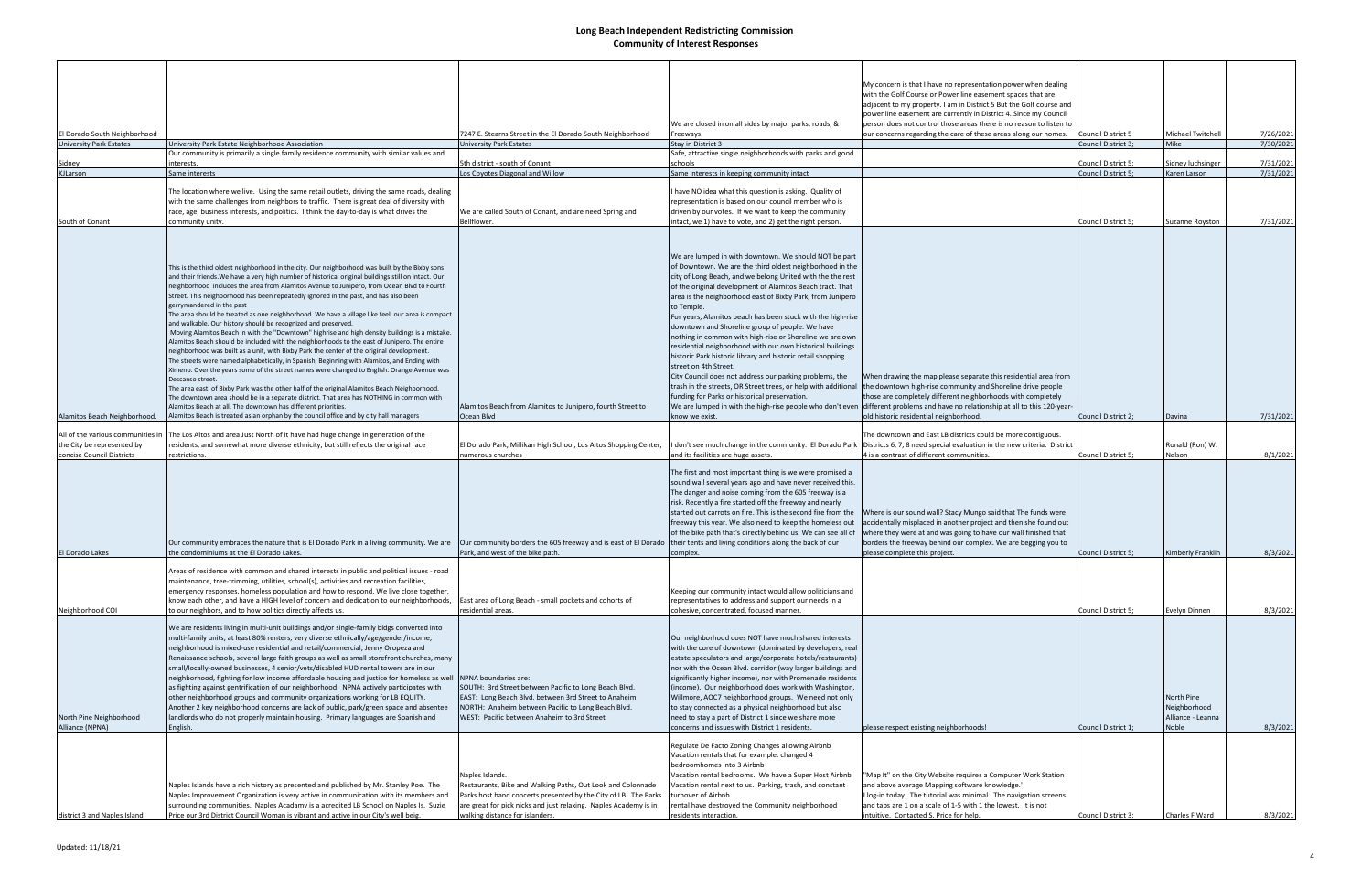# Long Beach Independent Redistricting Commission
## Community of Interest Responses

| | | | | | | | |
|---|---|---|---|---|---|---|---|
| El Dorado South Neighborhood | | 7247 E. Stearns Street in the El Dorado South Neighborhood | We are closed in on all sides by major parks, roads, & Freeways. | My concern is that I have no representation power when dealing with the Golf Course or Power line easement spaces that are adjacent to my property. I am in District 5 But the Golf course and power line easement are currently in District 4. Since my Council person does not control those areas there is no reason to listen to our concerns regarding the care of these areas along our homes. | Council District 5 | Michael Twitchell | 7/26/2021 |
| University Park Estates | University Park Estate Neighborhood Association | University Park Estates | Stay in District 3 | | Council District 3; | Mike | 7/30/2021 |
| Sidney | Our community is primarily a single family residence community with similar values and interests. | 5th district - south of Conant | Safe, attractive single neighborhoods with parks and good schools | | Council District 5; | Sidney luchsinger | 7/31/2021 |
| KJLarson | Same interests | Los Coyotes Diagonal and Willow | Same interests in keeping community intact | | Council District 5; | Karen Larson | 7/31/2021 |
| South of Conant | The location where we live. Using the same retail outlets, driving the same roads, dealing with the same challenges from neighbors to traffic. There is great deal of diversity with race, age, business interests, and politics. I think the day-to-day is what drives the community unity. | We are called South of Conant, and are need Spring and Bellflower. | I have NO idea what this question is asking. Quality of representation is based on our council member who is driven by our votes. If we want to keep the community intact, we 1) have to vote, and 2) get the right person. | | Council District 5; | Suzanne Royston | 7/31/2021 |
| Alamitos Beach Neighborhood. | This is the third oldest neighborhood in the city. Our neighborhood was built by the Bixby sons and their friends.We have a very high number of historical original buildings still on intact. Our neighborhood includes the area from Alamitos Avenue to Junipero, from Ocean Blvd to Fourth Street. This neighborhood has been repeatedly ignored in the past, and has also been gerrymandered in the past<br>The area should be treated as one neighborhood. We have a village like feel, our area is compact and walkable. Our history should be recognized and preserved.<br>Moving Alamitos Beach in with the "Downtown" highrise and high density buildings is a mistake. Alamitos Beach should be included with the neighborhoods to the east of Junipero. The entire neighborhood was built as a unit, with Bixby Park the center of the original development.<br>The streets were named alphabetically, in Spanish, Beginning with Alamitos, and Ending with Ximeno. Over the years some of the street names were changed to English. Orange Avenue was Descanso street.<br>The area east of Bixby Park was the other half of the original Alamitos Beach Neighborhood.<br>The downtown area should be in a separate district. That area has NOTHING in common with Alamitos Beach at all. The downtown has different priorities.<br>Alamitos Beach is treated as an orphan by the council office and by city hall managers | Alamitos Beach from Alamitos to Junipero, fourth Street to Ocean Blvd | We are lumped in with downtown. We should NOT be part of Downtown. We are the third oldest neighborhood in the city of Long Beach, and we belong United with the the rest of the original development of Alamitos Beach tract. That area is the neighborhood east of Bixby Park, from Junipero to Temple.<br>For years, Alamitos beach has been stuck with the high-rise downtown and Shoreline group of people. We have nothing in common with high-rise or Shoreline we are own residential neighborhood with our own historical buildings historic Park historic library and historic retail shopping street on 4th Street.<br>City Council does not address our parking problems, the trash in the streets, OR Street trees, or help with additional funding for Parks or historical preservation.<br>We are lumped in with the high-rise people who don't even know we exist. | When drawing the map please separate this residential area from the downtown high-rise community and Shoreline drive people those are completely different neighborhoods with completely different problems and have no relationship at all to this 120-year-old historic residential neighborhood. | Council District 2; | Davina | 7/31/2021 |
| All of the various communities in the City be represented by concise Council Districts | The Los Altos and area Just North of it have had huge change in generation of the residents, and somewhat more diverse ethnicity, but still reflects the original race restrictions. | El Dorado Park, Millikan High School, Los Altos Shopping Center, numerous churches | I don't see much change in the community. El Dorado Park and its facilities are huge assets. | The downtown and East LB districts could be more contiguous. Districts 6, 7, 8 need special evaluation in the new criteria. District 4 is a contrast of different communities. | Council District 5; | Ronald (Ron) W. Nelson | 8/1/2021 |
| El Dorado Lakes | Our community embraces the nature that is El Dorado Park in a living community. We are the condominiums at the El Dorado Lakes. | Our community borders the 605 freeway and is east of El Dorado Park, and west of the bike path. | The first and most important thing is we were promised a sound wall several years ago and have never received this. The danger and noise coming from the 605 freeway is a risk. Recently a fire started off the freeway and nearly started out carrots on fire. This is the second fire from the freeway this year. We also need to keep the homeless out of the bike path that's directly behind us. We can see all of their tents and living conditions along the back of our complex. | Where is our sound wall? Stacy Mungo said that The funds were accidentally misplaced in another project and then she found out where they were at and was going to have our wall finished that borders the freeway behind our complex. We are begging you to please complete this project. | Council District 5; | Kimberly Franklin | 8/3/2021 |
| Neighborhood COI | Areas of residence with common and shared interests in public and political issues - road maintenance, tree-trimming, utilities, school(s), activities and recreation facilities, emergency responses, homeless population and how to respond. We live close together, know each other, and have a HIGH level of concern and dedication to our neighborhoods, to our neighbors, and to how politics directly affects us. | East area of Long Beach - small pockets and cohorts of residential areas. | Keeping our community intact would allow politicians and representatives to address and support our needs in a cohesive, concentrated, focused manner. | | Council District 5; | Evelyn Dinnen | 8/3/2021 |
| North Pine Neighborhood Alliance (NPNA) | We are residents living in multi-unit buildings and/or single-family bldgs converted into multi-family units, at least 80% renters, very diverse ethnically/age/gender/income, neighborhood is mixed-use residential and retail/commercial, Jenny Oropeza and Renaissance schools, several large faith groups as well as small storefront churches, many small/locally-owned businesses, 4 senior/vets/disabled HUD rental towers are in our neighborhood, fighting for low income affordable housing and justice for homeless as well as fighting against gentrification of our neighborhood. NPNA actively participates with other neighborhood groups and community organizations working for LB EQUITY. Another 2 key neighborhood concerns are lack of public, park/green space and absentee landlords who do not properly maintain housing. Primary languages are Spanish and English. | NPNA boundaries are:<br>SOUTH: 3rd Street between Pacific to Long Beach Blvd.<br>EAST: Long Beach Blvd. between 3rd Street to Anaheim<br>NORTH: Anaheim between Pacific to Long Beach Blvd.<br>WEST: Pacific between Anaheim to 3rd Street | Our neighborhood does NOT have much shared interests with the core of downtown (dominated by developers, real estate speculators and large/corporate hotels/restaurants) nor with the Ocean Blvd. corridor (way larger buildings and significantly higher income), nor with Promenade residents (income). Our neighborhood does work with Washington, Willmore, AOC7 neighborhood groups. We need not only to stay connected as a physical neighborhood but also need to stay a part of District 1 since we share more concerns and issues with District 1 residents. | please respect existing neighborhoods! | Council District 1; | North Pine Neighborhood Alliance - Leanna Noble | 8/3/2021 |
| district 3 and Naples Island | Naples Islands have a rich history as presented and published by Mr. Stanley Poe. The Naples Improvement Organization is very active in communication with its members and surrounding communities. Naples Acadamy is a acredited LB School on Naples Is. Suzie Price our 3rd District Council Woman is vibrant and active in our City's well beig. | Naples Islands.<br>Restaurants, Bike and Walking Paths, Out Look and Colonnade Parks host band concerts presented by the City of LB. The Parks are great for pick nicks and just relaxing. Naples Academy is in walking distance for islanders. | Regulate De Facto Zoning Changes allowing Airbnb Vacation rentals that for example: changed 4 bedroomhomes into 3 Airbnb<br>Vacation rental bedrooms. We have a Super Host Airbnb Vacation rental next to us. Parking, trash, and constant turnover of Airbnb<br>rental have destroyed the Community neighborhood residents interaction. | "Map It" on the City Website requires a Computer Work Station and above average Mapping software knowledge."<br>I log-in today. The tutorial was minimal. The navigation screens and tabs are 1 on a scale of 1-5 with 1 the lowest. It is not intuitive. Contacted S. Price for help. | Council District 3; | Charles F Ward | 8/3/2021 |

Updated: 11/18/21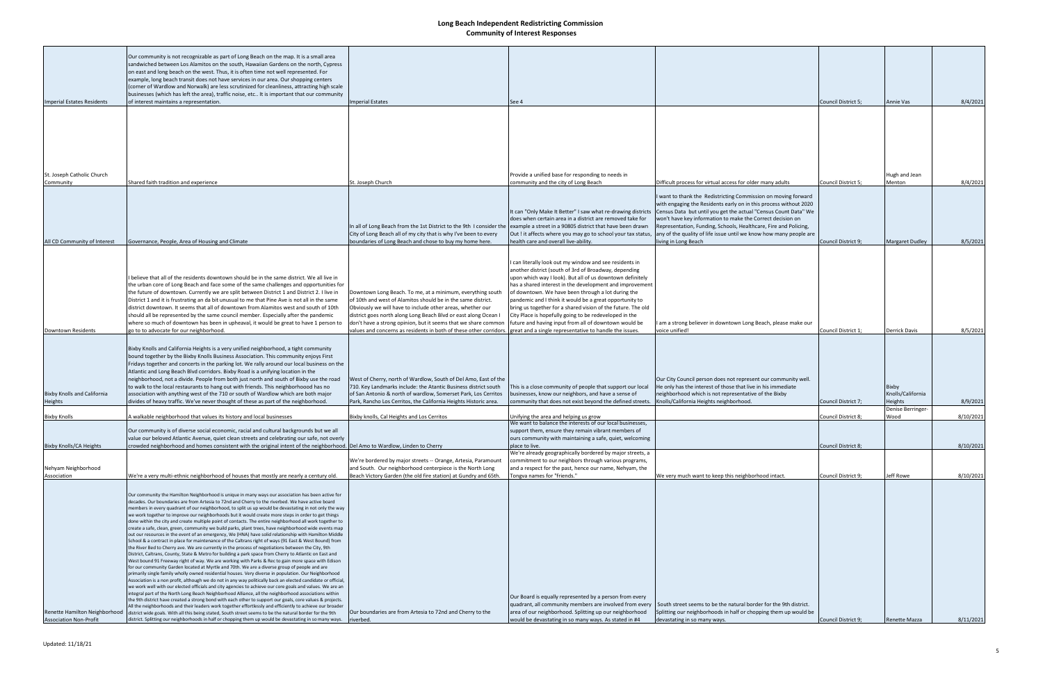# Long Beach Independent Redistricting Commission

## Community of Interest Responses

| | | | | | | | |
|---|---|---|---|---|---|---|---|
| Imperial Estates Residents | Our community is not recognizable as part of Long Beach on the map. It is a small area sandwiched between Los Alamitos on the south, Hawaiian Gardens on the north, Cypress on east and long beach on the west. Thus, it is often time not well represented. For example, long beach transit does not have services in our area. Our shopping centers (corner of Wardlow and Norwalk) are less scrutinized for cleanliness, attracting high scale businesses (which has left the area), traffic noise, etc.. It is important that our community of interest maintains a representation. | Imperial Estates | See 4 | | Council District 5; | Annie Vas | 8/4/2021 |
| St. Joseph Catholic Church Community | Shared faith tradition and experience | St. Joseph Church | Provide a unified base for responding to needs in community and the city of Long Beach | Difficult process for virtual access for older many adults | Council District 5; | Hugh and Jean Menton | 8/4/2021 |
| All CD Community of Interest | Governance, People, Area of Housing and Climate | In all of Long Beach from the 1st District to the 9th I consider the City of Long Beach all of my city that is why I've been to every boundaries of Long Beach and chose to buy my home here. | It can "Only Make It Better" I saw what re-drawing districts does when certain area in a district are removed take for example a street in a 90805 district that have been drawn Out ! it affects where you may go to school your tax status, health care and overall live-ability. | I want to thank the Redistricting Commission on moving forward with engaging the Residents early on in this process without 2020 Census Data but until you get the actual "Census Count Data" We won't have key information to make the Correct decision on Representation, Funding, Schools, Healthcare, Fire and Policing, any of the quality of life issue until we know how many people are living in Long Beach | Council District 9; | Margaret Dudley | 8/5/2021 |
| Downtown Residents | I believe that all of the residents downtown should be in the same district. We all live in the urban core of Long Beach and face some of the same challenges and opportunities for the future of downtown. Currently we are split between District 1 and District 2. I live in District 1 and it is frustrating an da bit unusual to me that Pine Ave is not all in the same district downtown. It seems that all of downtown from Alamitos west and south of 10th should all be represented by the same council member. Especially after the pandemic where so much of downtown has been in upheaval, it would be great to have 1 person to go to to advocate for our neighborhood. | Downtown Long Beach. To me, at a minimum, everything south of 10th and west of Alamitos should be in the same district. Obviously we will have to include other areas, whether our district goes north along Long Beach Blvd or east along Ocean I don't have a strong opinion, but it seems that we share common values and concerns as residents in both of these other corridors. | I can literally look out my window and see residents in another district (south of 3rd of Broadway, depending upon which way I look). But all of us downtown definitely has a shared interest in the development and improvement of downtown. We have been through a lot during the pandemic and I think it would be a great opportunity to bring us together for a shared vision of the future. The old City Place is hopefully going to be redeveloped in the future and having input from all of downtown would be great and a single representative to handle the issues. | I am a strong believer in downtown Long Beach, please make our voice unified! | Council District 1; | Derrick Davis | 8/5/2021 |
| Bixby Knolls and California Heights | Bixby Knolls and California Heights is a very unified neighborhood, a tight community bound together by the Bixby Knolls Business Association. This community enjoys First Fridays together and concerts in the parking lot. We rally around our local business on the Atlantic and Long Beach Blvd corridors. Bixby Road is a unifying location in the neighborhood, not a divide. People from both just north and south of Bixby use the road to walk to the local restaurants to hang out with friends. This neighborhoood has no association with anything west of the 710 or south of Wardlow which are both major divides of heavy traffic. We've never thought of these as part of the neighborhood. | West of Cherry, north of Wardlow, South of Del Amo, East of the 710. Key Landmarks include: the Atantic Business district south of San Antonio & north of wardlow, Somerset Park, Los Cerritos Park, Rancho Los Cerritos, the California Heights Historic area. | This is a close community of people that support our local businesses, know our neighbors, and have a sense of community that does not exist beyond the defined streets. | Our City Council person does not represent our community well. He only has the interest of those that live in his immediate neighborhood which is not representative of the Bixby Knolls/California Heights neighborhood. | Council District 7; | Bixby Knolls/California Heights | 8/9/2021 |
| Bixby Knolls | A walkable neighborhood that values its history and local businesses | Bixby knolls, Cal Heights and Los Cerritos | Unifying the area and helping us grow | | Council District 8; | Denise Berringer-Wood | 8/10/2021 |
| Bixby Knolls/CA Heights | Our community is of diverse social economic, racial and cultural backgrounds but we all value our beloved Atlantic Avenue, quiet clean streets and celebrating our safe, not overly crowded neighborhood and homes consistent with the original intent of the neighborhood. | Del Amo to Wardlow, Linden to Cherry | We want to balance the interests of our local businesses, support them, ensure they remain vibrant members of ours community with maintaining a safe, quiet, welcoming place to live. | | Council District 8; | | 8/10/2021 |
| Nehyam Neighborhood Association | We're a very multi-ethnic neighborhood of houses that mostly are nearly a century old. | We're bordered by major streets -- Orange, Artesia, Paramount and South. Our neighborhood centerpiece is the North Long Beach Victory Garden (the old fire station) at Gundry and 65th. | We're already geographically bordered by major streets, a commitment to our neighbors through various programs, and a respect for the past, hence our name, Nehyam, the Tongva names for "friends." | We very much want to keep this neighborhood intact. | Council District 9; | Jeff Rowe | 8/10/2021 |
| Renette Hamilton Neighborhood Association Non-Profit | Our community the Hamilton Neighborhood is unique in many ways our association has been active for decades. Our boundaries are from Artesia to 72nd and Cherry to the riverbed. We have active board members in every quadrant of our neighborhood, to split us up would be devastating in not only the way we work together to improve our neighborhoods but it would create more steps in order to get things done within the city and create multiple point of contacts. The entire neighborhood all work together to create a safe, clean, green, community we build parks, plant trees, have neighborhood wide events map out our resources in the event of an emergency, We (HNA) have solid relationship with Hamilton Middle School & a contract in place for maintenance of the Caltrans right of ways (91 East & West Bound) from the River Bed to Cherry ave. We are currently in the process of negotiations between the City, 9th District, Caltrans, County, State & Metro for building a park space from Cherry to Atlantic on East and West bound 91 Freeway right of way. We are working with Parks & Rec to gain more space with Edison for our community Garden located at Myrtle and 70th. We are a diverse group of people and are primarily single family wholly owned residential houses. Very diverse in population. Our Neighborhood Association is a non profit, although we do not in any way politically back an elected candidate or official, we work well with our elected officials and city agencies to achieve our core goals and values. We are an integral part of the North Long Beach Neighborhood Alliance, all the neighborhood associations within the 9th district have created a strong bond with each other to support our goals, core values & projects. All the neighborhoods and their leaders work together effortlessly and efficiently to achieve our broader district wide goals. With all this being stated, South street seems to be the natural border for the 9th district. Splitting our neighborhoods in half or chopping them up would be devastating in so many ways. | Our boundaries are from Artesia to 72nd and Cherry to the riverbed. | Our Board is equally represented by a person from every quadrant, all community members are involved from every area of our neighborhood. Splitting up our neighborhood would be devastating in so many ways. As stated in #4 | South street seems to be the natural border for the 9th district. Splitting our neighborhoods in half or chopping them up would be devastating in so many ways. | Council District 9; | Renette Mazza | 8/11/2021 |

Updated: 11/18/21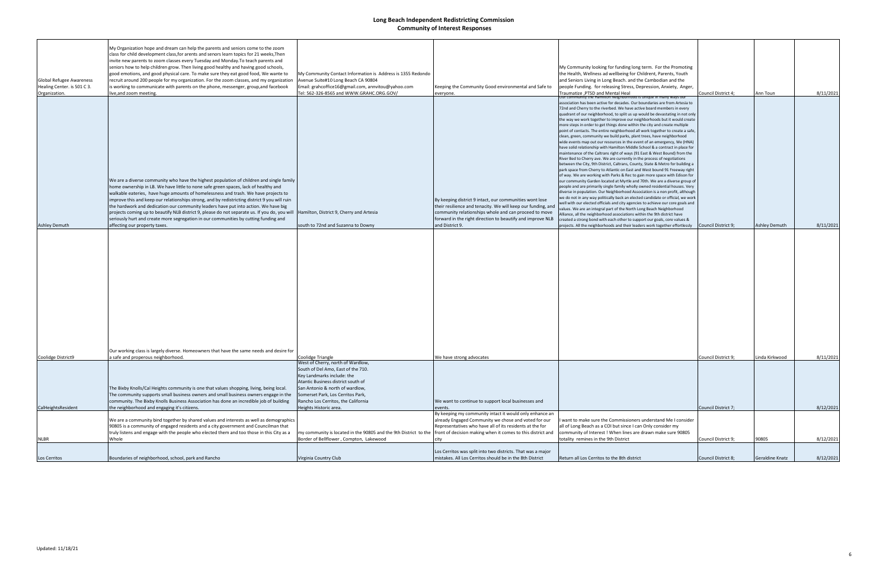# Long Beach Independent Redistricting Commission
## Community of Interest Responses

| | | | | | | | |
|---|---|---|---|---|---|---|---|
| Global Refugee Awareness Healing Center. is 501 C 3. Organization. | My Organization hope and dream can help the parents and seniors come to the zoom class for child development class,for arents and senors learn topics for 21 weeks,Then invite new parents to zoom classes every Tuesday and Monday.To teach parents and seniors how to help children grow. Then living good healthy and having good schools, good emotions, and good physical care. To make sure they eat good food, We wante to recruit around 200 people for my organization. For the zoom classes, and my organization is working to communicate with parents on the phone, messenger, group,and facebook live,and zoom meeting. | My Community Contact Information is Address is 1355 Redondo Avenue Suite#10 Long Beach CA 90804 Email: grahcoffice16@gmail.com, annvitou@yahoo.com Tel: 562-326-8565 and WWW.GRAHC.ORG.GOV/ | Keeping the Community Good environmental and Safe to everyone. | My Community looking for funding long term. For the Promoting the Health, Wellness ad wellbeing for Childrent, Parents, Youth and Seniors Living in Long Beach. and the Cambodian and the people Funding. for releasing Stress, Depression, Anxiety, Anger, Traumatize ,PTSD and Mental Heal | Council District 4; | Ann Toun | 8/11/2021 |
| Ashley Demuth | We are a diverse community who have the highest population of children and single family home ownership in LB. We have little to none safe green spaces, lack of healthy and walkable eateries, have huge amounts of homelessness and trash. We have projects to improve this and keep our relationships strong, and by redistricting district 9 will ruin the hardwork and dedication our community leaders have put into action. We have big projects coming up to beautify NLB district 9, please do not separate us. If you do, you will seriously hurt and create more segregation in our communities by cutting funding and affecting our property taxes. | Hamilton, District 9, Cherry and Artesia south to 72nd and Suzanna to Downy | By keeping district 9 intact, our communities wont lose their resilience and tenacity. We will keep our funding, and community relationships whole and can proceed to move forward in the right direction to beautify and improve NLB and District 9. | Our community the Hamilton Neighborhood is unique in many ways our association has been active for decades. Our boundaries are from Artesia to 72nd and Cherry to the riverbed. We have active board members in every quadrant of our neighborhood, to split us up would be devastating in not only the way we work together to improve our neighborhoods but it would create more steps in order to get things done within the city and create multiple point of contacts. The entire neighborhood all work together to create a safe, clean, green, community we build parks, plant trees, have neighborhood wide events map out our resources in the event of an emergency, We (HNA) have solid relationship with Hamilton Middle School & a contract in place for maintenance of the Caltrans right of ways (91 East & West Bound) from the River Bed to Cherry ave. We are currently in the process of negotiations between the City, 9th District, Caltrans, County, State & Metro for building a park space from Cherry to Atlantic on East and West bound 91 Freeway right of way. We are working with Parks & Rec to gain more space with Edison for our community Garden located at Myrtle and 70th. We are a diverse group of people and are primarily single family wholly owned residential houses. Very diverse in population. Our Neighborhood Association is a non profit, although we do not in any way politically back an elected candidate or official, we work well with our elected officials and city agencies to achieve our core goals and values. We are an integral part of the North Long Beach Neighborhood Alliance, all the neighborhood associations within the 9th district have created a strong bend with each other to support our goals, core values & projects. All the neighborhoods and their leaders work together effortlessly | Council District 9; | Ashley Demuth | 8/11/2021 |
| Coolidge District9 | Our working class is largely diverse. Homeowners that have the same needs and desire for a safe and properous neighborhood. | Coolidge Triangle | We have strong advocates | | Council District 9; | Linda Kirkwood | 8/11/2021 |
| CalHeightsResident | The Bixby Knolls/Cal Heights community is one that values shopping, living, being local. The community supports small business owners and small business owners engage in the community. The Bixby Knolls Business Association has done an incredible job of building the neighborhood and engaging it's citizens. | West of Cherry, north of Wardlow, South of Del Amo, East of the 710. Key Landmarks include: the Atantic Business district south of San Antonio & north of wardlow, Somerset Park, Los Cerritos Park, Rancho Los Cerritos, the California Heights Historic area. | We want to continue to support local businesses and events. | | Council District 7; | | 8/12/2021 |
| NLBR | We are a community bind together by shared values and interests as well as demographics 90805 is a community of engaged residents and a city government and Councilman that truly listens and engage with the people who elected them and too those in this City as a Whole | my community is located in the 90805 and the 9th District to the Border of Bellflower , Compton, Lakewood | By keeping my community intact it would only enhance an already Engaged Community we chose and voted for our Representatives who have all of its residents at the for front of decision making when it comes to this district and city | I want to make sure the Commissioners understand Me I consider all of Long Beach as a COI but since I can Only consider my community of Interest ! When lines are drawn make sure 90805 totality remines in the 9th District | Council District 9; | 90805 | 8/12/2021 |
| Los Cerritos | Boundaries of neighborhood, school, park and Rancho | Virginia Country Club | Los Cerritos was split into two districts. That was a major mistakes. All Los Cerritos should be in the 8th District | Return all Los Cerritos to the 8th district | Council District 8; | Geraldine Knatz | 8/12/2021 |

Updated: 11/18/21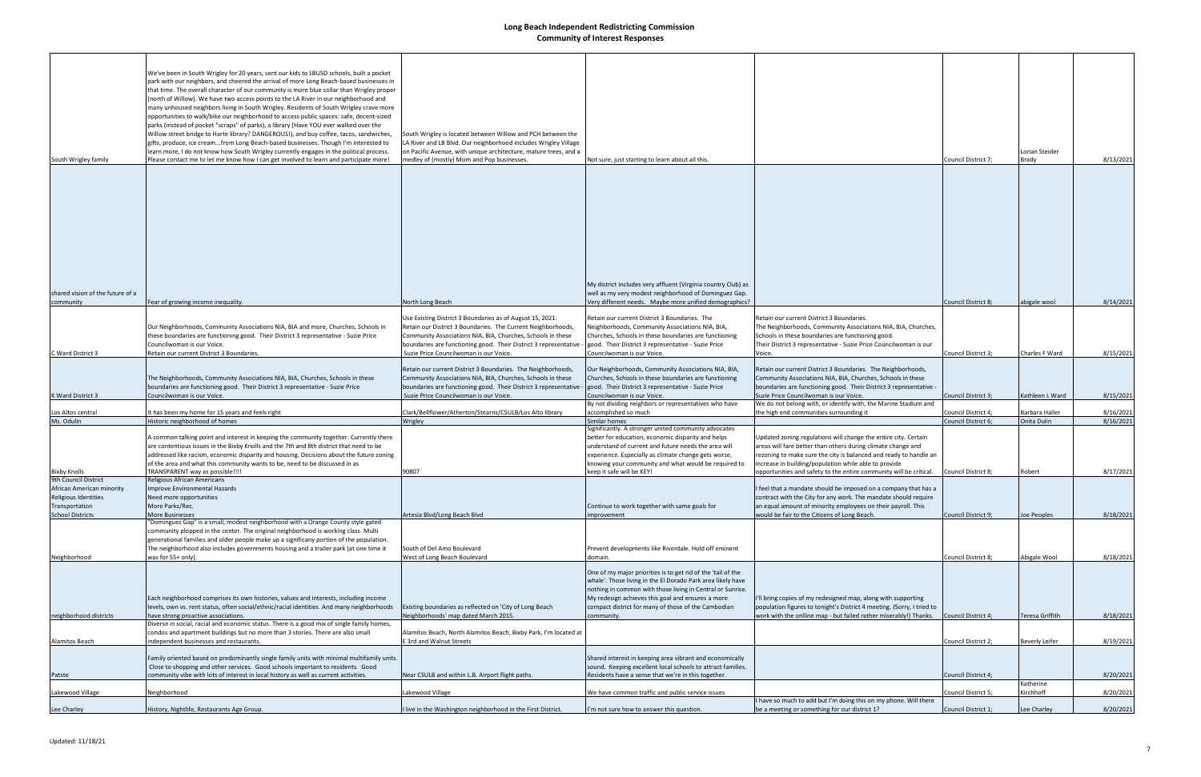# Long Beach Independent Redistricting Commission
## Community of Interest Responses

| | | | | | | | |
|---|---|---|---|---|---|---|---|
| South Wrigley family | We've been in South Wrigley for 20 years, sent our kids to LBUSD schools, built a pocket park with our neighbors, and cheered the arrival of more Long Beach-based businesses in that time. The overall character of our community is more blue collar than Wrigley proper (north of Willow). We have two access points to the LA River in our neighborhood and many unhoused neighbors living in South Wrigley. Residents of South Wrigley crave more opportunities to walk/bike our neighborhood to access public spaces: safe, decent-sized parks (instead of pocket "scraps" of parks), a library (Have YOU ever walked over the Willow street bridge to Harte library? DANGEROUS!), and buy coffee, tacos, sandwiches, gifts, produce, ice cream...from Long Beach-based businesses. Though I'm interested to learn more, I do not know how South Wrigley currently engages in the political process. Please contact me to let me know how I can get involved to learn and participate more! | South Wrigley is located between Willow and PCH between the LA River and LB Blvd. Our neighborhood includes Wrigley Village on Pacific Avenue, with unique architecture, mature trees, and a medley of (mostly) Mom and Pop businesses. | Not sure, just starting to learn about all this. | | Council District 7; | Lorian Steider Brady | 8/13/2021 |
| shared vision of the future of a community | Fear of growing income inequality. | North Long Beach | My district includes very affluent (Virginia country Club) as well as my very modest neighborhood of Dominguez Gap. Very different needs. Maybe more unified demographics? | | Council District 8; | abigale wool | 8/14/2021 |
| C Ward District 3 | Our Neighborhoods, Community Associations NIA, BIA and more, Churches, Schools in these boundaries are functioning good. Their District 3 representative - Suzie Price Councilwoman is our Voice. Retain our current District 3 Boundaries. | Use Existing District 3 Boundaries as of August 15, 2021. Retain our District 3 Boundaries. The Current Neighborhoods, Community Associations NIA, BIA, Churches, Schools in these boundaries are functioning good. Their District 3 representative - Suzie Price Councilwoman is our Voice. | Retain our current District 3 Boundaries. The Neighborhoods, Community Associations NIA, BIA, Churches, Schools in these boundaries are functioning good. Their District 3 representative - Suzie Price Councilwoman is our Voice. | Retain our current District 3 Boundaries. The Neighborhoods, Community Associations NIA, BIA, Churches, Schools in these boundaries are functioning good. Their District 3 representative - Suzie Price Councilwoman is our Voice. | Council District 3; | Charles F Ward | 8/15/2021 |
| K Ward District 3 | The Neighborhoods, Community Associations NIA, BIA, Churches, Schools in these boundaries are functioning good. Their District 3 representative - Suzie Price Councilwoman is our Voice. | Retain our current District 3 Boundaries. The Neighborhoods, Community Associations NIA, BIA, Churches, Schools in these boundaries are functioning good. Their District 3 representative - Suzie Price Councilwoman is our Voice. | Our Neighborhoods, Community Associations NIA, BIA, Churches, Schools in these boundaries are functioning good. Their District 3 representative - Suzie Price Councilwoman is our Voice. | Retain our current District 3 Boundaries. The Neighborhoods, Community Associations NIA, BIA, Churches, Schools in these boundaries are functioning good. Their District 3 representative - Suzie Price Councilwoman is our Voice. | Council District 3; | Kathleen L Ward | 8/15/2021 |
| Los Altos central | It has been my home for 15 years and feels right | Clark/Bellflower/Atherton/Stearns/CSULB/Los Alto library | By not dividing neighbors or representatives who have accomplished so much | We do not belong with, or identify with, the Marine Stadium and the high end communities surrounding it | Council District 4; | Barbara Haller | 8/16/2021 |
| Ms. Odulin | Historic neighborhood of homes | Wrigley | Similar homes | | Council District 6; | Onita Dulin | 8/16/2021 |
| Bixby Knolls | A common talking point and interest in keeping the community together. Currently there are contentious issues in the Bixby Knolls and the 7th and 8th district that need to be addressed like racism, economic disparity and housing. Decisions about the future zoning of the area and what this community wants to be, need to be discussed in as TRANSPARENT way as possible!!!! | 90807 | Significantly. A stronger united community advocates better for education, economic disparity and helps understand of current and future needs the area will experience. Especially as climate change gets worse, knowing your community and what would be required to keep it safe will be KEY! | Updated zoning regulations will change the entire city. Certain areas will fare better than others during climate change and rezoning to make sure the city is balanced and ready to handle an increase in building/population while able to provide opportunities and safety to the entire community will be critical. | Council District 8; | Robert | 8/17/2021 |
| 9th Council District<br>African American minority<br>Religious Identities<br>Transportation<br>School Districts | Religious African Americans<br>Improve Environmental Hazards<br>Need more opportunities<br>More Parks/Rec.<br>More Businesses | Artesia Blvd/Long Beach Blvd | Continue to work together with same goals for improvement | I feel that a mandate should be imposed on a company that has a contract with the City for any work. The mandate should require an equal amount of minority employees on their payroll. This would be fair to the Citizens of Long Beach. | Council District 9; | Joe Peoples | 8/18/2021 |
| Neighborhood | "Dominguez Gap" is a small, modest neighborhood with a Orange County style gated community plopped in the center. The original neighborhood is working class. Multi generational families and older people make up a significany portion of the population. The neighborhood also includes governments housing and a trailer park (at one time it was for 55+ only). | South of Del Amo Boulevard<br>West of Long Beach Boulevard | Prevent developments like Riverdale. Hold off eminent domain. | | Council District 8; | Abigale Wool | 8/18/2021 |
| neighborhood districts | Each neighborhood comprises its own histories, values and interests, including income levels, own vs. rent status, often social/ethnic/racial identities. And many neighborhoods have strong proactive associations. | Existing boundaries as reflected on 'City of Long Beach Neighborhoods' map dated March 2015. | One of my major priorities is to get rid of the 'tail of the whale'. Those living in the El Dorado Park area likely have nothing in common with those living in Central or Sunrise. My redesign achieves this goal and ensures a more compact district for many of those of the Cambodian community. | I'll bring copies of my redesigned map, along with supporting population figures to tonight's District 4 meeting. (Sorry, I tried to work with the onlline map - but failed rather miserably!) Thanks. | Council District 4; | Teresa Griffith | 8/18/2021 |
| Alamitos Beach | Diverse in social, racial and economic status. There is a good mix of single family homes, condos and apartment buildings but no more than 3 stories. There are also small independent businesses and restaurants. | Alamitos Beach, North Alamitos Beach, Bixby Park, I'm located at E 3rd and Walnut Streets | | | Council District 2; | Beverly Leifer | 8/19/2021 |
| Patste | Family oriented based on predominantly single family units with minimal multifamily units. Close to shopping and other services. Good schools important to residents. Good community vibe with lots of interest in local history as well as current activities. | Near CSULB and within L.B. Airport flight paths. | Shared interest in keeping area vibrant and economically sound. Keeping excellent local schools to attract families. Residents have a sense that we're in this together. | | Council District 4; | | 8/20/2021 |
| Lakewood Village | Neighborhood | Lakewood Village | We have common traffic and public service issues | | Council District 5; | Katherine Kirchhoff | 8/20/2021 |
| Lee Charley | History, Nightlife, Restaurants Age Group. | I live in the Washington neighborhood in the First District. | I'm not sure how to answer this question. | I have so much to add but I'm doing this on my phone. Will there be a meeting or something for our district 1? | Council District 1; | Lee Charley | 8/20/2021 |

Updated: 11/18/21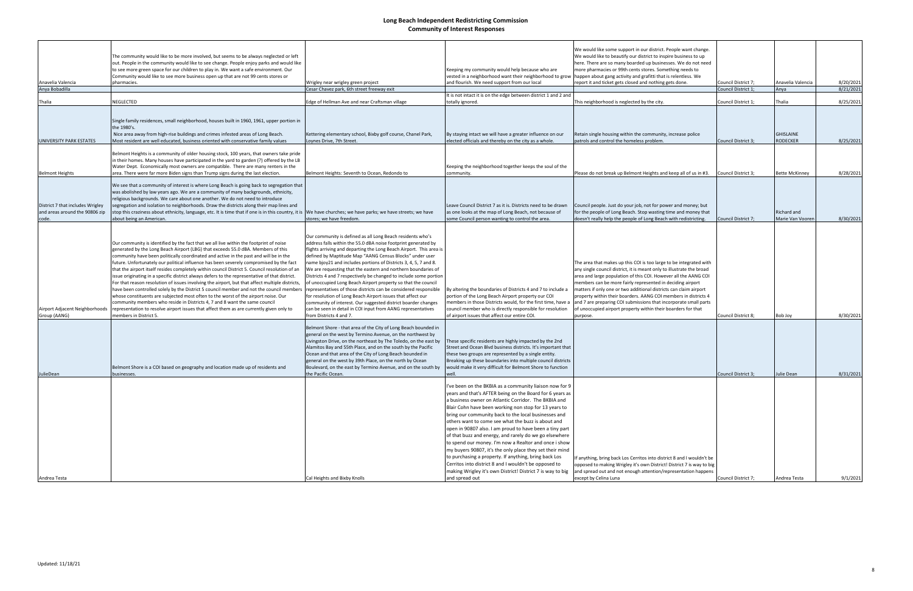# Long Beach Independent Redistricting Commission
## Community of Interest Responses

| | | | | | | | |
|---|---|---|---|---|---|---|---|
| Anavelia Valencia | The community would like to be more involved, but seems to be always neglected or left out. People in the community would like to see change. People enjoy parks and would like to see more green space for our children to play in. We want a safe environment. Our Community would like to see more business open up that are not 99 cents stores or pharmacies. | Wrigley near wrigley green project | Keeping my community would help because who are vested in a neighborhood want their neighborhood to grow and flourish. We need support from our local | We would like some support in our district. People want change. We would like to beautify our district to inspire business to up here. There are so many boarded up businesses. We do not need more pharmacies or 99th cents stores. Something needs to happen about gang activity and grafitti that is relentless. We report it and ticket gets closed and nothing gets done. | Council District 7; | Anavelia Valencia | 8/20/2021 |
| Anya Bobadilla | | Cesar Chavez park, 6th street freeway exit | | | Council District 1; | Anya | 8/21/2021 |
| Thalia | NEGLECTED | Edge of Hellman Ave and near Craftsman village | It is not intact it is on the edge between district 1 and 2 and totally ignored. | This neighborhood is neglected by the city. | Council District 1; | Thalia | 8/25/2021 |
| UNIVERSITY PARK ESTATES | Single family residences, small neighborhood, houses built in 1960, 1961, upper portion in the 1980's. Nice area away from high-rise buildings and crimes infested areas of Long Beach. Most resident are well educated, business oriented with conservative family values | Kettering elementary school, Bixby golf course, Chanel Park, Loynes Drive, 7th Street. | By staying intact we will have a greater influence on our elected officials and thereby on the city as a whole. | Retain single housing within the community, increase police patrols and control the homeless problem. | Council District 3; | GHISLAINE RODECKER | 8/25/2021 |
| Belmont Heights | Belmont Heights is a community of older housing stock, 100 years, that owners take pride in their homes. Many houses have participated in the yard to garden (?) offered by the LB Water Dept. Economically most owners are compatible. There are many renters in the area. There were far more Biden signs than Trump signs during the last election. | Belmont Heights: Seventh to Ocean, Redondo to | Keeping the neighborhood together keeps the soul of the community. | Please do not break up Belmont Heights and keep all of us in #3. | Council District 3; | Bette McKinney | 8/28/2021 |
| District 7 that includes Wrigley and areas around the 90806 zip code. | We see that a community of interest is where Long Beach is going back to segregation that was abolished by law years ago. We are a community of many backgrounds, ethnicity, religious backgrounds. We care about one another. We do not need to introduce segregation and isolation to neighborhoods. Draw the districts along their map lines and stop this craziness about ethnicity, language, etc. It is time that if one is in this country, it is about being an American. | We have churches; we have parks; we have streets; we have stores; we have freedom. | Leave Council District 7 as it is. Districts need to be drawn as one looks at the map of Long Beach, not because of some Council person wanting to control the area. | Council people. Just do your job, not for power and money; but for the people of Long Beach. Stop wasting time and money that doesn't really help the people of Long Beach with redistricting. | Council District 7; | Richard and Marie Van Vooren | 8/30/2021 |
| Airport Adjacent Neighborhoods Group (AANG) | Our community is identified by the fact that we all live within the footprint of noise generated by the Long Beach Airport (LBG) that exceeds 55.0 dBA. Members of this community have been politically coordinated and active in the past and will be in the future. Unfortunately our political influence has been severely compromised by the fact that the airport itself resides completely within council District 5. Council resolution of an issue originating in a specific district always defers to the representative of that district. For that reason resolution of issues involving the airport, but that affect multiple districts, have been controlled solely by the District 5 council member and not the council members whose constituents are subjected most often to the worst of the airport noise. Our community members who reside in Districts 4, 7 and 8 want the same council representation to resolve airport issues that affect them as are currently given only to members in District 5. | Our community is defined as all Long Beach residents who's address falls within the 55.0 dBA noise footprint generated by flights arriving and departing the Long Beach Airport. This area is defined by Maptitude Map "AANG Census Blocks" under user name bjoy21 and includes portions of Districts 3, 4, 5, 7 and 8. We are requesting that the eastern and northern boundaries of Districts 4 and 7 respectively be changed to include some portion of unoccupied Long Beach Airport property so that the council representatives of those districts can be considered responsible for resolution of Long Beach Airport issues that affect our community of interest. Our suggested district boarder changes can be seen in detail in COI input from AANG representatives from Districts 4 and 7. | By altering the boundaries of Districts 4 and 7 to include a portion of the Long Beach Airport property our COI members in those Districts would, for the first time, have a council member who is directly responsible for resolution of airport issues that affect our entire COI. | The area that makes up this COI is too large to be integrated with any single council district, it is meant only to illustrate the broad area and large population of this COI. However all the AANG COI members can be more fairly represented in deciding airport matters if only one or two additional districts can claim airport property within their boarders. AANG COI members in districts 4 and 7 are preparing COI submissions that incorporate small parts of unoccupied airport property within their boarders for that purpose. | Council District 8; | Bob Joy | 8/30/2021 |
| JulieDean | Belmont Shore is a COI based on geography and location made up of residents and businesses. | Belmont Shore - that area of the City of Long Beach bounded in general on the west by Termino Avenue, on the northwest by Livingston Drive, on the northeast by The Toledo, on the east by Alamitos Bay and 55th Place, and on the south by the Pacific Ocean and that area of the City of Long Beach bounded in general on the west by 39th Place, on the north by Ocean Boulevard, on the east by Termino Avenue, and on the south by the Pacific Ocean. | These specific residents are highly impacted by the 2nd Street and Ocean Blvd business districts. It's important that these two groups are represented by a single entity. Breaking up these boundaries into multiple council districts would make it very difficult for Belmont Shore to function well. | | Council District 3; | Julie Dean | 8/31/2021 |
| Andrea Testa | | Cal Heights and Bixby Knolls | I've been on the BKBIA as a community liaison now for 9 years and that's AFTER being on the Board for 6 years as a business owner on Atlantic Corridor. The BKBIA and Blair Cohn have been working non stop for 13 years to bring our community back to the local businesses and others want to come see what the buzz is about and open in 90807 also. I am proud to have been a tiny part of that buzz and energy, and rarely do we go elsewhere to spend our money. I'm now a Realtor and once i show my buyers 90807, it's the only place they set their mind to purchasing a property. If anything, bring back Los Cerritos into district 8 and I wouldn't be opposed to making Wrigley it's own District! District 7 is way to big and spread out | If anything, bring back Los Cerritos into district 8 and I wouldn't be opposed to making Wrigley it's own District! District 7 is way to big and spread out and not enough attention/representation happens except by Celina Luna | Council District 7; | Andrea Testa | 9/1/2021 |

Updated: 11/18/21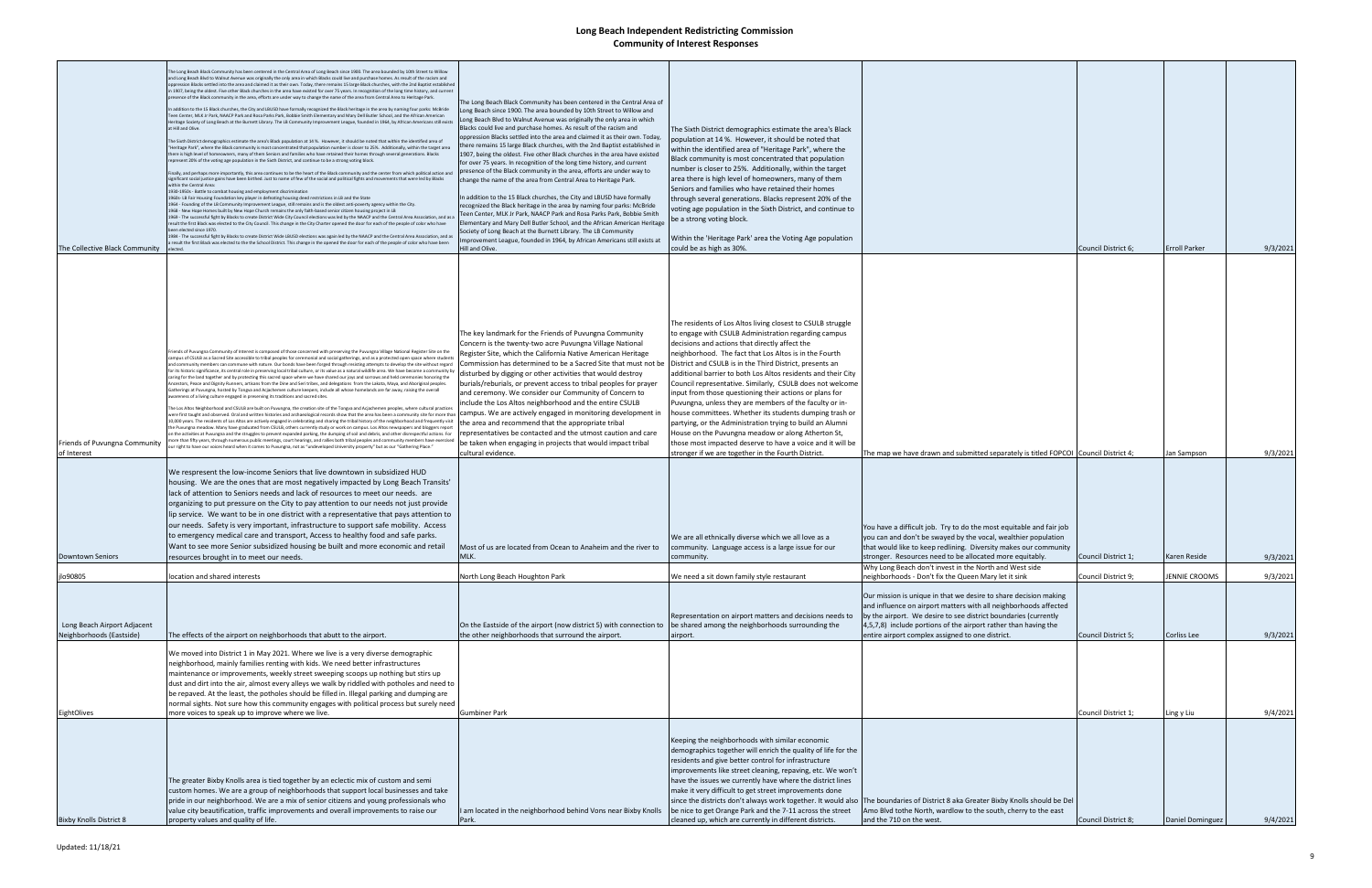# Long Beach Independent Redistricting Commission

## Community of Interest Responses

| | | | | | | | |
|---|---|---|---|---|---|---|---|
| The Collective Black Community | The Long Beach Black Community has been centered in the Central Area of Long Beach since 1900. The area bounded by 10th Street to Willow and Long Beach Blvd to Walnut Avenue was originally the only area in which Blacks could live and purchase homes. As result of the racism and oppression Blacks settled into the area and claimed it as their own. Today, there remains 15 large Black churches, with the 2nd Baptist established in 1907, being the oldest. Five other Black churches in the area have existed for over 75 years. In recognition of the long time history, and current presence of the Black community in the area, efforts are under way to change the name of the area from Central Area to Heritage Park.<br><br>In addition to the 15 Black churches, the City and LBUSD have formally recognized the Black heritage in the area by naming four parks: McBride Teen Center, MLK Jr Park, NAACP Park and Rosa Parks Park, Bobbie Smith Elementary and Mary Dell Butler School, and the African American Heritage Society of Long Beach at the Burnett Library. The LB Community Improvement League, founded in 1964, by African Americans still exists at Hill and Olive.<br><br>The Sixth District demographics estimate the area's Black population at 14 %. However, it should be noted that within the identified area of "Heritage Park", where the Black community is most concentrated that population number is closer to 25%. Additionally, within the target area there is high level of homeowners, many of them Seniors and families who have retained their homes through several generations. Blacks represent 20% of the voting age population in the Sixth District, and continue to be a strong voting block.<br><br>Finally, and perhaps more importantly, this area continues to be the heart of the Black community and the center from which political action and significant social justice gains have been birthed. Just to name of few of the social and political fights and movements that were led by Blacks within the Central Area:<br>1930-1950s - Battle to combat housing and employment discrimination<br>1960s- LB Fair Housing Foundation key player in defeating housing deed restrictions in LB and the State<br>1964 - Founding of the LB Community Improvement League, still remains and is the oldest anti-poverty agency within the City.<br>1968 - New Hope Homes built by New Hope Church remains the only faith-based senior citizen housing project in LB<br>1968 - The successful fight by Blacks to create District Wide City Council elections was led by the NAACP and the Central Area Association, and as a result the first Black was elected to the City Council. This change in the City Charter opened the door for each of the people of color who have been elected since 1970.<br>1984 - The successful fight by Blacks to create District Wide LBUSD elections was again led by the NAACP and the Central Area Association, and as a result the first Black was elected to the the School District. This change in the opened the door for each of the people of color who have been elected. | The Long Beach Black Community has been centered in the Central Area of Long Beach since 1900. The area bounded by 10th Street to Willow and Long Beach Blvd to Walnut Avenue was originally the only area in which Blacks could live and purchase homes. As result of the racism and oppression Blacks settled into the area and claimed it as their own. Today, there remains 15 large Black churches, with the 2nd Baptist established in 1907, being the oldest. Five other Black churches in the area have existed for over 75 years. In recognition of the long time history, and current presence of the Black community in the area, efforts are under way to change the name of the area from Central Area to Heritage Park.<br><br>In addition to the 15 Black churches, the City and LBUSD have formally recognized the Black heritage in the area by naming four parks: McBride Teen Center, MLK Jr Park, NAACP Park and Rosa Parks Park, Bobbie Smith Elementary and Mary Dell Butler School, and the African American Heritage Society of Long Beach at the Burnett Library. The LB Community Improvement League, founded in 1964, by African Americans still exists at Hill and Olive. | The Sixth District demographics estimate the area's Black population at 14 %. However, it should be noted that within the identified area of "Heritage Park", where the Black community is most concentrated that population number is closer to 25%. Additionally, within the target area there is high level of homeowners, many of them Seniors and families who have retained their homes through several generations. Blacks represent 20% of the voting age population in the Sixth District, and continue to be a strong voting block.<br><br>Within the 'Heritage Park' area the Voting Age population could be as high as 30%. | | Council District 6; | Erroll Parker | 9/3/2021 |
| Friends of Puvungna Community of Interest | Friends of Puvungna Community of Interest is composed of those concerned with preserving the Puvungna Village National Register Site on the campus of CSULB as a Sacred Site accessible to tribal peoples for ceremonial and social gatherings, and as a protected open space where students and community members can commune with nature. Our bonds have been forged through resisting attempts to develop the site without regard for its historic significance, its central role in preserving local tribal culture, or its value as a natural wildlife area. We have become a community by caring for the land together and by protecting this sacred space where we have shared our joys and sorrows and held ceremonies honoring the Ancestors, Peace and Dignity Runners, artisans from the Dine and Seri tribes, and delegations from the Lakota, Maya, and Aboriginal peoples. Gatherings at Puvungna, hosted by Tongva and Acjachemen culture keepers, include all whose homelands are far away, raising the overall awareness of a living culture engaged in preserving its traditions and sacred sites.<br><br>The Los Altos Neighborhood and CSULB are built on Puvungna, the creation site of the Tongva and Acjachemen peoples, where cultural practices were first taught and observed. Oral and written histories and archaeological records show that the area has been a community site for more than 10,000 years. The residents of Los Altos are actively engaged in celebrating and sharing the tribal history of the neighborhood and frequently visit the Puvungna meadow. Many have graduated from CSULB, others currently study or work on campus. Los Altos newspapers and bloggers report on the activities at Puvungna and the struggles to prevent expanded parking, the dumping of soil and debris, and other disrespectful actions. For more than fifty years, through numerous public meetings, court hearings, and rallies both tribal peoples and community members have exercised our right to have our voices heard when it comes to Puvungna, not as "undeveloped University property" but as our "Gathering Place." | The key landmark for the Friends of Puvungna Community Concern is the twenty-two acre Puvungna Village National Register Site, which the California Native American Heritage Commission has determined to be a Sacred Site that must not be disturbed by digging or other activities that would destroy burials/reburials, or prevent access to tribal peoples for prayer and ceremony. We consider our Community of Concern to include the Los Altos neighborhood and the entire CSULB campus. We are actively engaged in monitoring development in the area and recommend that the appropriate tribal representatives be contacted and the utmost caution and care be taken when engaging in projects that would impact tribal cultural evidence. | The residents of Los Altos living closest to CSULB struggle to engage with CSULB Administration regarding campus decisions and actions that directly affect the neighborhood. The fact that Los Altos is in the Fourth District and CSULB is in the Third District, presents an additional barrier to both Los Altos residents and their City Council representative. Similarly, CSULB does not welcome input from those questioning their actions or plans for Puvungna, unless they are members of the faculty or in-house committees. Whether its students dumping trash or partying, or the Administration trying to build an Alumni House on the Puvungna meadow or along Atherton St, those most impacted deserve to have a voice and it will be stronger if we are together in the Fourth District. | The map we have drawn and submitted separately is titled FOPCOI | Council District 4; | Jan Sampson | 9/3/2021 |
| Downtown Seniors | We respresent the low-income Seniors that live downtown in subsidized HUD housing. We are the ones that are most negatively impacted by Long Beach Transits' lack of attention to Seniors needs and lack of resources to meet our needs. are organizing to put pressure on the City to pay attention to our needs not just provide lip service. We want to be in one district with a representative that pays attention to our needs. Safety is very important, infrastructure to support safe mobility. Access to emergency medical care and transport, Access to healthy food and safe parks. Want to see more Senior subsidized housing be built and more economic and retail resources brought in to meet our needs. | Most of us are located from Ocean to Anaheim and the river to MLK. | We are all ethnically diverse which we all love as a community. Language access is a large issue for our community. | You have a difficult job. Try to do the most equitable and fair job you can and don't be swayed by the vocal, wealthier population that would like to keep redlining. Diversity makes our community stronger. Resources need to be allocated more equitably. | Council District 1; | Karen Reside | 9/3/2021 |
| jlo90805 | location and shared interests | North Long Beach Houghton Park | We need a sit down family style restaurant | Why Long Beach don't invest in the North and West side neighborhoods - Don't fix the Queen Mary let it sink | Council District 9; | JENNIE CROOMS | 9/3/2021 |
| Long Beach Airport Adjacent Neighborhoods (Eastside) | The effects of the airport on neighborhoods that abutt to the airport. | On the Eastside of the airport (now district 5) with connection to the other neighborhoods that surround the airport. | Representation on airport matters and decisions needs to be shared among the neighborhoods surrounding the airport. | Our mission is unique in that we desire to share decision making and influence on airport matters with all neighborhoods affected by the airport. We desire to see district boundaries (currently 4,5,7,8) include portions of the airport rather than having the entire airport complex assigned to one district. | Council District 5; | Corliss Lee | 9/3/2021 |
| EightOlives | We moved into District 1 in May 2021. Where we live is a very diverse demographic neighborhood, mainly families renting with kids. We need better infrastructures maintenance or improvements, weekly street sweeping scoops up nothing but stirs up dust and dirt into the air, almost every alleys we walk by riddled with potholes and need to be repaved. At the least, the potholes should be filled in. Illegal parking and dumping are normal sights. Not sure how this community engages with political process but surely need more voices to speak up to improve where we live. | Gumbiner Park | | | Council District 1; | Ling y Liu | 9/4/2021 |
| Bixby Knolls District 8 | The greater Bixby Knolls area is tied together by an eclectic mix of custom and semi custom homes. We are a group of neighborhoods that support local businesses and take pride in our neighborhood. We are a mix of senior citizens and young professionals who value city beautification, traffic improvements and overall improvements to raise our property values and quality of life. | I am located in the neighborhood behind Vons near Bixby Knolls Park. | Keeping the neighborhoods with similar economic demographics together will enrich the quality of life for the residents and give better control for infrastructure improvements like street cleaning, repaving, etc. We won't have the issues we currently have where the district lines make it very difficult to get street improvements done since the districts don't always work together. It would also be nice to get Orange Park and the 7-11 across the street cleaned up, which are currently in different districts. | The boundaries of District 8 aka Greater Bixby Knolls should be Del Amo Blvd tothe North, wardlow to the south, cherry to the east and the 710 on the west. | Council District 8; | Daniel Dominguez | 9/4/2021 |

Updated: 11/18/21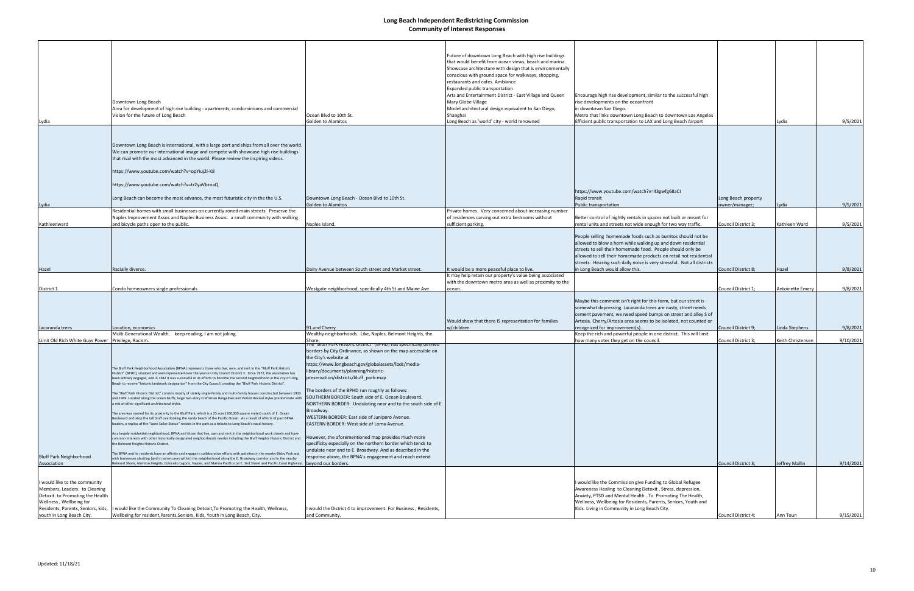# Long Beach Independent Redistricting Commission
## Community of Interest Responses

| | | | | | | | |
|---|---|---|---|---|---|---|---|
| Lydia | Downtown Long Beach<br>Area for development of high rise building - apartments, condominiums and commercial<br>Vision for the future of Long Beach | Ocean Blvd to 10th St.<br>Golden to Alamitos | Future of downtown Long Beach with high rise buildings that would benefit from ocean views, beach and marina.<br>Showcase architecture with design that is environmentally conscious with ground space for walkways, shopping, restaurants and cafes. Ambiance<br>Expanded public transportation<br>Arts and Entertainment District - East Village and Queen Mary Globe Village<br>Model architectural design equivalent to San Diego, Shanghai<br>Long Beach as 'world' city - world renowned | Encourage high rise development, similar to the successful high rise developments on the oceanfront<br>in downtown San Diego.<br>Metro that links downtown Long Beach to downtown Los Angeles<br>Efficient public transportation to LAX and Long Beach Airport | | Lydia | 9/5/2021 |
| Lydia | Downtown Long Beach is international, with a large port and ships from all over the world. We can promote our international image and compete with showcase high rise buildings that rival with the most advanced in the world. Please review the inspiring videos.<br><br>https://www.youtube.com/watch?v=opYiuj2i-K8<br><br>https://www.youtube.com/watch?v=tr2yaVbznaQ<br><br>Long Beach can become the most advance, the most futuristic city in the the U.S. | Downtown Long Beach - Ocean Blvd to 10th St.<br>Golden to Alamitos | | https://www.youtube.com/watch?v=43gwfg68aCI<br>Rapid transit<br>Public transportation | Long Beach property owner/manager; | Lydia | 9/5/2021 |
| Kathleenward | Residential homes with small businesses on currently zoned main streets. Preserve the Naples Improvement Assoc and Naples Business Assoc. a small community with walking and bicycle paths open to the public. | Naples Island. | Private homes. Very concerned about increasing number of residences carving out extra bedrooms without sufficient parking. | Better control of nightly rentals in spaces not built or meant for rental units and streets not wide enough for two way traffic. | Council District 3; | Kathleen Ward | 9/5/2021 |
| Hazel | Racially diverse. | Dairy Avenue between South street and Market street. | It would be a more peaceful place to live. | People selling homemade foods such as burritos should not be allowed to blow a horn while walking up and down residential streets to sell their homemade food. People should only be allowed to sell their homemade products on retail not residential streets. Hearing such daily noise is very stressful. Not all districts in Long Beach would allow this. | Council District 8; | Hazel | 9/8/2021 |
| District 1 | Condo homeowners single professionals | Westgate neighborhood, specifically 4th St and Maine Ave. | It may help retain our property's value being associated with the downtown metro area as well as proximity to the ocean. | | Council District 1; | Antoinette Emery | 9/8/2021 |
| Jacaranda trees | Location, economics | 91 and Cherry | Would show that there IS representation for families w/children | Maybe this comment isn't right for this form, but our street is somewhat depressing. Jacaranda trees are nasty, street needs cement pavement, we need speed bumps on street and alley S of Artesia. Cherry/Artesia area seems to be isolated, not counted or recognized for improvement(s). | Council District 9; | Linda Stephens | 9/8/2021 |
| Limit Old Rich White Guys Power | Multi Generational Wealth. keep reading, I am not joking.<br>Privilege, Racism. | Wealthy neighborhoods. Like, Naples, Belmont Heights, the Shore, | | Keep the rich and powerful people in one district. This will limit how many votes they get on the council. | Council District 3; | Keith Christensen | 9/10/2021 |
| Bluff Park Neighborhood Association | The Bluff Park Neighborhood Association (BPNA) represents those who live, own, and rent in the "Bluff Park Historic District" (BPHD), situated and well-represented over the years in City Council District 3. Since 1972, the association has been actively engaged, and in 1982 it was successful in its efforts to become the second neighborhood in the city of Long Beach to receive "historic landmark designation" from the City Council, creating the "Bluff Park Historic District".<br><br>The "Bluff Park Historic District" consists mostly of stately single-family and multi-family houses constructed between 1903 and 1949. Located along the ocean bluffs, large two-story Craftsman Bungalows and Period Revival styles predominate with a mix of other significant architectural styles.<br><br>The area was named for its proximity to the Bluff Park, which is a 25 acre (100,000 square meter) south of E. Ocean Boulevard and atop the tall bluff overlooking the sandy beach of the Pacific Ocean. As a result of efforts of past BPNA leaders, a replica of the "Lone Sailor Statue" resides in the park as a tribute to Long Beach's naval history.<br><br>As a largely residential neighborhood, BPNA and those that live, own and rent in the neighborhood work closely and have common interests with other historically designated neighborhoods nearby including the Bluff Heights Historic District and the Belmont Heights Historic District.<br><br>The BPNA and its residents have an affinity and engage in collaborative efforts with activities in the nearby Bixby Park and with businesses abutting (and in some cases within) the neighborhood along the E. Broadway corridor and in the nearby Belmont Shore, Alamitos Heights, Colorado Lagoon, Naples, and Marina Pacifica (at E. 2nd Street and Pacific Coast Highway). | The "Bluff Park Historic District" (BPHD) has specifically defined borders by City Ordinance, as shown on the map accessible on the City's website at https://www.longbeach.gov/globalassets/lbds/media-library/documents/planning/historic-preservation/districts/bluff_park-map<br><br>The borders of the BPHD run roughly as follows:<br>SOUTHERN BORDER: South side of E. Ocean Boulevard.<br>NORTHERN BORDER: Undulating near and to the south side of E. Broadway.<br>WESTERN BORDER: East side of Junipero Avenue.<br>EASTERN BORDER: West side of Loma Avenue.<br><br>However, the aforementioned map provides much more specificity especially on the northern border which tends to undulate near and to E. Broadway. And as described in the response above, the BPNA's engagement and reach extend beyond our borders. | | | Council District 3; | Jeffrey Mallin | 9/14/2021 |
| I would like to the community Members, Leaders. to Cleaning Detoxit. to Promoting the Health Wellness , Wellbeing for Residents, Parents, Seniors, kids, youth in Long Beach City. | I would like the Community To Cleaning Detoxit,To Promoting the Health, Wellness, Wellbeing for resident,Parents,Seniors, Kids, Youth in Long Beach, City. | I would like the District 4 to improvement. For Business , Residents, and Community. | | I would like the Commission give Funding to Global Refugee Awareness Healing to Cleaning Detoxit , Stress, depression, Anxiety, PTSD and Mental Health ..To Promoting The Health, Wellness, Wellbeing for Residents, Parents, Seniors, Youth and Kids. Living in Community in Long Beach City. | Council District 4; | Ann Toun | 9/15/2021 |

Updated: 11/18/21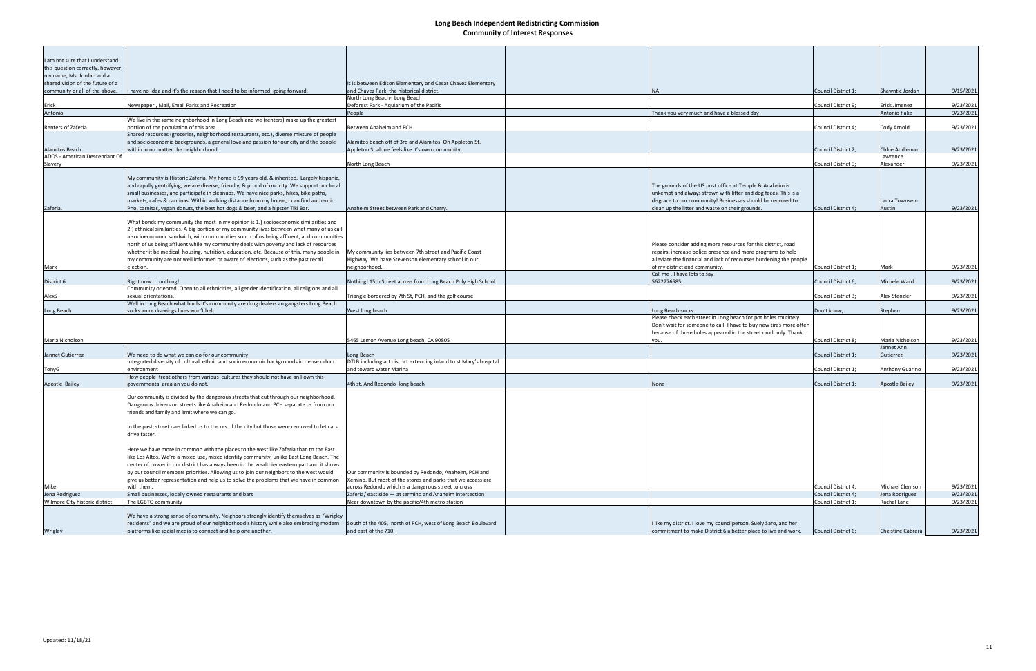# Long Beach Independent Redistricting Commission
## Community of Interest Responses

| | | | | | | | |
|---|---|---|---|---|---|---|---|
| I am not sure that I understand this question correctly, however, my name, Ms. Jordan and a shared vision of the future of a community or all of the above. | I have no idea and it's the reason that I need to be informed, going forward. | It is between Edison Elementary and Cesar Chavez Elementary and Chavez Park, the historical district. | | NA | Council District 1; | Shawntic Jordan | 9/15/2021 |
| Erick | Newspaper , Mail, Email Parks and Recreation | North Long Beach- Long Beach Deforest Park - Aquiarium of the Pacific | | | Council District 9; | Erick Jimenez | 9/23/2021 |
| Antonio | | People | | Thank you very much and have a blessed day | | Antonio flake | 9/23/2021 |
| Renters of Zaferia | We live in the same neighborhood in Long Beach and we (renters) make up the greatest portion of the population of this area. | Between Anaheim and PCH. | | | Council District 4; | Cody Arnold | 9/23/2021 |
| Alamitos Beach | Shared resources (groceries, neighborhood restaurants, etc.), diverse mixture of people and socioeconomic backgrounds, a general love and passion for our city and the people within in no matter the neighborhood. | Alamitos beach off of 3rd and Alamitos. On Appleton St. Appleton St alone feels like it's own community. | | | Council District 2; | Chloe Addleman | 9/23/2021 |
| ADOS - American Descendant Of Slavery | | North Long Beach | | | Council District 9; | Lawrence Alexander | 9/23/2021 |
| Zaferia. | My community is Historic Zaferia. My home is 99 years old, & inherited. Largely hispanic, and rapidly gentrifying, we are diverse, friendly, & proud of our city. We support our local small businesses, and participate in cleanups. We have nice parks, hikes, bike paths, markets, cafes & cantinas. Within walking distance from my house, I can find authentic Pho, carnitas, vegan donuts, the best hot dogs & beer, and a hipster Tiki Bar. | Anaheim Street between Park and Cherry. | | The grounds of the US post office at Temple & Anaheim is unkempt and always strewn with litter and dog feces. This is a disgrace to our community! Businesses should be required to clean up the litter and waste on their grounds. | Council District 4; | Laura Townsen-Austin | 9/23/2021 |
| Mark | What bonds my community the most in my opinion is 1.) socioeconomic similarities and 2.) ethnical similarities. A big portion of my community lives between what many of us call a socioeconomic sandwich, with communities south of us being affluent, and communities north of us being affluent while my community deals with poverty and lack of resources whether it be medical, housing, nutrition, education, etc. Because of this, many people in my community are not well informed or aware of elections, such as the past recall election. | My community lies between 7th street and Pacific Coast Highway. We have Stevenson elementary school in our neighborhood. | | Please consider adding more resources for this district, road repairs, increase police presence and more programs to help alleviate the financial and lack of recourses burdening the people of my district and community. | Council District 1; | Mark | 9/23/2021 |
| District 6 | Right now.....nothing! | Nothing! 15th Street across from Long Beach Poly High School | | Call me . I have lots to say 5622776585 | Council District 6; | Michele Ward | 9/23/2021 |
| AlexS | Community oriented. Open to all ethnicities, all gender identification, all religions and all sexual orientations. | Triangle bordered by 7th St, PCH, and the golf course | | | Council District 3; | Alex Stenzler | 9/23/2021 |
| Long Beach | Well in Long Beach what binds it's community are drug dealers an gangsters Long Beach sucks an re drawings lines won't help | West long beach | | Long Beach sucks | Don't know; | Stephen | 9/23/2021 |
| Maria Nicholson | | 5465 Lemon Avenue Long beach, CA 90805 | | Please check each street in Long beach for pot holes routinely. Don't wait for someone to call. I have to buy new tires more often because of those holes appeared in the street randomly. Thank you. | Council District 8; | Maria Nicholson | 9/23/2021 |
| Jannet Gutierrez | We need to do what we can do for our community | Long Beach | | | Council District 1; | Jannet Ann Gutierrez | 9/23/2021 |
| TonyG | Integrated diversity of cultural, ethnic and socio economic backgrounds in dense urban environment | DTLB including art district extending inland to st Mary's hospital and toward water Marina | | | Council District 1; | Anthony Guarino | 9/23/2021 |
| Apostle Bailey | How people treat others from various cultures they should not have an I own this governmental area an you do not. | 4th st. And Redondo long beach | | None | Council District 1; | Apostle Bailey | 9/23/2021 |
| Mike | Our community is divided by the dangerous streets that cut through our neighborhood. Dangerous drivers on streets like Anaheim and Redondo and PCH separate us from our friends and family and limit where we can go.<br><br>In the past, street cars linked us to the res of the city but those were removed to let cars drive faster.<br><br>Here we have more in common with the places to the west like Zaferia than to the East like Los Altos. We're a mixed use, mixed identity community, unlike East Long Beach. The center of power in our district has always been in the wealthier eastern part and it shows by our council members priorities. Allowing us to join our neighbors to the west would give us better representation and help us to solve the problems that we have in common with them. | Our community is bounded by Redondo, Anaheim, PCH and Xemino. But most of the stores and parks that we access are across Redondo which is a dangerous street to cross | | | Council District 4; | Michael Clemson | 9/23/2021 |
| Jena Rodriguez | Small businesses, locally owned restaurants and bars | Zaferia/ east side — at termino and Anaheim intersection | | | Council District 4; | Jena Rodriguez | 9/23/2021 |
| Wilmore City historic district | The LGBTQ community | Near downtown by the pacific/4th metro station | | | Council District 1; | Rachel Lane | 9/23/2021 |
| Wrigley | We have a strong sense of community. Neighbors strongly identify themselves as "Wrigley residents" and we are proud of our neighborhood's history while also embracing modern platforms like social media to connect and help one another. | South of the 405, north of PCH, west of Long Beach Boulevard and east of the 710. | | I like my district. I love my councilperson, Suely Saro, and her commitment to make District 6 a better place to live and work. | Council District 6; | Cheistine Cabrera | 9/23/2021 |

Updated: 11/18/21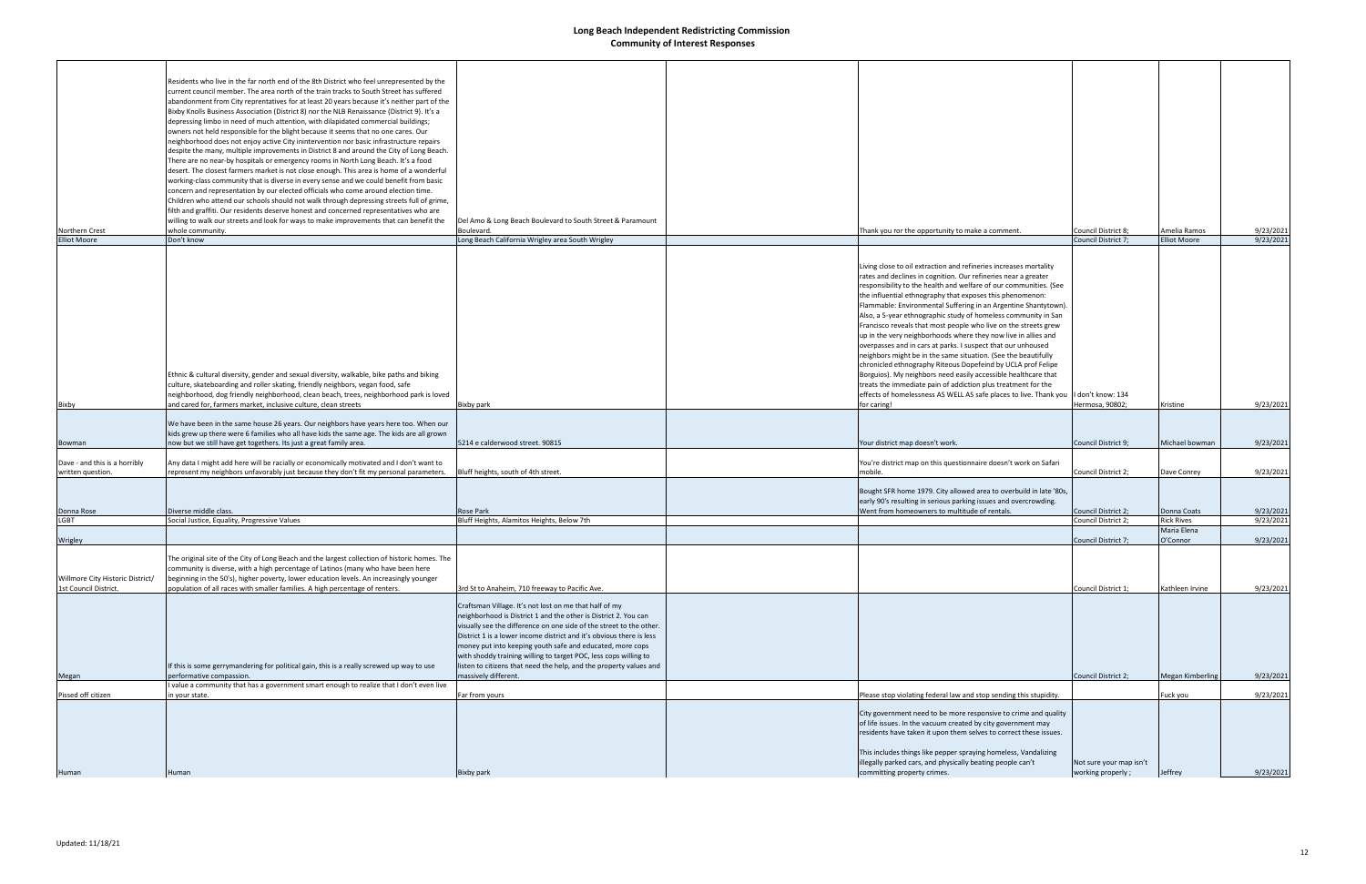# Long Beach Independent Redistricting Commission
## Community of Interest Responses

| | | | | | | | |
|---|---|---|---|---|---|---|---|
| Northern Crest | Residents who live in the far north end of the 8th District who feel unrepresented by the current council member. The area north of the train tracks to South Street has suffered abandonment from City repretentatives for at least 20 years because it's neither part of the Bixby Knolls Business Association (District 8) nor the NLB Renaissance (District 9). It's a depressing limbo in need of much attention, with dilapidated commercial buildings; owners not held responsible for the blight because it seems that no one cares. Our neighborhood does not enjoy active City inintervention nor basic infrastructure repairs despite the many, multiple improvements in District 8 and around the City of Long Beach. There are no near-by hospitals or emergency rooms in North Long Beach. It's a food desert. The closest farmers market is not close enough. This area is home of a wonderful working-class community that is diverse in every sense and we could benefit from basic concern and representation by our elected officials who come around election time. Children who attend our schools should not walk through depressing streets full of grime, filth and graffiti. Our residents deserve honest and concerned representatives who are willing to walk our streets and look for ways to make improvements that can benefit the whole community. | Del Amo & Long Beach Boulevard to South Street & Paramount Boulevard. | | Thank you ror the opportunity to make a comment. | Council District 8; | Amelia Ramos | 9/23/2021 |
| Elliot Moore | Don't know | Long Beach California Wrigley area South Wrigley | | | Council District 7; | Elliot Moore | 9/23/2021 |
| Bixby | Ethnic & cultural diversity, gender and sexual diversity, walkable, bike paths and biking culture, skateboarding and roller skating, friendly neighbors, vegan food, safe neighborhood, dog friendly neighborhood, clean beach, trees, neighborhood park is loved and cared for, farmers market, inclusive culture, clean streets | Bixby park | | Living close to oil extraction and refineries increases mortality rates and declines in cognition. Our refineries near a greater responsibility to the health and welfare of our communities. (See the influential ethnography that exposes this phenomenon: Flammable: Environmental Suffering in an Argentine Shantytown). Also, a 5-year ethnographic study of homeless community in San Francisco reveals that most people who live on the streets grew up in the very neighborhoods where they now live in allies and overpasses and in cars at parks. I suspect that our unhoused neighbors might be in the same situation. (See the beautifully chronicled ethnography Riteous Dopefeind by UCLA prof Felipe Borguios). My neighbors need easily accessible healthcare that treats the immediate pain of addiction plus treatment for the effects of homelessness AS WELL AS safe places to live. Thank you for caring! | I don't know: 134 Hermosa, 90802; | Kristine | 9/23/2021 |
| Bowman | We have been in the same house 26 years. Our neighbors have years here too. When our kids grew up there were 6 families who all have kids the same age. The kids are all grown now but we still have get togethers. Its just a great family area. | 5214 e calderwood street. 90815 | | Your district map doesn't work. | Council District 9; | Michael bowman | 9/23/2021 |
| Dave - and this is a horribly written question. | Any data I might add here will be racially or economically motivated and I don't want to represent my neighbors unfavorably just because they don't fit my personal parameters. | Bluff heights, south of 4th street. | | You're district map on this questionnaire doesn't work on Safari mobile. | Council District 2; | Dave Conrey | 9/23/2021 |
| Donna Rose | Diverse middle class. | Rose Park | | Bought SFR home 1979. City allowed area to overbuild in late '80s, early 90's resulting in serious parking issues and overcrowding. Went from homeowners to multitude of rentals. | Council District 2; | Donna Coats | 9/23/2021 |
| LGBT | Social Justice, Equality, Progressive Values | Bluff Heights, Alamitos Heights, Below 7th | | | Council District 2; | Rick Rives | 9/23/2021 |
| Wrigley | | | | | Council District 7; | Maria Elena O'Connor | 9/23/2021 |
| Willmore City Historic District/ 1st Council District. | The original site of the City of Long Beach and the largest collection of historic homes. The community is diverse, with a high percentage of Latinos (many who have been here beginning in the 50's), higher poverty, lower education levels. An increasingly younger population of all races with smaller families. A high percentage of renters. | 3rd St to Anaheim, 710 freeway to Pacific Ave. | | | Council District 1; | Kathleen Irvine | 9/23/2021 |
| Megan | If this is some gerrymandering for political gain, this is a really screwed up way to use performative compassion. | Craftsman Village. It's not lost on me that half of my neighborhood is District 1 and the other is District 2. You can visually see the difference on one side of the street to the other. District 1 is a lower income district and it's obvious there is less money put into keeping youth safe and educated, more cops with shoddy training willing to target POC, less cops willing to listen to citizens that need the help, and the property values and massively different. | | | Council District 2; | Megan Kimberling | 9/23/2021 |
| Pissed off citizen | I value a community that has a government smart enough to realize that I don't even live in your state. | Far from yours | | Please stop violating federal law and stop sending this stupidity. | | Fuck you | 9/23/2021 |
| Human | Human | Bixby park | | City government need to be more responsive to crime and quality of life issues. In the vacuum created by city government may residents have taken it upon them selves to correct these issues.<br><br>This includes things like pepper spraying homeless, Vandalizing illegally parked cars, and physically beating people can't committing property crimes. | Not sure your map isn't working properly ; | Jeffrey | 9/23/2021 |

Updated: 11/18/21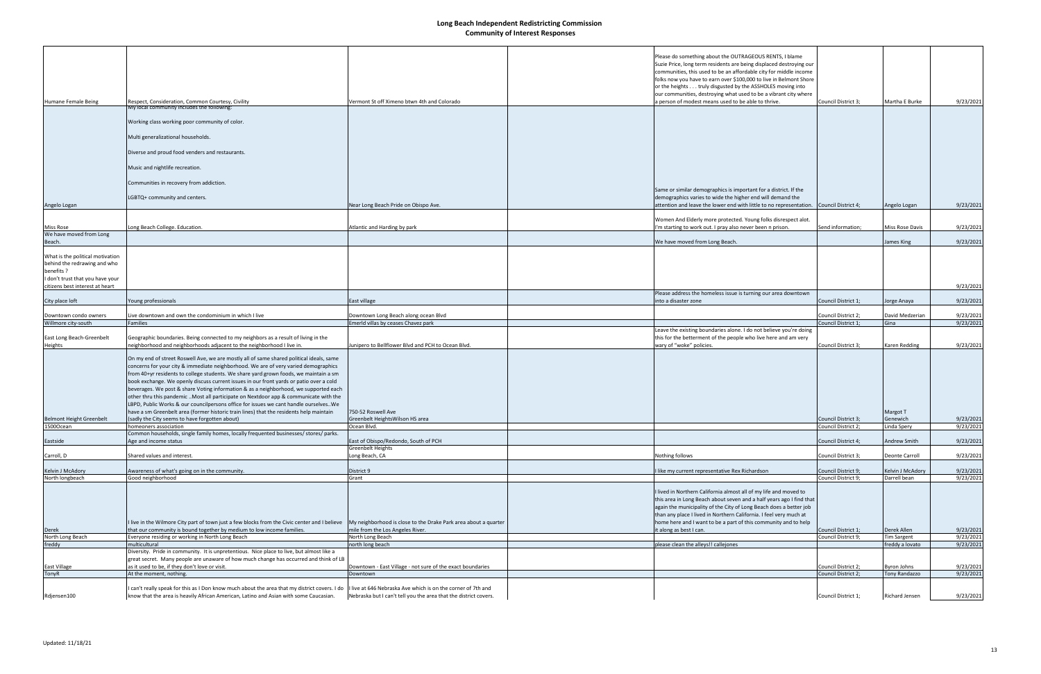# Long Beach Independent Redistricting Commission
## Community of Interest Responses

| | | | | | | | |
|---|---|---|---|---|---|---|---|
| Humane Female Being | Respect, Consideration, Common Courtesy, Civility | Vermont St off Ximeno btwn 4th and Colorado | | Please do something about the OUTRAGEOUS RENTS, I blame Suzie Price, long term residents are being displaced destroying our communities, this used to be an affordable city for middle income folks now you have to earn over $100,000 to live in Belmont Shore or the heights . . . truly disgusted by the ASSHOLES moving into our communities, destroying what used to be a vibrant city where a person of modest means used to be able to thrive. | Council District 3; | Martha E Burke | 9/23/2021 |
| Angelo Logan | My local community includes the following:<br><br>Working class working poor community of color.<br><br>Multi generalizational households.<br><br>Diverse and proud food venders and restaurants.<br><br>Music and nightlife recreation.<br><br>Communities in recovery from addiction.<br><br>LGBTQ+ community and centers. | Near Long Beach Pride on Obispo Ave. | | Same or similar demographics is important for a district. If the demographics varies to wide the higher end will demand the attention and leave the lower end with little to no representation. | Council District 4; | Angelo Logan | 9/23/2021 |
| Miss Rose | Long Beach College. Education. | Atlantic and Harding by park | | Women And Elderly more protected. Young folks disrespect alot. I'm starting to work out. I pray also never been n prison. | Send information; | Miss Rose Davis | 9/23/2021 |
| We have moved from Long Beach. | | | | We have moved from Long Beach. | | James King | 9/23/2021 |
| What is the political motivation behind the redrawing and who benefits ?<br>I don't trust that you have your citizens best interest at heart | | | | | | | 9/23/2021 |
| City place loft | Young professionals | East village | | Please address the homeless issue is turning our area downtown into a disaster zone | Council District 1; | Jorge Anaya | 9/23/2021 |
| Downtown condo owners | Live downtown and own the condominium in which I live | Downtown Long Beach along ocean Blvd | | | Council District 2; | David Medzerian | 9/23/2021 |
| Willmore city-south | Families | Emerld villas by ceases Chavez park | | | Council District 1; | Gina | 9/23/2021 |
| East Long Beach-Greenbelt Heights | Geographic boundaries. Being connected to my neighbors as a result of living in the neighborhood and neighborhoods adjacent to the neighborhood I live in. | Junipero to Bellflower Blvd and PCH to Ocean Blvd. | | Leave the existing boundaries alone. I do not believe you're doing this for the betterment of the people who live here and am very wary of "woke" policies. | Council District 3; | Karen Redding | 9/23/2021 |
| Belmont Height Greenbelt | On my end of street Roswell Ave, we are mostly all of same shared political ideals, same concerns for your city & immediate neighborhood. We are of very varied demographics from 40+yr residents to college students. We share yard grown foods, we maintain a sm book exchange. We openly discuss current issues in our front yards or patio over a cold beverages. We post & share Voting information & as a neighborhood, we supported each other thru this pandemic ..Most all participate on Nextdoor app & communicate with the LBPD, Public Works & our councilpersons office for issues we cant handle ourselves..We have a sm Greenbelt area (former historic train lines) that the residents help maintain (sadly the City seems to have forgotten about) | 750-52 Roswell Ave<br>Greenbelt HeightsWilson HS area | | | Council District 3; | Margot T Genewich | 9/23/2021 |
| 1500Ocean | homeoners association | Ocean Blvd. | | | Council District 2; | Linda Spery | 9/23/2021 |
| Eastside | Common households, single family homes, locally frequented businesses/ stores/ parks. Age and income status | East of Obispo/Redondo, South of PCH | | | Council District 4; | Andrew Smith | 9/23/2021 |
| Carroll, D | Shared values and interest. | Greenbelt Heights<br>Long Beach, CA | | Nothing follows | Council District 3; | Deonte Carroll | 9/23/2021 |
| Kelvin J McAdory | Awareness of what's going on in the community. | District 9 | | I like my current representative Rex Richardson | Council District 9; | Kelvin J McAdory | 9/23/2021 |
| North longbeach | Good neighborhood | Grant | | | Council District 9; | Darrell bean | 9/23/2021 |
| Derek | I live in the Wilmore City part of town just a few blocks from the Civic center and I believe that our community is bound together by medium to low income families. | My neighborhood is close to the Drake Park area about a quarter mile from the Los Angeles River. | | I lived in Northern California almost all of my life and moved to this area in Long Beach about seven and a half years ago I find that again the municipality of the City of Long Beach does a better job than any place I lived in Northern California. I feel very much at home here and I want to be a part of this community and to help it along as best I can. | Council District 1; | Derek Allen | 9/23/2021 |
| North Long Beach | Everyone residing or working in North Long Beach | North Long Beach | | | Council District 9; | Tim Sargent | 9/23/2021 |
| freddy | multicultural | north long beach | | please clean the alleys!! callejones | | freddy a lovato | 9/23/2021 |
| East Village | Diversity. Pride in community. It is unpretentious. Nice place to live, but almost like a great secret. Many people are unaware of how much change has occurred and think of LB as it used to be, if they don't love or visit. | Downtown - East Village - not sure of the exact boundaries | | | Council District 2; | Byron Johns | 9/23/2021 |
| TonyR | At the moment, nothing. | Downtown | | | Council District 2; | Tony Randazzo | 9/23/2021 |
| Rdjensen100 | I can't really speak for this as I Don know much about the area that my district covers. I do know that the area is heavily African American, Latino and Asian with some Caucasian. | I live at 646 Nebraska Ave which is on the corner of 7th and Nebraska but I can't tell you the area that the district covers. | | | Council District 1; | Richard Jensen | 9/23/2021 |

Updated: 11/18/21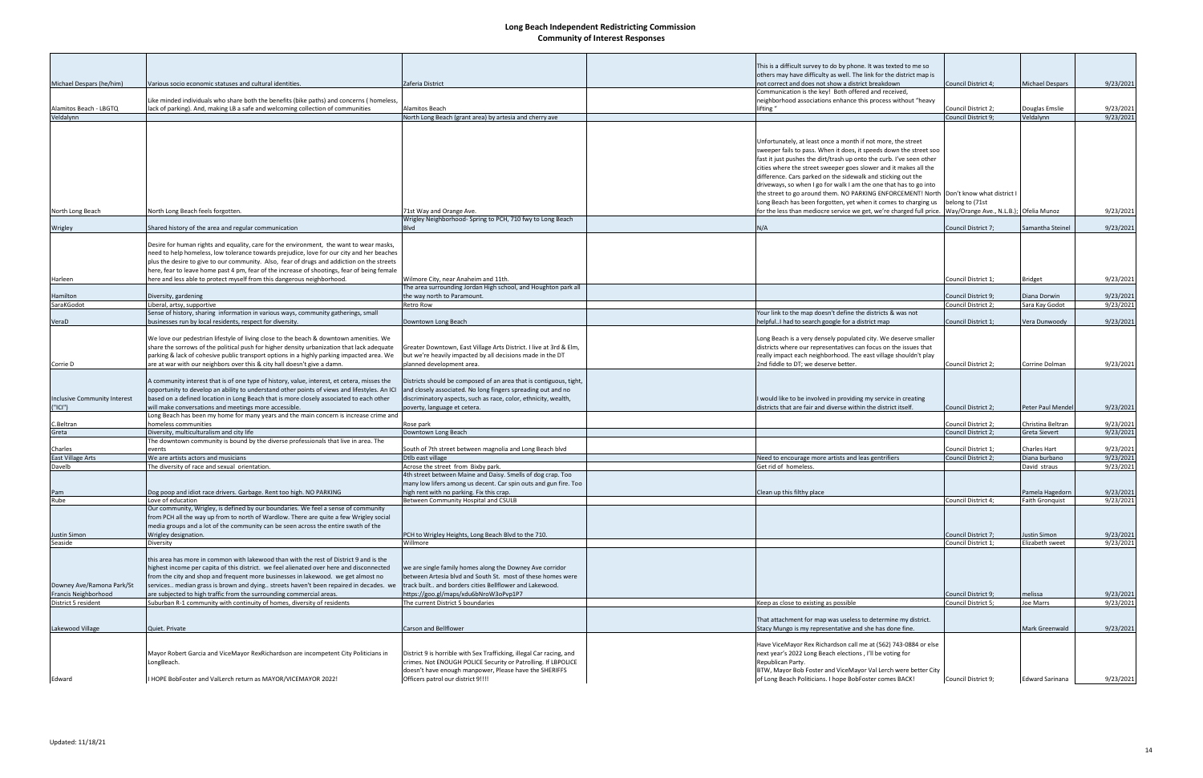# Long Beach Independent Redistricting Commission
## Community of Interest Responses

| | | | | | | | |
|---|---|---|---|---|---|---|---|
| Michael Despars (he/him) | Various socio economic statuses and cultural identities. | Zaferia District | | This is a difficult survey to do by phone. It was texted to me so others may have difficulty as well. The link for the district map is not correct and does not show a district breakdown | Council District 4; | Michael Despars | 9/23/2021 |
| Alamitos Beach - LBGTQ | Like minded individuals who share both the benefits (bike paths) and concerns ( homeless, lack of parking). And, making LB a safe and welcoming collection of communities | Alamitos Beach | | Communication is the key! Both offered and received, neighborhood associations enhance this process without "heavy lifting " | Council District 2; | Douglas Emslie | 9/23/2021 |
| Veldalynn | | North Long Beach (grant area) by artesia and cherry ave | | | Council District 9; | Veldalynn | 9/23/2021 |
| North Long Beach | North Long Beach feels forgotten. | 71st Way and Orange Ave. | | Unfortunately, at least once a month if not more, the street sweeper fails to pass. When it does, it speeds down the street soo fast it just pushes the dirt/trash up onto the curb. I've seen other cities where the street sweeper goes slower and it makes all the difference. Cars parked on the sidewalk and sticking out the driveways, so when I go for walk I am the one that has to go into the street to go around them. NO PARKING ENFORCEMENT! North Long Beach has been forgotten, yet when it comes to charging us for the less than mediocre service we get, we're charged full price. | Don't know what district I belong to (71st Way/Orange Ave., N.L.B.); | Ofelia Munoz | 9/23/2021 |
| Wrigley | Shared history of the area and regular communication | Wrigley Neighborhood- Spring to PCH, 710 fwy to Long Beach Blvd | | N/A | Council District 7; | Samantha Steinel | 9/23/2021 |
| Harleen | Desire for human rights and equality, care for the environment, ~~the want to wear masks,~~ need to help homeless, low tolerance towards prejudice, love for our city and her beaches plus the desire to give to our community. Also, fear of drugs and addiction on the streets here, fear to leave home past 4 pm, fear of the increase of shootings, fear of being female here and less able to protect myself from this dangerous neighborhood. | Wilmore City, near Anaheim and 11th. | | | Council District 1; | Bridget | 9/23/2021 |
| Hamilton | Diversity, gardening | The area surrounding Jordan High school, and Houghton park all the way north to Paramount. | | | Council District 9; | Diana Dorwin | 9/23/2021 |
| SaraKGodot | Liberal, artsy, supportive | Retro Row | | | Council District 2; | Sara Kay Godot | 9/23/2021 |
| VeraD | Sense of history, sharing information in various ways, community gatherings, small businesses run by local residents, respect for diversity. | Downtown Long Beach | | Your link to the map doesn't define the districts & was not helpful..I had to search google for a district map | Council District 1; | Vera Dunwoody | 9/23/2021 |
| Corrie D | We love our pedestrian lifestyle of living close to the beach & downtown amenities. We share the sorrows of the political push for higher density urbanization that lack adequate parking & lack of cohesive public transport options in a highly parking impacted area. We are at war with our neighbors over this & city hall doesn't give a damn. | Greater Downtown, East Village Arts District. I live at 3rd & Elm, but we're heavily impacted by all decisions made in the DT planned development area. | | Long Beach is a very densely populated city. We deserve smaller districts where our representatives can focus on the issues that really impact each neighborhood. The east village shouldn't play 2nd fiddle to DT; we deserve better. | Council District 2; | Corrine Dolman | 9/23/2021 |
| Inclusive Community Interest ("ICI") | A community interest that is of one type of history, value, interest, et cetera, misses the opportunity to develop an ability to understand other points of views and lifestyles. An ICI based on a defined location in Long Beach that is more closely associated to each other will make conversations and meetings more accessible. | Districts should be composed of an area that is contiguous, tight, and closely associated. No long fingers spreading out and no discriminatory aspects, such as race, color, ethnicity, wealth, poverty, language et cetera. | | I would like to be involved in providing my service in creating districts that are fair and diverse within the district itself. | Council District 2; | Peter Paul Mendel | 9/23/2021 |
| C.Beltran | Long Beach has been my home for many years and the main concern is increase crime and homeless communities | Rose park | | | Council District 2; | Christina Beltran | 9/23/2021 |
| Greta | Diversity, multiculturalism and city life | Downtown Long Beach | | | Council District 2; | Greta Sievert | 9/23/2021 |
| Charles | The downtown community is bound by the diverse professionals that live in area. The events | South of 7th street between magnolia and Long Beach blvd | | | Council District 1; | Charles Hart | 9/23/2021 |
| East Village Arts | We are artists actors and musicians | Dtlb east village | | Need to encourage more artists and leas gentrifiers | Council District 2; | Diana burbano | 9/23/2021 |
| Davelb | The diversity of race and sexual orientation. | Acrose the street from Bixby park. | | Get rid of homeless. | | David straus | 9/23/2021 |
| Pam | Dog poop and idiot race drivers. Garbage. Rent too high. NO PARKING | 4th street between Maine and Daisy. Smells of dog crap. Too many low lifers among us decent. Car spin outs and gun fire. Too high rent with no parking. Fix this crap. | | Clean up this filthy place | | Pamela Hagedorn | 9/23/2021 |
| Rube | Love of education | Between Community Hospital and CSULB | | | Council District 4; | Faith Gronquist | 9/23/2021 |
| Justin Simon | Our community, Wrigley, is defined by our boundaries. We feel a sense of community from PCH all the way up from to north of Wardlow. There are quite a few Wrigley social media groups and a lot of the community can be seen across the entire swath of the Wrigley designation. | PCH to Wrigley Heights, Long Beach Blvd to the 710. | | | Council District 7; | Justin Simon | 9/23/2021 |
| Seaside | Diversity | Willmore | | | Council District 1; | Elizabeth sweet | 9/23/2021 |
| Downey Ave/Ramona Park/St Francis Neighborhood | this area has more in common with lakewood than with the rest of District 9 and is the highest income per capita of this district. we feel alienated over here and disconnected from the city and shop and frequent more businesses in lakewood. we get almost no services.. median grass is brown and dying.. streets haven't been repaired in decades. we are subjected to high traffic from the surrounding commercial areas. | we are single family homes along the Downey Ave corridor between Artesia blvd and South St. most of these homes were track built.. and borders cities Bellflower and Lakewood. https://goo.gl/maps/xdu6bNroW3oPvp1P7 | | | Council District 9; | melissa | 9/23/2021 |
| District 5 resident | Suburban R-1 community with continuity of homes, diversity of residents | The current District 5 boundaries | | Keep as close to existing as possible | Council District 5; | Joe Marrs | 9/23/2021 |
| Lakewood Village | Quiet. Private | Carson and Bellflower | | That attachment for map was useless to determine my district. Stacy Mungo is my representative and she has done fine. | | Mark Greenwald | 9/23/2021 |
| Edward | Mayor Robert Garcia and ViceMayor RexRichardson are incompetent City Politicians in LongBeach.<br><br>I HOPE BobFoster and ValLerch return as MAYOR/VICEMAYOR 2022! | District 9 is horrible with Sex Trafficking, illegal Car racing, and crimes. Not ENOUGH POLICE Security or Patrolling. If LBPOLICE doesn't have enough manpower, Please have the SHERIFFS Officers patrol our district 9!!!! | | Have ViceMayor Rex Richardson call me at (562) 743-0884 or else next year's 2022 Long Beach elections , I'll be voting for Republican Party.<br>BTW, Mayor Bob Foster and ViceMayor Val Lerch were better City of Long Beach Politicians. I hope BobFoster comes BACK! | Council District 9; | Edward Sarinana | 9/23/2021 |

Updated: 11/18/21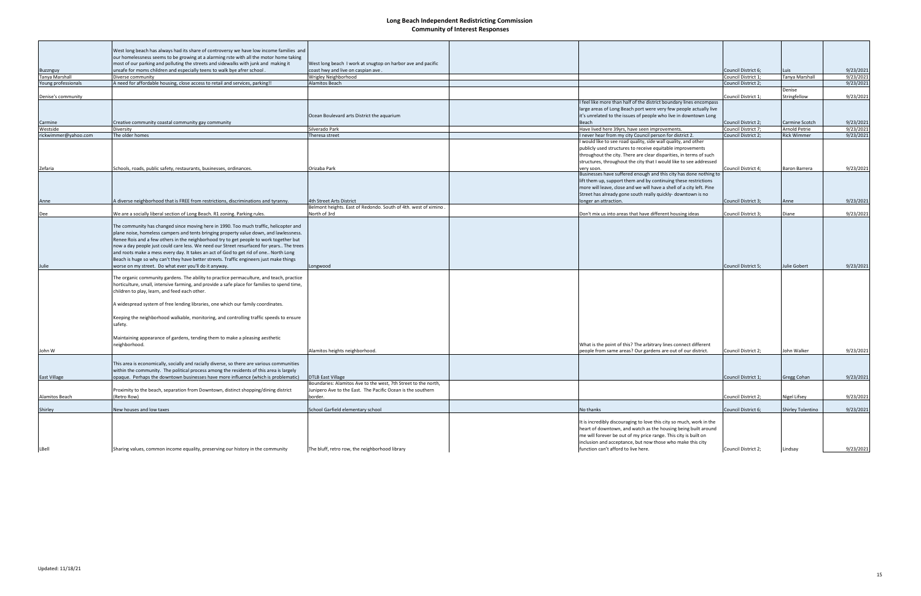# Long Beach Independent Redistricting Commission
## Community of Interest Responses

| | | | | | | | |
|---|---|---|---|---|---|---|---|
| Buzznguy | West long beach has always had its share of controversy we have low income families and our homelessness seems to be growing at a alarming rste with all the motor home taking most of our parking and polluting the streets and sidewalks with junk and making it unsafe for moms children and especially teens to walk bye afrer school . | West long beach I work at snugtop on harbor ave and pacific coast hwy and live on caspian ave . | | | Council District 6; | Luis | 9/23/2021 |
| Tanya Marshall | Diverse community | Wrigley Neighborhood | | | Council District 1; | Tanya Marshall | 9/23/2021 |
| Young professionals | A need for affordable housing, close access to retail and services, parking!! | Alamitos Beach | | | Council District 2; | | 9/23/2021 |
| Denise's community | | | | | Council District 1; | Denise Stringfellow | 9/23/2021 |
| Carmine | Creative community coastal community gay community | Ocean Boulevard arts District the aquarium | | I feel like more than half of the district boundary lines encompass large areas of Long Beach port were very few people actually live it's unrelated to the issues of people who live in downtown Long Beach | Council District 2; | Carmine Scotch | 9/23/2021 |
| Westside | Diversity | Silverado Park | | Have lived here 39yrs, have seen improvements. | Council District 7; | Arnold Petrie | 9/23/2021 |
| rickwimmer@yahoo.com | The older homes | Theresa street | | I never hear from my city Council person for district 2. | Council District 2; | Rick Wimmer | 9/23/2021 |
| Zefaria | Schools, roads, public safety, restaurants, businesses, ordinances. | Orizaba Park | | I would like to see road quality, side wall quality, and other publicly used structures to receive equitable improvements throughout the city. There are clear disparities, in terms of such structures, throughout the city that I would like to see addressed very soon. | Council District 4; | Baron Barrera | 9/23/2021 |
| Anne | A diverse neighborhood that is FREE from restrictions, discriminations and tyranny. | 4th Street Arts District | | Businesses have suffered enough and this city has done nothing to lift them up, support them and by continuing these restrictions more will leave, close and we will have a shell of a city left. Pine Street has already gone south really quickly- downtown is no longer an attraction. | Council District 3; | Anne | 9/23/2021 |
| Dee | We are a socially liberal section of Long Beach. R1 zoning. Parking rules. | Belmont heights. East of Redondo. South of 4th. west of ximino . North of 3rd | | Don't mix us into areas that have different housing ideas | Council District 3; | Diane | 9/23/2021 |
| Julie | The community has changed since moving here in 1990. Too much traffic, helicopter and plane noise, homeless campers and tents bringing property value down, and lawlessness. Renee Rois and a few others in the neighborhood try to get people to work together but now a day people just could care less. We need our Street resurfaced for years.. The trees and roots make a mess every day. It takes an act of God to get rid of one.. North Long Beach is huge so why can't they have better streets. Traffic engineers just make things worse on my street. Do what ever you'll do it anyway. | Longwood | | | Council District 5; | Julie Gobert | 9/23/2021 |
| John W | The organic community gardens. The ability to practice permaculture, and teach, practice horticulture, small, intensive farming, and provide a safe place for families to spend time, children to play, learn, and feed each other.<br><br>A widespread system of free lending libraries, one which our family coordinates.<br><br>Keeping the neighborhood walkable, monitoring, and controlling traffic speeds to ensure safety.<br><br>Maintaining appearance of gardens, tending them to make a pleasing aesthetic neighborhood. | Alamitos heights neighborhood. | | What is the point of this? The arbitrary lines connect different people from same areas? Our gardens are out of our district. | Council District 2; | John Walker | 9/23/2021 |
| East Village | This area is economically, socially and racially diverse, so there are various communities within the community. The political process among the residents of this area is largely opaque. Perhaps the downtown businesses have more influence (which is problematic) | DTLB East Village | | | Council District 1; | Gregg Cohan | 9/23/2021 |
| Alamitos Beach | Proximity to the beach, separation from Downtown, distinct shopping/dining district (Retro Row) | Boundaries: Alamitos Ave to the west, 7th Street to the north, Junipero Ave to the East. The Pacific Ocean is the southern border. | | | Council District 2; | Nigel Lifsey | 9/23/2021 |
| Shirley | New houses and low taxes | School Garfield elementary school | | No thanks | Council District 6; | Shirley Tolentino | 9/23/2021 |
| LBell | Sharing values, common income equality, preserving our history in the community | The bluff, retro row, the neighborhood library | | It is incredibly discouraging to love this city so much, work in the heart of downtown, and watch as the housing being built around me will forever be out of my price range. This city is built on inclusion and acceptance, but now those who make this city function can't afford to live here. | Council District 2; | Lindsay | 9/23/2021 |

Updated: 11/18/21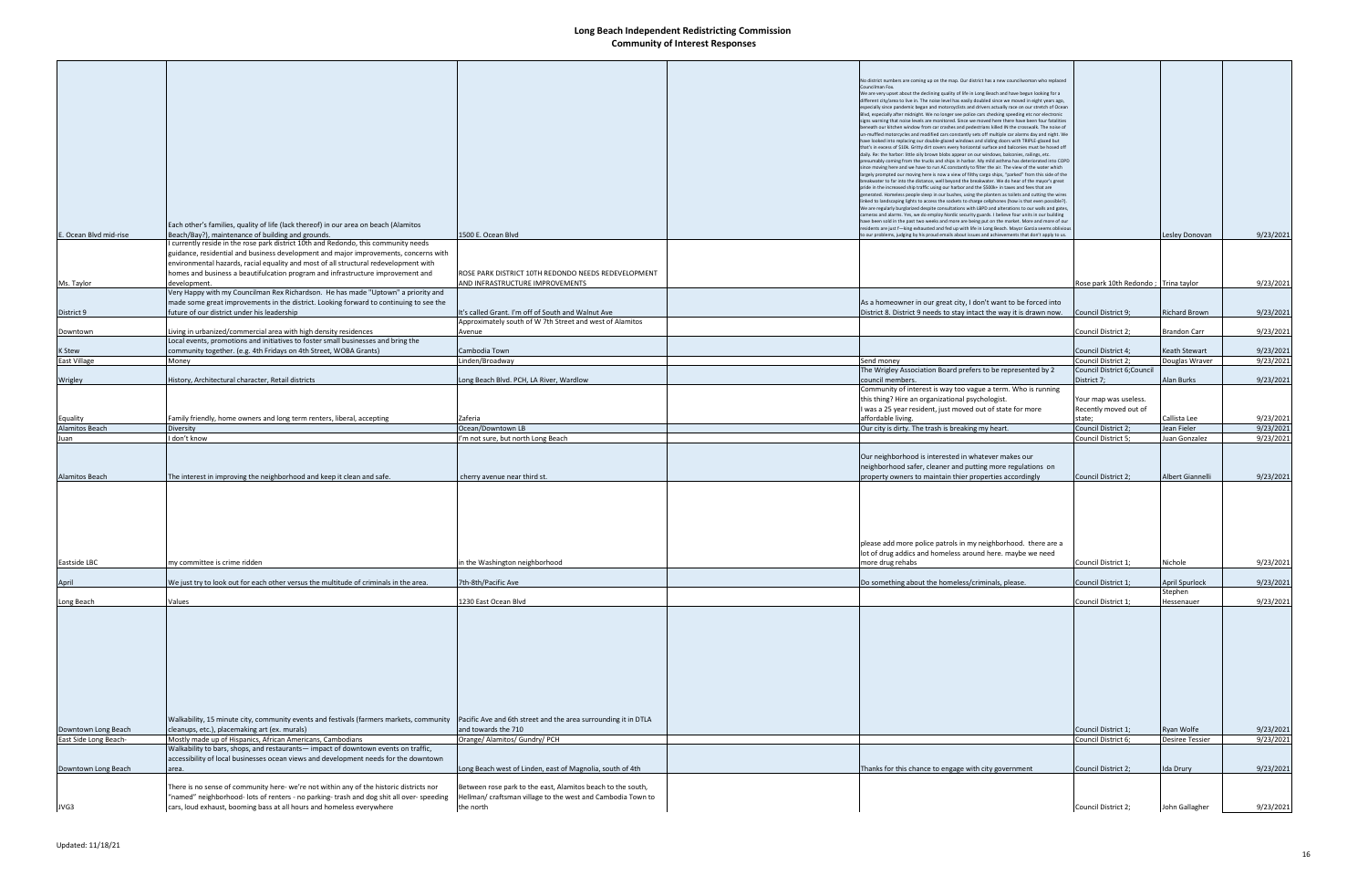# Long Beach Independent Redistricting Commission
## Community of Interest Responses

| | | | | | | | |
|---|---|---|---|---|---|---|---|
| E. Ocean Blvd mid-rise | Each other's families, quality of life (lack thereof) in our area on beach (Alamitos Beach/Bay?), maintenance of building and grounds. | 1500 E. Ocean Blvd | | No district numbers are coming up on the map. Our district has a new councilwoman who replaced Councilman Fox. We are very upset about the declining quality of life in Long Beach and have begun looking for a different city/area to live in. The noise level has easily doubled since we moved in eight years ago, especially since pandemic began and motorcyclists and drivers actually race on our stretch of Ocean Blvd, especially after midnight. We no longer see police cars checking speeding etc nor electronic signs warning that noise levels are monitored. Since we moved here there have been four fatalities beneath our kitchen window from car crashes and pedestrians killed IN the crosswalk. The noise of un-muffled motorcycles and modified cars constantly sets off multiple car alarms day and night. We have looked into replacing our double-glazed windows and sliding doors with TRIPLE-glazed but that's in excess of $10k. Gritty dirt covers every horizontal surface and balconies must be hosed off daily. Re: the harbor: little oily brown blobs appear on our windows, balconies, railings, etc. presumably coming from the trucks and ships in harbor. My mild asthma has deteriorated into COPD since moving here and we have to run AC constantly to filter the air. The view of the water which largely prompted our moving here is now a view of filthy cargo ships, "parked" from this side of the breakwater to far into the distance, well beyond the breakwater. We do hear of the mayor's great pride in the increased ship traffic using our harbor and the $$$$+ in taxes and fees that are generated. Homeless people sleep in our bushes, using the planters as toilets and cutting the wires linked to landscaping lights to access the sockets to charge cellphones (how is that even possible?). We are regularly burglarized despite consultations with LBPD and alterations to our walls and gates, cameras and alarms. Yes, we do employ Nordic security guards. I believe four units in our building have been sold in the past two weeks and more are being put on the market. More and more of our residents are just f—king exhausted and fed up with life in Long Beach. Mayor Garcia seems oblivious to our problems, judging by his proud emails about issues and achievements that don't apply to us. | | Lesley Donovan | 9/23/2021 |
| Ms. Taylor | I currently reside in the rose park district 10th and Redondo, this community needs guidance, residential and business development and major improvements, concerns with environmental hazards, racial equality and most of all structural redevelopment with homes and business a beautifulcation program and infrastructure improvement and development. | ROSE PARK DISTRICT 10TH REDONDO NEEDS REDEVELOPMENT AND INFRASTRUCTURE IMPROVEMENTS | | | Rose park 10th Redondo ; | Trina taylor | 9/23/2021 |
| District 9 | Very Happy with my Councilman Rex Richardson. He has made "Uptown" a priority and made some great improvements in the district. Looking forward to continuing to see the future of our district under his leadership | It's called Grant. I'm off of South and Walnut Ave | | As a homeowner in our great city, I don't want to be forced into District 8. District 9 needs to stay intact the way it is drawn now. | Council District 9; | Richard Brown | 9/23/2021 |
| Downtown | Living in urbanized/commercial area with high density residences | Approximately south of W 7th Street and west of Alamitos Avenue | | | Council District 2; | Brandon Carr | 9/23/2021 |
| K Stew | Local events, promotions and initiatives to foster small businesses and bring the community together. (e.g. 4th Fridays on 4th Street, WOBA Grants) | Cambodia Town | | | Council District 4; | Keath Stewart | 9/23/2021 |
| East Village | Money | Linden/Broadway | | Send money | Council District 2; | Douglas Wraver | 9/23/2021 |
| Wrigley | History, Architectural character, Retail districts | Long Beach Blvd. PCH, LA River, Wardlow | | The Wrigley Association Board prefers to be represented by 2 council members. | Council District 6;Council District 7; | Alan Burks | 9/23/2021 |
| Equality | Family friendly, home owners and long term renters, liberal, accepting | Zaferia | | Community of interest is way too vague a term. Who is running this thing? Hire an organizational psychologist. I was a 25 year resident, just moved out of state for more affordable living. | Your map was useless. Recently moved out of state; | Callista Lee | 9/23/2021 |
| Alamitos Beach | Diversity | Ocean/Downtown LB | | Our city is dirty. The trash is breaking my heart. | Council District 2; | Jean Fieler | 9/23/2021 |
| Juan | I don't know | I'm not sure, but north Long Beach | | | Council District 5; | Juan Gonzalez | 9/23/2021 |
| Alamitos Beach | The interest in improving the neighborhood and keep it clean and safe. | cherry avenue near third st. | | Our neighborhood is interested in whatever makes our neighborhood safer, cleaner and putting more regulations on property owners to maintain thier properties accordingly | Council District 2; | Albert Giannelli | 9/23/2021 |
| Eastside LBC | my committee is crime ridden | in the Washington neighborhood | | please add more police patrols in my neighborhood. there are a lot of drug addics and homeless around here. maybe we need more drug rehabs | Council District 1; | Nichole | 9/23/2021 |
| April | We just try to look out for each other versus the multitude of criminals in the area. | 7th-8th/Pacific Ave | | Do something about the homeless/criminals, please. | Council District 1; | April Spurlock | 9/23/2021 |
| Long Beach | Values | 1230 East Ocean Blvd | | | Council District 1; | Stephen Hessenauer | 9/23/2021 |
| Downtown Long Beach | Walkability, 15 minute city, community events and festivals (farmers markets, community cleanups, etc.), placemaking art (ex. murals) | Pacific Ave and 6th street and the area surrounding it in DTLA and towards the 710 | | | Council District 1; | Ryan Wolfe | 9/23/2021 |
| East Side Long Beach- | Mostly made up of Hispanics, African Americans, Cambodians | Orange/ Alamitos/ Gundry/ PCH | | | Council District 6; | Desiree Tessier | 9/23/2021 |
| Downtown Long Beach | Walkability to bars, shops, and restaurants— impact of downtown events on traffic, accessibility of local businesses ocean views and development needs for the downtown area. | Long Beach west of Linden, east of Magnolia, south of 4th | | Thanks for this chance to engage with city government | Council District 2; | Ida Drury | 9/23/2021 |
| JVG3 | There is no sense of community here- we're not within any of the historic districts nor "named" neighborhood- lots of renters - no parking- trash and dog shit all over- speeding cars, loud exhaust, booming bass at all hours and homeless everywhere | Between rose park to the east, Alamitos beach to the south, Hellman/ craftsman village to the west and Cambodia Town to the north | | | Council District 2; | John Gallagher | 9/23/2021 |

Updated: 11/18/21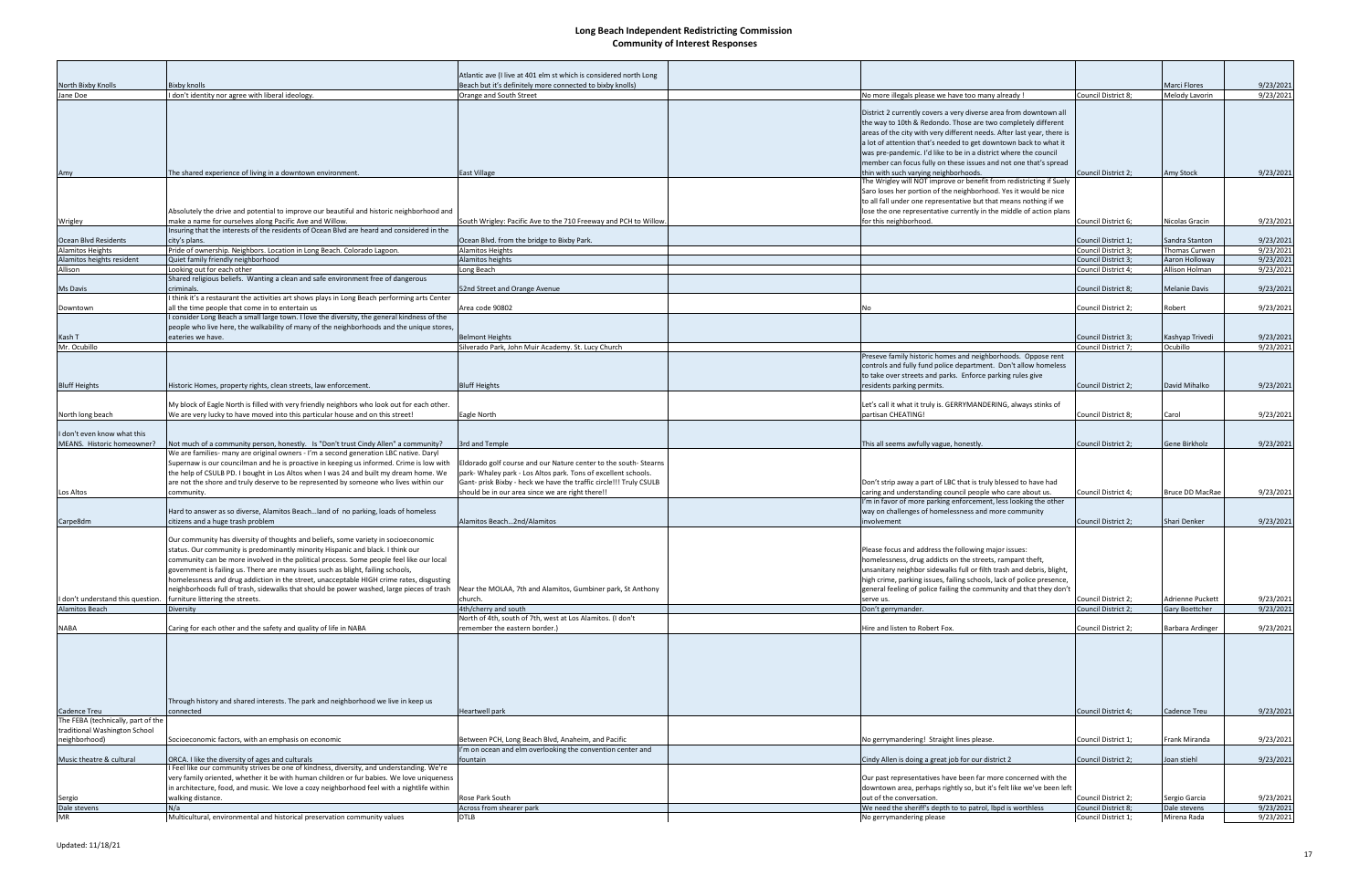# Long Beach Independent Redistricting Commission

## Community of Interest Responses

| | | | | | | | |
|---|---|---|---|---|---|---|---|
| North Bixby Knolls | Bixby knolls | Atlantic ave (I live at 401 elm st which is considered north Long Beach but it's definitely more connected to bixby knolls) | | | | Marci Flores | 9/23/2021 |
| Jane Doe | I don't identity nor agree with liberal ideology. | Orange and South Street | | No more illegals please we have too many already ! | Council District 8; | Melody Lavorin | 9/23/2021 |
| Amy | The shared experience of living in a downtown environment. | East Village | | District 2 currently covers a very diverse area from downtown all the way to 10th & Redondo. Those are two completely different areas of the city with very different needs. After last year, there is a lot of attention that's needed to get downtown back to what it was pre-pandemic. I'd like to be in a district where the council member can focus fully on these issues and not one that's spread thin with such varying neighborhoods. | Council District 2; | Amy Stock | 9/23/2021 |
| Wrigley | Absolutely the drive and potential to improve our beautiful and historic neighborhood and make a name for ourselves along Pacific Ave and Willow. | South Wrigley: Pacific Ave to the 710 Freeway and PCH to Willow. | | The Wrigley will NOT improve or benefit from redistricting if Suely Saro loses her portion of the neighborhood. Yes it would be nice to all fall under one representative but that means nothing if we lose the one representative currently in the middle of action plans for this neighborhood. | Council District 6; | Nicolas Gracin | 9/23/2021 |
| Ocean Blvd Residents | Insuring that the interests of the residents of Ocean Blvd are heard and considered in the city's plans. | Ocean Blvd. from the bridge to Bixby Park. | | | Council District 1; | Sandra Stanton | 9/23/2021 |
| Alamitos Heights | Pride of ownership. Neighbors. Location in Long Beach. Colorado Lagoon. | Alamitos Heights | | | Council District 3; | Thomas Curwen | 9/23/2021 |
| Alamitos heights resident | Quiet family friendly neighborhood | Alamitos heights | | | Council District 3; | Aaron Holloway | 9/23/2021 |
| Allison | Looking out for each other | Long Beach | | | Council District 4; | Allison Holman | 9/23/2021 |
| Ms Davis | Shared religious beliefs. Wanting a clean and safe environment free of dangerous criminals. | 52nd Street and Orange Avenue | | | Council District 8; | Melanie Davis | 9/23/2021 |
| Downtown | I think it's a restaurant the activities art shows plays in Long Beach performing arts Center all the time people that come in to entertain us | Area code 90802 | | No | Council District 2; | Robert | 9/23/2021 |
| Kash T | I consider Long Beach a small large town. I love the diversity, the general kindness of the people who live here, the walkability of many of the neighborhoods and the unique stores, eateries we have. | Belmont Heights | | | Council District 3; | Kashyap Trivedi | 9/23/2021 |
| Mr. Ocubillo | | Silverado Park, John Muir Academy. St. Lucy Church | | | Council District 7; | Ocubillo | 9/23/2021 |
| Bluff Heights | Historic Homes, property rights, clean streets, law enforcement. | Bluff Heights | | Preseve family historic homes and neighborhoods. Oppose rent controls and fully fund police department. Don't allow homeless to take over streets and parks. Enforce parking rules give residents parking permits. | Council District 2; | David Mihalko | 9/23/2021 |
| North long beach | My block of Eagle North is filled with very friendly neighbors who look out for each other. We are very lucky to have moved into this particular house and on this street! | Eagle North | | Let's call it what it truly is. GERRYMANDERING, always stinks of partisan CHEATING! | Council District 8; | Carol | 9/23/2021 |
| I don't even know what this MEANS. Historic homeowner? | Not much of a community person, honestly. Is "Don't trust Cindy Allen" a community? | 3rd and Temple | | This all seems awfully vague, honestly. | Council District 2; | Gene Birkholz | 9/23/2021 |
| Los Altos | We are families- many are original owners - I'm a second generation LBC native. Daryl Supernaw is our councilman and he is proactive in keeping us informed. Crime is low with the help of CSULB PD. I bought in Los Altos when I was 24 and built my dream home. We are not the shore and truly deserve to be represented by someone who lives within our community. | Eldorado golf course and our Nature center to the south- Stearns park- Whaley park - Los Altos park. Tons of excellent schools. Gant- prisk Bixby - heck we have the traffic circle!!! Truly CSULB should be in our area since we are right there!! | | Don't strip away a part of LBC that is truly blessed to have had caring and understanding council people who care about us. | Council District 4; | Bruce DD MacRae | 9/23/2021 |
| Carpe8dm | Hard to answer as so diverse, Alamitos Beach…land of no parking, loads of homeless citizens and a huge trash problem | Alamitos Beach…2nd/Alamitos | | I'm in favor of more parking enforcement, less looking the other way on challenges of homelessness and more community involvement | Council District 2; | Shari Denker | 9/23/2021 |
| I don't understand this question. | Our community has diversity of thoughts and beliefs, some variety in socioeconomic status. Our community is predominantly minority Hispanic and black. I think our community can be more involved in the political process. Some people feel like our local government is failing us. There are many issues such as blight, failing schools, homelessness and drug addiction in the street, unacceptable HIGH crime rates, disgusting neighborhoods full of trash, sidewalks that should be power washed, large pieces of trash furniture littering the streets. | Near the MOLAA, 7th and Alamitos, Gumbiner park, St Anthony church. | | Please focus and address the following major issues: homelessness, drug addicts on the streets, rampant theft, unsanitary neighbor sidewalks full or filth trash and debris, blight, high crime, parking issues, failing schools, lack of police presence, general feeling of police failing the community and that they don't serve us. | Council District 2; | Adrienne Puckett | 9/23/2021 |
| Alamitos Beach | Diversity | 4th/cherry and south | | Don't gerrymander. | Council District 2; | Gary Boettcher | 9/23/2021 |
| NABA | Caring for each other and the safety and quality of life in NABA | North of 4th, south of 7th, west at Los Alamitos. (I don't remember the eastern border.) | | Hire and listen to Robert Fox. | Council District 2; | Barbara Ardinger | 9/23/2021 |
| Cadence Treu | Through history and shared interests. The park and neighborhood we live in keeps us connected | Heartwell park | | | Council District 4; | Cadence Treu | 9/23/2021 |
| The FEBA (technically, part of the traditional Washington School neighborhood) | Socioeconomic factors, with an emphasis on economic | Between PCH, Long Beach Blvd, Anaheim, and Pacific | | No gerrymandering! Straight lines please. | Council District 1; | Frank Miranda | 9/23/2021 |
| Music theatre & cultural | ORCA. I like the diversity of ages and culturals | I'm on ocean and elm overlooking the convention center and fountain | | Cindy Allen is doing a great job for our district 2 | Council District 2; | Joan stiehl | 9/23/2021 |
| Sergio | I Feel like our community strives be one of kindness, diversity, and understanding. We're very family oriented, whether it be with human children or fur babies. We love uniqueness in architecture, food, and music. We love a cozy neighborhood feel with a nightlife within walking distance. | Rose Park South | | Our past representatives have been far more concerned with the downtown area, perhaps rightly so, but it's felt like we've been left out of the conversation. | Council District 2; | Sergio Garcia | 9/23/2021 |
| Dale stevens | N/a | Across from shearer park | | We need the sheriff's depth to to patrol, lbpd is worthless | Council District 8; | Dale stevens | 9/23/2021 |
| MR | Multicultural, environmental and historical preservation community values | DTLB | | No gerrymandering please | Council District 1; | Mirena Rada | 9/23/2021 |

Updated: 11/18/21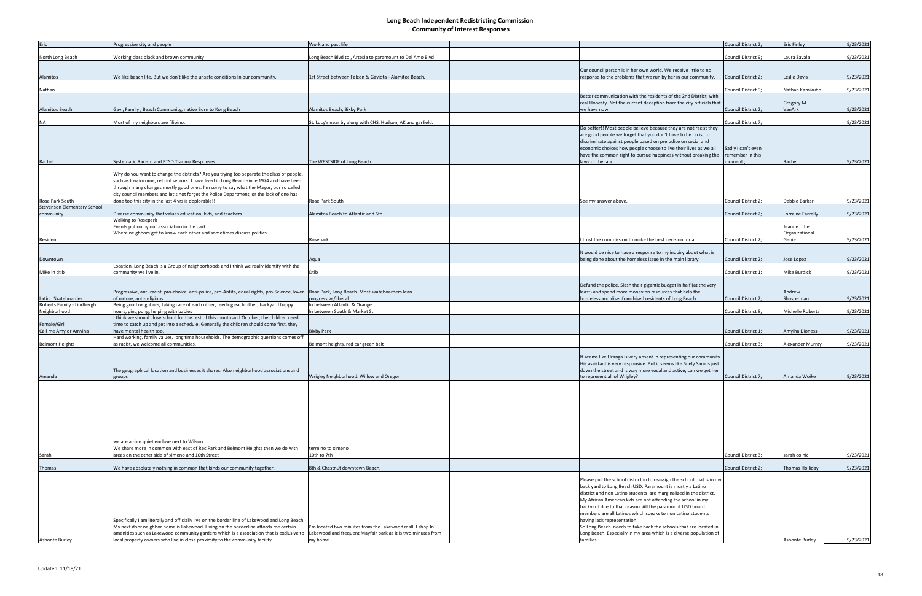# Long Beach Independent Redistricting Commission
## Community of Interest Responses

| | | | | | | | |
|---|---|---|---|---|---|---|---|
| Eric | Progressive city and people | Work and past life | | | Council District 2; | Eric Finley | 9/23/2021 |
| North Long Beach | Working class black and brown community | Long Beach Blvd to , Artesia to paramount to Del Amo Blvd | | | Council District 9; | Laura Zavala | 9/23/2021 |
| Alamitos | We like beach life. But we don't like the unsafe conditions In our community. | 1st Street between Falcon & Gaviota - Alamitos Beach. | | Our council person is in her own world. We receive little to no response to the problems that we run by her in our community. | Council District 2; | Leslie Davis | 9/23/2021 |
| Nathan | | | | | Council District 9; | Nathan Kamikubo | 9/23/2021 |
| Alamitos Beach | Gay , Family , Beach Community, native Born to Kong Beach | Alamitos Beach, Bixby Park | | Better communication with the residents of the 2nd District, with real Honesty. Not the current deception from the city officials that we have now. | Council District 2; | Gregory M VanArk | 9/23/2021 |
| NA | Most of my neighbors are filipino. | St. Lucy's near by along with CHS, Hudson, AK and garfield. | | | Council District 7; | | 9/23/2021 |
| Rachel | Systematic Racism and PTSD Trauma Responses | The WESTSIDE of Long Beach | | Do better!! Most people believe because they are not racist they are good people we forget that you don't have to be racist to discriminate against people based on prejudice on social and economic choices how people choose to live their lives as we all have the common right to pursue happiness without breaking the laws of the land | Sadly I can't even remember in this moment ; | Rachel | 9/23/2021 |
| Rose Park South | Why do you want to change the districts? Are you trying too separate the class of people, such as low income, retired seniors! I have lived in Long Beach since 1974 and have been through many changes mostly good ones. I'm sorry to say what the Mayor, our so called city council members and let's not forget the Police Department, or the lack of one has done too this city in the last 4 yrs is deplorable!! | Rose Park South | | See my answer above. | Council District 2; | Debbie Barker | 9/23/2021 |
| Stevenson Elementary School community | Diverse community that values education, kids, and teachers. | Alamitos Beach to Atlantic and 6th. | | | Council District 2; | Lorraine Farrelly | 9/23/2021 |
| Resident | Walking to Rosepark<br>Events put on by our association in the park<br>Where neighbors get to know each other and sometimes discuss politics | Rosepark | | I trust the commission to make the best decision for all | Council District 2; | Jeanne...the Organizational Genie | 9/23/2021 |
| Downtown | | Aqua | | It would be nice to have a response to my inquiry about what is being done about the homeless issue in the main library. | Council District 2; | Jose Lopez | 9/23/2021 |
| Mike in dtlb | Location. Long Beach is a Group of neighborhoods and I think we really identify with the community we live in. | Dtlb | | | Council District 1; | Mike Burdick | 9/23/2021 |
| Latino Skateboarder | Progressive, anti-racist, pro-choice, anti-police, pro-Antifa, equal rights, pro-Science, lover of nature, anti-religious. | Rose Park, Long Beach. Most skateboarders lean progressive/liberal. | | Defund the police. Slash their gigantic budget in half (at the very least) and spend more money on resources that help the homeless and disenfranchised residents of Long Beach. | Council District 2; | Andrew Shusterman | 9/23/2021 |
| Roberts Family - Lindbergh Neighborhood | Being good neighbors, taking care of each other, feeding each other, backyard happy hours, ping pong, helping with babies | In between Atlantic & Orange<br>In between South & Market St | | | Council District 8; | Michelle Roberts | 9/23/2021 |
| Female/Girl<br>Call me Amy or Amyiha | I think we should close school for the rest of this month and October, the children need time to catch up and get into a schedule. Generally the children should come first, they have mental health too. | Bixby Park | | | Council District 1; | Amyiha Dioness | 9/23/2021 |
| Belmont Heights | Hard working, family values, long time households. The demographic questions comes off as racist, we welcome all communities. | Belmont heights, red car green belt | | | Council District 3; | Alexander Murray | 9/23/2021 |
| Amanda | The geographical location and businesses it shares. Also neighborhood associations and groups | Wrigley Neighborhood. Willow and Oregon | | It seems like Uranga is very absent in representing our community. His assistant is very responsive. But it seems like Suely Saro is just down the street and is way more vocal and active, can we get her to represent all of Wrigley? | Council District 7; | Amanda Woike | 9/23/2021 |
| Sarah | we are a nice quiet enclave next to Wilson<br>We share more in common with east of Rec Park and Belmont Heights then we do with areas on the other side of ximeno and 10th Street | termino to ximeno<br>10th to 7th | | | Council District 3; | sarah colnic | 9/23/2021 |
| Thomas | We have absolutely nothing in common that binds our community together. | 8th & Chestnut downtown Beach. | | | Council District 2; | Thomas Holliday | 9/23/2021 |
| Ashonte Burley | Specifically I am literally and officially live on the border line of Lakewood and Long Beach. My next door neighbor home is Lakewood. Living on the borderline affords me certain amenities such as Lakewood community gardens which is a association that is exclusive to local property owners who live in close proximity to the community facility. | I'm located two minutes from the Lakewood mall. I shop In Lakewood and frequent Mayfair park as it is two minutes from my home. | | Please pull the school district in to reassign the school that is in my back yard to Long Beach USD. Paramount is mostly a Latino district and non Latino students are marginalized in the district. My African American kids are not attending the school in my backyard due to that reason. All the paramount USD board members are all Latinos which speaks to non Latino students having lack representation.<br>So Long Beach needs to take back the schools that are located in Long Beach. Especially in my area which is a diverse population of families. | | Ashonte Burley | 9/23/2021 |

Updated: 11/18/21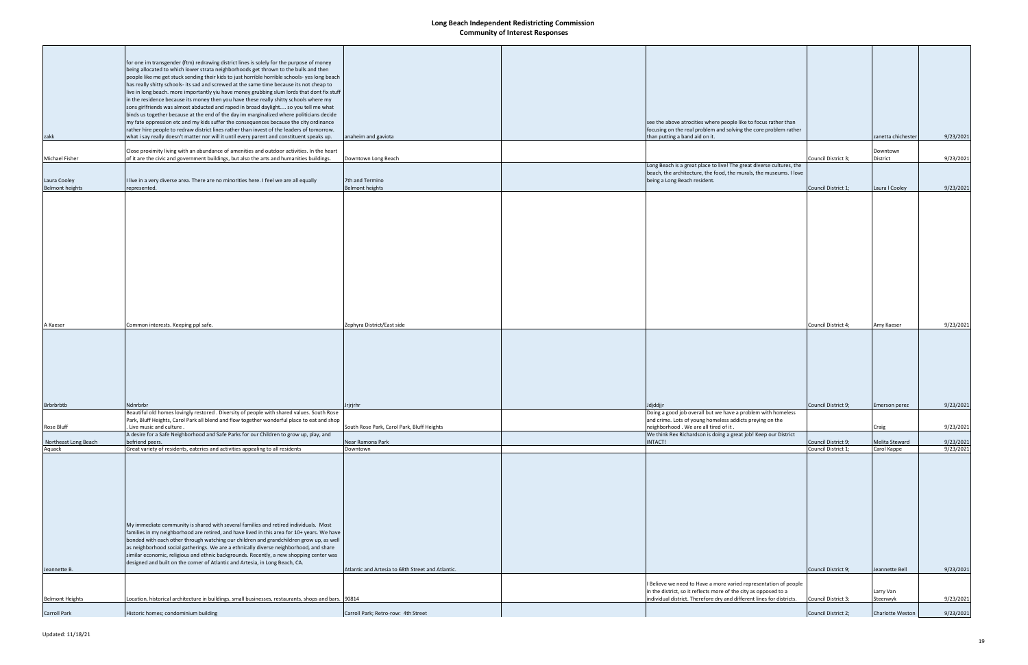# Long Beach Independent Redistricting Commission
## Community of Interest Responses

| | | | | | | | |
|---|---|---|---|---|---|---|---|
| zakk | for one im transgender (ftm) redrawing district lines is solely for the purpose of money being allocated to which lower strata neighborhoods get thrown to the bulls and then people like me get stuck sending their kids to just horrible horrible schools- yes long beach has really shitty schools- its sad and screwed at the same time because its not cheap to live in long beach. more importantly yiu have money grubbing slum lords that dont fix stuff in the residence because its money then you have these really shitty schools where my sons girlfriends was almost abducted and raped in broad daylight.... so you tell me what binds us together because at the end of the day im marginalized where politicians decide my fate oppression etc and my kids suffer the consequences because the city ordinance rather hire people to redraw district lines rather than invest of the leaders of tomorrow. what i say really doesn't matter nor will it until every parent and constituent speaks up. | anaheim and gaviota | | see the above atrocities where people like to focus rather than focusing on the real problem and solving the core problem rather than putting a band aid on it. | | zanetta chichester | 9/23/2021 |
| Michael Fisher | Close proximity living with an abundance of amenities and outdoor activities. In the heart of it are the civic and government buildings, but also the arts and humanities buildings. | Downtown Long Beach | | | Council District 3; | Downtown District | 9/23/2021 |
| Laura Cooley Belmont heights | I live in a very diverse area. There are no minorities here. I feel we are all equally represented. | 7th and Termino Belmont heights | | Long Beach is a great place to live! The great diverse cultures, the beach, the architecture, the food, the murals, the museums. I love being a Long Beach resident. | Council District 1; | Laura I Cooley | 9/23/2021 |
| A Kaeser | Common interests. Keeping ppl safe. | Zephyra District/East side | | | Council District 4; | Amy Kaeser | 9/23/2021 |
| Brbrbrbtb | Ndnrbrbr | Jrjrjrhr | | Jdjddjjr | Council District 9; | Emerson perez | 9/23/2021 |
| Rose Bluff | Beautiful old homes lovingly restored . Diversity of people with shared values. South Rose Park, Bluff Heights, Carol Park all blend and flow together wonderful place to eat and shop . Live music and culture . | South Rose Park, Carol Park, Bluff Heights | | Doing a good job overall but we have a problem with homeless and crime. Lots of young homeless addicts preying on the neighborhood . We are all tired of it . | | Craig | 9/23/2021 |
| Northeast Long Beach | A desire for a Safe Neighborhood and Safe Parks for our Children to grow up, play, and befriend peers. | Near Ramona Park | | We think Rex Richardson is doing a great job! Keep our District INTACT! | Council District 9; | Melita Steward | 9/23/2021 |
| Aquack | Great variety of residents, eateries and activities appealing to all residents | Downtown | | | Council District 1; | Carol Kappe | 9/23/2021 |
| Jeannette B. | My immediate community is shared with several families and retired individuals. Most families in my neighborhood are retired, and have lived in this area for 10+ years. We have bonded with each other through watching our children and grandchildren grow up, as well as neighborhood social gatherings. We are a ethnically diverse neighborhood, and share similar economic, religious and ethnic backgrounds. Recently, a new shopping center was designed and built on the corner of Atlantic and Artesia, in Long Beach, CA. | Atlantic and Artesia to 68th Street and Atlantic. | | | Council District 9; | Jeannette Bell | 9/23/2021 |
| Belmont Heights | Location, historical architecture in buildings, small businesses, restaurants, shops and bars. | 90814 | | I Believe we need to Have a more varied representation of people in the district, so it reflects more of the city as opposed to a individual district. Therefore dry and different lines for districts. | Council District 3; | Larry Van Steenwyk | 9/23/2021 |
| Carroll Park | Historic homes; condominium building | Carroll Park; Retro-row: 4th Street | | | Council District 2; | Charlotte Weston | 9/23/2021 |

Updated: 11/18/21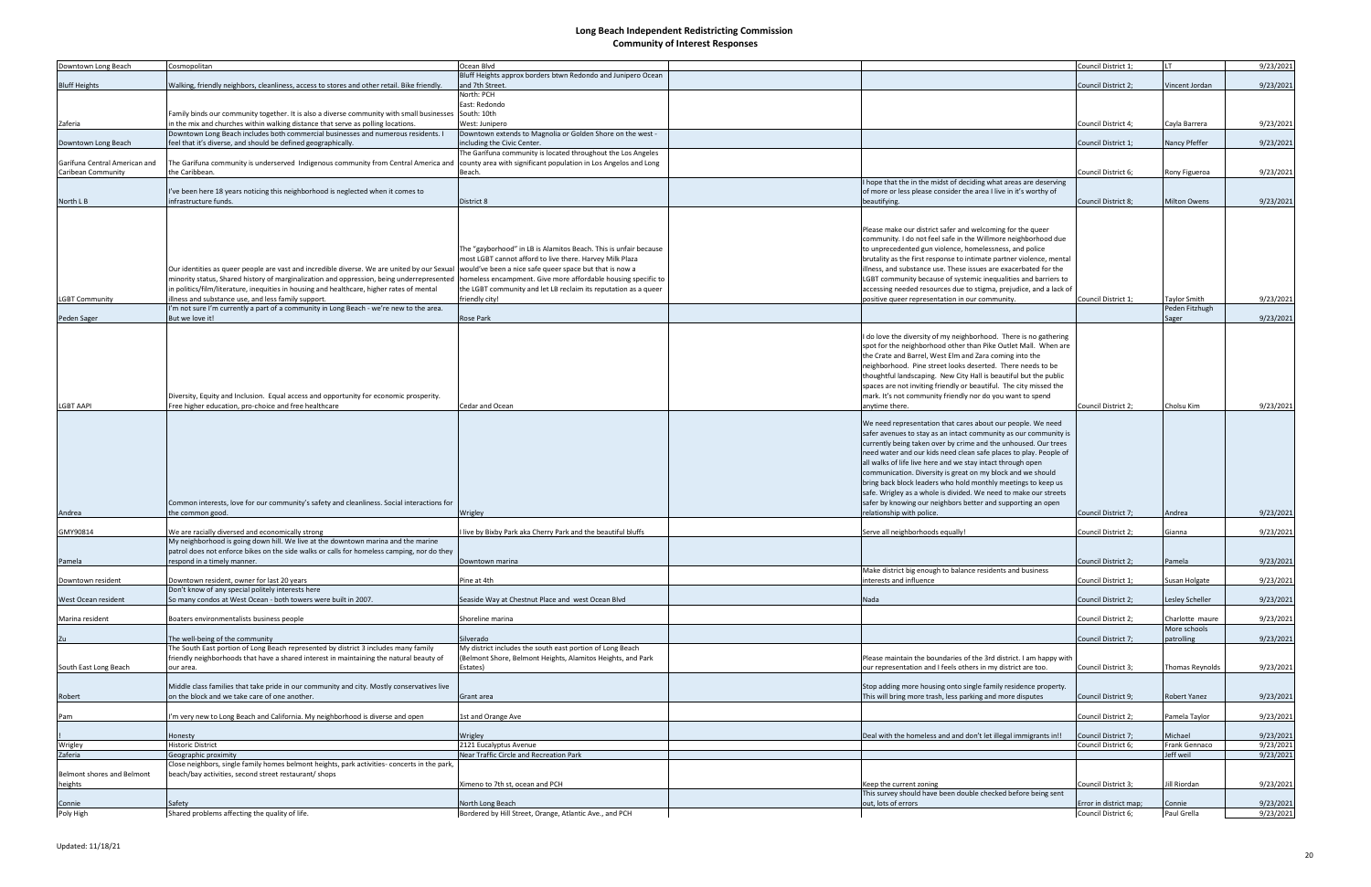# Long Beach Independent Redistricting Commission
## Community of Interest Responses

| | | | | | | | |
|---|---|---|---|---|---|---|---|
| Downtown Long Beach | Cosmopolitan | Ocean Blvd | | | Council District 1; | LT | 9/23/2021 |
| Bluff Heights | Walking, friendly neighbors, cleanliness, access to stores and other retail. Bike friendly. | Bluff Heights approx borders btwn Redondo and Junipero Ocean and 7th Street. | | | Council District 2; | Vincent Jordan | 9/23/2021 |
| Zaferia | Family binds our community together. It is also a diverse community with small businesses in the mix and churches within walking distance that serve as polling locations. | North: PCH East: Redondo South: 10th West: Junipero | | | Council District 4; | Cayla Barrera | 9/23/2021 |
| Downtown Long Beach | Downtown Long Beach includes both commercial businesses and numerous residents. I feel that it's diverse, and should be defined geographically. | Downtown extends to Magnolia or Golden Shore on the west - including the Civic Center. | | | Council District 1; | Nancy Pfeffer | 9/23/2021 |
| Garifuna Central American and Caribean Community | The Garifuna community is underserved Indigenous community from Central America and the Caribbean. | The Garifuna community is located throughout the Los Angeles county area with significant population in Los Angelos and Long Beach. | | | Council District 6; | Rony Figueroa | 9/23/2021 |
| North L B | I've been here 18 years noticing this neighborhood is neglected when it comes to infrastructure funds. | District 8 | | I hope that the in the midst of deciding what areas are deserving of more or less please consider the area I live in it's worthy of beautifying. | Council District 8; | Milton Owens | 9/23/2021 |
| LGBT Community | Our identities as queer people are vast and incredible diverse. We are united by our Sexual minority status, Shared history of marginalization and oppression, being underrepresented in politics/film/literature, inequities in housing and healthcare, higher rates of mental illness and substance use, and less family support. | The "gayborhood" in LB is Alamitos Beach. This is unfair because most LGBT cannot afford to live there. Harvey Milk Plaza would've been a nice safe queer space but that is now a homeless encampment. Give more affordable housing specific to the LGBT community and let LB reclaim its reputation as a queer friendly city! | | Please make our district safer and welcoming for the queer community. I do not feel safe in the Willmore neighborhood due to unprecedented gun violence, homelessness, and police brutality as the first response to intimate partner violence, mental illness, and substance use. These issues are exacerbated for the LGBT community because of systemic inequalities and barriers to accessing needed resources due to stigma, prejudice, and a lack of positive queer representation in our community. | Council District 1; | Taylor Smith | 9/23/2021 |
| Peden Sager | I'm not sure I'm currently a part of a community in Long Beach - we're new to the area. But we love it! | Rose Park | | | | Peden Fitzhugh Sager | 9/23/2021 |
| LGBT AAPI | Diversity, Equity and Inclusion. Equal access and opportunity for economic prosperity. Free higher education, pro-choice and free healthcare | Cedar and Ocean | | I do love the diversity of my neighborhood. There is no gathering spot for the neighborhood other than Pike Outlet Mall. When are the Crate and Barrel, West Elm and Zara coming into the neighborhood. Pine street looks deserted. There needs to be thoughtful landscaping. New City Hall is beautiful but the public spaces are not inviting friendly or beautiful. The city missed the mark. It's not community friendly nor do you want to spend anytime there. | Council District 2; | Cholsu Kim | 9/23/2021 |
| Andrea | Common interests, love for our community's safety and cleanliness. Social interactions for the common good. | Wrigley | | We need representation that cares about our people. We need safer avenues to stay as an intact community as our community is currently being taken over by crime and the unhoused. Our trees need water and our kids need clean safe places to play. People of all walks of life live here and we stay intact through open communication. Diversity is great on my block and we should bring back block leaders who hold monthly meetings to keep us safe. Wrigley as a whole is divided. We need to make our streets safer by knowing our neighbors better and supporting an open relationship with police. | Council District 7; | Andrea | 9/23/2021 |
| GMY90814 | We are racially diversed and economically strong | I live by Bixby Park aka Cherry Park and the beautiful bluffs | | Serve all neighborhoods equally! | Council District 2; | Gianna | 9/23/2021 |
| Pamela | My neighborhood is going down hill. We live at the downtown marina and the marine patrol does not enforce bikes on the side walks or calls for homeless camping, nor do they respond in a timely manner. | Downtown marina | | | Council District 2; | Pamela | 9/23/2021 |
| Downtown resident | Downtown resident, owner for last 20 years | Pine at 4th | | Make district big enough to balance residents and business interests and influence | Council District 1; | Susan Holgate | 9/23/2021 |
| West Ocean resident | Don't know of any special politely interests here So many condos at West Ocean - both towers were built in 2007. | Seaside Way at Chestnut Place and west Ocean Blvd | | Nada | Council District 2; | Lesley Scheller | 9/23/2021 |
| Marina resident | Boaters environmentalists business people | Shoreline marina | | | Council District 2; | Charlotte maure | 9/23/2021 |
| Zu | The well-being of the community | Silverado | | | Council District 7; | More schools patrolling | 9/23/2021 |
| South East Long Beach | The South East portion of Long Beach represented by district 3 includes many family friendly neighborhoods that have a shared interest in maintaining the natural beauty of our area. | My district includes the south east portion of Long Beach (Belmont Shore, Belmont Heights, Alamitos Heights, and Park Estates) | | Please maintain the boundaries of the 3rd district. I am happy with our representation and I feels others in my district are too. | Council District 3; | Thomas Reynolds | 9/23/2021 |
| Robert | Middle class families that take pride in our community and city. Mostly conservatives live on the block and we take care of one another. | Grant area | | Stop adding more housing onto single family residence property. This will bring more trash, less parking and more disputes | Council District 9; | Robert Yanez | 9/23/2021 |
| Pam | I'm very new to Long Beach and California. My neighborhood is diverse and open | 1st and Orange Ave | | | Council District 2; | Pamela Taylor | 9/23/2021 |
| ! | Honesty | Wrigley | | Deal with the homeless and and don't let illegal immigrants in!! | Council District 7; | Michael | 9/23/2021 |
| Wrigley | Historic District | 2121 Eucalyptus Avenue | | | Council District 6; | Frank Gennaco | 9/23/2021 |
| Zaferia | Geographic proximity | Near Traffic Circle and Recreation Park | | | | Jeff weil | 9/23/2021 |
| Belmont shores and Belmont heights | Close neighbors, single family homes belmont heights, park activities- concerts in the park, beach/bay activities, second street restaurant/ shops | Ximeno to 7th st, ocean and PCH | | Keep the current zoning | Council District 3; | Jill Riordan | 9/23/2021 |
| Connie | Safety | North Long Beach | | This survey should have been double checked before being sent out, lots of errors | Error in district map; | Connie | 9/23/2021 |
| Poly High | Shared problems affecting the quality of life. | Bordered by Hill Street, Orange, Atlantic Ave., and PCH | | | Council District 6; | Paul Grella | 9/23/2021 |

Updated: 11/18/21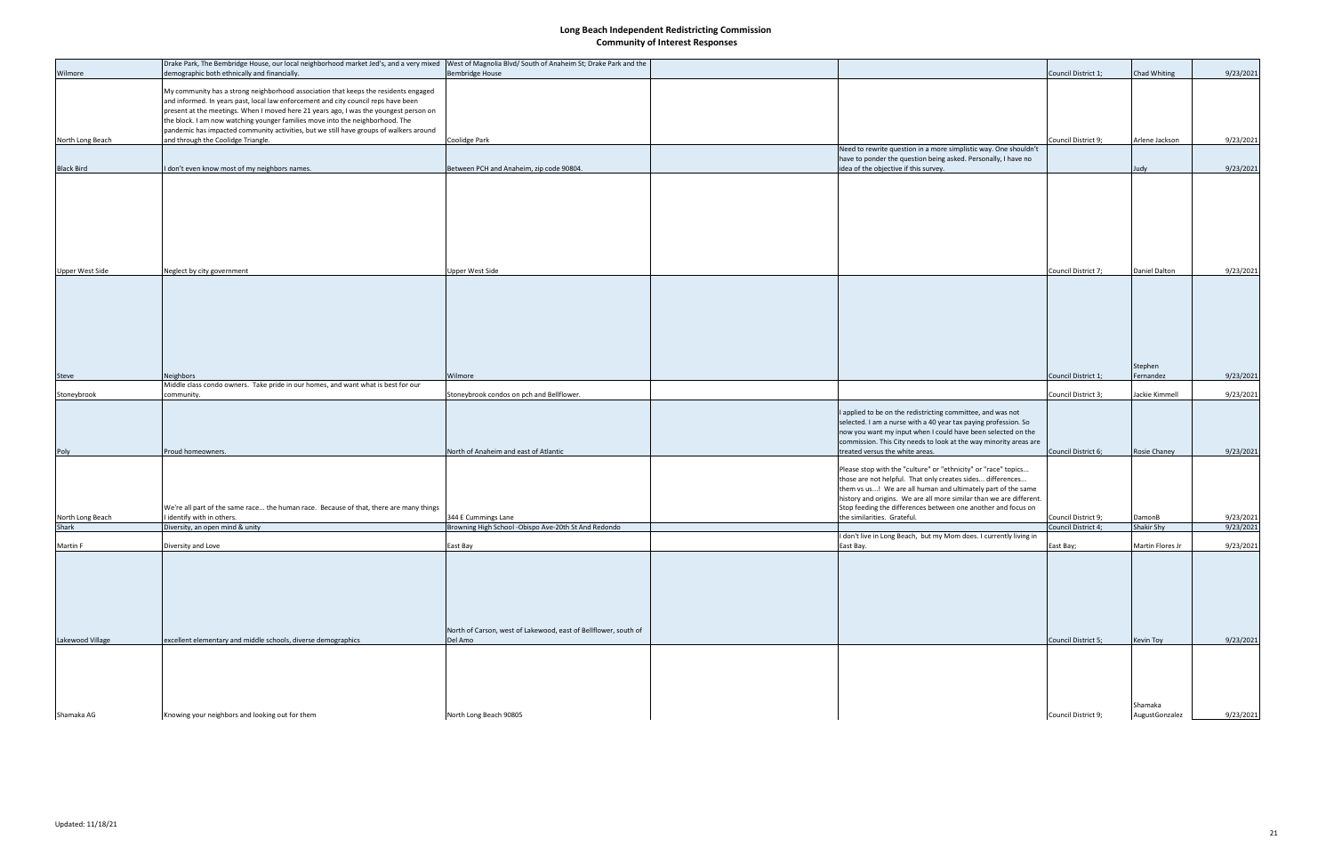# Long Beach Independent Redistricting Commission
## Community of Interest Responses

| | | | | | | | |
|---|---|---|---|---|---|---|---|
| Wilmore | Drake Park, The Bembridge House, our local neighborhood market Jed's, and a very mixed demographic both ethnically and financially. | West of Magnolia Blvd/ South of Anaheim St; Drake Park and the Bembridge House | | | Council District 1; | Chad Whiting | 9/23/2021 |
| North Long Beach | My community has a strong neighborhood association that keeps the residents engaged and informed. In years past, local law enforcement and city council reps have been present at the meetings. When I moved here 21 years ago, I was the youngest person on the block. I am now watching younger families move into the neighborhood. The pandemic has impacted community activities, but we still have groups of walkers around and through the Coolidge Triangle. | Coolidge Park | | | Council District 9; | Arlene Jackson | 9/23/2021 |
| Black Bird | I don't even know most of my neighbors names. | Between PCH and Anaheim, zip code 90804. | | Need to rewrite question in a more simplistic way. One shouldn't have to ponder the question being asked. Personally, I have no idea of the objective if this survey. | | Judy | 9/23/2021 |
| Upper West Side | Neglect by city government | Upper West Side | | | Council District 7; | Daniel Dalton | 9/23/2021 |
| Steve | Neighbors | Wilmore | | | Council District 1; | Stephen Fernandez | 9/23/2021 |
| Stoneybrook | Middle class condo owners. Take pride in our homes, and want what is best for our community. | Stoneybrook condos on pch and Bellflower. | | | Council District 3; | Jackie Kimmell | 9/23/2021 |
| Poly | Proud homeowners. | North of Anaheim and east of Atlantic | | I applied to be on the redistricting committee, and was not selected. I am a nurse with a 40 year tax paying profession. So now you want my input when I could have been selected on the commission. This City needs to look at the way minority areas are treated versus the white areas. | Council District 6; | Rosie Chaney | 9/23/2021 |
| North Long Beach | We're all part of the same race... the human race. Because of that, there are many things I identify with in others. | 344 E Cummings Lane | | Please stop with the "culture" or "ethnicity" or "race" topics... those are not helpful. That only creates sides... differences... them vs us...! We are all human and ultimately part of the same history and origins. We are all more similar than we are different. Stop feeding the differences between one another and focus on the similarities. Grateful. | Council District 9; | DamonB | 9/23/2021 |
| Shark | Diversity, an open mind & unity | Browning High School -Obispo Ave-20th St And Redondo | | | Council District 4; | Shakir Shy | 9/23/2021 |
| Martin F | Diversity and Love | East Bay | | I don't live in Long Beach, but my Mom does. I currently living in East Bay. | East Bay; | Martin Flores Jr | 9/23/2021 |
| Lakewood Village | excellent elementary and middle schools, diverse demographics | North of Carson, west of Lakewood, east of Bellflower, south of Del Amo | | | Council District 5; | Kevin Toy | 9/23/2021 |
| Shamaka AG | Knowing your neighbors and looking out for them | North Long Beach 90805 | | | Council District 9; | Shamaka AugustGonzalez | 9/23/2021 |

Updated: 11/18/21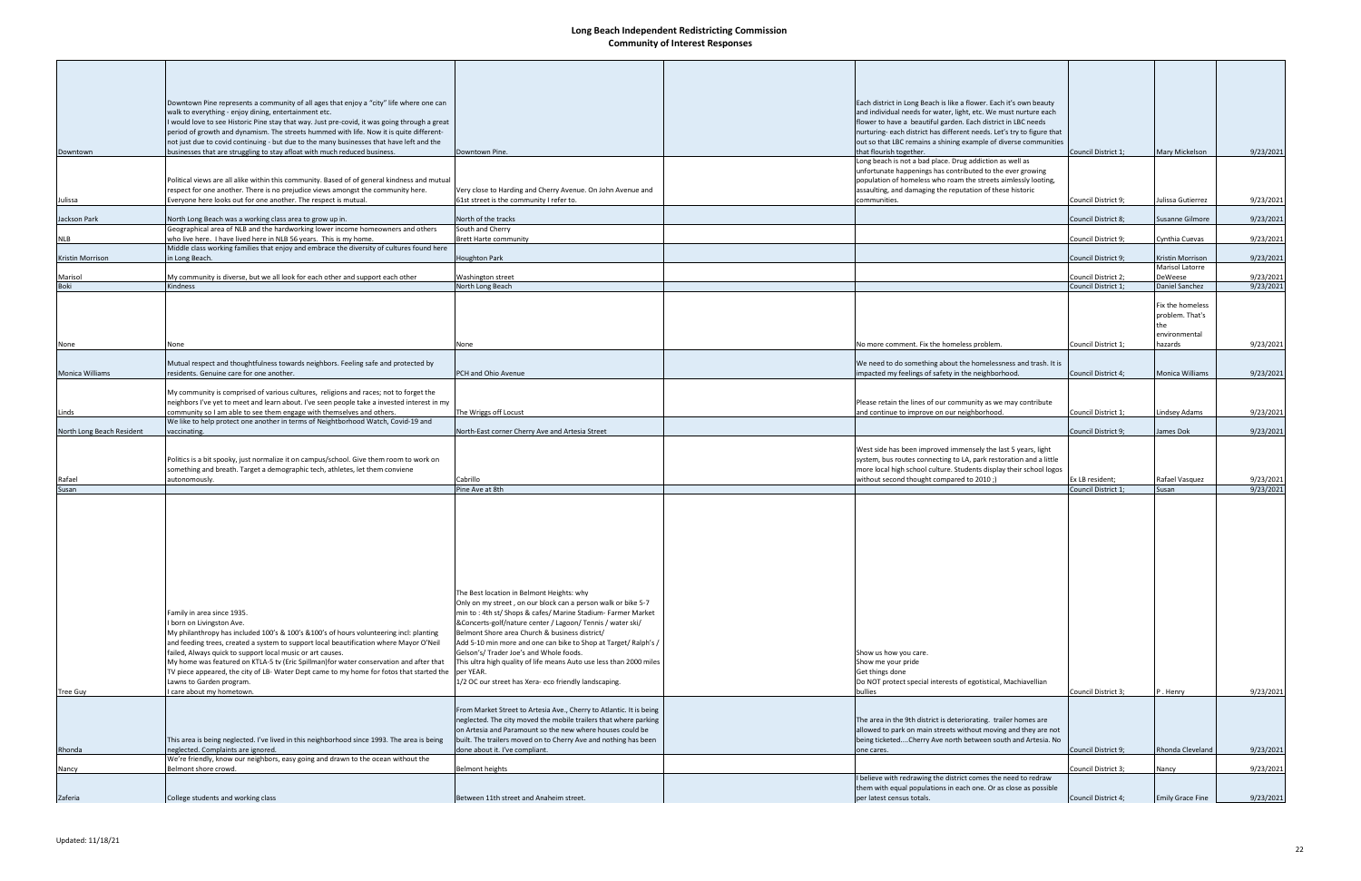# Long Beach Independent Redistricting Commission
## Community of Interest Responses

| | | | | | | | |
|---|---|---|---|---|---|---|---|
| Downtown | Downtown Pine represents a community of all ages that enjoy a "city" life where one can walk to everything - enjoy dining, entertainment etc. I would love to see Historic Pine stay that way. Just pre-covid, it was going through a great period of growth and dynamism. The streets hummed with life. Now it is quite different- not just due to covid continuing - but due to the many businesses that have left and the businesses that are struggling to stay afloat with much reduced business. | Downtown Pine. | | Each district in Long Beach is like a flower. Each it's own beauty and individual needs for water, light, etc. We must nurture each flower to have a beautiful garden. Each district in LBC needs nurturing- each district has different needs. Let's try to figure that out so that LBC remains a shining example of diverse communities that flourish together. | Council District 1; | Mary Mickelson | 9/23/2021 |
| Julissa | Political views are all alike within this community. Based of of general kindness and mutual respect for one another. There is no prejudice views amongst the community here. Everyone here looks out for one another. The respect is mutual. | Very close to Harding and Cherry Avenue. On John Avenue and 61st street is the community I refer to. | | Long beach is not a bad place. Drug addiction as well as unfortunate happenings has contributed to the ever growing population of homeless who roam the streets aimlessly looting, assaulting, and damaging the reputation of these historic communities. | Council District 9; | Julissa Gutierrez | 9/23/2021 |
| Jackson Park | North Long Beach was a working class area to grow up in. | North of the tracks | | | Council District 8; | Susanne Gilmore | 9/23/2021 |
| NLB | Geographical area of NLB and the hardworking lower income homeowners and others who live here. I have lived here in NLB 56 years. This is my home. | South and Cherry Brett Harte community | | | Council District 9; | Cynthia Cuevas | 9/23/2021 |
| Kristin Morrison | Middle class working families that enjoy and embrace the diversity of cultures found here in Long Beach. | Houghton Park | | | Council District 9; | Kristin Morrison | 9/23/2021 |
| Marisol | My community is diverse, but we all look for each other and support each other | Washington street | | | Council District 2; | Marisol Latorre DeWeese | 9/23/2021 |
| Boki | Kindness | North Long Beach | | | Council District 1; | Daniel Sanchez | 9/23/2021 |
| None | None | None | | No more comment. Fix the homeless problem. | Council District 1; | Fix the homeless problem. That's the environmental hazards | 9/23/2021 |
| Monica Williams | Mutual respect and thoughtfulness towards neighbors. Feeling safe and protected by residents. Genuine care for one another. | PCH and Ohio Avenue | | We need to do something about the homelessness and trash. It is impacted my feelings of safety in the neighborhood. | Council District 4; | Monica Williams | 9/23/2021 |
| Linds | My community is comprised of various cultures, religions and races; not to forget the neighbors I've yet to meet and learn about. I've seen people take a invested interest in my community so I am able to see them engage with themselves and others. | The Wriggs off Locust | | Please retain the lines of our community as we may contribute and continue to improve on our neighborhood. | Council District 1; | Lindsey Adams | 9/23/2021 |
| North Long Beach Resident | We like to help protect one another in terms of Neighborhood Watch, Covid-19 and vaccinating. | North-East corner Cherry Ave and Artesia Street | | | Council District 9; | James Dok | 9/23/2021 |
| Rafael | Politics is a bit spooky, just normalize it on campus/school. Give them room to work on something and breath. Target a demographic tech, athletes, let them conviene autonomously. | Cabrillo | | West side has been improved immensely the last 5 years, light system, bus routes connecting to LA, park restoration and a little more local high school culture. Students display their school logos without second thought compared to 2010 ;) | Ex LB resident; | Rafael Vasquez | 9/23/2021 |
| Susan | | Pine Ave at 8th | | | Council District 1; | Susan | 9/23/2021 |
| Tree Guy | Family in area since 1935. I born on Livingston Ave. My philanthropy has included 100's & 100's &100's of hours volunteering incl: planting and feeding trees, created a system to support local beautification where Mayor O'Neil failed, Always quick to support local music or art causes. My home was featured on KTLA-5 tv (Eric Spillman)for water conservation and after that TV piece appeared, the city of LB- Water Dept came to my home for fotos that started the Lawns to Garden program. I care about my hometown. | The Best location in Belmont Heights: why Only on my street , on our block can a person walk or bike 5-7 min to : 4th st/ Shops & cafes/ Marine Stadium- Farmer Market &Concerts-golf/nature center / Lagoon/ Tennis / water ski/ Belmont Shore area Church & business district/ Add 5-10 min more and one can bike to Shop at Target/ Ralph's / Gelson's/ Trader Joe's and Whole foods. This ultra high quality of life means Auto use less than 2000 miles per YEAR. 1/2 OC our street has Xera- eco friendly landscaping. | | Show us how you care. Show me your pride Get things done Do NOT protect special interests of egotistical, Machiavellian bullies | Council District 3; | P . Henry | 9/23/2021 |
| Rhonda | This area is being neglected. I've lived in this neighborhood since 1993. The area is being neglected. Complaints are ignored. | From Market Street to Artesia Ave., Cherry to Atlantic. It is being neglected. The city moved the mobile trailers that where parking on Artesia and Paramount so the new where houses could be built. The trailers moved on to Cherry Ave and nothing has been done about it. I've compliant. | | The area in the 9th district is deteriorating. trailer homes are allowed to park on main streets without moving and they are not being ticketed....Cherry Ave north between south and Artesia. No one cares. | Council District 9; | Rhonda Cleveland | 9/23/2021 |
| Nancy | We're friendly, know our neighbors, easy going and drawn to the ocean without the Belmont shore crowd. | Belmont heights | | | Council District 3; | Nancy | 9/23/2021 |
| Zaferia | College students and working class | Between 11th street and Anaheim street. | | I believe with redrawing the district comes the need to redraw them with equal populations in each one. Or as close as possible per latest census totals. | Council District 4; | Emily Grace Fine | 9/23/2021 |

Updated: 11/18/21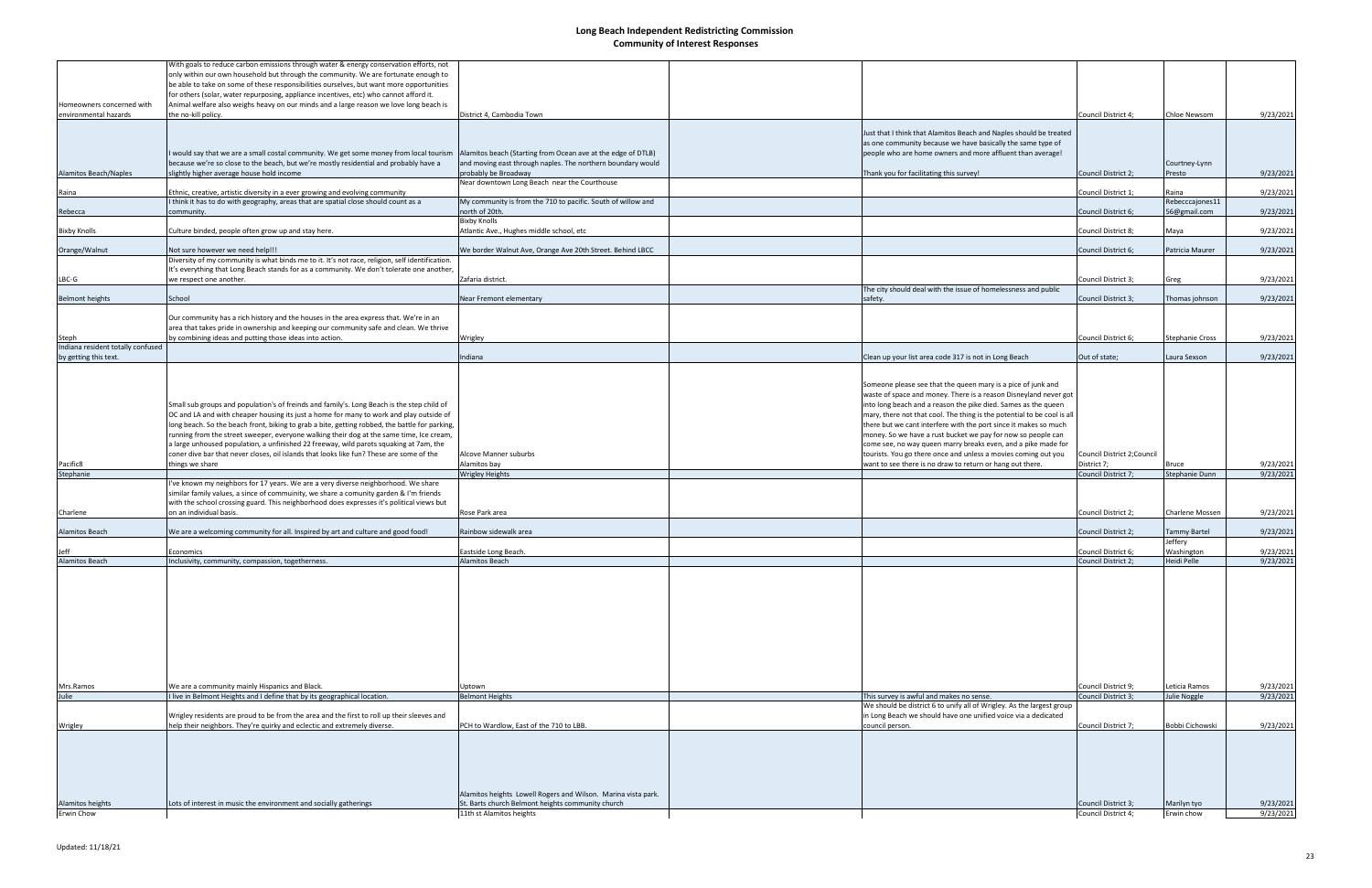# Long Beach Independent Redistricting Commission
## Community of Interest Responses

| | | | | | | | |
|---|---|---|---|---|---|---|---|
| Homeowners concerned with environmental hazards | With goals to reduce carbon emissions through water & energy conservation efforts, not only within our own household but through the community. We are fortunate enough to be able to take on some of these responsibilities ourselves, but want more opportunities for others (solar, water repurposing, appliance incentives, etc) who cannot afford it. Animal welfare also weighs heavy on our minds and a large reason we love long beach is the no-kill policy. | District 4, Cambodia Town | | | Council District 4; | Chloe Newsom | 9/23/2021 |
| Alamitos Beach/Naples | I would say that we are a small costal community. We get some money from local tourism because we're so close to the beach, but we're mostly residential and probably have a slightly higher average house hold income | Alamitos beach (Starting from Ocean ave at the edge of DTLB) and moving east through naples. The northern boundary would probably be Broadway | | Just that I think that Alamitos Beach and Naples should be treated as one community because we have basically the same type of people who are home owners and more affluent than average! Thank you for facilitating this survey! | Council District 2; | Courtney-Lynn Presto | 9/23/2021 |
| Raina | Ethnic, creative, artistic diversity in a ever growing and evolving community | Near downtown Long Beach near the Courthouse | | | Council District 1; | Raina | 9/23/2021 |
| Rebecca | I think it has to do with geography, areas that are spatial close should count as a community. | My community is from the 710 to pacific. South of willow and north of 20th. | | | Council District 6; | Rebecccajones11 56@gmail.com | 9/23/2021 |
| Bixby Knolls | Culture binded, people often grow up and stay here. | Bixby Knolls Atlantic Ave., Hughes middle school, etc | | | Council District 8; | Maya | 9/23/2021 |
| Orange/Walnut | Not sure however we need help!!! | We border Walnut Ave, Orange Ave 20th Street. Behind LBCC | | | Council District 6; | Patricia Maurer | 9/23/2021 |
| LBC-G | Diversity of my community is what binds me to it. It's not race, religion, self identification. It's everything that Long Beach stands for as a community. We don't tolerate one another, we respect one another. | Zafaria district. | | | Council District 3; | Greg | 9/23/2021 |
| Belmont heights | School | Near Fremont elementary | | The city should deal with the issue of homelessness and public safety. | Council District 3; | Thomas johnson | 9/23/2021 |
| Steph | Our community has a rich history and the houses in the area express that. We're in an area that takes pride in ownership and keeping our community safe and clean. We thrive by combining ideas and putting those ideas into action. | Wrigley | | | Council District 6; | Stephanie Cross | 9/23/2021 |
| Indiana resident totally confused by getting this text. | | Indiana | | Clean up your list area code 317 is not in Long Beach | Out of state; | Laura Sexson | 9/23/2021 |
| Pacific8 | Small sub groups and population's of freinds and family's. Long Beach is the step child of OC and LA and with cheaper housing its just a home for many to work and play outside of long beach. So the beach front, biking to grab a bite, getting robbed, the battle for parking, running from the street sweeper, everyone walking their dog at the same time, Ice cream, a large unhoused population, a unfinished 22 freeway, wild parots squaking at 7am, the coner dive bar that never closes, oil islands that looks like fun? These are some of the things we share | Alcove Manner suburbs Alamitos bay | | Someone please see that the queen mary is a pice of junk and waste of space and money. There is a reason Disneyland never got into long beach and a reason the pike died. Sames as the queen mary, there not that cool. The thing is the potential to be cool is all there but we cant interfere with the port since it makes so much money. So we have a rust bucket we pay for now so people can come see, no way queen marry breaks even, and a pike made for tourists. You go there once and unless a movies coming out you want to see there is no draw to return or hang out there. | Council District 2;Council District 7; | Bruce | 9/23/2021 |
| Stephanie | | Wrigley Heights | | | Council District 7; | Stephanie Dunn | 9/23/2021 |
| Charlene | I've known my neighbors for 17 years. We are a very diverse neighborhood. We share similar family values, a since of commuinity, we share a comunity garden & I'm friends with the school crossing guard. This neighborhood does expresses it's political views but on an individual basis. | Rose Park area | | | Council District 2; | Charlene Mossen | 9/23/2021 |
| Alamitos Beach | We are a welcoming community for all. Inspired by art and culture and good food! | Rainbow sidewalk area | | | Council District 2; | Tammy Bartel | 9/23/2021 |
| Jeff | Economics | Eastside Long Beach. | | | Council District 6; | Jeffery Washington | 9/23/2021 |
| Alamitos Beach | Inclusivity, community, compassion, togetherness. | Alamitos Beach | | | Council District 2; | Heidi Pelle | 9/23/2021 |
| Mrs.Ramos | We are a community mainly Hispanics and Black. | Uptown | | | Council District 9; | Leticia Ramos | 9/23/2021 |
| Julie | I live in Belmont Heights and I define that by its geographical location. | Belmont Heights | | This survey is awful and makes no sense. | Council District 3; | Julie Noggle | 9/23/2021 |
| Wrigley | Wrigley residents are proud to be from the area and the first to roll up their sleeves and help their neighbors. They're quirky and eclectic and extremely diverse. | PCH to Wardlow, East of the 710 to LBB. | | We should be district 6 to unify all of Wrigley. As the largest group in Long Beach we should have one unified voice via a dedicated council person. | Council District 7; | Bobbi Cichowski | 9/23/2021 |
| Alamitos heights | Lots of interest in music the environment and socially gatherings | Alamitos heights Lowell Rogers and Wilson. Marina vista park. St. Barts church Belmont heights community church | | | Council District 3; | Marilyn tyo | 9/23/2021 |
| Erwin Chow | | 11th st Alamitos heights | | | Council District 4; | Erwin chow | 9/23/2021 |

Updated: 11/18/21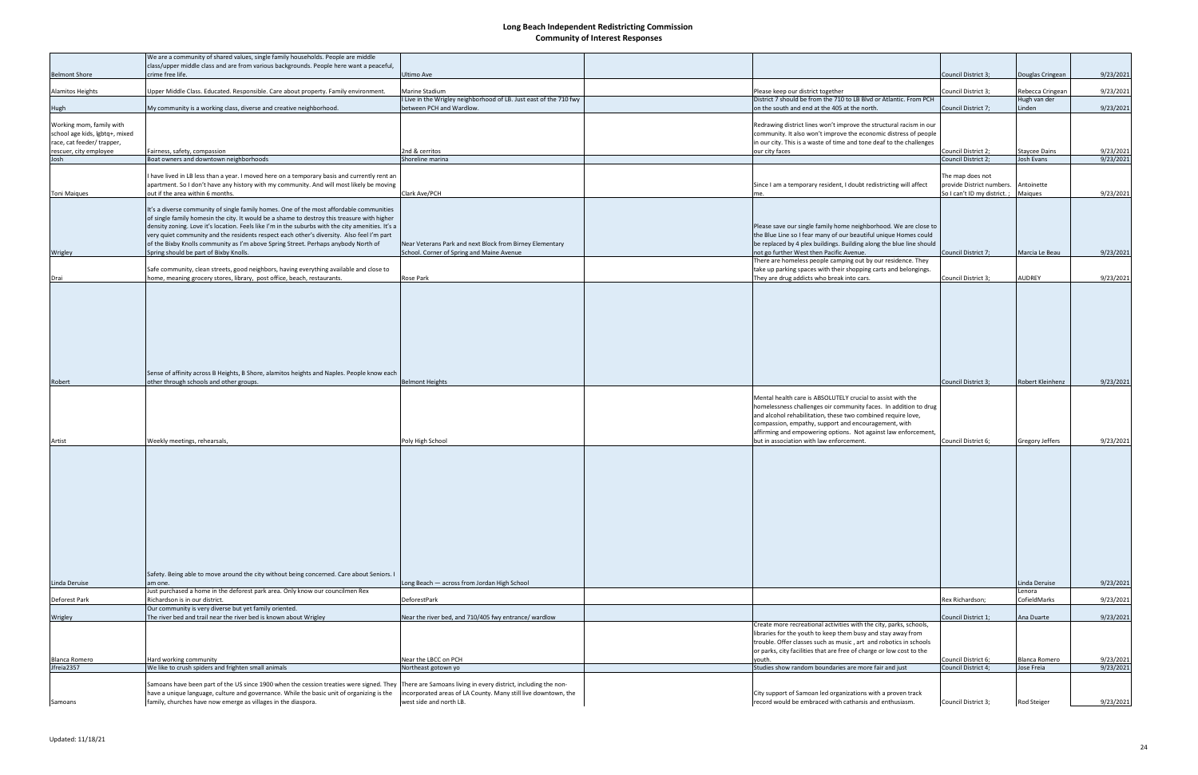# Long Beach Independent Redistricting Commission
## Community of Interest Responses

| | | | | | | | |
|---|---|---|---|---|---|---|---|
| Belmont Shore | We are a community of shared values, single family households. People are middle class/upper middle class and are from various backgrounds. People here want a peaceful, crime free life. | Ultimo Ave | | | Council District 3; | Douglas Cringean | 9/23/2021 |
| Alamitos Heights | Upper Middle Class. Educated. Responsible. Care about property. Family environment. | Marine Stadium | | Please keep our district together | Council District 3; | Rebecca Cringean | 9/23/2021 |
| Hugh | My community is a working class, diverse and creative neighborhood. | I Live in the Wrigley neighborhood of LB. Just east of the 710 fwy between PCH and Wardlow. | | District 7 should be from the 710 to LB Blvd or Atlantic. From PCH on the south and end at the 405 at the north. | Council District 7; | Hugh van der Linden | 9/23/2021 |
| Working mom, family with school age kids, lgbtq+, mixed race, cat feeder/ trapper, rescuer, city employee | Fairness, safety, compassion | 2nd & cerritos | | Redrawing district lines won't improve the structural racism in our community. It also won't improve the economic distress of people in our city. This is a waste of time and tone deaf to the challenges our city faces | Council District 2; | Staycee Dains | 9/23/2021 |
| Josh | Boat owners and downtown neighborhoods | Shoreline marina | | | Council District 2; | Josh Evans | 9/23/2021 |
| Toni Maiques | I have lived in LB less than a year. I moved here on a temporary basis and currently rent an apartment. So I don't have any history with my community. And will most likely be moving out if the area within 6 months. | Clark Ave/PCH | | Since I am a temporary resident, I doubt redistricting will affect me. | The map does not provide District numbers. So I can't ID my district. ; | Antoinette Maiques | 9/23/2021 |
| Wrigley | It's a diverse community of single family homes. One of the most affordable communities of single family homesin the city. It would be a shame to destroy this treasure with higher density zoning. Love it's location. Feels like I'm in the suburbs with the city amenities. It's a very quiet community and the residents respect each other's diversity. Also feel I'm part of the Bixby Knolls community as I'm above Spring Street. Perhaps anybody North of Spring should be part of Bixby Knolls. | Near Veterans Park and next Block from Birney Elementary School. Corner of Spring and Maine Avenue | | Please save our single family home neighborhood. We are close to the Blue Line so I fear many of our beautiful unique Homes could be replaced by 4 plex buildings. Building along the blue line should not go further West then Pacific Avenue. | Council District 7; | Marcia Le Beau | 9/23/2021 |
| Drai | Safe community, clean streets, good neighbors, having everything available and close to home, meaning grocery stores, library, post office, beach, restaurants. | Rose Park | | There are homeless people camping out by our residence. They take up parking spaces with their shopping carts and belongings. They are drug addicts who break into cars. | Council District 3; | AUDREY | 9/23/2021 |
| Robert | Sense of affinity across B Heights, B Shore, alamitos heights and Naples. People know each other through schools and other groups. | Belmont Heights | | | Council District 3; | Robert Kleinhenz | 9/23/2021 |
| Artist | Weekly meetings, rehearsals, | Poly High School | | Mental health care is ABSOLUTELY crucial to assist with the homelessness challenges oir community faces. In addition to drug and alcohol rehabilitation, these two combined require love, compassion, empathy, support and encouragement, with affirming and empowering options. Not against law enforcement, but in association with law enforcement. | Council District 6; | Gregory Jeffers | 9/23/2021 |
| Linda Deruise | Safety. Being able to move around the city without being concerned. Care about Seniors. I am one. | Long Beach — across from Jordan High School | | | | Linda Deruise | 9/23/2021 |
| Deforest Park | Just purchased a home in the deforest park area. Only know our councilmen Rex Richardson is in our district. | DeforestPark | | | Rex Richardson; | Lenora CofieldMarks | 9/23/2021 |
| Wrigley | Our community is very diverse but yet family oriented. The river bed and trail near the river bed is known about Wrigley | Near the river bed, and 710/405 fwy entrance/ wardlow | | | Council District 1; | Ana Duarte | 9/23/2021 |
| Blanca Romero | Hard working community | Near the LBCC on PCH | | Create more recreational activities with the city, parks, schools, libraries for the youth to keep them busy and stay away from trouble. Offer classes such as music , art and robotics in schools or parks, city facilities that are free of charge or low cost to the youth. | Council District 6; | Blanca Romero | 9/23/2021 |
| Jfreia2357 | We like to crush spiders and frighten small animals | Northeast gotown yo | | Studies show random boundaries are more fair and just | Council District 4; | Jose Freia | 9/23/2021 |
| Samoans | Samoans have been part of the US since 1900 when the cession treaties were signed. They have a unique language, culture and governance. While the basic unit of organizing is the family, churches have now emerge as villages in the diaspora. | There are Samoans living in every district, including the non-incorporated areas of LA County. Many still live downtown, the west side and north LB. | | City support of Samoan led organizations with a proven track record would be embraced with catharsis and enthusiasm. | Council District 3; | Rod Steiger | 9/23/2021 |

Updated: 11/18/21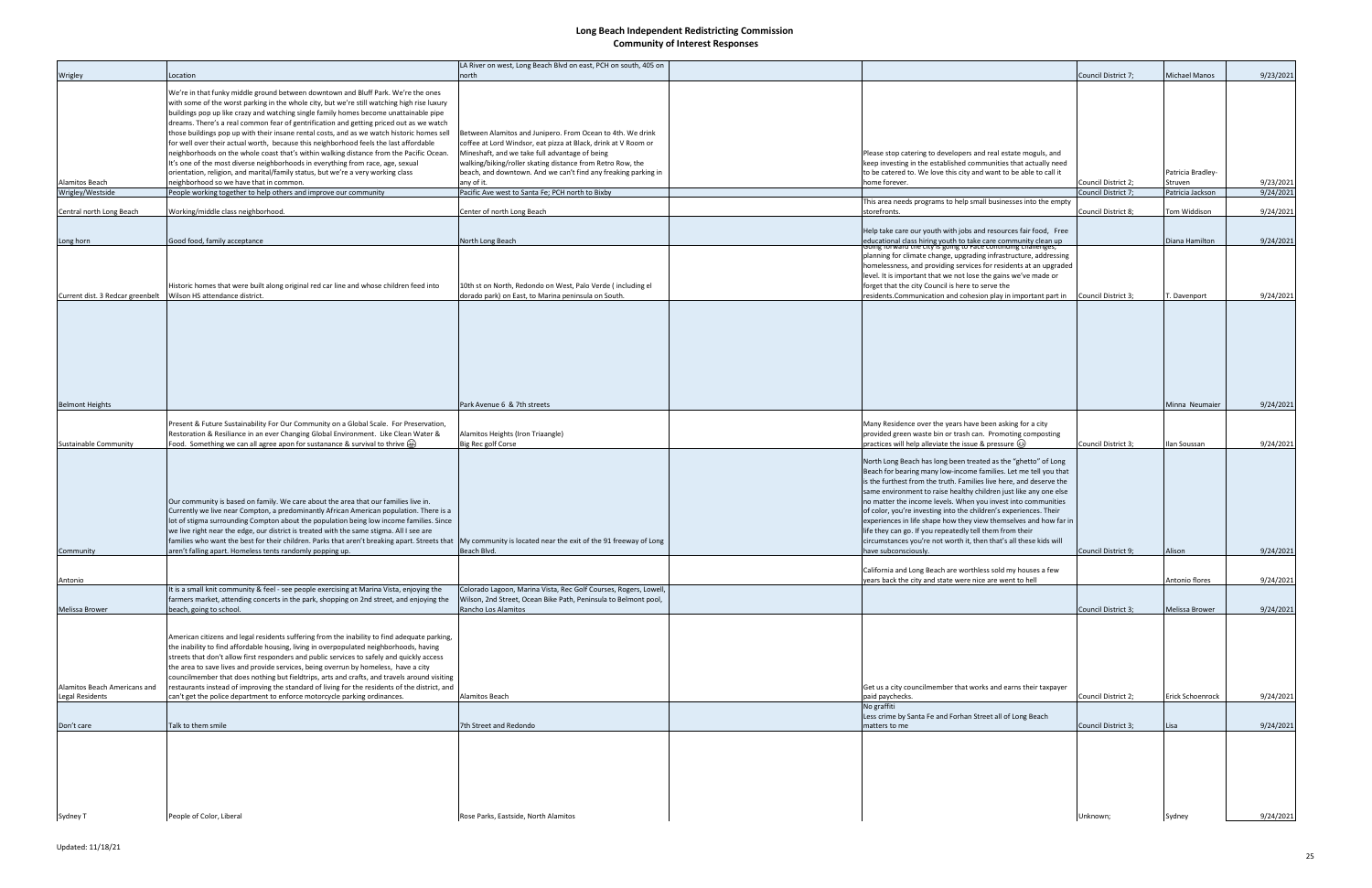# Long Beach Independent Redistricting Commission
## Community of Interest Responses

| | | | | | | | |
|---|---|---|---|---|---|---|---|
| Wrigley | Location | LA River on west, Long Beach Blvd on east, PCH on south, 405 on north | | | Council District 7; | Michael Manos | 9/23/2021 |
| Alamitos Beach | We're in that funky middle ground between downtown and Bluff Park. We're the ones with some of the worst parking in the whole city, but we're still watching high rise luxury buildings pop up like crazy and watching single family homes become unattainable pipe dreams. There's a real common fear of gentrification and getting priced out as we watch those buildings pop up with their insane rental costs, and as we watch historic homes sell for well over their actual worth, because this neighborhood feels the last affordable neighborhoods on the whole coast that's within walking distance from the Pacific Ocean. It's one of the most diverse neighborhoods in everything from race, age, sexual orientation, religion, and marital/family status, but we're a very working class neighborhood so we have that in common. | Between Alamitos and Junipero. From Ocean to 4th. We drink coffee at Lord Windsor, eat pizza at Black, drink at V Room or Mineshaft, and we take full advantage of being walking/biking/roller skating distance from Retro Row, the beach, and downtown. And we can't find any freaking parking in any of it. | | Please stop catering to developers and real estate moguls, and keep investing in the established communities that actually need to be catered to. We love this city and want to be able to call it home forever. | Council District 2; | Patricia Bradley-Struven | 9/23/2021 |
| Wrigley/Westside | People working together to help others and improve our community | Pacific Ave west to Santa Fe; PCH north to Bixby | | | Council District 7; | Patricia Jackson | 9/24/2021 |
| Central north Long Beach | Working/middle class neighborhood. | Center of north Long Beach | | This area needs programs to help small businesses into the empty storefronts. | Council District 8; | Tom Widdison | 9/24/2021 |
| Long horn | Good food, family acceptance | North Long Beach | | Help take care our youth with jobs and resources fair food, Free educational class hiring youth to take care community clean up | | Diana Hamilton | 9/24/2021 |
| Current dist. 3 Redcar greenbelt | Historic homes that were built along original red car line and whose children feed into Wilson HS attendance district. | 10th st on North, Redondo on West, Palo Verde ( including el dorado park) on East, to Marina peninsula on South. | | Going forward the city is going to face continuing challenges, planning for climate change, upgrading infrastructure, addressing homelessness, and providing services for residents at an upgraded level. It is important that we not lose the gains we've made or forget that the city Council is here to serve the residents.Communication and cohesion play in important part in | Council District 3; | T. Davenport | 9/24/2021 |
| Belmont Heights | | Park Avenue 6 & 7th streets | | | | Minna Neumaier | 9/24/2021 |
| Sustainable Community | Present & Future Sustainability For Our Community on a Global Scale. For Preservation, Restoration & Resiliance in an ever Changing Global Environment. Like Clean Water & Food. Something we can all agree apon for sustanance & survival to thrive 😀 | Alamitos Heights (Iron Triaangle) Big Rec golf Corse | | Many Residence over the years have been asking for a city provided green waste bin or trash can. Promoting composting practices will help alleviate the issue & pressure 😀 | Council District 3; | Ilan Soussan | 9/24/2021 |
| Community | Our community is based on family. We care about the area that our families live in. Currently we live near Compton, a predominantly African American population. There is a lot of stigma surrounding Compton about the population being low income families. Since we live right near the edge, our district is treated with the same stigma. All I see are families who want the best for their children. Parks that aren't breaking apart. Streets that aren't falling apart. Homeless tents randomly popping up. | My community is located near the exit of the 91 freeway of Long Beach Blvd. | | North Long Beach has long been treated as the "ghetto" of Long Beach for bearing many low-income families. Let me tell you that is the furthest from the truth. Families live here, and deserve the same environment to raise healthy children just like any one else no matter the income levels. When you invest into communities of color, you're investing into the children's experiences. Their experiences in life shape how they view themselves and how far in life they can go. If you repeatedly tell them from their circumstances you're not worth it, then that's all these kids will have subconsciously. | Council District 9; | Alison | 9/24/2021 |
| Antonio | | | | California and Long Beach are worthless sold my houses a few years back the city and state were nice are went to hell | | Antonio flores | 9/24/2021 |
| Melissa Brower | It is a small knit community & feel - see people exercising at Marina Vista, enjoying the farmers market, attending concerts in the park, shopping on 2nd street, and enjoying the beach, going to school. | Colorado Lagoon, Marina Vista, Rec Golf Courses, Rogers, Lowell, Wilson, 2nd Street, Ocean Bike Path, Peninsula to Belmont pool, Rancho Los Alamitos | | | Council District 3; | Melissa Brower | 9/24/2021 |
| Alamitos Beach Americans and Legal Residents | American citizens and legal residents suffering from the inability to find adequate parking, the inability to find affordable housing, living in overpopulated neighborhoods, having streets that don't allow first responders and public services to safely and quickly access the area to save lives and provide services, being overrun by homeless, have a city councilmember that does nothing but fieldtrips, arts and crafts, and travels around visiting restaurants instead of improving the standard of living for the residents of the district, and can't get the police department to enforce motorcycle parking ordinances. | Alamitos Beach | | Get us a city councilmember that works and earns their taxpayer paid paychecks. | Council District 2; | Erick Schoenrock | 9/24/2021 |
| Don't care | Talk to them smile | 7th Street and Redondo | | No graffiti Less crime by Santa Fe and Forhan Street all of Long Beach matters to me | Council District 3; | Lisa | 9/24/2021 |
| Sydney T | People of Color, Liberal | Rose Parks, Eastside, North Alamitos | | | Unknown; | Sydney | 9/24/2021 |

Updated: 11/18/21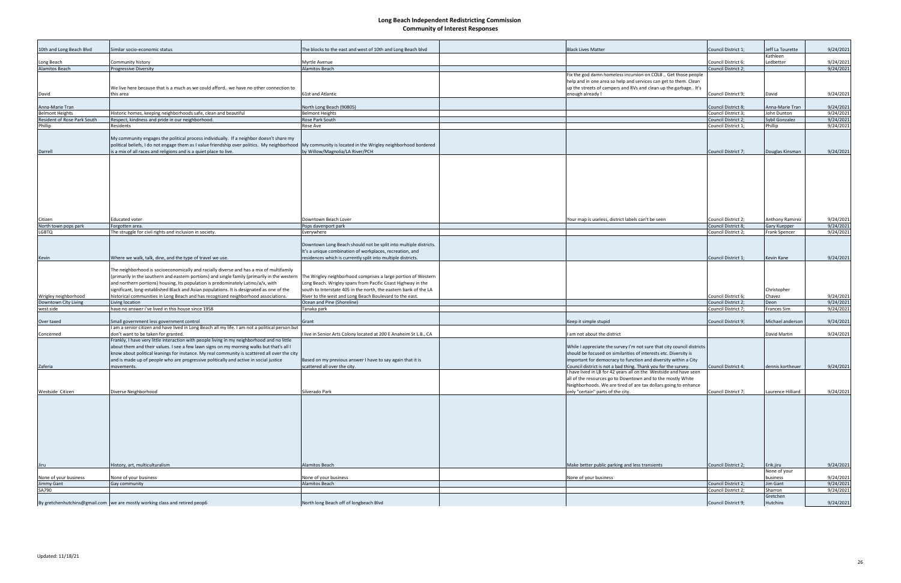# Long Beach Independent Redistricting Commission
## Community of Interest Responses

| | | | | | | | |
|---|---|---|---|---|---|---|---|
| 10th and Long Beach Blvd | Similar socio-economic status | The blocks to the east and west of 10th and Long Beach blvd | | Black Lives Matter | Council District 1; | Jeff La Tourette | 9/24/2021 |
| Long Beach | Community history | Myrtle Avenue | | | Council District 6; | Kathleen Ledbetter | 9/24/2021 |
| Alamitos Beach | Progressive Diversity | Alamitos Beach | | | Council District 2; | | 9/24/2021 |
| David | We live here because that is a much as we could afford.. we have no other connection to this area | 61st and Atlantic | | Fix the god damn homeless incursion on COLB .. Get those people help and in one area so help and services can get to them. Clean up the streets of campers and RVs and clean up the garbage.. It's enough already ! | Council District 9; | David | 9/24/2021 |
| Anna-Marie Tran | | North Long Beach (90805) | | | Council District 8; | Anna-Marie Tran | 9/24/2021 |
| Belmont Heights | Historic homes, keeping neighborhoods safe, clean and beautiful | Belmont Heights | | | Council District 3; | John Dunton | 9/24/2021 |
| Resident of Rose Park South | Respect, kindness and pride in our neighborhood. | Rose Park South | | | Council District 2; | Sybil Gonzalez | 9/24/2021 |
| Phillip | Residents | Rose Ave | | | Council District 1; | Philip | 9/24/2021 |
| Darrell | My community engages the political process individually. If a neighbor doesn't share my political beliefs, I do not engage them as I value friendship over politics. My neighborhood is a mix of all races and religions and is a quiet place to live. | My community is located in the Wrigley neighborhood bordered by Willow/Magnolia/LA River/PCH | | | Council District 7; | Douglas Kinsman | 9/24/2021 |
| Citizen | Educated voter | Downtown Beach Lover | | Your map is useless, district labels can't be seen | Council District 2; | Anthony Ramirez | 9/24/2021 |
| North town pops park | Forgotten area. | Pops davenport park | | | Council District 8; | Gary Kuepper | 9/24/2021 |
| LGBTQ | The struggle for civil rights and inclusion in society. | Everywhere | | | Council District 2; | Frank Spencer | 9/24/2021 |
| Kevin | Where we walk, talk, dine, and the type of travel we use. | Downtown Long Beach should not be split into multiple districts. It's a unique combination of workplaces, recreation, and residences which is currently split into multiple districts. | | | Council District 1; | Kevin Kane | 9/24/2021 |
| Wrigley neighborhood | The neighborhood is socioeconomically and racially diverse and has a mix of multifamily (primarily in the southern and eastern portions) and single family (primarily in the western and northern portions) housing. Its population is predominately Latino/a/x, with significant, long-established Black and Asian populations. It is designated as one of the historical communities in Long Beach and has recognized neighborhood associations. | The Wrigley neighborhood comprises a large portion of Western Long Beach. Wrigley spans from Pacific Coast Highway in the south to Interstate 405 in the north, the eastern bank of the LA River to the west and Long Beach Boulevard to the east. | | | Council District 6; | Christopher Chavez | 9/24/2021 |
| Downtown City Living | Living location | Ocean and Pine (Shoreline) | | | Council District 2; | Deon | 9/24/2021 |
| west side | have no answer i've lived in this house since 1958 | Tanaka park | | | Council District 7; | Frances Sim | 9/24/2021 |
| Over taxed | Small government less government control | Grant | | Keep it simple stupid | Council District 9; | Michael anderson | 9/24/2021 |
| Concerned | I am a senior citizen and have lived in Long Beach all my life. I am not a political person but don't want to be taken for granted. | I live in Senior Arts Colony located at 200 E Anaheim St L.B., CA | | I am not about the district | | David Martin | 9/24/2021 |
| Zaferia | Frankly, I have very little interaction with people living in my neighborhood and no little about them and their values. I see a few lawn signs on my morning walks but that's all I know about political leanings for instance. My real community is scattered all over the city and is made up of people who are progressive politically and active in social justice movements. | Based on my previous answer I have to say again that it is scattered all over the city. | | While I appreciate the survey I'm not sure that city council districts should be focused on similarities of interests etc. Diversity is important for democracy to function and diversity within a City Council district is not a bad thing. Thank you for the survey. | Council District 4; | dennis kortheuer | 9/24/2021 |
| Westside Citizen | Diverse Neighborhood | Silverado Park | | I have lived in LB for 42 years all on the Westside and have seen all of the resources go to Downtown and to the mostly White Neighborhoods. We are tired of are tax dollars going to enhance only "certain" parts of the city. | Council District 7; | Laurence Hilliard | 9/24/2021 |
| Jiru | History, art, multiculturalism | Alamitos Beach | | Make better public parking and less transients | Council District 2; | Erik.jiru | 9/24/2021 |
| None of your business | None of your business | None of your business | | None of your business | | None of your business | 9/24/2021 |
| Jimmy Gant | Gay community | Alamitos Beach | | | Council District 2; | Jim Gant | 9/24/2021 |
| SA790 | | | | | Council District 2; | Sharron | 9/24/2021 |
| By gretchenhutchins@gmail.com | we are mostly working class and retired peop6 | North long Beach off of longbeach Blvd | | | Council District 9; | Gretchen Hutchins | 9/24/2021 |

Updated: 11/18/21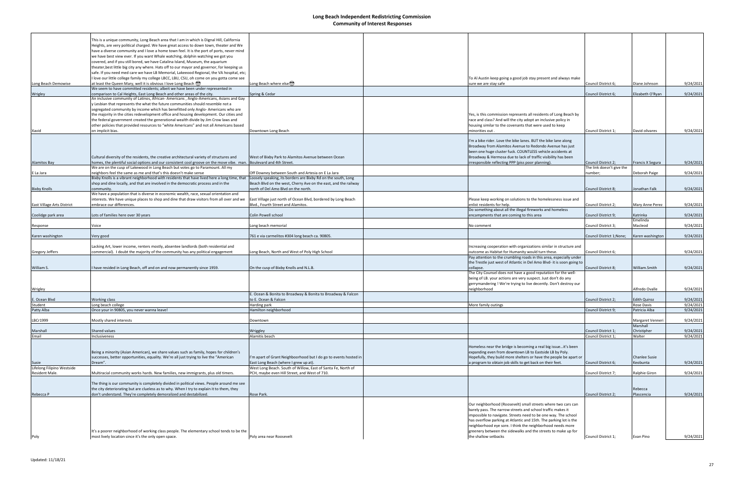# Long Beach Independent Redistricting Commission
## Community of Interest Responses

| | | | | | | | |
|---|---|---|---|---|---|---|---|
| Long Beach Demowise | This is a unique community, Long Beach area that I am in which is Dignal Hill, California Heights, are very political charged. We have great access to down town, theater and We have a diverse community and I love a home town feel. It is the port of ports, never mind we have best view ever. If you want Whale watching, dolphin watching we got you covered, and if you still bored, we have Catalina Island, Museum, the aquarium theater,best little big city any where. Hats off to our mayor and governor, for keeping us safe. If you need med care we have LB Memorial, Lakeeood Regional, the VA hospital, etc; I love our little college family my college LBCC, LBU, CSU, oh come on you gotta come see at least the Queen Mary, well it is obvious I love Long Beach 😎 | Long Beach where else😎 | | To Al Austin keep going a good job stay present and always make sure we are stay safe | Council District 6; | Diane Johnson | 9/24/2021 |
| Wrigley | We seem to have committed residents; albeit we have been under represented in comparison to Cal Heights, East Long Beach and other areas of the city. | Spring & Cedar | | | Council District 6; | Elizabeth O'Ryan | 9/24/2021 |
| Xavid | An inclusive community of Latinos, African- Americans , Anglo-Americans, Asians and Gay y Lesbian that represents the what the future communities should resemble not a segregated community by income which has benefitted only Anglo- Americans who are the majority in the cities redevelopment office and housing development. Our cities and the federal government created the generational wealth divide by Jim Crow laws and other policies that provided resources to "white Americans" and not all Americans based on implicit bias. | Downtown Long Beach | | Yes, is this commission represents all residents of Long Beach by race and class? And will the city adopt an inclusive policy in housing similar to the covenants that were used to keep minorities out . | Council District 1; | David olivares | 9/24/2021 |
| Alamitos Bay | Cultural diversity of the residents, the creative architectural variety of structures and homes, the plentiful social options and our consistent cool groove on the move vibe. man. | West of Bixby Park to Alamitos Avenue between Ocean Boulevard and 4th Street. | | I'm a bike rider. Love the bike lanes. BUT the bike lane along Broadway from Alamitos Avenue to Redondo Avenue has just been one huge cluster fuck. COUNTLESS vehicle accidents at Broadway & Hermosa due to lack of traffic visibility has been irresponsible reflecting PPP (piss poor planning). | Council District 2; | Francis X Segura | 9/24/2021 |
| E La Jara | We are on the cusp of Lakewood in Long Beach but votes go to Paramount. All my neighbors feel the same as me and that's this doesn't make sense | Off Downey between South and Artesia on E La Jara | | | The link doesn't give the number; | Deborah Paige | 9/24/2021 |
| Bixby Knolls | Bixby Knolls is a vibrant neighborhood with residents that have lived here a long time, that shop and dine locally, and that are involved in the democratic process and in the community. | Loosely speaking, its borders are Bixby Rd on the south, Long Beach Blvd on the west, Cherry Ave on the east, and the railway north of Del Amo Blvd on the north. | | | Council District 8; | Jonathan Falk | 9/24/2021 |
| East Village Arts District | We have a population that is diverse in economic wealth, race, sexual orientation and interests. We have unique places to shop and dine that draw visitors from all over and we embrace our differences. | East Village just north of Ocean Blvd, bordered by Long Beach Blvd., Fourth Street and Alamitos. | | Please keep working on solutions to the homelessness issue and enlist residents for help. | Council District 2; | Mary Anne Perez | 9/24/2021 |
| Coolidge park area | Lots of families here over 30 years | Colin Powell school | | Do something about all the illegal fireworks and homeless encampments that are coming to this area | Council District 9; | Katrinka | 9/24/2021 |
| Response | Voice | Long beach memorial | | No comment | Council District 3; | Emelinda Macleod | 9/24/2021 |
| Karen washington | Very good | 761 e via carmelitos #304 long beach ca. 90805. | | | Council District 1;None; | Karen washington | 9/24/2021 |
| Gregory Jeffers | Lacking Art, lower income, renters mostly, absentee landlords (both residential and commercial). I doubt the majority of the community has any political engagement | Long Beach, North and West of Poly High School | | Increasing cooperation with organizations similar in structure and outcome as Habitat for Humanity would turn these. | Council District 6; | | 9/24/2021 |
| William S. | I have resided in Long Beach, off and on and now permanently since 1959. | On the cusp of Bixby Knolls and N.L.B. | | Pay attention to the crumbling roads in this area, especially under the Trestle just west of Atlantic in Del Amo Blvd- it is soon going to collapse. | Council District 8; | William.Smith | 9/24/2021 |
| Wrigley | | | | The City Counsel does not have a good reputation for the well-being of LB. your actions are very suspect. Just don't do any gerrymandering ! We're trying to live decently. Don't destroy our neighborhood | | Alfredo Ovalle | 9/24/2021 |
| E. Ocean Blvd | Working class | E. Ocean & Bonita to Broadway & Bonita to Broadway & Falcon to E. Ocean & Falcon | | | Council District 2; | Edith Quiroz | 9/24/2021 |
| Student | Long beach college | Harding park | | More family outings | | Rose Davis | 9/24/2021 |
| Patty Alba | Once your in 90805, you never wanna leave! | Hamilton neighborhood | | | Council District 9; | Patricia Alba | 9/24/2021 |
| LBCr1999 | Mostly shared interests | Downtown | | | | Margaret Venneri | 9/24/2021 |
| Marshall | Shared values | Wriggley | | | Council District 1; | Marshall Christipher | 9/24/2021 |
| Email | Inclusiveness | Alamitis beach | | | Council District 1; | Walter | 9/24/2021 |
| Susie | Being a minority (Asian American), we share values such as family, hopes for children's successes, better opportunities, equality. We're all just trying to live the "American Dream". | I'm apart of Grant Neighboorhood but I do go to events hosted in East Long Beach (where I grew up at). | | Homeless near the bridge is becoming a real big issue...it's been expanding even from downtown LB to Eastside LB by Poly. Hopefully, they build more shelters or have the people be apart or a program to obtain job skills to get back on their feet. | Council District 6; | Chanlee Susie Keobunta | 9/24/2021 |
| Lifelong Filipino Westside Resident Male. | Multiracial community works hards. New families, new immigrants, plus old timers. | West Long Beach. South of Willow, East of Santa Fe, North of PCH, maybe even Hill Street, and West of 710. | | | Council District 7; | Ralphie Giron | 9/24/2021 |
| Rebecca P | The thing is our community is completely divided in political views. People around me see the city deteriorating but are clueless as to why. When I try to explain it to them, they don't understand. They're completely demoralized and destabilized. | Rose Park. | | | Council District 2; | Rebecca Plascencia | 9/24/2021 |
| Poly | It's a poorer neighborhood of working class people. The elementary school tends to be the most lively location since it's the only open space. | Poly area near Roosevelt | | Our neighborhood (Roosevelt) small streets where two cars can barely pass. The narrow streets and school traffic makes it impossible to navigate. Streets need to be one way. The school has overflow parking at Atlantic and 15th. The parking lot is the neighborhood eye sore. I think the neighborhood needs more greenery between the sidewalks and the streets to make up for the shallow setbacks | Council District 1; | Evan Pino | 9/24/2021 |

Updated: 11/18/21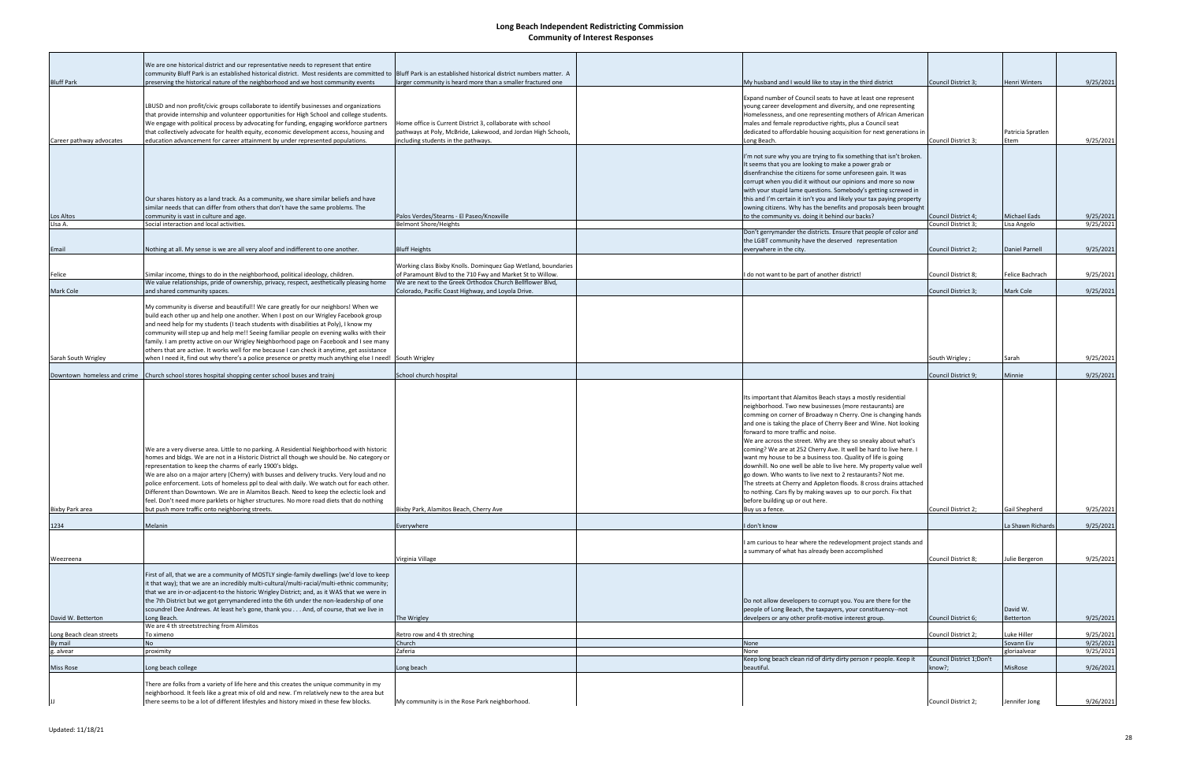# Long Beach Independent Redistricting Commission
## Community of Interest Responses

| | | | | | | | |
|---|---|---|---|---|---|---|---|
| Bluff Park | We are one historical district and our representative needs to represent that entire community Bluff Park is an established historical district. Most residents are committed to preserving the historical nature of the neighborhood and we host community events | Bluff Park is an established historical district numbers matter. A larger community is heard more than a smaller fractured one | | My husband and I would like to stay in the third district | Council District 3; | Henri Winters | 9/25/2021 |
| Career pathway advocates | LBUSD and non profit/civic groups collaborate to identify businesses and organizations that provide internship and volunteer opportunities for High School and college students. We engage with political process by advocating for funding, engaging workforce partners that collectively advocate for health equity, economic development access, housing and education advancement for career attainment by under represented populations. | Home office is Current District 3, collaborate with school pathways at Poly, McBride, Lakewood, and Jordan High Schools, including students in the pathways. | | Expand number of Council seats to have at least one represent young career development and diversity, and one representing Homelessness, and one representing mothers of African American males and female reproductive rights, plus a Council seat dedicated to affordable housing acquisition for next generations in Long Beach. | Council District 3; | Patricia Spratlen Etem | 9/25/2021 |
| Los Altos | Our shares history as a land track. As a community, we share similar beliefs and have similar needs that can differ from others that don't have the same problems. The community is vast in culture and age. | Palos Verdes/Stearns - El Paseo/Knoxville | | I'm not sure why you are trying to fix something that isn't broken. It seems that you are looking to make a power grab or disenfranchise the citizens for some unforeseen gain. It was corrupt when you did it without our opinions and more so now with your stupid lame questions. Somebody's getting screwed in this and I'm certain it isn't you and likely your tax paying property owning citizens. Why has the benefits and proposals been brought to the community vs. doing it behind our backs? | Council District 4; | Michael Eads | 9/25/2021 |
| Lisa A. | Social interaction and local activities. | Belmont Shore/Heights | | | Council District 3; | Lisa Angelo | 9/25/2021 |
| Email | Nothing at all. My sense is we are all very aloof and indifferent to one another. | Bluff Heights | | Don't gerrymander the districts. Ensure that people of color and the LGBT community have the deserved representation everywhere in the city. | Council District 2; | Daniel Parnell | 9/25/2021 |
| Felice | Similar income, things to do in the neighborhood, political ideology, children. | Working class Bixby Knolls. Dominquez Gap Wetland, boundaries of Paramount Blvd to the 710 Fwy and Market St to Willow. | | I do not want to be part of another district! | Council District 8; | Felice Bachrach | 9/25/2021 |
| Mark Cole | We value relationships, pride of ownership, privacy, respect, aesthetically pleasing home and shared community spaces. | We are next to the Greek Orthodox Church Bellflower Blvd, Colorado, Pacific Coast Highway, and Loyola Drive. | | | Council District 3; | Mark Cole | 9/25/2021 |
| Sarah South Wrigley | My community is diverse and beautiful!! We care greatly for our neighbors! When we build each other up and help one another. When I post on our Wrigley Facebook group and need help for my students (I teach students with disabilities at Poly), I know my community will step up and help me!! Seeing familiar people on evening walks with their family. I am pretty active on our Wrigley Neighborhood page on Facebook and I see many others that are active. It works well for me because I can check it anytime, get assistance when I need it, find out why there's a police presence or pretty much anything else I need! | South Wrigley | | | South Wrigley ; | Sarah | 9/25/2021 |
| Downtown homeless and crime | Church school stores hospital shopping center school buses and trainj | School church hospital | | | Council District 9; | Minnie | 9/25/2021 |
| Bixby Park area | We are a very diverse area. Little to no parking. A Residential Neighborhood with historic homes and bldgs. We are not in a Historic District all though we should be. No category or representation to keep the charms of early 1900's bldgs. We are also on a major artery (Cherry) with busses and delivery trucks. Very loud and no police enforcement. Lots of homeless ppl to deal with daily. We watch out for each other. Different than Downtown. We are in Alamitos Beach. Need to keep the eclectic look and feel. Don't need more parklets or higher structures. No more road diets that do nothing but push more traffic onto neighboring streets. | Bixby Park, Alamitos Beach, Cherry Ave | | Its important that Alamitos Beach stays a mostly residential neighborhood. Two new businesses (more restaurants) are comming on corner of Broadway n Cherry. One is changing hands and one is taking the place of Cherry Beer and Wine. Not looking forward to more traffic and noise. We are across the street. Why are they so sneaky about what's coming? We are at 252 Cherry Ave. It well be hard to live here. I want my house to be a business too. Quality of life is going downhill. No one well be able to live here. My property value well go down. Who wants to live next to 2 restaurants? Not me. The streets at Cherry and Appleton floods. 8 cross drains attached to nothing. Cars fly by making waves up to our porch. Fix that before building up or out here. Buy us a fence. | Council District 2; | Gail Shepherd | 9/25/2021 |
| 1234 | Melanin | Everywhere | | I don't know | | La Shawn Richards | 9/25/2021 |
| Weezreena | | Virginia Village | | I am curious to hear where the redevelopment project stands and a summary of what has already been accomplished | Council District 8; | Julie Bergeron | 9/25/2021 |
| David W. Betterton | First of all, that we are a community of MOSTLY single-family dwellings (we'd love to keep it that way); that we are an incredibly multi-cultural/multi-racial/multi-ethnic community; that we are in-or-adjacent-to the historic Wrigley District; and, as it WAS that we were in the 7th District but we got gerrymandered into the 6th under the non-leadership of one scoundrel Dee Andrews. At least he's gone, thank you . . . And, of course, that we live in Long Beach. | The Wrigley | | Do not allow developers to corrupt you. You are there for the people of Long Beach, the taxpayers, your constituency--not develpers or any other profit-motive interest group. | Council District 6; | David W. Betterton | 9/25/2021 |
| Long Beach clean streets | We are 4 th streetstreching from Alimitos To ximeno | Retro row and 4 th streching | | | Council District 2; | Luke Hiller | 9/25/2021 |
| By mail | No | Church | | None | | Sovann Eiv | 9/25/2021 |
| g. alvear | proximity | Zaferia | | None | | gloriaalvear | 9/25/2021 |
| Miss Rose | Long beach college | Long beach | | Keep long beach clean rid of dirty dirty person r people. Keep it beautiful. | Council District 1;Don't know?; | MisRose | 9/26/2021 |
| JJ | There are folks from a variety of life here and this creates the unique community in my neighborhood. It feels like a great mix of old and new. I'm relatively new to the area but there seems to be a lot of different lifestyles and history mixed in these few blocks. | My community is in the Rose Park neighborhood. | | | Council District 2; | Jennifer Jong | 9/26/2021 |

Updated: 11/18/21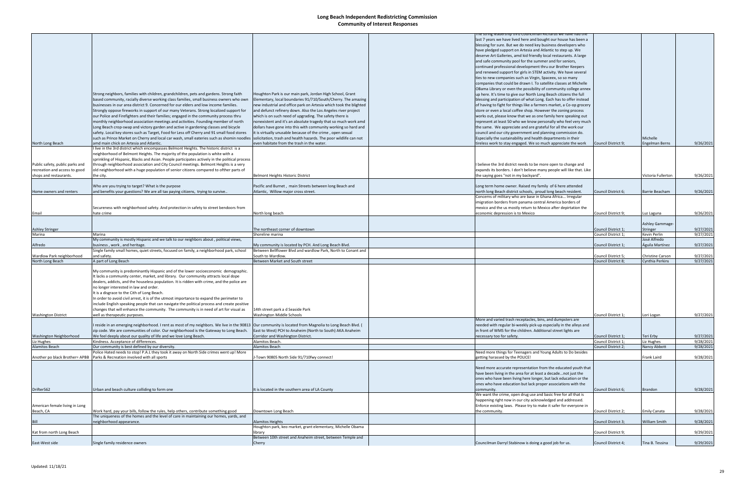# Long Beach Independent Redistricting Commission
## Community of Interest Responses

| | | | | | | | |
|---|---|---|---|---|---|---|---|
| North Long Beach | Strong neighbors, families with children, grandchildren, pets and gardens. Strong faith based community, racially diverse working class families, small business owners who own businesses in our area district 9. Concerned for our elders and low income families. Strongly oppose fireworks in support of our many Veterans. Strong localized support for our Police and Firefighters and their families; engaged in the community process thru monthly neighborhood association meetings and activities. Founding member of north Long Beach crop-swap and victory garden and active in gardening classes and bicycle safety. Local key stores such as Target, Food for Less off Cherry and 91 small food stores such as Prince Market on Cherry and local car wash, small eateries such as shomin noodles amd main chick on Artesia and Atlantic. | Houghton Park is our main park, Jordan High School, Grant Elementary, local boundaries 91/710/South/Cherry. The amazing new industrial and office park on Artesia which took the blighted and defunct refinery down. Also the Los Angeles river project which is on such need of upgrading. The safety there is nonexistent and it's an absolute tragedy that so much work amd dollars have gone into this with community working so hard and it is virtually unusable because of the crime , open sexual solicitation, trash and health hazards. The poor wildlife can not even habitate from the trash in the water. | | The string leadership thru Councilman Richards we have had the last 7 years we have lived here and bought our house has been a blessing for sure. But we do need key business developers who have pledged support on Artesia and Atlantic to step up. We deserve Art Galleries, amd kid friendly local restaurants. A large and safe community pool for the summer and for seniors, continued professional development thru our Brother Keepers and renewed support for girls in STEM activity. We have several ties to new companies such as Virgin, Spaceex, so so many companies that could be drawn I. To satellite classes at Michelle OBama Library or even the possibility of community college annex up here. It's time to give our North Long Beach citizens the full blessing and participation of what Long Beach has to offer instead of having to fight for things like a farmers market, a Co-op grocery store or even a local coffee shop. However the zoning process works out, please know that we as one family here speaking out represent at least 50 who we know personally who feel very much the same. We appreciate and are grateful for all the work our council and our city government and planning commission do. Especially the sustainability and health departments in their tireless work to stay engaged. We so much appreciate the work | Council District 9; | Michelle Engelman Berns | 9/26/2021 |
| Public safety, public parks and recreation and access to good shops and restaurants. | I live in the 3rd district which encompasses Belmont Heights. The historic district is a neighborhood of Belmont Heights. The majority of the population is white with a sprinkling of Hispanic, Blacks and Asian. People participates actively in the political process through neighborhood association and City Council meetings. Belmont Heights is a very old neighborhood with a huge population of senior citizens compared to ofther parts of the city. | Belmont Heights Historic District | | I believe the 3rd district needs to be more open to change and expands its borders. I don't believe many people will like that. Like the saying goes "not in my backyard". | | Victoria Fullerton | 9/26/2021 |
| Home owners and renters | Who are you trying to target? What is the purpose and benefits your guestions? We are all tax paying citizens, trying to survive.. | Pacific and Burnet , main Streets between long Beach and Atlantic, Willow major cross street. | | Long term home owner. Raised my family of 6 here attended north long Beach district schools, proud long beach resident. | Council District 6; | Barrie Beacham | 9/26/2021 |
| Email | Secureness with neighborhood safety. And protection in safety to street bendoors from hate crime | North long beach | | Concerns of military who are base in Ghana Africa... Irregular imigration borders from panama central America borders of mexico and the us mostly return to Mexico after depirtation the economic depression is to Mexico | Council District 9; | Luz Laguna | 9/26/2021 |
| Ashley Stringer | | The northeast corner of downtown | | | Council District 1; | Ashley Gammage-Stringer | 9/27/2021 |
| Marina | Marina | Shoreline marina | | | Council District 1; | Kevin Perlin | 9/27/2021 |
| Alfredo | My community is mostly Hispanic and we talk to our neighbors about , political views, business , work , and heritage. | My community is located by PCH. And Long Beach Blvd. | | | Council District 1; | José Alfredo Águila Martínez | 9/27/2021 |
| Wardlow Park neighborhood | Single family small homes, quiet streets, focused on family, a neighborhood park, school and safety. | Between Bellflower Blvd and wardlow Park, North to Conant and South to Wardlow. | | | Council District 5; | Christine Carson | 9/27/2021 |
| North Long Beach | A part of Long Beach | Between Market and South street | | | Council District 8; | Cynthia Perkins | 9/27/2021 |
| Washington District | My community is predominantly Hispanic and of the lower socioeconomic demographic. It lacks a community center, market, and library. Our community attracts local dope dealers, addicts, and the houseless population. It is ridden with crime, and the police are no longer interested in law and order. It is a disgrace to the Cith of Long Beach. In order to avoid civil arrest, it is of the utmost importance to expand the perimeter to include English speaking people that can navigate the political process and create positive changes that will enhance the community. The community is in need of art for visual as well as therapeutic purposes. | 14th street park a d Seaside Park Washington Middle Schools | | | Council District 1; | Lori Logan | 9/27/2021 |
| Washington Neighborhood | I reside in an emerging neighborhood. I rent as most of my neighbors. We live in the 90813 zip code. We are communities of color. Our neighborhood is the Gateway to Long Beach. We feel deeply about our quality of life and we love Long Beach. | Our community is located from Magnolia to Long Beach Blvd. ( East to West) PCH to Anaheim (North to South) AKA Anaheim Corridor and Washington District. | | More and varied trash receptacles, bins, and dumpsters are needed with regular bi-weekly pick-up especially in the alleys and in front of WMS for the children. Additional street lights are necessary too for safety. | Council District 1; | Teri Erby | 9/27/2021 |
| Liz Hughes | Kindness. Acceptance of differences. | Alamitos Beach. | | | Council District 1; | Liz Hughes | 9/28/2021 |
| Alamitos Beach | Our community is best defined by our diversity. | Alamitos Beach | | | Council District 2; | Nancy Abbott | 9/28/2021 |
| Another po black Brother= APBB | Police Hated needs to stop! P.A.L they took it away on North Side crimes went up! More Parks & Recreation involved with all sports | J-Town 90805 North Side 91/710fwy connect! | | Need more things for Teenagers and Young Adults to Do besides getting harassed by the POLICE! | | Frank Laird | 9/28/2021 |
| Drifter562 | Urban and beach culture colliding to form one | It is located in the southern area of LA County | | Need more accurate representation from the educated youth that have been living in the area for at least a decade...not just the ones who have been living here longer, but lack education or the ones who have education but lack proper associations with the community. | Council District 6; | Brandon | 9/28/2021 |
| American female living in Long Beach, CA | Work hard, pay your bills, follow the rules, help others, contribute something good | Downtown Long Beach | | We want the crime, open drug use and basic free for all that is happening right now in our city acknowledged and addressed. Enforce existing laws. Please try to make it safer for everyone in the community. | Council District 2; | Emily Canata | 9/28/2021 |
| Bill | The uniqueness of the homes and the level of care in maintaining our homes, yards, and neighborhood appearance. | Alamitos Heights | | | Council District 3; | William Smith | 9/28/2021 |
| Kat from north Long Beach | | Houghton park, keo market, grant elementary, Michelle Obama library | | | Council District 9; | | 9/29/2021 |
| East-West side | Single family residence owners | Between 10th street and Anaheim street, between Temple and Cherry | | Councilman Darryl Stabinow is doing a good job for us. | Council District 4; | Tina B. Tessina | 9/29/2021 |

Updated: 11/18/21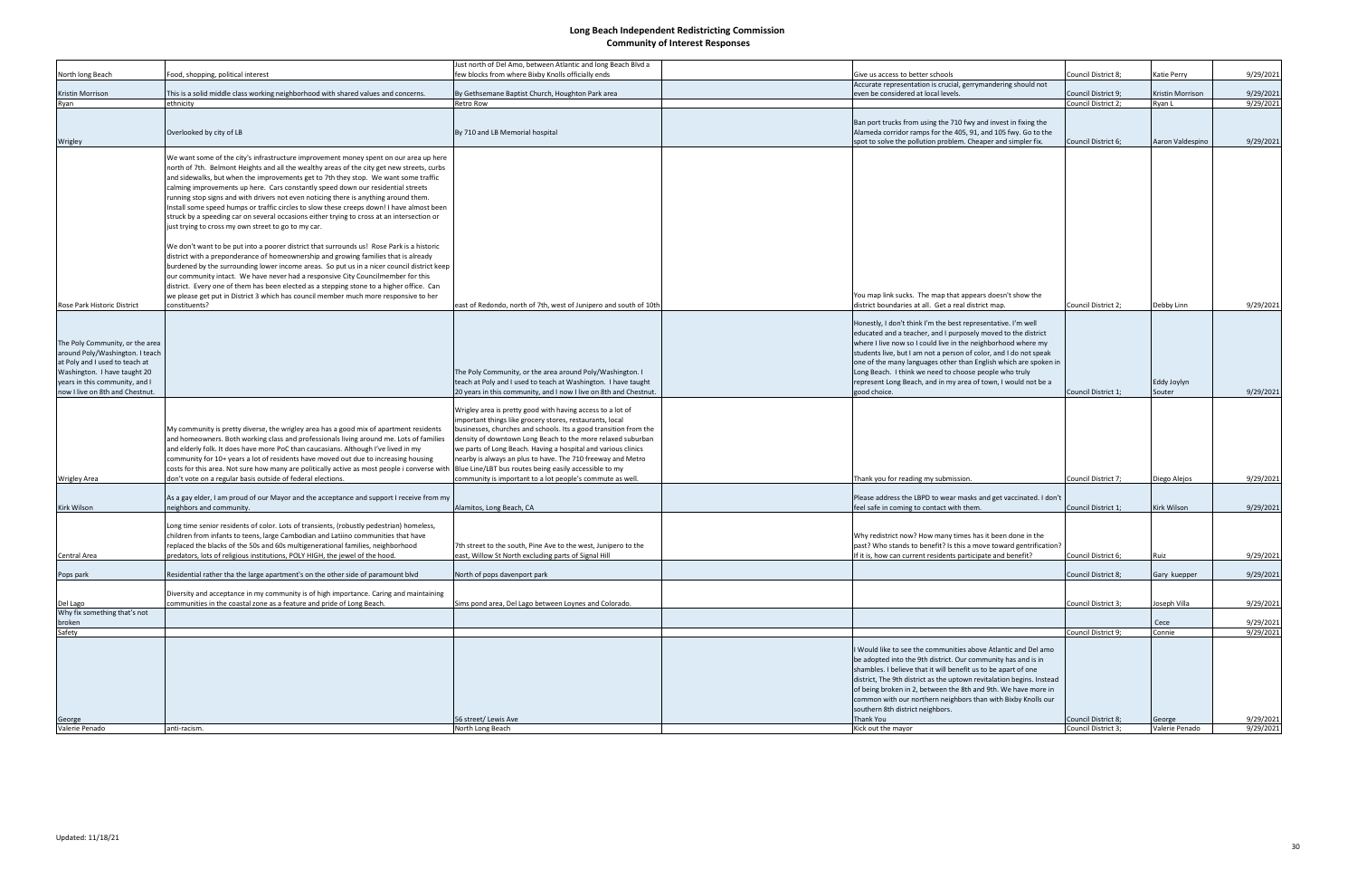# Long Beach Independent Redistricting Commission

## Community of Interest Responses

| | | | | | | | |
|---|---|---|---|---|---|---|---|
| North long Beach | Food, shopping, political interest | Just north of Del Amo, between Atlantic and long Beach Blvd a few blocks from where Bixby Knolls officially ends | | Give us access to better schools | Council District 8; | Katie Perry | 9/29/2021 |
| Kristin Morrison | This is a solid middle class working neighborhood with shared values and concerns. | By Gethsemane Baptist Church, Houghton Park area | | Accurate representation is crucial, gerrymandering should not even be considered at local levels. | Council District 9; | Kristin Morrison | 9/29/2021 |
| Ryan | ethnicity | Retro Row | | | Council District 2; | Ryan L | 9/29/2021 |
| Wrigley | Overlooked by city of LB | By 710 and LB Memorial hospital | | Ban port trucks from using the 710 fwy and invest in fixing the Alameda corridor ramps for the 405, 91, and 105 fwy. Go to the spot to solve the pollution problem. Cheaper and simpler fix. | Council District 6; | Aaron Valdespino | 9/29/2021 |
| Rose Park Historic District | We want some of the city's infrastructure improvement money spent on our area up here north of 7th. Belmont Heights and all the wealthy areas of the city get new streets, curbs and sidewalks, but when the improvements get to 7th they stop. We want some traffic calming improvements up here. Cars constantly speed down our residential streets running stop signs and with drivers not even noticing there is anything around them. Install some speed humps or traffic circles to slow these creeps down! I have almost been struck by a speeding car on several occasions either trying to cross at an intersection or just trying to cross my own street to go to my car.<br><br>We don't want to be put into a poorer district that surrounds us! Rose Park is a historic district with a preponderance of homeownership and growing families that is already burdened by the surrounding lower income areas. So put us in a nicer council district keep our community intact. We have never had a responsive City Councilmember for this district. Every one of them has been elected as a stepping stone to a higher office. Can we please get put in District 3 which has council member much more responsive to her constituents? | east of Redondo, north of 7th, west of Junipero and south of 10th | | You map link sucks. The map that appears doesn't show the district boundaries at all. Get a real district map. | Council District 2; | Debby Linn | 9/29/2021 |
| The Poly Community, or the area around Poly/Washington. I teach at Poly and I used to teach at Washington. I have taught 20 years in this community, and I now I live on 8th and Chestnut. | | The Poly Community, or the area around Poly/Washington. I teach at Poly and I used to teach at Washington. I have taught 20 years in this community, and I now I live on 8th and Chestnut. | | Honestly, I don't think I'm the best representative. I'm well educated and a teacher, and I purposely moved to the district where I live now so I could live in the neighborhood where my students live, but I am not a person of color, and I do not speak one of the many languages other than English which are spoken in Long Beach. I think we need to choose people who truly represent Long Beach, and in my area of town, I would not be a good choice. | Council District 1; | Eddy Joylyn Souter | 9/29/2021 |
| Wrigley Area | My community is pretty diverse, the wrigley area has a good mix of apartment residents and homeowners. Both working class and professionals living around me. Lots of families and elderly folk. It does have more PoC than caucasians. Although I've lived in my community for 10+ years a lot of residents have moved out due to increasing housing costs for this area. Not sure how many are politically active as most people i converse with don't vote on a regular basis outside of federal elections. | Wrigley area is pretty good with having access to a lot of important things like grocery stores, restaurants, local businesses, churches and schools. Its a good transition from the density of downtown Long Beach to the more relaxed suburban we parts of Long Beach. Having a hospital and various clinics nearby is always an plus to have. The 710 freeway and Metro Blue Line/LBT bus routes being easily accessible to my community is important to a lot people's commute as well. | | Thank you for reading my submission. | Council District 7; | Diego Alejos | 9/29/2021 |
| Kirk Wilson | As a gay elder, I am proud of our Mayor and the acceptance and support I receive from my neighbors and community. | Alamitos, Long Beach, CA | | Please address the LBPD to wear masks and get vaccinated. I don't feel safe in coming to contact with them. | Council District 1; | Kirk Wilson | 9/29/2021 |
| Central Area | Long time senior residents of color. Lots of transients, (robustly pedestrian) homeless, children from infants to teens, large Cambodian and Latiino communities that have replaced the blacks of the 50s and 60s multigenerational families, neighborhood predators, lots of religious institutions, POLY HIGH, the jewel of the hood. | 7th street to the south, Pine Ave to the west, Junipero to the east, Willow St North excluding parts of Signal Hill | | Why redistrict now? How many times has it been done in the past? Who stands to benefit? Is this a move toward gentrification? If it is, how can current residents participate and benefit? | Council District 6; | Ruiz | 9/29/2021 |
| Pops park | Residential rather tha the large apartment's on the other side of paramount blvd | North of pops davenport park | | | Council District 8; | Gary kuepper | 9/29/2021 |
| Del Lago | Diversity and acceptance in my community is of high importance. Caring and maintaining communities in the coastal zone as a feature and pride of Long Beach. | Sims pond area, Del Lago between Loynes and Colorado. | | | Council District 3; | Joseph Villa | 9/29/2021 |
| Why fix something that's not broken | | | | | | Cece | 9/29/2021 |
| Safety | | | | | Council District 9; | Connie | 9/29/2021 |
| George | | 56 street/ Lewis Ave | | I Would like to see the communities above Atlantic and Del amo be adopted into the 9th district. Our community has and is in shambles. I believe that it will benefit us to be apart of one district, The 9th district as the uptown revitalation begins. Instead of being broken in 2, between the 8th and 9th. We have more in common with our northern neighbors than with Bixby Knolls our southern 8th district neighbors.<br>Thank You | Council District 8; | George | 9/29/2021 |
| Valerie Penado | anti-racism. | North Long Beach | | Kick out the mayor | Council District 3; | Valerie Penado | 9/29/2021 |

Updated: 11/18/21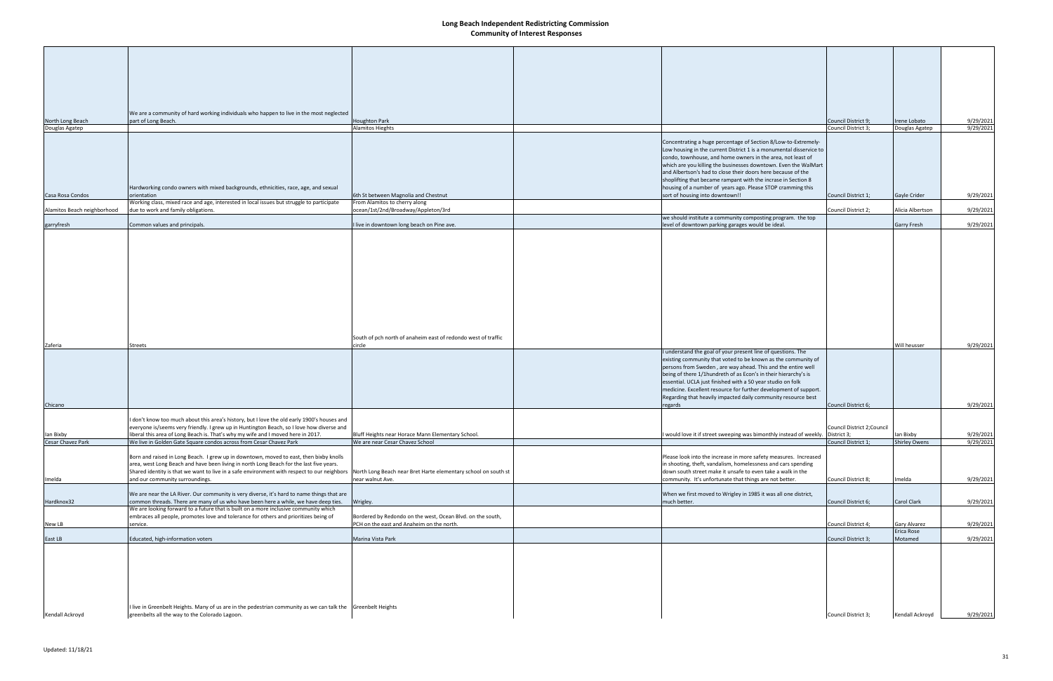# Long Beach Independent Redistricting Commission
## Community of Interest Responses

| | | | | | | | |
|---|---|---|---|---|---|---|---|
| North Long Beach | We are a community of hard working individuals who happen to live in the most neglected part of Long Beach. | Houghton Park | | | Council District 9; | Irene Lobato | 9/29/2021 |
| Douglas Agatep | | Alamitos Hieghts | | | Council District 3; | Douglas Agatep | 9/29/2021 |
| Casa Rosa Condos | Hardworking condo owners with mixed backgrounds, ethnicities, race, age, and sexual orientation | 6th St between Magnolia and Chestnut | | Concentrating a huge percentage of Section 8/Low-to-Extremely-Low housing in the current District 1 is a monumental disservice to condo, townhouse, and home owners in the area, not least of which are you killing the businesses downtown. Even the WalMart and Albertson's had to close their doors here because of the shoplifting that became rampant with the incrase in Section 8 housing of a number of years ago. Please STOP cramming this sort of housing into downtown!! | Council District 1; | Gayle Crider | 9/29/2021 |
| Alamitos Beach neighborhood | Working class, mixed race and age, interested in local issues but struggle to participate due to work and family obligations. | From Alamitos to cherry along ocean/1st/2nd/Broadway/Appleton/3rd | | | Council District 2; | Alicia Albertson | 9/29/2021 |
| garryfresh | Common values and principals. | I live in downtown long beach on Pine ave. | | we should institute a community composting program. the top level of downtown parking garages would be ideal. | | Garry Fresh | 9/29/2021 |
| Zaferia | Streets | South of pch north of anaheim east of redondo west of traffic circle | | | | Will heusser | 9/29/2021 |
| Chicano | | | | I understand the goal of your present line of questions. The existing community that voted to be known as the community of persons from Sweden , are way ahead. This and the entire well being of there 1/1hundreth of as Econ's in their hierarchy's is essential. UCLA just finished with a 50 year studio on folk medicine. Excellent resource for further development of support. Regarding that heavily impacted daily community resource best regards | Council District 6; | | 9/29/2021 |
| Ian Bixby | I don't know too much about this area's history, but I love the old early 1900's houses and everyone is/seems very friendly. I grew up in Huntington Beach, so I love how diverse and liberal this area of Long Beach is. That's why my wife and I moved here in 2017. | Bluff Heights near Horace Mann Elementary School. | | I would love it if street sweeping was bimonthly instead of weekly. | Council District 2;Council District 3; | Ian Bixby | 9/29/2021 |
| Cesar Chavez Park | We live in Golden Gate Square condos across from Cesar Chavez Park | We are near Cesar Chavez School | | | Council District 1; | Shirley Owens | 9/29/2021 |
| Imelda | Born and raised in Long Beach. I grew up in downtown, moved to east, then bixby knolls area, west Long Beach and have been living in north Long Beach for the last five years. Shared identity is that we want to live in a safe environment with respect to our neighbors and our community surroundings. | North Long Beach near Bret Harte elementary school on south st near walnut Ave. | | Please look into the increase in more safety measures. Increased in shooting, theft, vandalism, homelessness and cars spending down south street make it unsafe to even take a walk in the community. It's unfortunate that things are not better. | Council District 8; | Imelda | 9/29/2021 |
| Hardknox32 | We are near the LA River. Our community is very diverse, it's hard to name things that are common threads. There are many of us who have been here a while, we have deep ties. | Wrigley. | | When we first moved to Wrigley in 1985 it was all one district, much better. | Council District 6; | Carol Clark | 9/29/2021 |
| New LB | We are looking forward to a future that is built on a more inclusive community which embraces all people, promotes love and tolerance for others and prioritizes being of service. | Bordered by Redondo on the west, Ocean Blvd. on the south, PCH on the east and Anaheim on the north. | | | Council District 4; | Gary Alvarez | 9/29/2021 |
| East LB | Educated, high-information voters | Marina Vista Park | | | Council District 3; | Erica Rose Motamed | 9/29/2021 |
| Kendall Ackroyd | I live in Greenbelt Heights. Many of us are in the pedestrian community as we can talk the greenbelts all the way to the Colorado Lagoon. | Greenbelt Heights | | | Council District 3; | Kendall Ackroyd | 9/29/2021 |

Updated: 11/18/21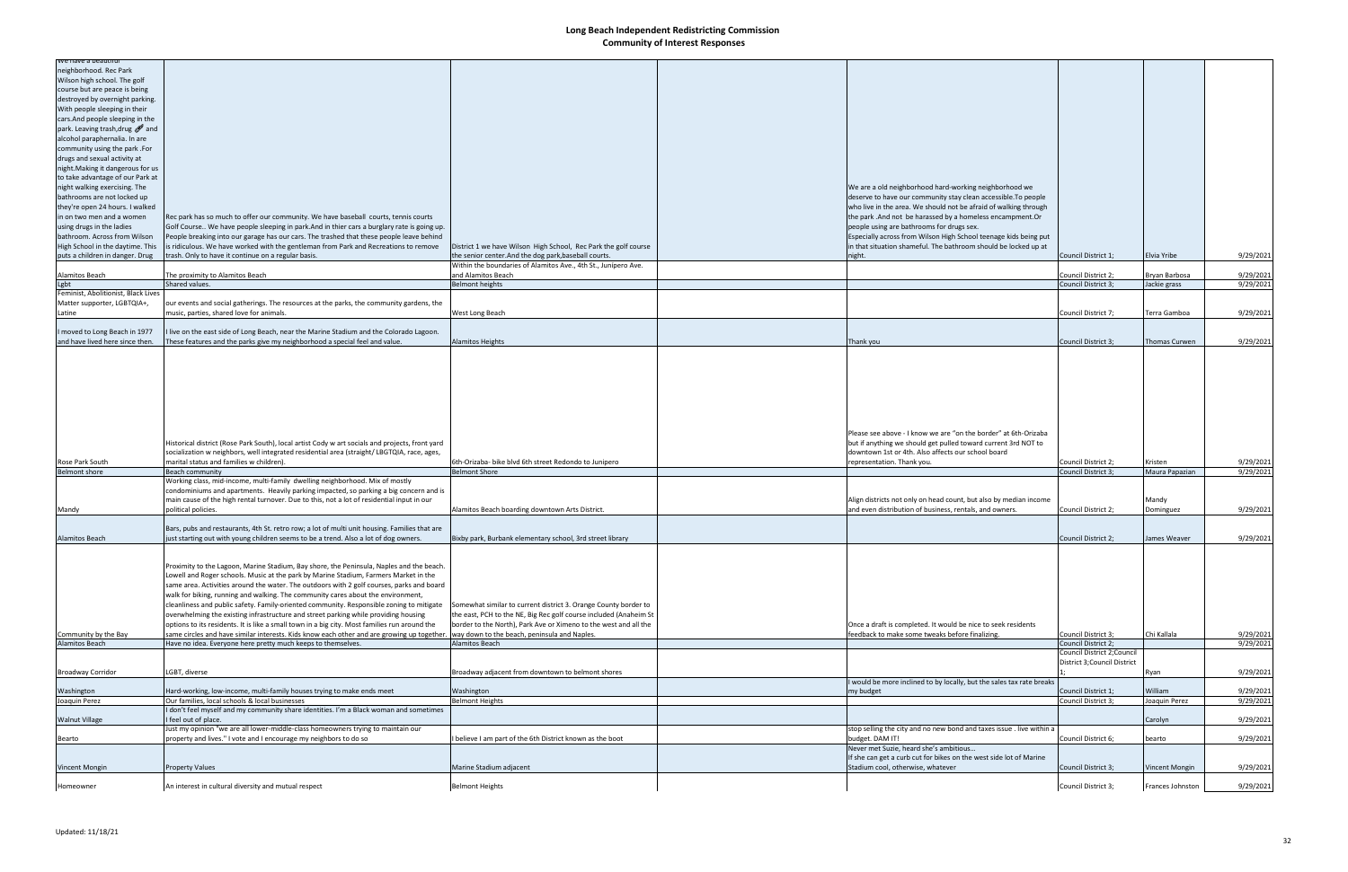# Long Beach Independent Redistricting Commission

## Community of Interest Responses

| | | | | | | | |
|---|---|---|---|---|---|---|---|
| We have a beautiful neighborhood. Rec Park Wilson high school. The golf course but are peace is being destroyed by overnight parking. With people sleeping in their cars.And people sleeping in the park. Leaving trash,drug 💉 and alcohol paraphernalia. In are community using the park .For drugs and sexual activity at night.Making it dangerous for us to take advantage of our Park at night walking exercising. The bathrooms are not locked up they're open 24 hours. I walked in on two men and a women using drugs in the ladies bathroom. Across from Wilson High School in the daytime. This puts a children in danger. Drug | Rec park has so much to offer our community. We have baseball courts, tennis courts Golf Course.. We have people sleeping in park.And in thier cars a burglary rate is going up. People breaking into our garage has our cars. The trashed that these people leave behind is ridiculous. We have worked with the gentleman from Park and Recreations to remove trash. Only to have it continue on a regular basis. | District 1 we have Wilson High School, Rec Park the golf course the senior center.And the dog park,baseball courts. | | We are a old neighborhood hard-working neighborhood we deserve to have our community stay clean accessible.To people who live in the area. We should not be afraid of walking through the park .And not be harassed by a homeless encampment.Or people using are bathrooms for drugs sex. Especially across from Wilson High School teenage kids being put in that situation shameful. The bathroom should be locked up at night. | Council District 1; | Elvia Yribe | 9/29/2021 |
| Alamitos Beach | The proximity to Alamitos Beach | Within the boundaries of Alamitos Ave., 4th St., Junipero Ave. and Alamitos Beach | | | Council District 2; | Bryan Barbosa | 9/29/2021 |
| Lgbt | Shared values. | Belmont heights | | | Council District 3; | Jackie grass | 9/29/2021 |
| Feminist, Abolitionist, Black Lives Matter supporter, LGBTQIA+, Latine | our events and social gatherings. The resources at the parks, the community gardens, the music, parties, shared love for animals. | West Long Beach | | | Council District 7; | Terra Gamboa | 9/29/2021 |
| I moved to Long Beach in 1977 and have lived here since then. | I live on the east side of Long Beach, near the Marine Stadium and the Colorado Lagoon. These features and the parks give my neighborhood a special feel and value. | Alamitos Heights | | Thank you | Council District 3; | Thomas Curwen | 9/29/2021 |
| Rose Park South | Historical district (Rose Park South), local artist Cody w art socials and projects, front yard socialization w neighbors, well integrated residential area (straight/ LBGTQIA, race, ages, marital status and families w children). | 6th-Orizaba- bike blvd 6th street Redondo to Junipero | | Please see above - I know we are "on the border" at 6th-Orizaba but if anything we should get pulled toward current 3rd NOT to downtown 1st or 4th. Also affects our school board representation. Thank you. | Council District 2; | Kristen | 9/29/2021 |
| Belmont shore | Beach community | Belmont Shore | | | Council District 3; | Maura Papazian | 9/29/2021 |
| Mandy | Working class, mid-income, multi-family dwelling neighborhood. Mix of mostly condominiums and apartments. Heavily parking impacted, so parking a big concern and is main cause of the high rental turnover. Due to this, not a lot of residential input in our political policies. | Alamitos Beach boarding downtown Arts District. | | Align districts not only on head count, but also by median income and even distribution of business, rentals, and owners. | Council District 2; | Mandy Dominguez | 9/29/2021 |
| Alamitos Beach | Bars, pubs and restaurants, 4th St. retro row; a lot of multi unit housing. Families that are just starting out with young children seems to be a trend. Also a lot of dog owners. | Bixby park, Burbank elementary school, 3rd street library | | | Council District 2; | James Weaver | 9/29/2021 |
| Community by the Bay | Proximity to the Lagoon, Marine Stadium, Bay shore, the Peninsula, Naples and the beach. Lowell and Roger schools. Music at the park by Marine Stadium, Farmers Market in the same area. Activities around the water. The outdoors with 2 golf courses, parks and board walk for biking, running and walking. The community cares about the environment, cleanliness and public safety. Family-oriented community. Responsible zoning to mitigate overwhelming the existing infrastructure and street parking while providing housing options to its residents. It is like a small town in a big city. Most families run around the same circles and have similar interests. Kids know each other and are growing up together. | Somewhat similar to current district 3. Orange County border to the east, PCH to the NE, Big Rec golf course included (Anaheim St border to the North), Park Ave or Ximeno to the west and all the way down to the beach, peninsula and Naples. | | Once a draft is completed. It would be nice to seek residents feedback to make some tweaks before finalizing. | Council District 3; | Chi Kallala | 9/29/2021 |
| Alamitos Beach | Have no idea. Everyone here pretty much keeps to themselves. | Alamitos Beach | | | Council District 2; | | 9/29/2021 |
| Broadway Corridor | LGBT, diverse | Broadway adjacent from downtown to belmont shores | | | Council District 2;Council District 3;Council District 1; | Ryan | 9/29/2021 |
| Washington | Hard-working, low-income, multi-family houses trying to make ends meet | Washington | | I would be more inclined to by locally, but the sales tax rate breaks my budget | Council District 1; | William | 9/29/2021 |
| Joaquin Perez | Our families, local schools & local businesses | Belmont Heights | | | Council District 3; | Joaquin Perez | 9/29/2021 |
| Walnut Village | I don't feel myself and my community share identities. I'm a Black woman and sometimes I feel out of place. | | | | | Carolyn | 9/29/2021 |
| Bearto | Just my opinion "we are all lower-middle-class homeowners trying to maintain our property and lives." I vote and I encourage my neighbors to do so | I believe I am part of the 6th District known as the boot | | stop selling the city and no new bond and taxes issue . live within a budget. DAM IT! | Council District 6; | bearto | 9/29/2021 |
| Vincent Mongin | Property Values | Marine Stadium adjacent | | Never met Suzie, heard she's ambitious... If she can get a curb cut for bikes on the west side lot of Marine Stadium cool, otherwise, whatever | Council District 3; | Vincent Mongin | 9/29/2021 |
| Homeowner | An interest in cultural diversity and mutual respect | Belmont Heights | | | Council District 3; | Frances Johnston | 9/29/2021 |

Updated: 11/18/21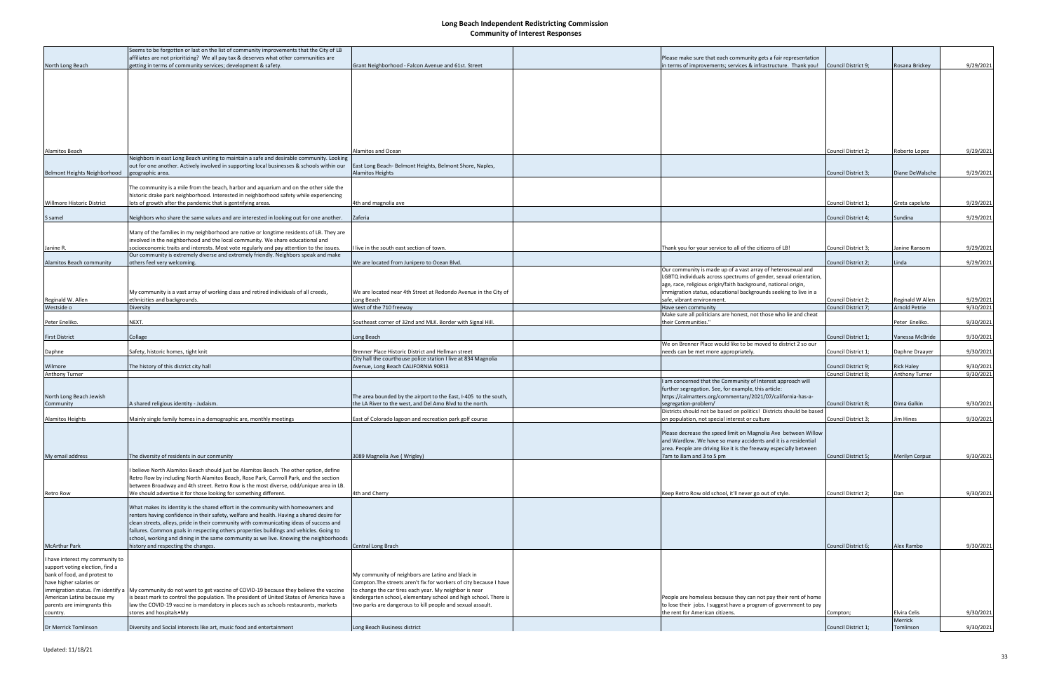# Long Beach Independent Redistricting Commission
## Community of Interest Responses

| | | | | | | | |
|---|---|---|---|---|---|---|---|
| North Long Beach | Seems to be forgotten or last on the list of community improvements that the City of LB affiliates are not prioritizing? We all pay tax & deserves what other communities are getting in terms of community services; development & safety. | Grant Neighborhood - Falcon Avenue and 61st. Street | | Please make sure that each community gets a fair representation in terms of improvements; services & infrastructure. Thank you! | Council District 9; | Rosana Brickey | 9/29/2021 |
| Alamitos Beach | | Alamitos and Ocean | | | Council District 2; | Roberto Lopez | 9/29/2021 |
| Belmont Heights Neighborhood | Neighbors in east Long Beach uniting to maintain a safe and desirable community. Looking out for one another. Actively involved in supporting local businesses & schools within our geographic area. | East Long Beach- Belmont Heights, Belmont Shore, Naples, Alamitos Heights | | | Council District 3; | Diane DeWalsche | 9/29/2021 |
| Willmore Historic District | The community is a mile from the beach, harbor and aquarium and on the other side the historic drake park neighborhood. Interested in neighborhood safety while experiencing lots of growth after the pandemic that is gentrifying areas. | 4th and magnolia ave | | | Council District 1; | Greta capeluto | 9/29/2021 |
| S samel | Neighbors who share the same values and are interested in looking out for one another. | Zaferia | | | Council District 4; | Sundina | 9/29/2021 |
| Janine R. | Many of the families in my neighborhood are native or longtime residents of LB. They are involved in the neighborhood and the local community. We share educational and socioeconomic traits and interests. Most vote regularly and pay attention to the issues. | I live in the south east section of town. | | Thank you for your service to all of the citizens of LB! | Council District 3; | Janine Ransom | 9/29/2021 |
| Alamitos Beach community | Our community is extremely diverse and extremely friendly. Neighbors speak and make others feel very welcoming. | We are located from Junipero to Ocean Blvd. | | | Council District 2; | Linda | 9/29/2021 |
| Reginald W. Allen | My community is a vast array of working class and retired individuals of all creeds, ethnicities and backgrounds. | We are located near 4th Street at Redondo Avenue in the City of Long Beach | | Our community is made up of a vast array of heterosexual and LGBTQ individuals across spectrums of gender, sexual orientation, age, race, religious origin/faith background, national origin, immigration status, educational backgrounds seeking to live in a safe, vibrant environment. | Council District 2; | Reginald W Allen | 9/29/2021 |
| Westside o | Diversity | West of the 710 freeway | | Have seen community | Council District 7; | Arnold Petrie | 9/30/2021 |
| Peter Eneliko. | NEXT. | Southeast corner of 32nd and MLK. Border with Signal Hill. | | Make sure all politicians are honest, not those who lie and cheat their Communities." | | Peter Eneliko. | 9/30/2021 |
| First District | Collage | Long Beach | | | Council District 1; | Vanessa McBride | 9/30/2021 |
| Daphne | Safety, historic homes, tight knit | Brenner Place Historic District and Hellman street | | We on Brenner Place would like to be moved to district 2 so our needs can be met more appropriately. | Council District 1; | Daphne Draayer | 9/30/2021 |
| Wilmore | The history of this district city hall | City hall the courthouse police station I live at 834 Magnolia Avenue, Long Beach CALIFORNIA 90813 | | | Council District 9; | Rick Haley | 9/30/2021 |
| Anthony Turner | | | | | Council District 8; | Anthony Turner | 9/30/2021 |
| North Long Beach Jewish Community | A shared religious identity - Judaism. | The area bounded by the airport to the East, I-405 to the south, the LA River to the west, and Del Amo Blvd to the north. | | I am concerned that the Community of Interest approach will further segregation. See, for example, this article: https://calmatters.org/commentary/2021/07/california-has-a-segregation-problem/ | Council District 8; | Dima Galkin | 9/30/2021 |
| Alamitos Heights | Mainly single family homes in a demographic are, monthly meetings | East of Colorado lagoon and recreation park golf course | | Districts should not be based on politics! Districts should be based on population, not special interest or culture | Council District 3; | Jim Hines | 9/30/2021 |
| My email address | The diversity of residents in our community | 3089 Magnolia Ave ( Wrigley) | | Please decrease the speed limit on Magnolia Ave between Willow and Wardlow. We have so many accidents and it is a residential area. People are driving like it is the freeway especially between 7am to 8am and 3 to 5 pm | Council District 5; | Merilyn Corpuz | 9/30/2021 |
| Retro Row | I believe North Alamitos Beach should just be Alamitos Beach. The other option, define Retro Row by including North Alamitos Beach, Rose Park, Carrroll Park, and the section between Broadway and 4th street. Retro Row is the most diverse, odd/unique area in LB. We should advertise it for those looking for something different. | 4th and Cherry | | Keep Retro Row old school, it'll never go out of style. | Council District 2; | Dan | 9/30/2021 |
| McArthur Park | What makes its identity is the shared effort in the community with homeowners and renters having confidence in their safety, welfare and health. Having a shared desire for clean streets, alleys, pride in their community with communicating ideas of success and failures. Common goals in respecting others properties buildings and vehicles. Going to school, working and dining in the same community as we live. Knowing the neighborhoods history and respecting the changes. | Central Long Brach | | | Council District 6; | Alex Rambo | 9/30/2021 |
| I have interest my community to support voting election, find a bank of food, and protest to have higher salaries or immigration status. I'm identify a American Latina because my parents are imimgrants this country. | My community do not want to get vaccine of COVID-19 because they believe the vaccine is beast mark to control the population. The president of United States of America have a law the COVID-19 vaccine is mandatory in places such as schools restaurants, markets stores and hospitals•My | My community of neighbors are Latino and black in Compton.The streets aren't fix for workers of city because I have to change the car tires each year. My neighbor is near kindergarten school, elementary school and high school. There is two parks are dangerous to kill people and sexual assault. | | People are homeless because they can not pay their rent of home to lose their jobs. I suggest have a program of government to pay the rent for American citizens. | Compton; | Elvira Celis | 9/30/2021 |
| Dr Merrick Tomlinson | Diversity and Social interests like art, music food and entertainment | Long Beach Business district | | | Council District 1; | Merrick Tomlinson | 9/30/2021 |

Updated: 11/18/21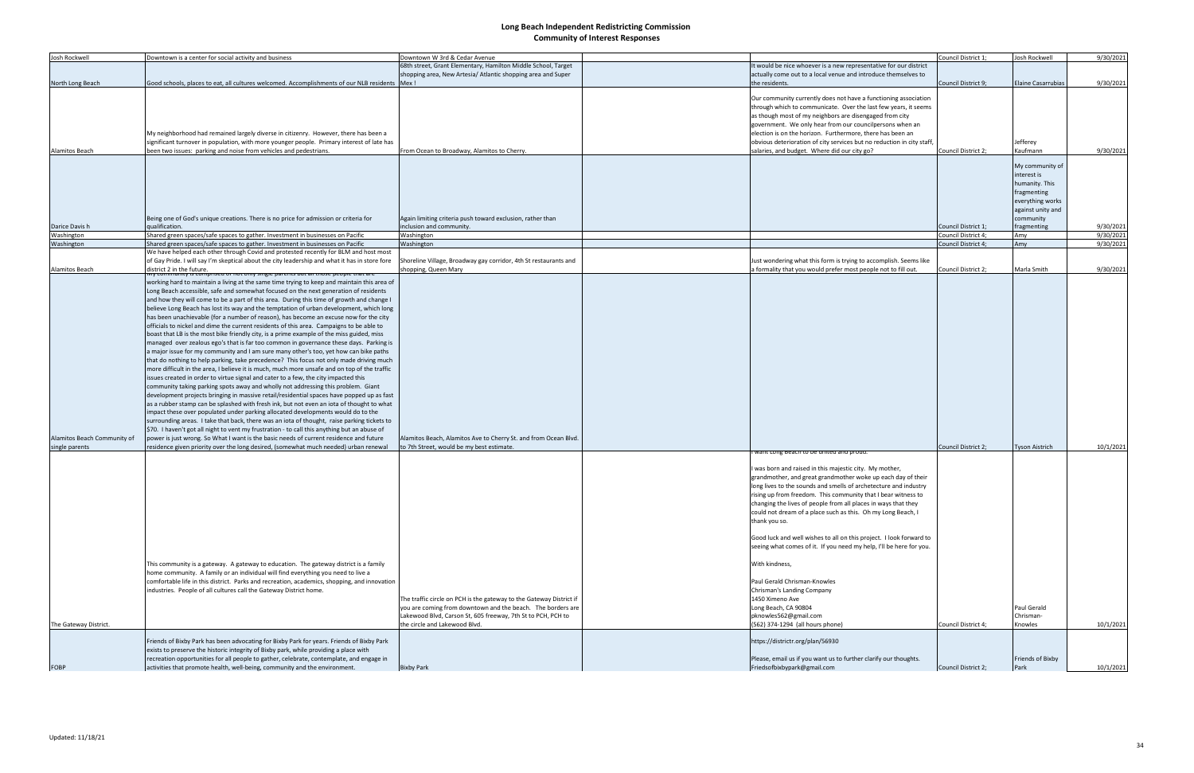# Long Beach Independent Redistricting Commission
## Community of Interest Responses

| | | | | | | | |
|---|---|---|---|---|---|---|---|
| Josh Rockwell | Downtown is a center for social activity and business | Downtown W 3rd & Cedar Avenue | | | Council District 1; | Josh Rockwell | 9/30/2021 |
| North Long Beach | Good schools, places to eat, all cultures welcomed. Accomplishments of our NLB residents | 68th street, Grant Elementary, Hamilton Middle School, Target shopping area, New Artesia/ Atlantic shopping area and Super Mex ! | | It would be nice whoever is a new representative for our district actually come out to a local venue and introduce themselves to the residents. | Council District 9; | Elaine Casarrubias | 9/30/2021 |
| Alamitos Beach | My neighborhood had remained largely diverse in citizenry. However, there has been a significant turnover in population, with more younger people. Primary interest of late has been two issues: parking and noise from vehicles and pedestrians. | From Ocean to Broadway, Alamitos to Cherry. | | Our community currently does not have a functioning association through which to communicate. Over the last few years, it seems as though most of my neighbors are disengaged from city government. We only hear from our councilpersons when an election is on the horizon. Furthermore, there has been an obvious deterioration of city services but no reduction in city staff, salaries, and budget. Where did our city go? | Council District 2; | Jefferey Kaufmann | 9/30/2021 |
| Darice Davis h | Being one of God's unique creations. There is no price for admission or criteria for qualification. | Again limiting criteria push toward exclusion, rather than inclusion and community. | | | Council District 1; | My community of interest is humanity. This fragmenting everything works against unity and community fragmenting | 9/30/2021 |
| Washington | Shared green spaces/safe spaces to gather. Investment in businesses on Pacific | Washington | | | Council District 4; | Amy | 9/30/2021 |
| Washington | Shared green spaces/safe spaces to gather. Investment in businesses on Pacific | Washington | | | Council District 4; | Amy | 9/30/2021 |
| Alamitos Beach | We have helped each other through Covid and protested recently for BLM and host most of Gay Pride. I will say I'm skeptical about the city leadership and what it has in store for district 2 in the future. | Shoreline Village, Broadway gay corridor, 4th St restaurants and shopping, Queen Mary | | Just wondering what this form is trying to accomplish. Seems like a formality that you would prefer most people not to fill out. | Council District 2; | Marla Smith | 9/30/2021 |
| Alamitos Beach Community of single parents | My community is comprised of not only single parents but all those people that are working hard to maintain a living at the same time trying to keep and maintain this area of Long Beach accessible, safe and somewhat focused on the next generation of residents and how they will come to be a part of this area. During this time of growth and change I believe Long Beach has lost its way and the temptation of urban development, which long has been unachievable (for a number of reason), has become an excuse now for the city officials to nickel and dime the current residents of this area. Campaigns to be able to boast that LB is the most bike friendly city, is a prime example of the miss guided, miss managed over zealous ego's that is far too common in governance these days. Parking is a major issue for my community and I am sure many other's too, yet how can bike paths that do nothing to help parking, take precedence? This focus not only made driving much more difficult in the area, I believe it is much, much more unsafe and on top of the traffic issues created in order to virtue signal and cater to a few, the city impacted this community taking parking spots away and wholly not addressing this problem. Giant development projects bringing in massive retail/residential spaces have popped up as fast as a rubber stamp can be splashed with fresh ink, but not even an iota of thought to what impact these over populated under parking allocated developments would do to the surrounding areas. I take that back, there was an iota of thought, raise parking tickets to $70. I haven't got all night to vent my frustration - to call this anything but an abuse of power is just wrong. So What I want is the basic needs of current residence and future residence given priority over the long desired, (somewhat much needed) urban renewal | Alamitos Beach, Alamitos Ave to Cherry St. and from Ocean Blvd. to 7th Street, would be my best estimate. | | | Council District 2; | Tyson Aistrich | 10/1/2021 |
| The Gateway District. | This community is a gateway. A gateway to education. The gateway district is a family home community. A family or an individual will find everything you need to live a comfortable life in this district. Parks and recreation, academics, shopping, and innovation industries. People of all cultures call the Gateway District home. | The traffic circle on PCH is the gateway to the Gateway District if you are coming from downtown and the beach. The borders are Lakewood Blvd, Carson St, 605 freeway, 7th St to PCH, PCH to the circle and Lakewood Blvd. | | I want Long Beach to be united and proud.<br><br>I was born and raised in this majestic city. My mother, grandmother, and great grandmother woke up each day of their long lives to the sounds and smells of archetecture and industry rising up from freedom. This community that I bear witness to changing the lives of people from all places in ways that they could not dream of a place such as this. Oh my Long Beach, I thank you so.<br><br>Good luck and well wishes to all on this project. I look forward to seeing what comes of it. If you need my help, I'll be here for you.<br><br>With kindness,<br><br>Paul Gerald Chrisman-Knowles<br>Chrisman's Landing Company<br>1450 Ximeno Ave<br>Long Beach, CA 90804<br>pknowles562@gmail.com<br>(562) 374-1294 (all hours phone) | Council District 4; | Paul Gerald Chrisman-Knowles | 10/1/2021 |
| FOBP | Friends of Bixby Park has been advocating for Bixby Park for years. Friends of Bixby Park exists to preserve the historic integrity of Bixby park, while providing a place with recreation opportunities for all people to gather, celebrate, contemplate, and engage in activities that promote health, well-being, community and the environment. | Bixby Park | | https://districtr.org/plan/56930<br><br>Please, email us if you want us to further clarify our thoughts.<br>Friedsofbixbypark@gmail.com | Council District 2; | Friends of Bixby Park | 10/1/2021 |

Updated: 11/18/21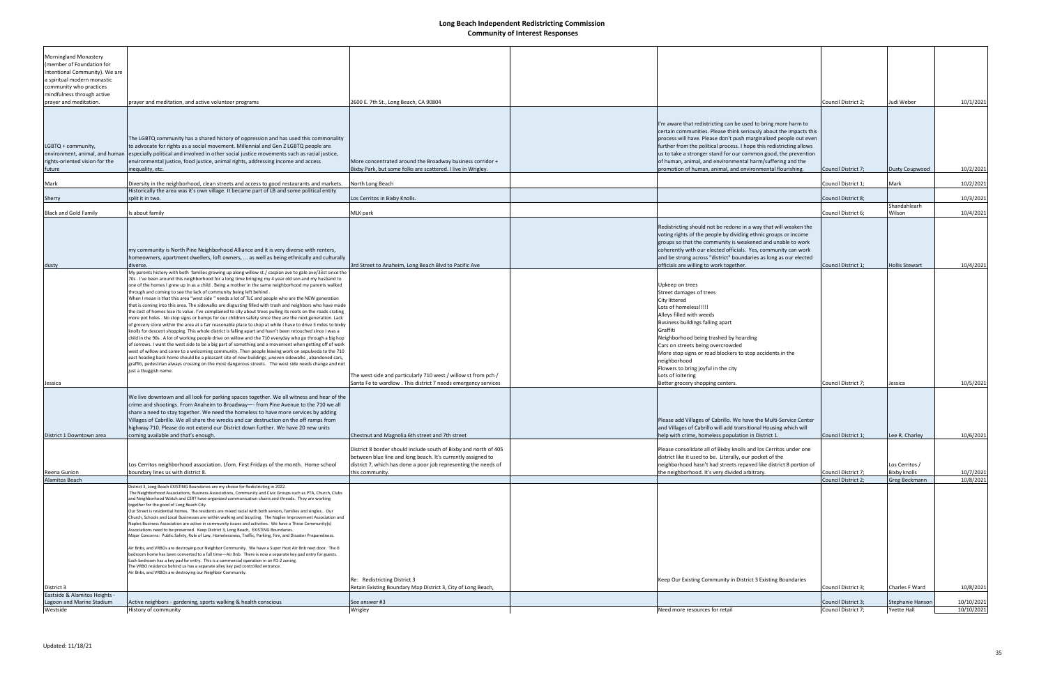# Long Beach Independent Redistricting Commission
## Community of Interest Responses

| | | | | | | | |
|---|---|---|---|---|---|---|---|
| Morningland Monastery (member of Foundation for Intentional Community). We are a spiritual modern monastic community who practices mindfulness through active prayer and meditation. | prayer and meditation, and active volunteer programs | 2600 E. 7th St., Long Beach, CA 90804 | | | Council District 2; | Judi Weber | 10/1/2021 |
| LGBTQ + community, environment, animal, and human rights-oriented vision for the future | The LGBTQ community has a shared history of oppression and has used this commonality to advocate for rights as a social movement. Millennial and Gen Z LGBTQ people are especially political and involved in other social justice movements such as racial justice, environmental justice, food justice, animal rights, addressing income and access inequality, etc. | More concentrated around the Broadway business corridor + Bixby Park, but some folks are scattered. I live in Wrigley. | | I'm aware that redistricting can be used to bring more harm to certain communities. Please think seriously about the impacts this process will have. Please don't push marginalized people out even further from the political process. I hope this redistricting allows us to take a stronger stand for our common good, the prevention of human, animal, and environmental harm/suffering and the promotion of human, animal, and environmental flourishing. | Council District 7; | Dusty Coupwood | 10/2/2021 |
| Mark | Diversity in the neighborhood, clean streets and access to good restaurants and markets. | North Long Beach | | | Council District 1; | Mark | 10/2/2021 |
| Sherry | Historically the area was it's own village. It became part of LB and some political entity split it in two. | Los Cerritos in Bixby Knolls. | | | Council District 8; | | 10/3/2021 |
| Black and Gold Family | Is about family | MLK park | | | Council District 6; | Shandahlearh Wilson | 10/4/2021 |
| dusty | my community is North Pine Neighborhood Alliance and it is very diverse with renters, homeowners, apartment dwellers, loft owners, ... as well as being ethnically and culturally diverse. | 3rd Street to Anaheim, Long Beach Blvd to Pacific Ave | | Redistricting should not be redone in a way that will weaken the voting rights of the people by dividing ethnic groups or income groups so that the community is weakened and unable to work coherently with our elected officials. Yes, community can work and be strong across "district" boundaries as long as our elected officials are willing to work together. | Council District 1; | Hollis Stewart | 10/4/2021 |
| Jessica | My parents history with both families growing up along willow st./ caspian ave to gale ave/33st since the 70s . I've been around this neighborhood for a long time bringing my 4 year old son and my husband to one of the homes I grew up in as a child . Being a mother in the same neighborhood my parents walked through and coming to see the lack of community being left behind . When I mean is that this area "west side " needs a lot of TLC and people who are the NEW generation that is coming into this area. The sidewalks are disgusting filled with trash and neighbors who have made the cost of homes lose its value. I've complained to city about trees pulling its roots on the roads crating more pot holes . No stop signs or bumps for our children safety since they are the next generation. Lack of grocery store within the area at a fair reasonable place to shop at while I have to drive 3 miles to bixby knolls for descent shopping. This whole district is falling apart and hasn't been retouched since I was a child in the 90s . A lot of working people drive on willow and the 710 everyday who go through a big hop of sorrows. I want the west side to be a big part of something and a movement when getting off of work west of willow and come to a welcoming community. Then people leaving work on sepulveda to the 710 east heading back home should be a pleasant site of new buildings ,uneven sidewalks , abandoned cars, graffiti, pedestrian always crossing on the most dangerous streets. The west side needs change and not just a thuggish name. | The west side and particularly 710 west / willow st from pch / Santa Fe to wardlow . This district 7 needs emergency services | | Upkeep on trees<br>Street damages of trees<br>City littered<br>Lots of homeless!!!!!<br>Alleys filled with weeds<br>Business buildings falling apart<br>Graffiti<br>Neighborhood being trashed by hoarding<br>Cars on streets being overcrowded<br>More stop signs or road blockers to stop accidents in the neighborhood<br>Flowers to bring joyful in the city<br>Lots of loitering<br>Better grocery shopping centers. | Council District 7; | Jessica | 10/5/2021 |
| District 1 Downtown area | We live downtown and all look for parking spaces together. We all witness and hear of the crime and shootings. From Anaheim to Broadway—- from Pine Avenue to the 710 we all share a need to stay together. We need the homeless to have more services by adding Villages of Cabrillo. We all share the wrecks and car destruction on the off ramps from highway 710. Please do not extend our District down further. We have 20 new units coming available and that's enough. | Chestnut and Magnolia 6th street and 7th street | | Please add Villages of Cabrillo. We have the Multi-Service Center and Villages of Cabrillo will add transitional Housing which will help with crime, homeless population in District 1. | Council District 1; | Lee R. Charley | 10/6/2021 |
| Reena Gunion | Los Cerritos neighborhood association. Lfom. First Fridays of the month. Home school boundary lines us with district 8. | District 8 border should include south of Bixby and north of 405 between blue line and long beach. It's currently assigned to district 7, which has done a poor job representing the needs of this community. | | Please consolidate all of Bixby knolls and los Cerritos under one district like it used to be. Literally, our pocket of the neighborhood hasn't had streets repaved like district 8 portion of the neighborhood. It's very divided arbitrary. | Council District 7; | Los Cerritos / Bixby knolls | 10/7/2021 |
| Alamitos Beach | | | | | Council District 2; | Greg Beckmann | 10/8/2021 |
| District 3 | District 3, Long Beach EXISTING Boundaries are my choice for Redistricting in 2022.<br>The Neighborhood Associations, Business Associations, Community and Civic Groups such as PTA, Church, Clubs and Neighborhood Watch and CERT have organized communication chains and threads. They are working together for the good of Long Beach City.<br>Our Street is residential homes. The residents are mixed racial with both seniors, families and singles.. Our Church, Schools and Local Businesses are within walking and bicycling. The Naples Improvement Association and Naples Business Association are active in community issues and activities. We have a These Community(s) Associations need to be preserved. Keep District 3, Long Beach, EXISTING Boundaries.<br>Major Concerns: Public Safety, Rule of Law, Homelessness, Traffic, Parking, Fire, and Disaster Preparedness.<br><br>Air Bnbs, and VRBOs are destroying our Neighbor Community. We have a Super Host Air Bnb next door. The 6 bedroom home has been converted to a full time—Air Bnb. There is now a separate key pad entry for guests. Each bedroom has a key pad for entry. This is a commercial operation in an R1-2 zoning.<br>The VRBO residence behind us has a separate alley key pad controlled entrance.<br>Air Bnbs, and VRBOs are destroying our Neighbor Community. | Re: Redistricting District 3<br>Retain Existing Boundary Map District 3, City of Long Beach, | | Keep Our Existing Community in District 3 Existing Boundaries | Council District 3; | Charles F Ward | 10/8/2021 |
| Eastside & Alamitos Heights - Lagoon and Marine Stadium | Active neighbors - gardening, sports walking & health conscious | See answer #3 | | | Council District 3; | Stephanie Hanson | 10/10/2021 |
| Westside | History of community | Wrigley | | Need more resources for retail | Council District 7; | Yvette Hall | 10/10/2021 |

Updated: 11/18/21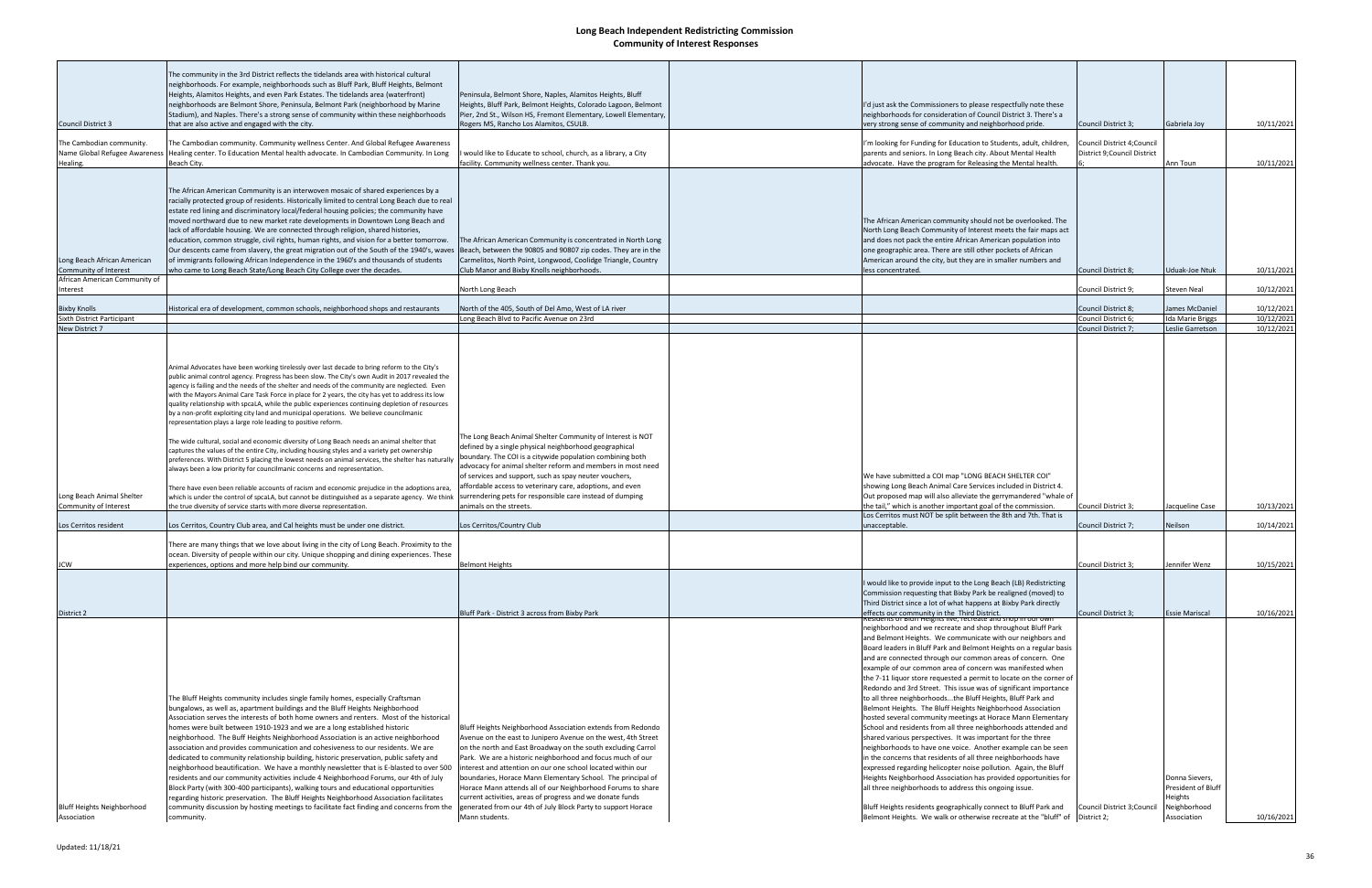# Long Beach Independent Redistricting Commission

## Community of Interest Responses

| | | | | | | | |
|---|---|---|---|---|---|---|---|
| Council District 3 | The community in the 3rd District reflects the tidelands area with historical cultural neighborhoods. For example, neighborhoods such as Bluff Park, Bluff Heights, Belmont Heights, Alamitos Heights, and even Park Estates. The tidelands area (waterfront) neighborhoods are Belmont Shore, Peninsula, Belmont Park (neighborhood by Marine Stadium), and Naples. There's a strong sense of community within these neighborhoods that are also active and engaged with the city. | Peninsula, Belmont Shore, Naples, Alamitos Heights, Bluff Heights, Bluff Park, Belmont Heights, Colorado Lagoon, Belmont Pier, 2nd St., Wilson HS, Fremont Elementary, Lowell Elementary, Rogers MS, Rancho Los Alamitos, CSULB. | | I'd just ask the Commissioners to please respectfully note these neighborhoods for consideration of Council District 3. There's a very strong sense of community and neighborhood pride. | Council District 3; | Gabriela Joy | 10/11/2021 |
| The Cambodian community. Name Global Refugee Awareness Healing. | The Cambodian community. Community wellness Center. And Global Refugee Awareness Healing center. To Education Mental health advocate. In Cambodian Community. In Long Beach City. | I would like to Educate to school, church, as a library, a City facility. Community wellness center. Thank you. | | I'm looking for Funding for Education to Students, adult, children, parents and seniors. In Long Beach city. About Mental Health advocate. Have the program for Releasing the Mental health. | Council District 4;Council District 9;Council District 6; | Ann Toun | 10/11/2021 |
| Long Beach African American Community of Interest | The African American Community is an interwoven mosaic of shared experiences by a racially protected group of residents. Historically limited to central Long Beach due to real estate red lining and discriminatory local/federal housing policies; the community have moved northward due to new market rate developments in Downtown Long Beach and lack of affordable housing. We are connected through religion, shared histories, education, common struggle, civil rights, human rights, and vision for a better tomorrow. Our descents came from slavery, the great migration out of the South of the 1940's, waves of immigrants following African Independence in the 1960's and thousands of students who came to Long Beach State/Long Beach City College over the decades. | The African American Community is concentrated in North Long Beach, between the 90805 and 90807 zip codes. They are in the Carmelitos, North Point, Longwood, Coolidge Triangle, Country Club Manor and Bixby Knolls neighborhoods. | | The African American community should not be overlooked. The North Long Beach Community of Interest meets the fair maps act and does not pack the entire African American population into one geographic area. There are still other pockets of African American around the city, but they are in smaller numbers and less concentrated. | Council District 8; | Uduak-Joe Ntuk | 10/11/2021 |
| African American Community of Interest | | North Long Beach | | | Council District 9; | Steven Neal | 10/12/2021 |
| Bixby Knolls | Historical era of development, common schools, neighborhood shops and restaurants | North of the 405, South of Del Amo, West of LA river | | | Council District 8; | James McDaniel | 10/12/2021 |
| Sixth District Participant | | Long Beach Blvd to Pacific Avenue on 23rd | | | Council District 6; | Ida Marie Briggs | 10/12/2021 |
| New District 7 | | | | | Council District 7; | Leslie Garretson | 10/12/2021 |
| Long Beach Animal Shelter Community of Interest | Animal Advocates have been working tirelessly over last decade to bring reform to the City's public animal control agency. Progress has been slow. The City's own Audit in 2017 revealed the agency is failing and the needs of the shelter and needs of the community are neglected. Even with the Mayors Animal Care Task Force in place for 2 years, the city has yet to address its low quality relationship with spcaLA, while the public experiences continuing depletion of resources by a non-profit exploiting city land and municipal operations. We believe councilmanic representation plays a large role leading to positive reform.<br><br>The wide cultural, social and economic diversity of Long Beach needs an animal shelter that captures the values of the entire City, including housing styles and a variety pet ownership preferences. With District 5 placing the lowest needs on animal services, the shelter has naturally always been a low priority for councilmanic concerns and representation.<br><br>There have even been reliable accounts of racism and economic prejudice in the adoptions area, which is under the control of spcaLA, but cannot be distinguished as a separate agency. We think the true diversity of service starts with more diverse representation. | The Long Beach Animal Shelter Community of Interest is NOT defined by a single physical neighborhood geographical boundary. The COI is a citywide population combining both advocacy for animal shelter reform and members in most need of services and support, such as spay neuter vouchers, affordable access to veterinary care, adoptions, and even surrendering pets for responsible care instead of dumping animals on the streets. | | We have submitted a COI map "LONG BEACH SHELTER COI" showing Long Beach Animal Care Services included in District 4. Out proposed map will also alleviate the gerrymandered "whale of the tail," which is another important goal of the commission. | Council District 3; | Jacqueline Case | 10/13/2021 |
| Los Cerritos resident | Los Cerritos, Country Club area, and Cal heights must be under one district. | Los Cerritos/Country Club | | Los Cerritos must NOT be split between the 8th and 7th. That is unacceptable. | Council District 7; | Neilson | 10/14/2021 |
| JCW | There are many things that we love about living in the city of Long Beach. Proximity to the ocean. Diversity of people within our city. Unique shopping and dining experiences. These experiences, options and more help bind our community. | Belmont Heights | | | Council District 3; | Jennifer Wenz | 10/15/2021 |
| District 2 | | Bluff Park - District 3 across from Bixby Park | | I would like to provide input to the Long Beach (LB) Redistricting Commission requesting that Bixby Park be realigned (moved) to Third District since a lot of what happens at Bixby Park directly effects our community in the Third District. | Council District 3; | Essie Mariscal | 10/16/2021 |
| Bluff Heights Neighborhood Association | The Bluff Heights community includes single family homes, especially Craftsman bungalows, as well as, apartment buildings and the Bluff Heights Neighborhood Association serves the interests of both home owners and renters. Most of the historical homes were built between 1910-1923 and we are a long established historic neighborhood. The Buff Heights Neighborhood Association is an active neighborhood association and provides communication and cohesiveness to our residents. We are dedicated to community relationship building, historic preservation, public safety and neighborhood beautification. We have a monthly newsletter that is E-blasted to over 500 residents and our community activities include 4 Neighborhood Forums, our 4th of July Block Party (with 300-400 participants), walking tours and educational opportunities regarding historic preservation. The Bluff Heights Neighborhood Association facilitates community discussion by hosting meetings to facilitate fact finding and concerns from the community. | Bluff Heights Neighborhood Association extends from Redondo Avenue on the east to Junipero Avenue on the west, 4th Street on the north and East Broadway on the south excluding Carrol Park. We are a historic neighborhood and focus much of our interest and attention on our one school located within our boundaries, Horace Mann Elementary School. The principal of Horace Mann attends all of our Neighborhood Forums to share current activities, areas of progress and we donate funds generated from our 4th of July Block Party to support Horace Mann students. | | Residents of Bluff Heights live, recreate and shop in our own neighborhood and we recreate and shop throughout Bluff Park and Belmont Heights. We communicate with our neighbors and Board leaders in Bluff Park and Belmont Heights on a regular basis and are connected through our common areas of concern. One example of our common area of concern was manifested when the 7-11 liquor store requested a permit to locate on the corner of Redondo and 3rd Street. This issue was of significant importance to all three neighborhoods...the Bluff Heights, Bluff Park and Belmont Heights. The Bluff Heights Neighborhood Association hosted several community meetings at Horace Mann Elementary School and residents from all three neighborhoods attended and shared various perspectives. It was important for the three neighborhoods to have one voice. Another example can be seen in the concerns that residents of all three neighborhoods have expressed regarding helicopter noise pollution. Again, the Bluff Heights Neighborhood Association has provided opportunities for all three neighborhoods to address this ongoing issue.<br><br>Bluff Heights residents geographically connect to Bluff Park and Belmont Heights. We walk or otherwise recreate at the "bluff" of | Council District 3;Council District 2; | Donna Sievers, President of Bluff Heights Neighborhood Association | 10/16/2021 |

Updated: 11/18/21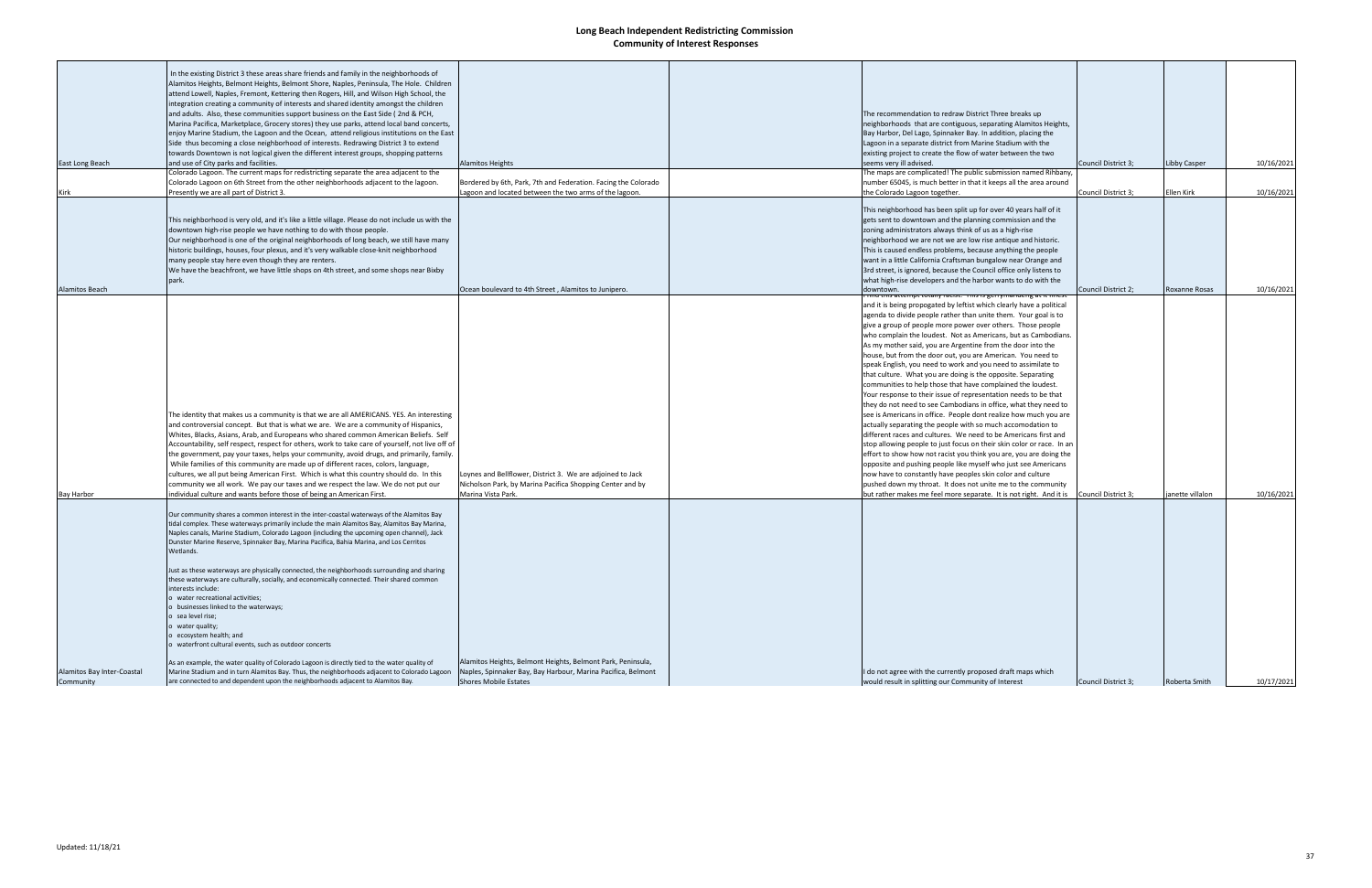# Long Beach Independent Redistricting Commission
## Community of Interest Responses

| | | | | | | | |
|---|---|---|---|---|---|---|---|
| East Long Beach | In the existing District 3 these areas share friends and family in the neighborhoods of Alamitos Heights, Belmont Heights, Belmont Shore, Naples, Peninsula, The Hole. Children attend Lowell, Naples, Fremont, Kettering then Rogers, Hill, and Wilson High School, the integration creating a community of interests and shared identity amongst the children and adults. Also, these communities support business on the East Side ( 2nd & PCH, Marina Pacifica, Marketplace, Grocery stores) they use parks, attend local band concerts, enjoy Marine Stadium, the Lagoon and the Ocean, attend religious institutions on the East Side thus becoming a close neighborhood of interests. Redrawing District 3 to extend towards Downtown is not logical given the different interest groups, shopping patterns and use of City parks and facilities. | Alamitos Heights | | The recommendation to redraw District Three breaks up neighborhoods that are contiguous, separating Alamitos Heights, Bay Harbor, Del Lago, Spinnaker Bay. In addition, placing the Lagoon in a separate district from Marine Stadium with the existing project to create the flow of water between the two seems very ill advised. | Council District 3; | Libby Casper | 10/16/2021 |
| Kirk | Colorado Lagoon. The current maps for redistricting separate the area adjacent to the Colorado Lagoon on 6th Street from the other neighborhoods adjacent to the lagoon. Presently we are all part of District 3. | Bordered by 6th, Park, 7th and Federation. Facing the Colorado Lagoon and located between the two arms of the lagoon. | | The maps are complicated! The public submission named Rihbany, number 65045, is much better in that it keeps all the area around the Colorado Lagoon together. | Council District 3; | Ellen Kirk | 10/16/2021 |
| Alamitos Beach | This neighborhood is very old, and it's like a little village. Please do not include us with the downtown high-rise people we have nothing to do with those people. Our neighborhood is one of the original neighborhoods of long beach, we still have many historic buildings, houses, four plexus, and it's very walkable close-knit neighborhood many people stay here even though they are renters. We have the beachfront, we have little shops on 4th street, and some shops near Bixby park. | Ocean boulevard to 4th Street , Alamitos to Junipero. | | This neighborhood has been split up for over 40 years half of it gets sent to downtown and the planning commission and the zoning administrators always think of us as a high-rise neighborhood we are not we are low rise antique and historic. This is caused endless problems, because anything the people want in a little California Craftsman bungalow near Orange and 3rd street, is ignored, because the Council office only listens to what high-rise developers and the harbor wants to do with the downtown. | Council District 2; | Roxanne Rosas | 10/16/2021 |
| Bay Harbor | The identity that makes us a community is that we are all AMERICANS. YES. An interesting and controversial concept. But that is what we are. We are a community of Hispanics, Whites, Blacks, Asians, Arab, and Europeans who shared common American Beliefs. Self Accountability, self respect, respect for others, work to take care of yourself, not live off of the government, pay your taxes, helps your community, avoid drugs, and primarily, family. While families of this community are made up of different races, colors, language, cultures, we all put being American First. Which is what this country should do. In this community we all work. We pay our taxes and we respect the law. We do not put our individual culture and wants before those of being an American First. | Loynes and Bellflower, District 3. We are adjoined to Jack Nicholson Park, by Marina Pacifica Shopping Center and by Marina Vista Park. | | I find this attempt totally racist. This is gerrymandering at it finest and it is being propogated by leftist which clearly have a political agenda to divide people rather than unite them. Your goal is to give a group of people more power over others. Those people who complain the loudest. Not as Americans, but as Cambodians. As my mother said, you are Argentine from the door into the house, but from the door out, you are American. You need to speak English, you need to work and you need to assimilate to that culture. What you are doing is the opposite. Separating communities to help those that have complained the loudest. Your response to their issue of representation needs to be that they do not need to see Cambodians in office, what they need to see is Americans in office. People dont realize how much you are actually separating the people with so much accomodation to different races and cultures. We need to be Americans first and stop allowing people to just focus on their skin color or race. In an effort to show how not racist you think you are, you are doing the opposite and pushing people like myself who just see Americans now have to constantly have peoples skin color and culture pushed down my throat. It does not unite me to the community but rather makes me feel more separate. It is not right. And it is | Council District 3; | janette villalon | 10/16/2021 |
| Alamitos Bay Inter-Coastal Community | Our community shares a common interest in the inter-coastal waterways of the Alamitos Bay tidal complex. These waterways primarily include the main Alamitos Bay, Alamitos Bay Marina, Naples canals, Marine Stadium, Colorado Lagoon (including the upcoming open channel), Jack Dunster Marine Reserve, Spinnaker Bay, Marina Pacifica, Bahia Marina, and Los Cerritos Wetlands.<br><br>Just as these waterways are physically connected, the neighborhoods surrounding and sharing these waterways are culturally, socially, and economically connected. Their shared common interests include:<br>o water recreational activities;<br>o businesses linked to the waterways;<br>o sea level rise;<br>o water quality;<br>o ecosystem health; and<br>o waterfront cultural events, such as outdoor concerts<br><br>As an example, the water quality of Colorado Lagoon is directly tied to the water quality of Marine Stadium and in turn Alamitos Bay. Thus, the neighborhoods adjacent to Colorado Lagoon are connected to and dependent upon the neighborhoods adjacent to Alamitos Bay. | Alamitos Heights, Belmont Heights, Belmont Park, Peninsula, Naples, Spinnaker Bay, Bay Harbour, Marina Pacifica, Belmont Shores Mobile Estates | | I do not agree with the currently proposed draft maps which would result in splitting our Community of Interest | Council District 3; | Roberta Smith | 10/17/2021 |

Updated: 11/18/21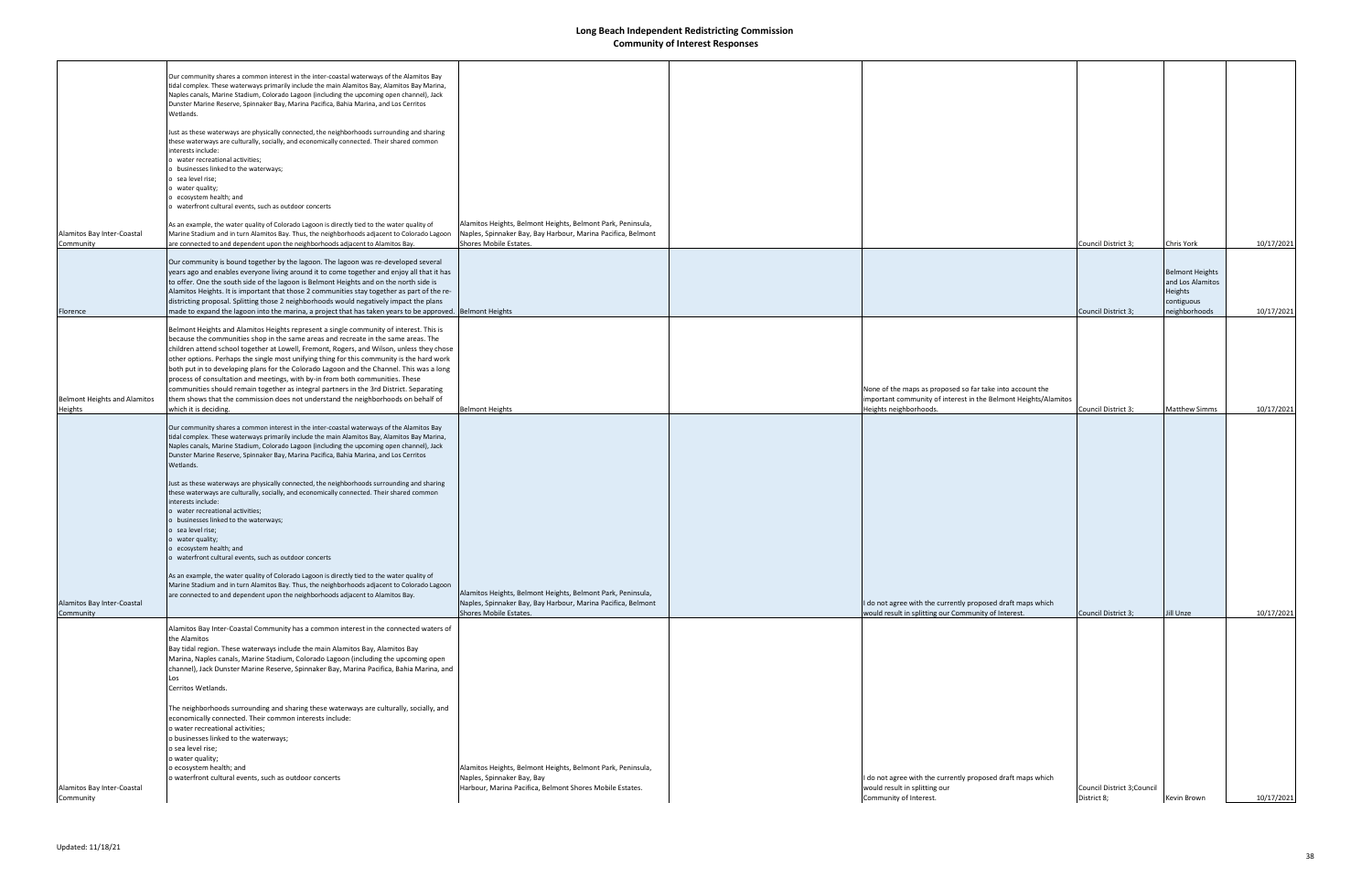# Long Beach Independent Redistricting Commission
## Community of Interest Responses

| | | | | | | | |
|---|---|---|---|---|---|---|---|
| Alamitos Bay Inter-Coastal Community | Our community shares a common interest in the inter-coastal waterways of the Alamitos Bay tidal complex. These waterways primarily include the main Alamitos Bay, Alamitos Bay Marina, Naples canals, Marine Stadium, Colorado Lagoon (including the upcoming open channel), Jack Dunster Marine Reserve, Spinnaker Bay, Marina Pacifica, Bahia Marina, and Los Cerritos Wetlands.<br><br>Just as these waterways are physically connected, the neighborhoods surrounding and sharing these waterways are culturally, socially, and economically connected. Their shared common interests include:<br>o water recreational activities;<br>o businesses linked to the waterways;<br>o sea level rise;<br>o water quality;<br>o ecosystem health; and<br>o waterfront cultural events, such as outdoor concerts<br><br>As an example, the water quality of Colorado Lagoon is directly tied to the water quality of Marine Stadium and in turn Alamitos Bay. Thus, the neighborhoods adjacent to Colorado Lagoon are connected to and dependent upon the neighborhoods adjacent to Alamitos Bay. | Alamitos Heights, Belmont Heights, Belmont Park, Peninsula, Naples, Spinnaker Bay, Bay Harbour, Marina Pacifica, Belmont Shores Mobile Estates. | | | Council District 3; | Chris York | 10/17/2021 |
| Florence | Our community is bound together by the lagoon. The lagoon was re-developed several years ago and enables everyone living around it to come together and enjoy all that it has to offer. One the south side of the lagoon is Belmont Heights and on the north side is Alamitos Heights. It is important that those 2 communities stay together as part of the re-districting proposal. Splitting those 2 neighborhoods would negatively impact the plans made to expand the lagoon into the marina, a project that has taken years to be approved. | Belmont Heights | | | Council District 3; | Belmont Heights and Los Alamitos Heights contiguous neighborhoods | 10/17/2021 |
| Belmont Heights and Alamitos Heights | Belmont Heights and Alamitos Heights represent a single community of interest. This is because the communities shop in the same areas and recreate in the same areas. The children attend school together at Lowell, Fremont, Rogers, and Wilson, unless they chose other options. Perhaps the single most unifying thing for this community is the hard work both put in to developing plans for the Colorado Lagoon and the Channel. This was a long process of consultation and meetings, with by-in from both communities. These communities should remain together as integral partners in the 3rd District. Separating them shows that the commission does not understand the neighborhoods on behalf of which it is deciding. | Belmont Heights | | None of the maps as proposed so far take into account the important community of interest in the Belmont Heights/Alamitos Heights neighborhoods. | Council District 3; | Matthew Simms | 10/17/2021 |
| Alamitos Bay Inter-Coastal Community | Our community shares a common interest in the inter-coastal waterways of the Alamitos Bay tidal complex. These waterways primarily include the main Alamitos Bay, Alamitos Bay Marina, Naples canals, Marine Stadium, Colorado Lagoon (including the upcoming open channel), Jack Dunster Marine Reserve, Spinnaker Bay, Marina Pacifica, Bahia Marina, and Los Cerritos Wetlands.<br><br>Just as these waterways are physically connected, the neighborhoods surrounding and sharing these waterways are culturally, socially, and economically connected. Their shared common interests include:<br>o water recreational activities;<br>o businesses linked to the waterways;<br>o sea level rise;<br>o water quality;<br>o ecosystem health; and<br>o waterfront cultural events, such as outdoor concerts<br><br>As an example, the water quality of Colorado Lagoon is directly tied to the water quality of Marine Stadium and in turn Alamitos Bay. Thus, the neighborhoods adjacent to Colorado Lagoon are connected to and dependent upon the neighborhoods adjacent to Alamitos Bay. | Alamitos Heights, Belmont Heights, Belmont Park, Peninsula, Naples, Spinnaker Bay, Bay Harbour, Marina Pacifica, Belmont Shores Mobile Estates. | | I do not agree with the currently proposed draft maps which would result in splitting our Community of Interest. | Council District 3; | Jill Unze | 10/17/2021 |
| Alamitos Bay Inter-Coastal Community | Alamitos Bay Inter-Coastal Community has a common interest in the connected waters of the Alamitos<br>Bay tidal region. These waterways include the main Alamitos Bay, Alamitos Bay Marina, Naples canals, Marine Stadium, Colorado Lagoon (including the upcoming open channel), Jack Dunster Marine Reserve, Spinnaker Bay, Marina Pacifica, Bahia Marina, and Los<br>Cerritos Wetlands.<br><br>The neighborhoods surrounding and sharing these waterways are culturally, socially, and economically connected. Their common interests include:<br>o water recreational activities;<br>o businesses linked to the waterways;<br>o sea level rise;<br>o water quality;<br>o ecosystem health; and<br>o waterfront cultural events, such as outdoor concerts | Alamitos Heights, Belmont Heights, Belmont Park, Peninsula, Naples, Spinnaker Bay, Bay Harbour, Marina Pacifica, Belmont Shores Mobile Estates. | | I do not agree with the currently proposed draft maps which would result in splitting our Community of Interest. | Council District 3;Council District 8; | Kevin Brown | 10/17/2021 |

Updated: 11/18/21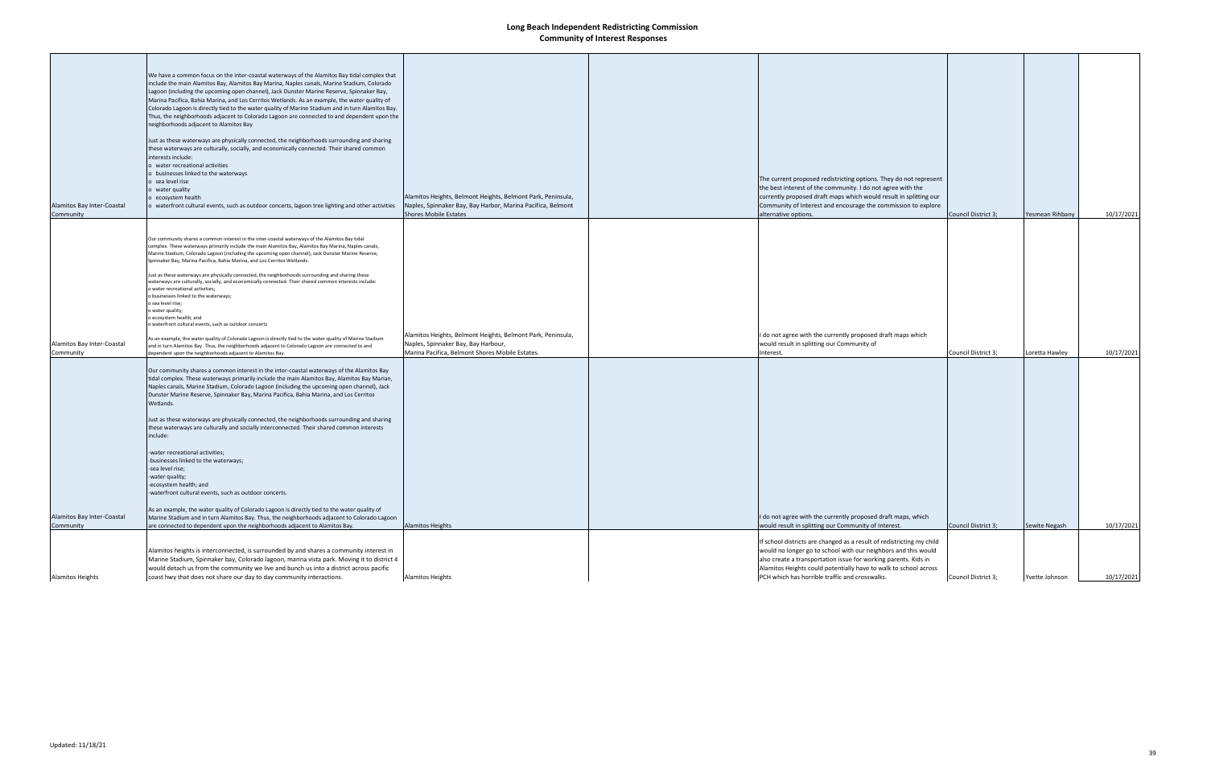# Long Beach Independent Redistricting Commission
## Community of Interest Responses

| | | | | | | | |
|---|---|---|---|---|---|---|---|
| Alamitos Bay Inter-Coastal Community | We have a common focus on the inter-coastal waterways of the Alamitos Bay tidal complex that include the main Alamitos Bay, Alamitos Bay Marina, Naples canals, Marine Stadium, Colorado Lagoon (including the upcoming open channel), Jack Dunster Marine Reserve, Spinnaker Bay, Marina Pacifica, Bahia Marina, and Los Cerritos Wetlands. As an example, the water quality of Colorado Lagoon is directly tied to the water quality of Marine Stadium and in turn Alamitos Bay. Thus, the neighborhoods adjacent to Colorado Lagoon are connected to and dependent upon the neighborhoods adjacent to Alamitos Bay<br><br>Just as these waterways are physically connected, the neighborhoods surrounding and sharing these waterways are culturally, socially, and economically connected. Their shared common interests include:<br>o water recreational activities<br>o businesses linked to the waterways<br>o sea level rise<br>o water quality<br>o ecosystem health<br>o waterfront cultural events, such as outdoor concerts, lagoon tree lighting and other activities | Alamitos Heights, Belmont Heights, Belmont Park, Peninsula, Naples, Spinnaker Bay, Bay Harbor, Marina Pacifica, Belmont Shores Mobile Estates | | The current proposed redistricting options. They do not represent the best interest of the community. I do not agree with the currently proposed draft maps which would result in splitting our Community of Interest and encourage the commission to explore alternative options. | Council District 3; | Yesmean Rihbany | 10/17/2021 |
| Alamitos Bay Inter-Coastal Community | Our community shares a common interest in the inter-coastal waterways of the Alamitos Bay tidal complex. These waterways primarily include the main Alamitos Bay, Alamitos Bay Marina, Naples canals, Marine Stadium, Colorado Lagoon (including the upcoming open channel), Jack Dunster Marine Reserve, Spinnaker Bay, Marina Pacifica, Bahia Marina, and Los Cerritos Wetlands.<br><br>Just as these waterways are physically connected, the neighborhoods surrounding and sharing these waterways are culturally, socially, and economically connected. Their shared common interests include:<br>o water recreational activities;<br>o businesses linked to the waterways;<br>o sea level rise;<br>o water quality;<br>o ecosystem health; and<br>o waterfront cultural events, such as outdoor concerts<br><br>As an example, the water quality of Colorado Lagoon is directly tied to the water quality of Marine Stadium and in turn Alamitos Bay. Thus, the neighborhoods adjacent to Colorado Lagoon are connected to and dependent upon the neighborhoods adjacent to Alamitos Bay. | Alamitos Heights, Belmont Heights, Belmont Park, Peninsula, Naples, Spinnaker Bay, Bay Harbour, Marina Pacifica, Belmont Shores Mobile Estates. | | I do not agree with the currently proposed draft maps which would result in splitting our Community of Interest. | Council District 3; | Loretta Hawley | 10/17/2021 |
| Alamitos Bay Inter-Coastal Community | Our community shares a common interest in the inter-coastal waterways of the Alamitos Bay tidal complex. These waterways primarily include the main Alamitos Bay, Alamitos Bay Marian, Naples canals, Marine Stadium, Colorado Lagoon (including the upcoming open channel), Jack Dunster Marine Reserve, Spinnaker Bay, Marina Pacifica, Bahia Marina, and Los Cerritos Wetlands.<br><br>Just as these waterways are physically connected, the neighborhoods surrounding and sharing these waterways are culturally and socially interconnected. Their shared common interests include:<br><br>-water recreational activities;<br>-businesses linked to the waterways;<br>-sea level rise;<br>-water quality;<br>-ecosystem health; and<br>-waterfront cultural events, such as outdoor concerts.<br><br>As an example, the water quality of Colorado Lagoon is directly tied to the water quality of Marine Stadium and in turn Alamitos Bay. Thus, the neighborhoods adjacent to Colorado Lagoon are connected to dependent upon the neighborhoods adjacent to Alamitos Bay. | Alamitos Heights | | I do not agree with the currently proposed draft maps, which would result in splitting our Community of Interest. | Council District 3; | Sewite Negash | 10/17/2021 |
| Alamitos Heights | Alamitos heights is interconnected, is surrounded by and shares a community interest in Marine Stadium, Spinnaker bay, Colorado lagoon, marina vista park. Moving it to district 4 would detach us from the community we live and bunch us into a district across pacific coast hwy that does not share our day to day community interactions. | Alamitos Heights | | If school districts are changed as a result of redistricting my child would no longer go to school with our neighbors and this would also create a transportation issue for working parents. Kids in Alamitos Heights could potentially have to walk to school across PCH which has horrible traffic and crosswalks. | Council District 3; | Yvette Johnson | 10/17/2021 |

Updated: 11/18/21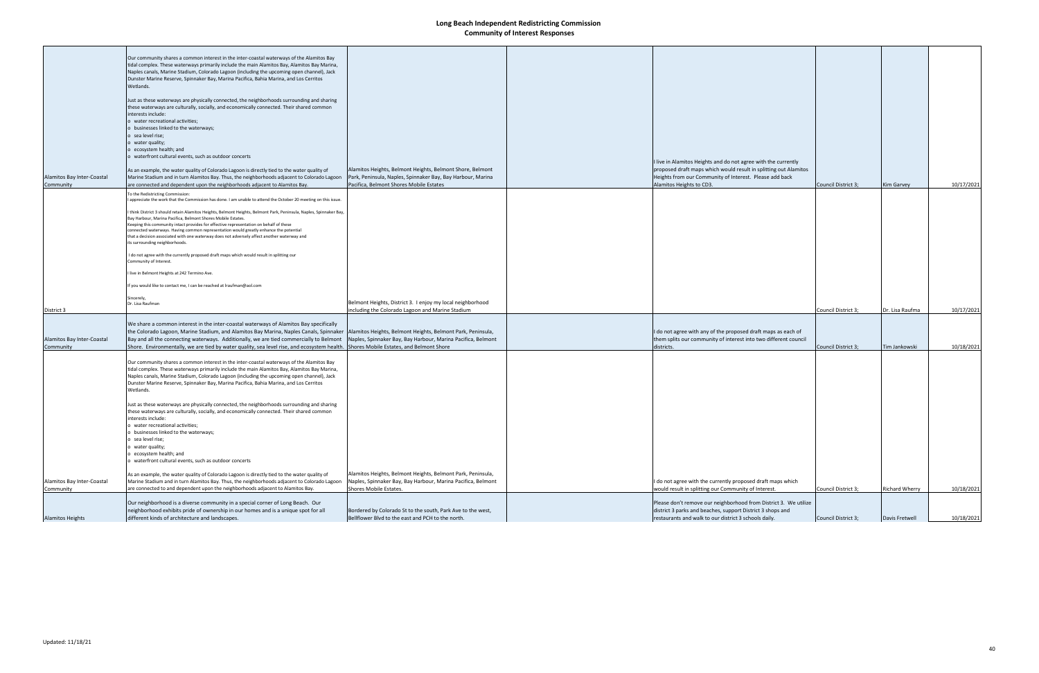# Long Beach Independent Redistricting Commission
## Community of Interest Responses

| | | | | | | | |
|---|---|---|---|---|---|---|---|
| Alamitos Bay Inter-Coastal Community | Our community shares a common interest in the inter-coastal waterways of the Alamitos Bay tidal complex. These waterways primarily include the main Alamitos Bay, Alamitos Bay Marina, Naples canals, Marine Stadium, Colorado Lagoon (including the upcoming open channel), Jack Dunster Marine Reserve, Spinnaker Bay, Marina Pacifica, Bahia Marina, and Los Cerritos Wetlands.<br><br>Just as these waterways are physically connected, the neighborhoods surrounding and sharing these waterways are culturally, socially, and economically connected. Their shared common interests include:<br>o water recreational activities;<br>o businesses linked to the waterways;<br>o sea level rise;<br>o water quality;<br>o ecosystem health; and<br>o waterfront cultural events, such as outdoor concerts<br><br>As an example, the water quality of Colorado Lagoon is directly tied to the water quality of Marine Stadium and in turn Alamitos Bay. Thus, the neighborhoods adjacent to Colorado Lagoon are connected and dependent upon the neighborhoods adjacent to Alamitos Bay. | Alamitos Heights, Belmont Heights, Belmont Shore, Belmont Park, Peninsula, Naples, Spinnaker Bay, Bay Harbour, Marina Pacifica, Belmont Shores Mobile Estates | | I live in Alamitos Heights and do not agree with the currently proposed draft maps which would result in splitting out Alamitos Heights from our Community of Interest. Please add back Alamitos Heights to CD3. | Council District 3; | Kim Garvey | 10/17/2021 |
| District 3 | To the Redistricting Commission:<br>I appreciate the work that the Commission has done. I am unable to attend the October 20 meeting on this issue.<br><br>I think District 3 should retain Alamitos Heights, Belmont Heights, Belmont Park, Peninsula, Naples, Spinnaker Bay, Bay Harbour, Marina Pacifica, Belmont Shores Mobile Estates.<br>Keeping this community intact provides for effective representation on behalf of these connected waterways. Having common representation would greatly enhance the potential that a decision associated with one waterway does not adversely affect another waterway and its surrounding neighborhoods.<br><br>I do not agree with the currently proposed draft maps which would result in splitting our Community of Interest.<br><br>I live in Belmont Heights at 242 Termino Ave.<br><br>If you would like to contact me, I can be reached at lraufman@aol.com<br><br>Sincerely,<br>Dr. Lisa Raufman | Belmont Heights, District 3. I enjoy my local neighborhood including the Colorado Lagoon and Marine Stadium | | | Council District 3; | Dr. Lisa Raufma | 10/17/2021 |
| Alamitos Bay Inter-Coastal Community | We share a common interest in the inter-coastal waterways of Alamitos Bay specifically the Colorado Lagoon, Marine Stadium, and Alamitos Bay Marina, Naples Canals, Spinnaker Bay and all the connecting waterways. Additionally, we are tied commercially to Belmont Shore. Environmentally, we are tied by water quality, sea level rise, and ecosystem health. | Alamitos Heights, Belmont Heights, Belmont Park, Peninsula, Naples, Spinnaker Bay, Bay Harbour, Marina Pacifica, Belmont Shores Mobile Estates, and Belmont Shore | | I do not agree with any of the proposed draft maps as each of them splits our community of interest into two different council districts. | Council District 3; | Tim Jankowski | 10/18/2021 |
| Alamitos Bay Inter-Coastal Community | Our community shares a common interest in the inter-coastal waterways of the Alamitos Bay tidal complex. These waterways primarily include the main Alamitos Bay, Alamitos Bay Marina, Naples canals, Marine Stadium, Colorado Lagoon (including the upcoming open channel), Jack Dunster Marine Reserve, Spinnaker Bay, Marina Pacifica, Bahia Marina, and Los Cerritos Wetlands.<br><br>Just as these waterways are physically connected, the neighborhoods surrounding and sharing these waterways are culturally, socially, and economically connected. Their shared common interests include:<br>o water recreational activities;<br>o businesses linked to the waterways;<br>o sea level rise;<br>o water quality;<br>o ecosystem health; and<br>o waterfront cultural events, such as outdoor concerts<br><br>As an example, the water quality of Colorado Lagoon is directly tied to the water quality of Marine Stadium and in turn Alamitos Bay. Thus, the neighborhoods adjacent to Colorado Lagoon are connected to and dependent upon the neighborhoods adjacent to Alamitos Bay. | Alamitos Heights, Belmont Heights, Belmont Park, Peninsula, Naples, Spinnaker Bay, Bay Harbour, Marina Pacifica, Belmont Shores Mobile Estates. | | I do not agree with the currently proposed draft maps which would result in splitting our Community of Interest. | Council District 3; | Richard Wherry | 10/18/2021 |
| Alamitos Heights | Our neighborhood is a diverse community in a special corner of Long Beach. Our neighborhood exhibits pride of ownership in our homes and is a unique spot for all different kinds of architecture and landscapes. | Bordered by Colorado St to the south, Park Ave to the west, Bellflower Blvd to the east and PCH to the north. | | Please don't remove our neighborhood from District 3. We utilize district 3 parks and beaches, support District 3 shops and restaurants and walk to our district 3 schools daily. | Council District 3; | Davis Fretwell | 10/18/2021 |

Updated: 11/18/21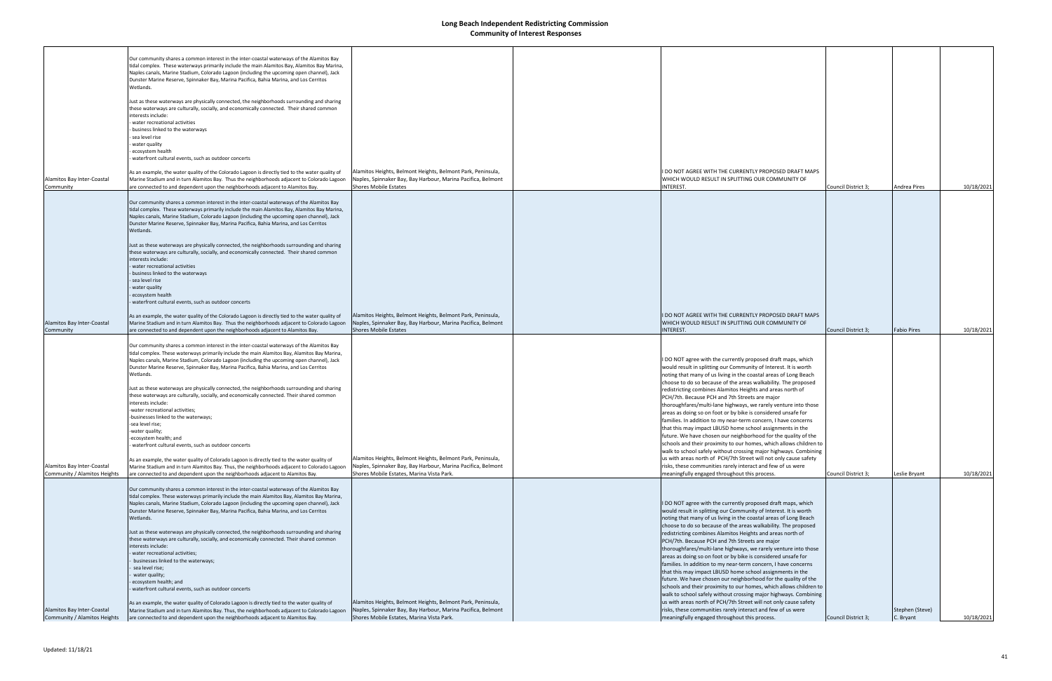# Long Beach Independent Redistricting Commission
## Community of Interest Responses

| | | | | | | | |
|---|---|---|---|---|---|---|---|
| Alamitos Bay Inter-Coastal Community | Our community shares a common interest in the inter-coastal waterways of the Alamitos Bay tidal complex. These waterways primarily include the main Alamitos Bay, Alamitos Bay Marina, Naples canals, Marine Stadium, Colorado Lagoon (including the upcoming open channel), Jack Dunster Marine Reserve, Spinnaker Bay, Marina Pacifica, Bahia Marina, and Los Cerritos Wetlands.<br><br>Just as these waterways are physically connected, the neighborhoods surrounding and sharing these waterways are culturally, socially, and economically connected. Their shared common interests include:<br>- water recreational activities<br>- business linked to the waterways<br>- sea level rise<br>- water quality<br>- ecosystem health<br>- waterfront cultural events, such as outdoor concerts<br><br>As an example, the water quality of the Colorado Lagoon is directly tied to the water quality of Marine Stadium and in turn Alamitos Bay. Thus the neighborhoods adjacent to Colorado Lagoon are connected to and dependent upon the neighborhoods adjacent to Alamitos Bay. | Alamitos Heights, Belmont Heights, Belmont Park, Peninsula, Naples, Spinnaker Bay, Bay Harbour, Marina Pacifica, Belmont Shores Mobile Estates | | I DO NOT AGREE WITH THE CURRENTLY PROPOSED DRAFT MAPS WHICH WOULD RESULT IN SPLITTING OUR COMMUNITY OF INTEREST. | Council District 3; | Andrea Pires | 10/18/2021 |
| Alamitos Bay Inter-Coastal Community | Our community shares a common interest in the inter-coastal waterways of the Alamitos Bay tidal complex. These waterways primarily include the main Alamitos Bay, Alamitos Bay Marina, Naples canals, Marine Stadium, Colorado Lagoon (including the upcoming open channel), Jack Dunster Marine Reserve, Spinnaker Bay, Marina Pacifica, Bahia Marina, and Los Cerritos Wetlands.<br><br>Just as these waterways are physically connected, the neighborhoods surrounding and sharing these waterways are culturally, socially, and economically connected. Their shared common interests include:<br>- water recreational activities<br>- business linked to the waterways<br>- sea level rise<br>- water quality<br>- ecosystem health<br>- waterfront cultural events, such as outdoor concerts<br><br>As an example, the water quality of the Colorado Lagoon is directly tied to the water quality of Marine Stadium and in turn Alamitos Bay. Thus the neighborhoods adjacent to Colorado Lagoon are connected to and dependent upon the neighborhoods adjacent to Alamitos Bay. | Alamitos Heights, Belmont Heights, Belmont Park, Peninsula, Naples, Spinnaker Bay, Bay Harbour, Marina Pacifica, Belmont Shores Mobile Estates | | I DO NOT AGREE WITH THE CURRENTLY PROPOSED DRAFT MAPS WHICH WOULD RESULT IN SPLITTING OUR COMMUNITY OF INTEREST. | Council District 3; | Fabio Pires | 10/18/2021 |
| Alamitos Bay Inter-Coastal Community / Alamitos Heights | Our community shares a common interest in the inter-coastal waterways of the Alamitos Bay tidal complex. These waterways primarily include the main Alamitos Bay, Alamitos Bay Marina, Naples canals, Marine Stadium, Colorado Lagoon (including the upcoming open channel), Jack Dunster Marine Reserve, Spinnaker Bay, Marina Pacifica, Bahia Marina, and Los Cerritos Wetlands.<br><br>Just as these waterways are physically connected, the neighborhoods surrounding and sharing these waterways are culturally, socially, and economically connected. Their shared common interests include:<br>-water recreational activities;<br>-businesses linked to the waterways;<br>-sea level rise;<br>-water quality;<br>-ecosystem health; and<br>- waterfront cultural events, such as outdoor concerts<br><br>As an example, the water quality of Colorado Lagoon is directly tied to the water quality of Marine Stadium and in turn Alamitos Bay. Thus, the neighborhoods adjacent to Colorado Lagoon are connected to and dependent upon the neighborhoods adjacent to Alamitos Bay. | Alamitos Heights, Belmont Heights, Belmont Park, Peninsula, Naples, Spinnaker Bay, Bay Harbour, Marina Pacifica, Belmont Shores Mobile Estates, Marina Vista Park. | | I DO NOT agree with the currently proposed draft maps, which would result in splitting our Community of Interest. It is worth noting that many of us living in the coastal areas of Long Beach choose to do so because of the areas walkability. The proposed redistricting combines Alamitos Heights and areas north of PCH/7th. Because PCH and 7th Streets are major thoroughfares/multi-lane highways, we rarely venture into those areas as doing so on foot or by bike is considered unsafe for families. In addition to my near-term concern, I have concerns that this may impact LBUSD home school assignments in the future. We have chosen our neighborhood for the quality of the schools and their proximity to our homes, which allows children to walk to school safely without crossing major highways. Combining us with areas north of PCH/7th Street will not only cause safety risks, these communities rarely interact and few of us were meaningfully engaged throughout this process. | Council District 3; | Leslie Bryant | 10/18/2021 |
| Alamitos Bay Inter-Coastal Community / Alamitos Heights | Our community shares a common interest in the inter-coastal waterways of the Alamitos Bay tidal complex. These waterways primarily include the main Alamitos Bay, Alamitos Bay Marina, Naples canals, Marine Stadium, Colorado Lagoon (including the upcoming open channel), Jack Dunster Marine Reserve, Spinnaker Bay, Marina Pacifica, Bahia Marina, and Los Cerritos Wetlands.<br><br>Just as these waterways are physically connected, the neighborhoods surrounding and sharing these waterways are culturally, socially, and economically connected. Their shared common interests include:<br>- water recreational activities;<br>- businesses linked to the waterways;<br>- sea level rise;<br>- water quality;<br>- ecosystem health; and<br>- waterfront cultural events, such as outdoor concerts<br><br>As an example, the water quality of Colorado Lagoon is directly tied to the water quality of Marine Stadium and in turn Alamitos Bay. Thus, the neighborhoods adjacent to Colorado Lagoon are connected to and dependent upon the neighborhoods adjacent to Alamitos Bay. | Alamitos Heights, Belmont Heights, Belmont Park, Peninsula, Naples, Spinnaker Bay, Bay Harbour, Marina Pacifica, Belmont Shores Mobile Estates, Marina Vista Park. | | I DO NOT agree with the currently proposed draft maps, which would result in splitting our Community of Interest. It is worth noting that many of us living in the coastal areas of Long Beach choose to do so because of the areas walkability. The proposed redistricting combines Alamitos Heights and areas north of PCH/7th. Because PCH and 7th Streets are major thoroughfares/multi-lane highways, we rarely venture into those areas as doing so on foot or by bike is considered unsafe for families. In addition to my near-term concern, I have concerns that this may impact LBUSD home school assignments in the future. We have chosen our neighborhood for the quality of the schools and their proximity to our homes, which allows children to walk to school safely without crossing major highways. Combining us with areas north of PCH/7th Street will not only cause safety risks, these communities rarely interact and few of us were meaningfully engaged throughout this process. | Council District 3; | Stephen (Steve) C. Bryant | 10/18/2021 |

Updated: 11/18/21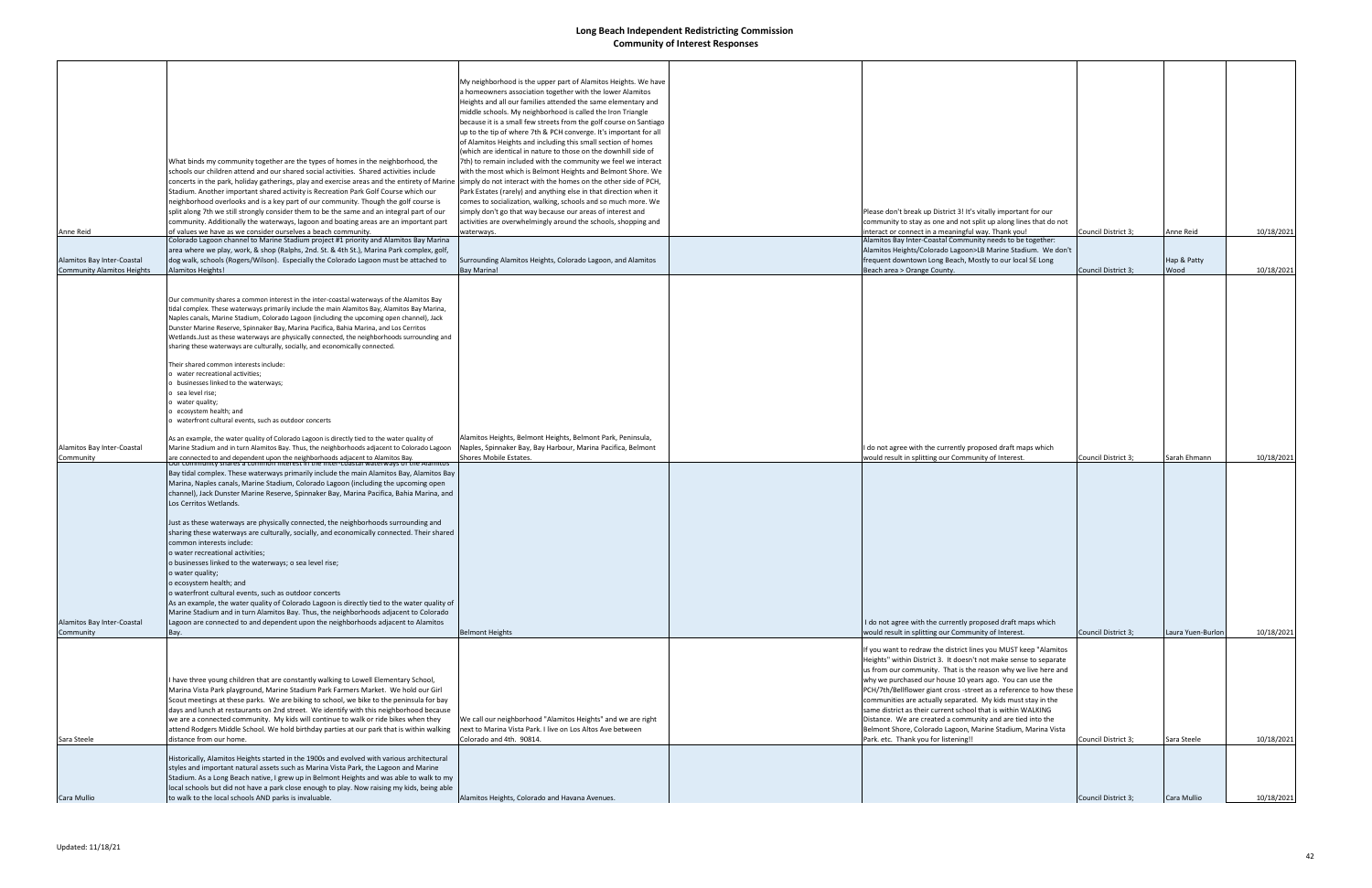# Long Beach Independent Redistricting Commission

## Community of Interest Responses

| | | | | | | | |
|---|---|---|---|---|---|---|---|
| Anne Reid | What binds my community together are the types of homes in the neighborhood, the schools our children attend and our shared social activities. Shared activities include concerts in the park, holiday gatherings, play and exercise areas and the entirety of Marine Stadium. Another important shared activity is Recreation Park Golf Course which our neighborhood overlooks and is a key part of our community. Though the golf course is split along 7th we still strongly consider them to be the same and an integral part of our community. Additionally the waterways, lagoon and boating areas are an important part of values we have as we consider ourselves a beach community. | My neighborhood is the upper part of Alamitos Heights. We have a homeowners association together with the lower Alamitos Heights and all our families attended the same elementary and middle schools. My neighborhood is called the Iron Triangle because it is a small few streets from the golf course on Santiago up to the tip of where 7th & PCH converge. It's important for all of Alamitos Heights and including this small section of homes (which are identical in nature to those on the downhill side of 7th) to remain included with the community we feel we interact with the most which is Belmont Heights and Belmont Shore. We simply do not interact with the homes on the other side of PCH, Park Estates (rarely) and anything else in that direction when it comes to socialization, walking, schools and so much more. We simply don't go that way because our areas of interest and activities are overwhelmingly around the schools, shopping and waterways. | | Please don't break up District 3! It's vitally important for our community to stay as one and not split up along lines that do not interact or connect in a meaningful way. Thank you! | Council District 3; | Anne Reid | 10/18/2021 |
| Alamitos Bay Inter-Coastal Community Alamitos Heights | Colorado Lagoon channel to Marine Stadium project #1 priority and Alamitos Bay Marina area where we play, work, & shop (Ralphs, 2nd. St. & 4th St.), Marina Park complex, golf, dog walk, schools (Rogers/Wilson). Especially the Colorado Lagoon must be attached to Alamitos Heights! | Surrounding Alamitos Heights, Colorado Lagoon, and Alamitos Bay Marina! | | Alamitos Bay Inter-Coastal Community needs to be together: Alamitos Heights/Colorado Lagoon>LB Marine Stadium. We don't frequent downtown Long Beach, Mostly to our local SE Long Beach area > Orange County. | Council District 3; | Hap & Patty Wood | 10/18/2021 |
| Alamitos Bay Inter-Coastal Community | Our community shares a common interest in the inter-coastal waterways of the Alamitos Bay tidal complex. These waterways primarily include the main Alamitos Bay, Alamitos Bay Marina, Naples canals, Marine Stadium, Colorado Lagoon (including the upcoming open channel), Jack Dunster Marine Reserve, Spinnaker Bay, Marina Pacifica, Bahia Marina, and Los Cerritos Wetlands.Just as these waterways are physically connected, the neighborhoods surrounding and sharing these waterways are culturally, socially, and economically connected.<br><br>Their shared common interests include:<br>o water recreational activities;<br>o businesses linked to the waterways;<br>o sea level rise;<br>o water quality;<br>o ecosystem health; and<br>o waterfront cultural events, such as outdoor concerts<br><br>As an example, the water quality of Colorado Lagoon is directly tied to the water quality of Marine Stadium and in turn Alamitos Bay. Thus, the neighborhoods adjacent to Colorado Lagoon are connected to and dependent upon the neighborhoods adjacent to Alamitos Bay. | Alamitos Heights, Belmont Heights, Belmont Park, Peninsula, Naples, Spinnaker Bay, Bay Harbour, Marina Pacifica, Belmont Shores Mobile Estates. | | I do not agree with the currently proposed draft maps which would result in splitting our Community of Interest. | Council District 3; | Sarah Ehmann | 10/18/2021 |
| Alamitos Bay Inter-Coastal Community | Our community shares a common interest in the inter-coastal waterways of the Alamitos Bay tidal complex. These waterways primarily include the main Alamitos Bay, Alamitos Bay Marina, Naples canals, Marine Stadium, Colorado Lagoon (including the upcoming open channel), Jack Dunster Marine Reserve, Spinnaker Bay, Marina Pacifica, Bahia Marina, and Los Cerritos Wetlands.<br><br>Just as these waterways are physically connected, the neighborhoods surrounding and sharing these waterways are culturally, socially, and economically connected. Their shared common interests include:<br>o water recreational activities;<br>o businesses linked to the waterways; o sea level rise;<br>o water quality;<br>o ecosystem health; and<br>o waterfront cultural events, such as outdoor concerts<br>As an example, the water quality of Colorado Lagoon is directly tied to the water quality of Marine Stadium and in turn Alamitos Bay. Thus, the neighborhoods adjacent to Colorado Lagoon are connected to and dependent upon the neighborhoods adjacent to Alamitos Bay. | Belmont Heights | | I do not agree with the currently proposed draft maps which would result in splitting our Community of Interest. | Council District 3; | Laura Yuen-Burlon | 10/18/2021 |
| Sara Steele | I have three young children that are constantly walking to Lowell Elementary School, Marina Vista Park playground, Marine Stadium Park Farmers Market. We hold our Girl Scout meetings at these parks. We are biking to school, we bike to the peninsula for bay days and lunch at restaurants on 2nd street. We identify with this neighborhood because we are a connected community. My kids will continue to walk or ride bikes when they attend Rodgers Middle School. We hold birthday parties at our park that is within walking distance from our home. | We call our neighborhood "Alamitos Heights" and we are right next to Marina Vista Park. I live on Los Altos Ave between Colorado and 4th. 90814. | | If you want to redraw the district lines you MUST keep "Alamitos Heights" within District 3. It doesn't not make sense to separate us from our community. That is the reason why we live here and why we purchased our house 10 years ago. You can use the PCH/7th/Bellflower giant cross -street as a reference to how these communities are actually separated. My kids must stay in the same district as their current school that is within WALKING Distance. We are created a community and are tied into the Belmont Shore, Colorado Lagoon, Marine Stadium, Marina Vista Park. etc. Thank you for listening!! | Council District 3; | Sara Steele | 10/18/2021 |
| Cara Mullio | Historically, Alamitos Heights started in the 1900s and evolved with various architectural styles and important natural assets such as Marina Vista Park, the Lagoon and Marine Stadium. As a Long Beach native, I grew up in Belmont Heights and was able to walk to my local schools but did not have a park close enough to play. Now raising my kids, being able to walk to the local schools AND parks is invaluable. | Alamitos Heights, Colorado and Havana Avenues. | | | Council District 3; | Cara Mullio | 10/18/2021 |

Updated: 11/18/21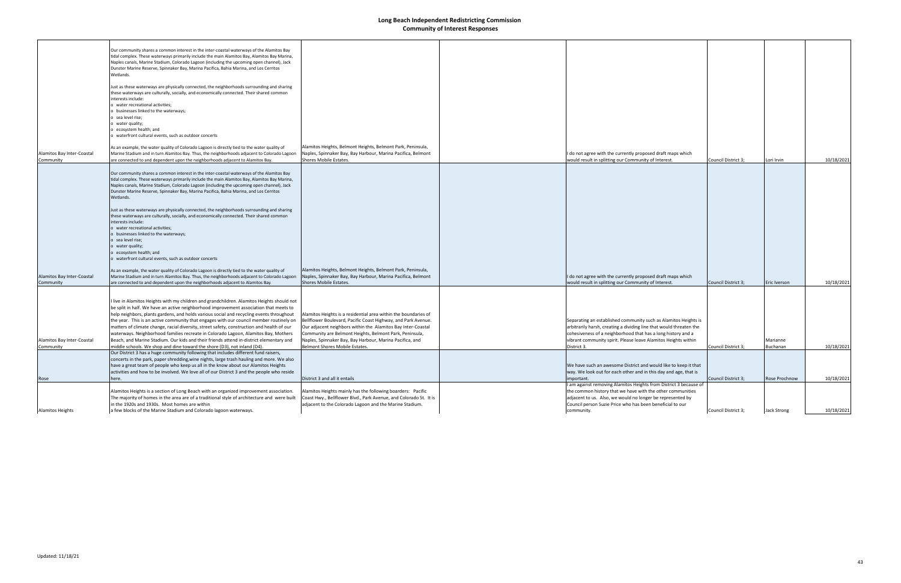# Long Beach Independent Redistricting Commission
## Community of Interest Responses

| | | | | | | | |
|---|---|---|---|---|---|---|---|
| Alamitos Bay Inter-Coastal Community | Our community shares a common interest in the inter-coastal waterways of the Alamitos Bay tidal complex. These waterways primarily include the main Alamitos Bay, Alamitos Bay Marina, Naples canals, Marine Stadium, Colorado Lagoon (including the upcoming open channel), Jack Dunster Marine Reserve, Spinnaker Bay, Marina Pacifica, Bahia Marina, and Los Cerritos Wetlands.<br><br>Just as these waterways are physically connected, the neighborhoods surrounding and sharing these waterways are culturally, socially, and economically connected. Their shared common interests include:<br>o water recreational activities;<br>o businesses linked to the waterways;<br>o sea level rise;<br>o water quality;<br>o ecosystem health; and<br>o waterfront cultural events, such as outdoor concerts<br><br>As an example, the water quality of Colorado Lagoon is directly tied to the water quality of Marine Stadium and in turn Alamitos Bay. Thus, the neighborhoods adjacent to Colorado Lagoon are connected to and dependent upon the neighborhoods adjacent to Alamitos Bay. | Alamitos Heights, Belmont Heights, Belmont Park, Peninsula, Naples, Spinnaker Bay, Bay Harbour, Marina Pacifica, Belmont Shores Mobile Estates. | | I do not agree with the currently proposed draft maps which would result in splitting our Community of Interest. | Council District 3; | Lori Irvin | 10/18/2021 |
| Alamitos Bay Inter-Coastal Community | Our community shares a common interest in the inter-coastal waterways of the Alamitos Bay tidal complex. These waterways primarily include the main Alamitos Bay, Alamitos Bay Marina, Naples canals, Marine Stadium, Colorado Lagoon (including the upcoming open channel), Jack Dunster Marine Reserve, Spinnaker Bay, Marina Pacifica, Bahia Marina, and Los Cerritos Wetlands.<br><br>Just as these waterways are physically connected, the neighborhoods surrounding and sharing these waterways are culturally, socially, and economically connected. Their shared common interests include:<br>o water recreational activities;<br>o businesses linked to the waterways;<br>o sea level rise;<br>o water quality;<br>o ecosystem health; and<br>o waterfront cultural events, such as outdoor concerts<br><br>As an example, the water quality of Colorado Lagoon is directly tied to the water quality of Marine Stadium and in turn Alamitos Bay. Thus, the neighborhoods adjacent to Colorado Lagoon are connected to and dependent upon the neighborhoods adjacent to Alamitos Bay. | Alamitos Heights, Belmont Heights, Belmont Park, Peninsula, Naples, Spinnaker Bay, Bay Harbour, Marina Pacifica, Belmont Shores Mobile Estates. | | I do not agree with the currently proposed draft maps which would result in splitting our Community of Interest. | Council District 3; | Eric Iverson | 10/18/2021 |
| Alamitos Bay Inter-Coastal Community | I live in Alamitos Heights with my children and grandchildren. Alamitos Heights should not be split in half. We have an active neighborhood improvement association that meets to help neighbors, plants gardens, and holds various social and recycling events throughout the year. This is an active community that engages with our council member routinely on matters of climate change, racial diversity, street safety, construction and health of our waterways. Neighborhood families recreate in Colorado Lagoon, Alamitos Bay, Mothers Beach, and Marine Stadium. Our kids and their friends attend in-district elementary and middle schools. We shop and dine toward the shore (D3), not inland (D4). | Alamitos Heights is a residential area within the boundaries of Bellflower Boulevard, Pacific Coast Highway, and Park Avenue. Our adjacent neighbors within the Alamitos Bay Inter-Coastal Community are Belmont Heights, Belmont Park, Peninsula, Naples, Spinnaker Bay, Bay Harbour, Marina Pacifica, and Belmont Shores Mobile Estates. | | Separating an established community such as Alamitos Heights is arbitrarily harsh, creating a dividing line that would threaten the cohesiveness of a neighborhood that has a long history and a vibrant community spirit. Please leave Alamitos Heights within District 3. | Council District 3; | Marianne Buchanan | 10/18/2021 |
| Rose | Our District 3 has a huge community following that includes different fund raisers, concerts in the park, paper shredding,wine nights, large trash hauling and more. We also have a great team of people who keep us all in the know about our Alamitos Heights activities and how to be involved. We love all of our District 3 and the people who reside here. | District 3 and all it entails | | We have such an awesome District and would like to keep it that way. We look out for each other and in this day and age, that is important. | Council District 3; | Rose Prochnow | 10/18/2021 |
| Alamitos Heights | Alamitos Heights is a section of Long Beach with an organized improvement association. The majority of homes in the area are of a traditional style of architecture and were built in the 1920s and 1930s. Most homes are within a few blocks of the Marine Stadium and Colorado lagoon waterways. | Alamitos Heights mainly has the following boarders: Pacific Coast Hwy., Bellflower Blvd., Park Avenue, and Colorado St. It is adjacent to the Colorado Lagoon and the Marine Stadium. | | I am against removing Alamitos Heights from District 3 because of the common history that we have with the other communities adjacent to us. Also, we would no longer be represented by Council person Suzie Price who has been beneficial to our community. | Council District 3; | Jack Strong | 10/18/2021 |

Updated: 11/18/21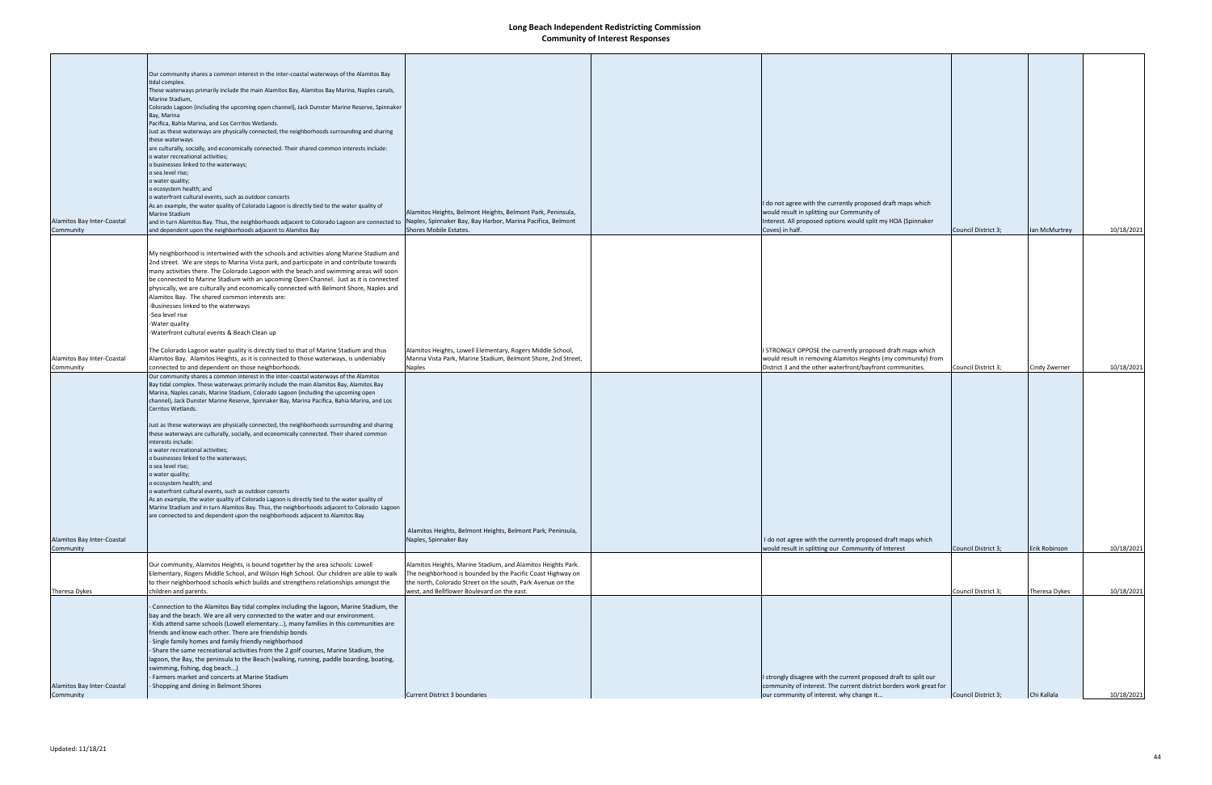# Long Beach Independent Redistricting Commission

## Community of Interest Responses

| | | | | | | | |
|---|---|---|---|---|---|---|---|
| Alamitos Bay Inter-Coastal Community | Our community shares a common interest in the inter-coastal waterways of the Alamitos Bay tidal complex.<br>These waterways primarily include the main Alamitos Bay, Alamitos Bay Marina, Naples canals, Marine Stadium,<br>Colorado Lagoon (including the upcoming open channel), Jack Dunster Marine Reserve, Spinnaker Bay, Marina<br>Pacifica, Bahia Marina, and Los Cerritos Wetlands.<br>Just as these waterways are physically connected, the neighborhoods surrounding and sharing these waterways<br>are culturally, socially, and economically connected. Their shared common interests include:<br>o water recreational activities;<br>o businesses linked to the waterways;<br>o sea level rise;<br>o water quality;<br>o ecosystem health; and<br>o waterfront cultural events, such as outdoor concerts<br>As an example, the water quality of Colorado Lagoon is directly tied to the water quality of Marine Stadium<br>and in turn Alamitos Bay. Thus, the neighborhoods adjacent to Colorado Lagoon are connected to and dependent upon the neighborhoods adjacent to Alamitos Bay | Alamitos Heights, Belmont Heights, Belmont Park, Peninsula, Naples, Spinnaker Bay, Bay Harbor, Marina Pacifica, Belmont Shores Mobile Estates. | | I do not agree with the currently proposed draft maps which would result in splitting our Community of Interest. All proposed options would split my HOA (Spinnaker Coves) in half. | Council District 3; | Ian McMurtrey | 10/18/2021 |
| Alamitos Bay Inter-Coastal Community | My neighborhood is intertwined with the schools and activities along Marine Stadium and 2nd street. We are steps to Marina Vista park, and participate in and contribute towards many activities there. The Colorado Lagoon with the beach and swimming areas will soon be connected to Marine Stadium with an upcoming Open Channel. Just as it is connected physically, we are culturally and economically connected with Belmont Shore, Naples and Alamitos Bay. The shared common interests are:<br>-Businesses linked to the waterways<br>-Sea level rise<br>-Water quality<br>-Waterfront cultural events & Beach Clean up<br><br>The Colorado Lagoon water quality is directly tied to that of Marine Stadium and thus Alamitos Bay. Alamitos Heights, as it is connected to those waterways, is undeniably connected to and dependent on those neighborhoods. | Alamitos Heights, Lowell Elementary, Rogers Middle School, Marina Vista Park, Marine Stadium, Belmont Shore, 2nd Street, Naples | | I STRONGLY OPPOSE the currently proposed draft maps which would result in removing Alamitos Heights (my community) from District 3 and the other waterfront/bayfront communities. | Council District 3; | Cindy Zwerner | 10/18/2021 |
| Alamitos Bay Inter-Coastal Community | Our community shares a common interest in the inter-coastal waterways of the Alamitos Bay tidal complex. These waterways primarily include the main Alamitos Bay, Alamitos Bay Marina, Naples canals, Marine Stadium, Colorado Lagoon (including the upcoming open channel), Jack Dunster Marine Reserve, Spinnaker Bay, Marina Pacifica, Bahia Marina, and Los Cerritos Wetlands.<br><br>Just as these waterways are physically connected, the neighborhoods surrounding and sharing these waterways are culturally, socially, and economically connected. Their shared common interests include:<br>o water recreational activities;<br>o businesses linked to the waterways;<br>o sea level rise;<br>o water quality;<br>o ecosystem health; and<br>o waterfront cultural events, such as outdoor concerts<br>As an example, the water quality of Colorado Lagoon is directly tied to the water quality of Marine Stadium and in turn Alamitos Bay. Thus, the neighborhoods adjacent to Colorado Lagoon are connected to and dependent upon the neighborhoods adjacent to Alamitos Bay. | Alamitos Heights, Belmont Heights, Belmont Park, Peninsula, Naples, Spinnaker Bay | | I do not agree with the currently proposed draft maps which would result in splitting our Community of Interest | Council District 3; | Erik Robinson | 10/18/2021 |
| Theresa Dykes | Our community, Alamitos Heights, is bound together by the area schools: Lowell Elementary, Rogers Middle School, and Wilson High School. Our children are able to walk to their neighborhood schools which builds and strengthens relationships amongst the children and parents. | Alamitos Heights, Marine Stadium, and Alamitos Heights Park. The neighborhood is bounded by the Pacific Coast Highway on the north, Colorado Street on the south, Park Avenue on the west, and Bellflower Boulevard on the east. | | | Council District 3; | Theresa Dykes | 10/18/2021 |
| Alamitos Bay Inter-Coastal Community | - Connection to the Alamitos Bay tidal complex including the lagoon, Marine Stadium, the bay and the beach. We are all very connected to the water and our environment.<br>- Kids attend same schools (Lowell elementary...), many families in this communities are friends and know each other. There are friendship bonds<br>- Single family homes and family friendly neighborhood<br>- Share the same recreational activities from the 2 golf courses, Marine Stadium, the lagoon, the Bay, the peninsula to the Beach (walking, running, paddle boarding, boating, swimming, fishing, dog beach...)<br>- Farmers market and concerts at Marine Stadium<br>- Shopping and dining in Belmont Shores | Current District 3 boundaries | | I strongly disagree with the current proposed draft to split our community of interest. The current district borders work great for our community of interest. why change it... | Council District 3; | Chi Kallala | 10/18/2021 |

Updated: 11/18/21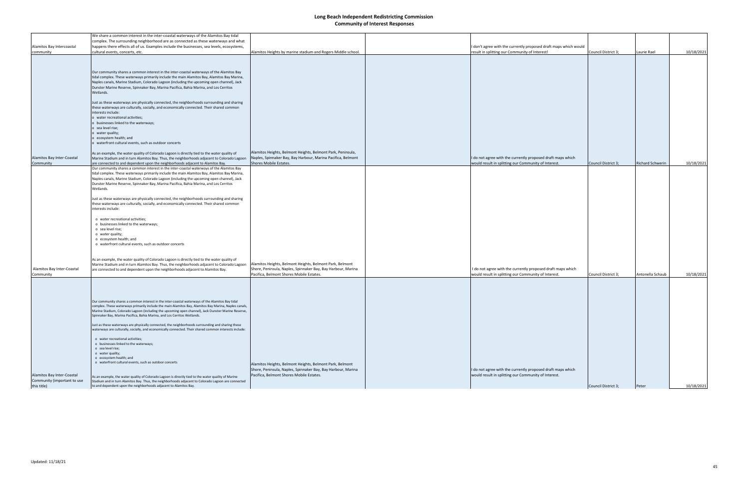# Long Beach Independent Redistricting Commission
## Community of Interest Responses

| | | | | | | | |
|---|---|---|---|---|---|---|---|
| Alamitos Bay Intercoastal community | We share a common interest in the inter-coastal waterways of the Alamitos Bay tidal complex. The surrounding neighborhood are as connected as these waterways and what happens there effects all of us. Examples include the businesses, sea levels, ecosystems, cultural events, concerts, etc. | Alamitos Heights by marine stadium and Rogers Middle school. | | I don't agree with the currently proposed draft maps which would result in splitting our Community of Interest! | Council District 3; | Laurie Rael | 10/18/2021 |
| Alamitos Bay Inter-Coastal Community | Our community shares a common interest in the inter-coastal waterways of the Alamitos Bay tidal complex. These waterways primarily include the main Alamitos Bay, Alamitos Bay Marina, Naples canals, Marine Stadium, Colorado Lagoon (including the upcoming open channel), Jack Dunster Marine Reserve, Spinnaker Bay, Marina Pacifica, Bahia Marina, and Los Cerritos Wetlands.<br><br>Just as these waterways are physically connected, the neighborhoods surrounding and sharing these waterways are culturally, socially, and economically connected. Their shared common interests include:<br>o water recreational activities;<br>o businesses linked to the waterways;<br>o sea level rise;<br>o water quality;<br>o ecosystem health; and<br>o waterfront cultural events, such as outdoor concerts<br><br>As an example, the water quality of Colorado Lagoon is directly tied to the water quality of Marine Stadium and in turn Alamitos Bay. Thus, the neighborhoods adjacent to Colorado Lagoon are connected to and dependent upon the neighborhoods adjacent to Alamitos Bay. | Alamitos Heights, Belmont Heights, Belmont Park, Peninsula, Naples, Spinnaker Bay, Bay Harbour, Marina Pacifica, Belmont Shores Mobile Estates. | | I do not agree with the currently proposed draft maps which would result in splitting our Community of Interest. | Council District 3; | Richard Schwerin | 10/18/2021 |
| Alamitos Bay Inter-Coastal Community | Our community shares a common interest in the inter-coastal waterways of the Alamitos Bay tidal complex. These waterways primarily include the main Alamitos Bay, Alamitos Bay Marina, Naples canals, Marine Stadium, Colorado Lagoon (including the upcoming open channel), Jack Dunster Marine Reserve, Spinnaker Bay, Marina Pacifica, Bahia Marina, and Los Cerritos Wetlands.<br><br>Just as these waterways are physically connected, the neighborhoods surrounding and sharing these waterways are culturally, socially, and economically connected. Their shared common interests include:<br><br>o water recreational activities;<br>o businesses linked to the waterways;<br>o sea level rise;<br>o water quality;<br>o ecosystem health; and<br>o waterfront cultural events, such as outdoor concerts<br><br>As an example, the water quality of Colorado Lagoon is directly tied to the water quality of Marine Stadium and in turn Alamitos Bay. Thus, the neighborhoods adjacent to Colorado Lagoon are connected to and dependent upon the neighborhoods adjacent to Alamitos Bay. | Alamitos Heights, Belmont Heights, Belmont Park, Belmont Shore, Peninsula, Naples, Spinnaker Bay, Bay Harbour, Marina Pacifica, Belmont Shores Mobile Estates. | | I do not agree with the currently proposed draft maps which would result in splitting our Community of Interest. | Council District 3; | Antonella Schaub | 10/18/2021 |
| Alamitos Bay Inter-Coastal Community (important to use this title) | Our community shares a common interest in the inter-coastal waterways of the Alamitos Bay tidal complex. These waterways primarily include the main Alamitos Bay, Alamitos Bay Marina, Naples canals, Marine Stadium, Colorado Lagoon (including the upcoming open channel), Jack Dunster Marine Reserve, Spinnaker Bay, Marina Pacifica, Bahia Marina, and Los Cerritos Wetlands.<br><br>Just as these waterways are physically connected, the neighborhoods surrounding and sharing these waterways are culturally, socially, and economically connected. Their shared common interests include:<br><br>o water recreational activities;<br>o businesses linked to the waterways;<br>o sea level rise;<br>o water quality;<br>o ecosystem health; and<br>o waterfront cultural events, such as outdoor concerts<br><br>As an example, the water quality of Colorado Lagoon is directly tied to the water quality of Marine Stadium and in turn Alamitos Bay. Thus, the neighborhoods adjacent to Colorado Lagoon are connected to and dependent upon the neighborhoods adjacent to Alamitos Bay. | Alamitos Heights, Belmont Heights, Belmont Park, Belmont Shore, Peninsula, Naples, Spinnaker Bay, Bay Harbour, Marina Pacifica, Belmont Shores Mobile Estates. | | I do not agree with the currently proposed draft maps which would result in splitting our Community of Interest. | Council District 3; | Peter | 10/18/2021 |

Updated: 11/18/21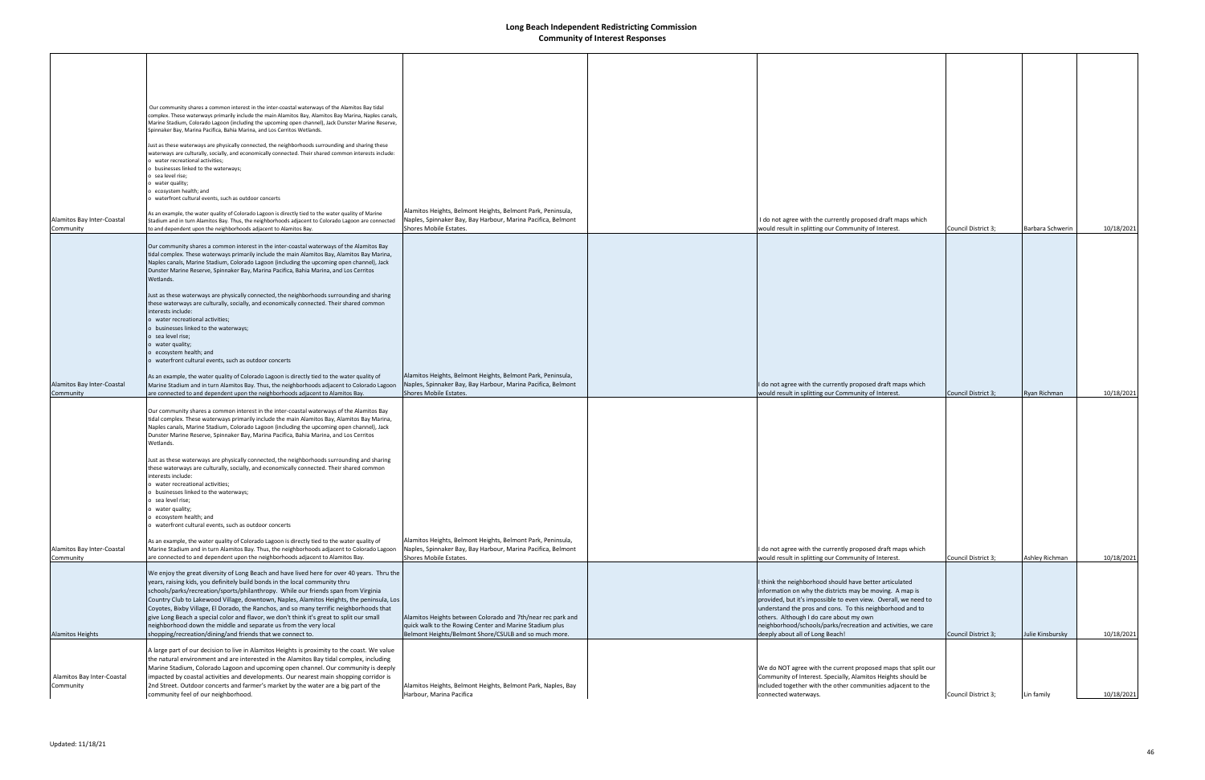# Long Beach Independent Redistricting Commission
## Community of Interest Responses

| | | | | | | | |
|---|---|---|---|---|---|---|---|
| Alamitos Bay Inter-Coastal Community | Our community shares a common interest in the inter-coastal waterways of the Alamitos Bay tidal complex. These waterways primarily include the main Alamitos Bay, Alamitos Bay Marina, Naples canals, Marine Stadium, Colorado Lagoon (including the upcoming open channel), Jack Dunster Marine Reserve, Spinnaker Bay, Marina Pacifica, Bahia Marina, and Los Cerritos Wetlands.<br><br>Just as these waterways are physically connected, the neighborhoods surrounding and sharing these waterways are culturally, socially, and economically connected. Their shared common interests include:<br>o water recreational activities;<br>o businesses linked to the waterways;<br>o sea level rise;<br>o water quality;<br>o ecosystem health; and<br>o waterfront cultural events, such as outdoor concerts<br><br>As an example, the water quality of Colorado Lagoon is directly tied to the water quality of Marine Stadium and in turn Alamitos Bay. Thus, the neighborhoods adjacent to Colorado Lagoon are connected to and dependent upon the neighborhoods adjacent to Alamitos Bay. | Alamitos Heights, Belmont Heights, Belmont Park, Peninsula, Naples, Spinnaker Bay, Bay Harbour, Marina Pacifica, Belmont Shores Mobile Estates. | | I do not agree with the currently proposed draft maps which would result in splitting our Community of Interest. | Council District 3; | Barbara Schwerin | 10/18/2021 |
| Alamitos Bay Inter-Coastal Community | Our community shares a common interest in the inter-coastal waterways of the Alamitos Bay tidal complex. These waterways primarily include the main Alamitos Bay, Alamitos Bay Marina, Naples canals, Marine Stadium, Colorado Lagoon (including the upcoming open channel), Jack Dunster Marine Reserve, Spinnaker Bay, Marina Pacifica, Bahia Marina, and Los Cerritos Wetlands.<br><br>Just as these waterways are physically connected, the neighborhoods surrounding and sharing these waterways are culturally, socially, and economically connected. Their shared common interests include:<br>o water recreational activities;<br>o businesses linked to the waterways;<br>o sea level rise;<br>o water quality;<br>o ecosystem health; and<br>o waterfront cultural events, such as outdoor concerts<br><br>As an example, the water quality of Colorado Lagoon is directly tied to the water quality of Marine Stadium and in turn Alamitos Bay. Thus, the neighborhoods adjacent to Colorado Lagoon are connected to and dependent upon the neighborhoods adjacent to Alamitos Bay. | Alamitos Heights, Belmont Heights, Belmont Park, Peninsula, Naples, Spinnaker Bay, Bay Harbour, Marina Pacifica, Belmont Shores Mobile Estates. | | I do not agree with the currently proposed draft maps which would result in splitting our Community of Interest. | Council District 3; | Ryan Richman | 10/18/2021 |
| Alamitos Bay Inter-Coastal Community | Our community shares a common interest in the inter-coastal waterways of the Alamitos Bay tidal complex. These waterways primarily include the main Alamitos Bay, Alamitos Bay Marina, Naples canals, Marine Stadium, Colorado Lagoon (including the upcoming open channel), Jack Dunster Marine Reserve, Spinnaker Bay, Marina Pacifica, Bahia Marina, and Los Cerritos Wetlands.<br><br>Just as these waterways are physically connected, the neighborhoods surrounding and sharing these waterways are culturally, socially, and economically connected. Their shared common interests include:<br>o water recreational activities;<br>o businesses linked to the waterways;<br>o sea level rise;<br>o water quality;<br>o ecosystem health; and<br>o waterfront cultural events, such as outdoor concerts<br><br>As an example, the water quality of Colorado Lagoon is directly tied to the water quality of Marine Stadium and in turn Alamitos Bay. Thus, the neighborhoods adjacent to Colorado Lagoon are connected to and dependent upon the neighborhoods adjacent to Alamitos Bay. | Alamitos Heights, Belmont Heights, Belmont Park, Peninsula, Naples, Spinnaker Bay, Bay Harbour, Marina Pacifica, Belmont Shores Mobile Estates. | | I do not agree with the currently proposed draft maps which would result in splitting our Community of Interest. | Council District 3; | Ashley Richman | 10/18/2021 |
| Alamitos Heights | We enjoy the great diversity of Long Beach and have lived here for over 40 years. Thru the years, raising kids, you definitely build bonds in the local community thru schools/parks/recreation/sports/philanthropy. While our friends span from Virginia Country Club to Lakewood Village, downtown, Naples, Alamitos Heights, the peninsula, Los Coyotes, Bixby Village, El Dorado, the Ranchos, and so many terrific neighborhoods that give Long Beach a special color and flavor, we don't think it's great to split our small neighborhood down the middle and separate us from the very local shopping/recreation/dining/and friends that we connect to. | Alamitos Heights between Colorado and 7th/near rec park and quick walk to the Rowing Center and Marine Stadium plus Belmont Heights/Belmont Shore/CSULB and so much more. | | I think the neighborhood should have better articulated information on why the districts may be moving. A map is provided, but it's impossible to even view. Overall, we need to understand the pros and cons. To this neighborhood and to others. Although I do care about my own neighborhood/schools/parks/recreation and activities, we care deeply about all of Long Beach! | Council District 3; | Julie Kinsbursky | 10/18/2021 |
| Alamitos Bay Inter-Coastal Community | A large part of our decision to live in Alamitos Heights is proximity to the coast. We value the natural environment and are interested in the Alamitos Bay tidal complex, including Marine Stadium, Colorado Lagoon and upcoming open channel. Our community is deeply impacted by coastal activities and developments. Our nearest main shopping corridor is 2nd Street. Outdoor concerts and farmer's market by the water are a big part of the community feel of our neighborhood. | Alamitos Heights, Belmont Heights, Belmont Park, Naples, Bay Harbour, Marina Pacifica | | We do NOT agree with the current proposed maps that split our Community of Interest. Specially, Alamitos Heights should be included together with the other communities adjacent to the connected waterways. | Council District 3; | Lin family | 10/18/2021 |

Updated: 11/18/21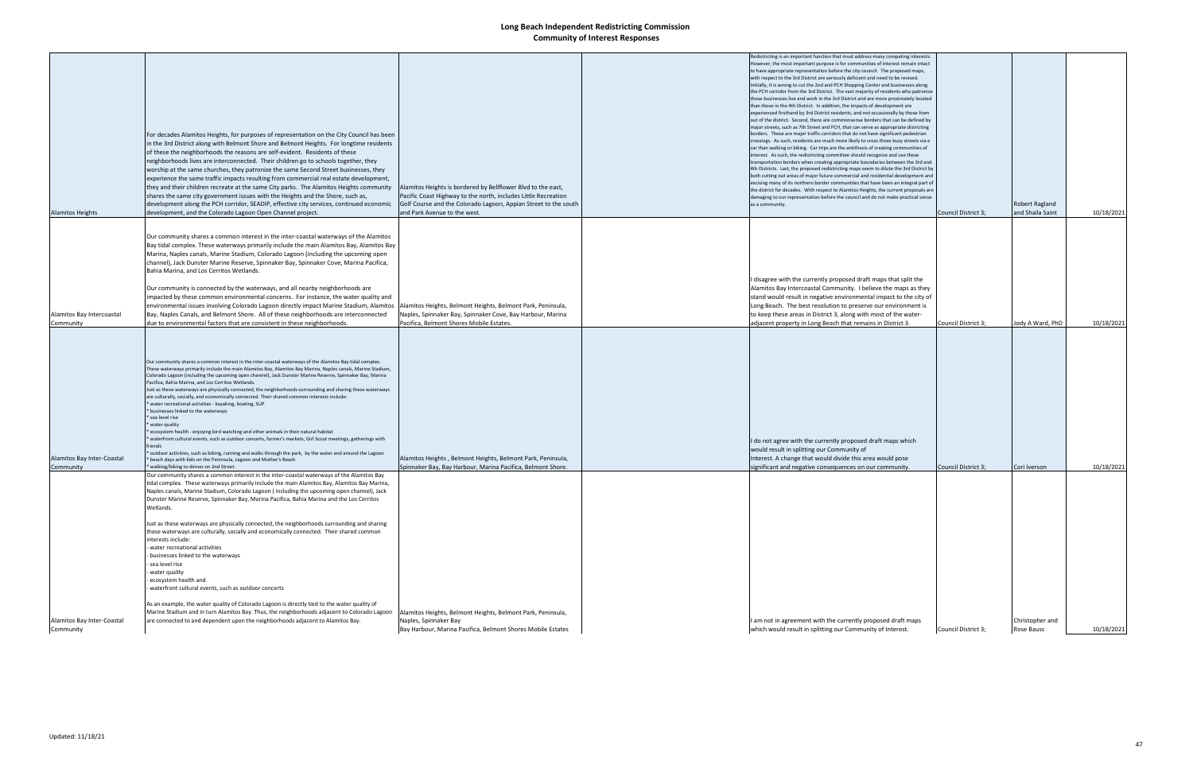# Long Beach Independent Redistricting Commission

## Community of Interest Responses

| | | | | | | | |
|---|---|---|---|---|---|---|---|
| Alamitos Heights | For decades Alamitos Heights, for purposes of representation on the City Council has been in the 3rd District along with Belmont Shore and Belmont Heights. For longtime residents of these the neighborhoods the reasons are self-evident. Residents of these neighborhoods lives are interconnected. Their children go to schools together, they worship at the same churches, they patronize the same Second Street businesses, they experience the same traffic impacts resulting from commercial real estate development, they and their children recreate at the same City parks. The Alamitos Heights community shares the same city government issues with the Heights and the Shore, such as, development along the PCH corridor, SEADIP, effective city services, continued economic development, and the Colorado Lagoon Open Channel project. | Alamitos Heights is bordered by Bellflower Blvd to the east, Pacific Coast Highway to the north, includes Little Recreation Golf Course and the Colorado Lagoon, Appian Street to the south and Park Avenue to the west. | | Redistricting is an important function that must address many competing interests. However, the most important purpose is for communities of interest remain intact to have appropriate representation before the city council. The proposed maps, with respect to the 3rd District are seriously deficient and need to be revised. Initially, it is wrong to cut the 2nd and PCH Shopping Center and businesses along the PCH corridor from the 3rd District. The vast majority of residents who patronize those businesses live and work in the 3rd District and are more proximately located than those in the 4th District. In addition, the impacts of development are experienced firsthand by 3rd District residents, and not occasionally by those from out of the district. Second, there are commonsense borders that can be defined by major streets, such as 7th Street and PCH, that can serve as appropriate districting borders. These are major traffic corridors that do not have significant pedestrian crossings. As such, residents are much more likely to cross those busy streets via a car than walking or biking. Car trips are the antithesis of creating communities of interest. As such, the redistricting committee should recognize and use these transportation borders when creating appropriate boundaries between the 3rd and 4th Districts. Last, the proposed redistricting maps seem to dilute the 3rd District by both cutting out areas of major future commercial and residential development and excising many of its northern border communities that have been an integral part of the district for decades. With respect to Alamitos Heights, the current proposals are damaging to our representation before the council and do not make practical sense as a community. | Council District 3; | Robert Ragland and Shaila Saint | 10/18/2021 |
| Alamitos Bay Intercoastal Community | Our community shares a common interest in the inter-coastal waterways of the Alamitos Bay tidal complex. These waterways primarily include the main Alamitos Bay, Alamitos Bay Marina, Naples canals, Marine Stadium, Colorado Lagoon (including the upcoming open channel), Jack Dunster Marine Reserve, Spinnaker Bay, Spinnaker Cove, Marina Pacifica, Bahia Marina, and Los Cerritos Wetlands.<br><br>Our community is connected by the waterways, and all nearby neighborhoods are impacted by these common environmental concerns. For instance, the water quality and environmental issues involving Colorado Lagoon directly impact Marine Stadium, Alamitos Bay, Naples Canals, and Belmont Shore. All of these neighborhoods are interconnected due to environmental factors that are consistent in these neighborhoods. | Alamitos Heights, Belmont Heights, Belmont Park, Peninsula, Naples, Spinnaker Bay, Spinnaker Cove, Bay Harbour, Marina Pacifica, Belmont Shores Mobile Estates. | | I disagree with the currently proposed draft maps that split the Alamitos Bay Intercoastal Community. I believe the maps as they stand would result in negative environmental impact to the city of Long Beach. The best resolution to preserve our environment is to keep these areas in District 3, along with most of the water-adjacent property in Long Beach that remains in District 3. | Council District 3; | Jody A Ward, PhD | 10/18/2021 |
| Alamitos Bay Inter-Coastal Community | Our community shares a common interest in the inter-coastal waterways of the Alamitos Bay tidal complex. These waterways primarily include the main Alamitos Bay, Alamitos Bay Marina, Naples canals, Marine Stadium, Colorado Lagoon (including the upcoming open channel), Jack Dunster Marine Reserve, Spinnaker Bay, Marina Pacifica, Bahia Marina, and Los Cerritos Wetlands.<br>Just as these waterways are physically connected, the neighborhoods surrounding and sharing these waterways are culturally, socially, and economically connected. Their shared common interests include:<br>* water recreational activities - kayaking, boating, SUP<br>* businesses linked to the waterways<br>* sea level rise<br>* water quality<br>* ecosystem health - enjoying bird watching and other animals in their natural habitat<br>* waterfront cultural events, such as outdoor concerts, farmer's markets, Girl Scout meetings, gatherings with friends<br>* outdoor activities, such as biking, running and walks through the park, by the water and around the Lagoon<br>* beach days with kids on the Peninsula, Lagoon and Mother's Beach<br>* walking/biking to dinner on 2nd Street. | Alamitos Heights , Belmont Heights, Belmont Park, Peninsula, Spinnaker Bay, Bay Harbour, Marina Pacifica, Belmont Shore. | | I do not agree with the currently proposed draft maps which would result in splitting our Community of Interest. A change that would divide this area would pose significant and negative consequences on our community. | Council District 3; | Cori Iverson | 10/18/2021 |
| Alamitos Bay Inter-Coastal Community | Our community shares a common interest in the inter-coastal waterways of the Alamitos Bay tidal complex. These waterways primarily include the main Alamitos Bay, Alamitos Bay Marina, Naples canals, Marine Stadium, Colorado Lagoon ( including the upcoming open channel), Jack Dunster Marine Reserve, Spinnaker Bay, Marina Pacifica, Bahia Marina and the Los Cerritos Wetlands.<br><br>Just as these waterways are physically connected, the neighborhoods surrounding and sharing these waterways are culturally, socially and economically connected. Their shared common interests include:<br>- water recreational activities<br>- businesses linked to the waterways<br>- sea level rise<br>- water quality<br>- ecosystem health and<br>- waterfront cultural events, such as outdoor concerts<br><br>As an example, the water quality of Colorado Lagoon is directly tied to the water quality of Marine Stadium and in turn Alamitos Bay. Thus, the neighborhoods adjacent to Colorado Lagoon are connected to and dependent upon the neighborhoods adjacent to Alamitos Bay. | Alamitos Heights, Belmont Heights, Belmont Park, Peninsula, Naples, Spinnaker Bay<br>Bay Harbour, Marina Pacifica, Belmont Shores Mobile Estates | | I am not in agreement with the currently proposed draft maps which would result in splitting our Community of Interest. | Council District 3; | Christopher and Rose Bauss | 10/18/2021 |

Updated: 11/18/21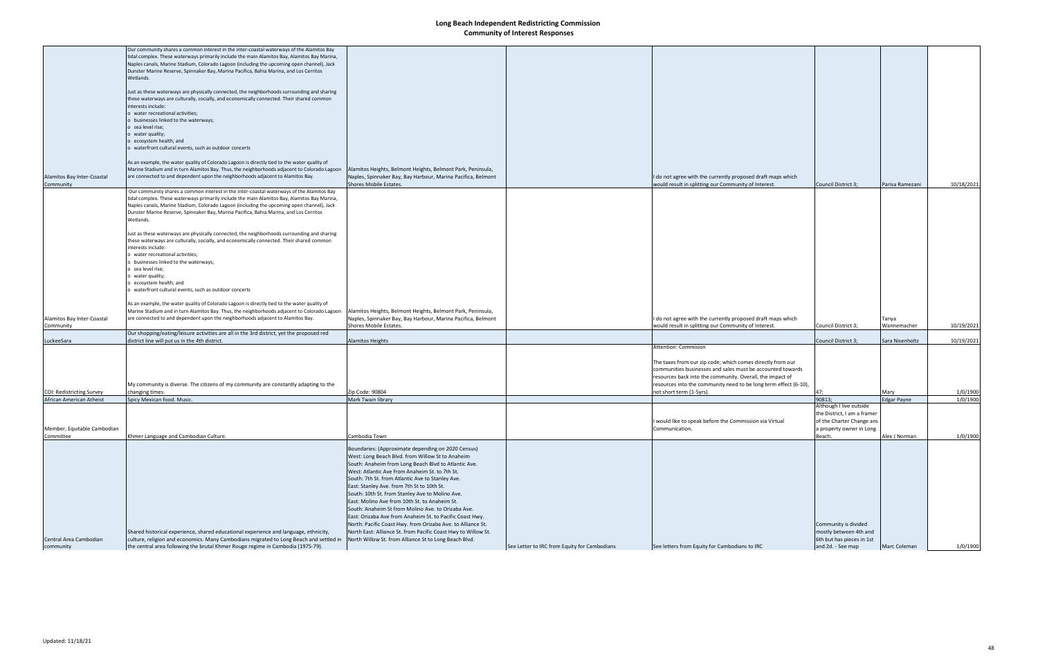# Long Beach Independent Redistricting Commission
## Community of Interest Responses

| | | | | | | | |
|---|---|---|---|---|---|---|---|
| Alamitos Bay Inter-Coastal Community | Our community shares a common interest in the inter-coastal waterways of the Alamitos Bay tidal complex. These waterways primarily include the main Alamitos Bay, Alamitos Bay Marina, Naples canals, Marine Stadium, Colorado Lagoon (including the upcoming open channel), Jack Dunster Marine Reserve, Spinnaker Bay, Marina Pacifica, Bahia Marina, and Los Cerritos Wetlands.<br><br>Just as these waterways are physically connected, the neighborhoods surrounding and sharing these waterways are culturally, socially, and economically connected. Their shared common interests include:<br>o water recreational activities;<br>o businesses linked to the waterways;<br>o sea level rise;<br>o water quality;<br>o ecosystem health; and<br>o waterfront cultural events, such as outdoor concerts<br><br>As an example, the water quality of Colorado Lagoon is directly tied to the water quality of Marine Stadium and in turn Alamitos Bay. Thus, the neighborhoods adjacent to Colorado Lagoon are connected to and dependent upon the neighborhoods adjacent to Alamitos Bay. | Alamitos Heights, Belmont Heights, Belmont Park, Peninsula, Naples, Spinnaker Bay, Bay Harbour, Marina Pacifica, Belmont Shores Mobile Estates. | | I do not agree with the currently proposed draft maps which would result in splitting our Community of Interest. | Council District 3; | Parisa Ramezani | 10/18/2021 |
| Alamitos Bay Inter-Coastal Community | Our community shares a common interest in the inter-coastal waterways of the Alamitos Bay tidal complex. These waterways primarily include the main Alamitos Bay, Alamitos Bay Marina, Naples canals, Marine Stadium, Colorado Lagoon (including the upcoming open channel), Jack Dunster Marine Reserve, Spinnaker Bay, Marina Pacifica, Bahia Marina, and Los Cerritos Wetlands.<br><br>Just as these waterways are physically connected, the neighborhoods surrounding and sharing these waterways are culturally, socially, and economically connected. Their shared common interests include:<br>o water recreational activities;<br>o businesses linked to the waterways;<br>o sea level rise;<br>o water quality;<br>o ecosystem health; and<br>o waterfront cultural events, such as outdoor concerts<br><br>As an example, the water quality of Colorado Lagoon is directly tied to the water quality of Marine Stadium and in turn Alamitos Bay. Thus, the neighborhoods adjacent to Colorado Lagoon are connected to and dependent upon the neighborhoods adjacent to Alamitos Bay. | Alamitos Heights, Belmont Heights, Belmont Park, Peninsula, Naples, Spinnaker Bay, Bay Harbour, Marina Pacifica, Belmont Shores Mobile Estates. | | I do not agree with the currently proposed draft maps which would result in splitting our Community of Interest. | Council District 3; | Tanya Wannemacher | 10/19/2021 |
| LuckeeSara | Our shopping/eating/leisure activities are all in the 3rd district, yet the proposed red district line will put us in the 4th district. | Alamitos Heights | | | Council District 3; | Sara Nisenholtz | 10/19/2021 |
| COI: Redistricting Survey | My community is diverse. The citizens of my community are constantly adapting to the changing times. | Zip Code: 90804 | | Attention: Commision<br><br>The taxes from our zip code; which comes directly from our communities businesses and sales must be accounted towards resources back into the community. Overall, the impact of resources into the community need to be long term effect (6-10), not short term (1-5yrs). | 47; | Mary | 1/0/1900 |
| African American Atheist | Spicy Mexican food. Music. | Mark Twain library | | | 90813; | Edgar Payne | 1/0/1900 |
| Member, Equitable Cambodian Committee | Khmer Language and Cambodian Culture. | Cambodia Town | | I would like to speak before the Commission via Virtual Communication. | Although I live outside the District, I am a framer of the Charter Change ans a property owner in Long Beach. | Alex J Norman | 1/0/1900 |
| Central Area Cambodian community | Shared historical experience, shared educational experience and language, ethnicity, culture, religion and economics. Many Cambodians migrated to Long Beach and settled in the central area following the brutal Khmer Rouge regime in Cambodia (1975-79). | Boundaries: (Approximate depending on 2020 Census)<br>West: Long Beach Blvd. from Willow St to Anaheim<br>South: Anaheim from Long Beach Blvd to Atlantic Ave.<br>West: Atlantic Ave from Anaheim St. to 7th St.<br>South: 7th St. from Atlantic Ave to Stanley Ave.<br>East: Stanley Ave. from 7th St to 10th St.<br>South: 10th St. from Stanley Ave to Molino Ave.<br>East: Molino Ave from 10th St. to Anaheim St.<br>South: Anaheim St from Molino Ave. to Orizaba Ave.<br>East: Orizaba Ave from Anaheim St. to Pacific Coast Hwy.<br>North: Pacific Coast Hwy. from Orizaba Ave. to Alliance St.<br>North East: Alliance St. from Pacific Coast Hwy to Willow St.<br>North Willow St. from Alliance St to Long Beach Blvd. | See Letter to IRC from Equity for Cambodians | See letters from Equity for Cambodians to IRC | Community is divided mostly between 4th and 6th but has pieces in 1st and 2d. - See map | Marc Coleman | 1/0/1900 |

Updated: 11/18/21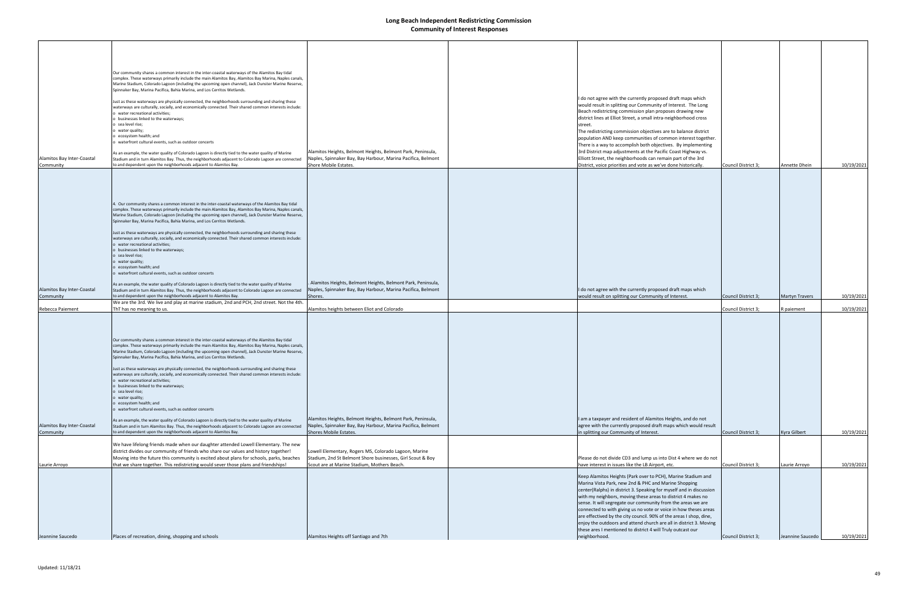# Long Beach Independent Redistricting Commission
## Community of Interest Responses

| | | | | | | | |
|---|---|---|---|---|---|---|---|
| Alamitos Bay Inter-Coastal Community | Our community shares a common interest in the inter-coastal waterways of the Alamitos Bay tidal complex. These waterways primarily include the main Alamitos Bay, Alamitos Bay Marina, Naples canals, Marine Stadium, Colorado Lagoon (including the upcoming open channel), Jack Dunster Marine Reserve, Spinnaker Bay, Marina Pacifica, Bahia Marina, and Los Cerritos Wetlands.<br><br>Just as these waterways are physically connected, the neighborhoods surrounding and sharing these waterways are culturally, socially, and economically connected. Their shared common interests include:<br>o water recreational activities;<br>o businesses linked to the waterways;<br>o sea level rise;<br>o water quality;<br>o ecosystem health; and<br>o waterfront cultural events, such as outdoor concerts<br><br>As an example, the water quality of Colorado Lagoon is directly tied to the water quality of Marine Stadium and in turn Alamitos Bay. Thus, the neighborhoods adjacent to Colorado Lagoon are connected to and dependent upon the neighborhoods adjacent to Alamitos Bay. | Alamitos Heights, Belmont Heights, Belmont Park, Peninsula, Naples, Spinnaker Bay, Bay Harbour, Marina Pacifica, Belmont Shore Mobile Estates. | | I do not agree with the currently proposed draft maps which would result in splitting our Community of Interest. The Long Beach redistricting commission plan proposes drawing new district lines at Elliot Street, a small intra-neighborhood cross street.<br>The redistricting commission objectives are to balance district population AND keep communities of common interest together. There is a way to accomplish both objectives. By implementing 3rd District map adjustments at the Pacific Coast Highway vs. Elliott Street, the neighborhoods can remain part of the 3rd District, voice priorities and vote as we've done historically. | Council District 3; | Annette Dhein | 10/19/2021 |
| Alamitos Bay Inter-Coastal Community | 4. Our community shares a common interest in the inter-coastal waterways of the Alamitos Bay tidal complex. These waterways primarily include the main Alamitos Bay, Alamitos Bay Marina, Naples canals, Marine Stadium, Colorado Lagoon (including the upcoming open channel), Jack Dunster Marine Reserve, Spinnaker Bay, Marina Pacifica, Bahia Marina, and Los Cerritos Wetlands.<br><br>Just as these waterways are physically connected, the neighborhoods surrounding and sharing these waterways are culturally, socially, and economically connected. Their shared common interests include:<br>o water recreational activities;<br>o businesses linked to the waterways;<br>o sea level rise;<br>o water quality;<br>o ecosystem health; and<br>o waterfront cultural events, such as outdoor concerts<br><br>As an example, the water quality of Colorado Lagoon is directly tied to the water quality of Marine Stadium and in turn Alamitos Bay. Thus, the neighborhoods adjacent to Colorado Lagoon are connected to and dependent upon the neighborhoods adjacent to Alamitos Bay. | . Alamitos Heights, Belmont Heights, Belmont Park, Peninsula, Naples, Spinnaker Bay, Bay Harbour, Marina Pacifica, Belmont Shores. | | I do not agree with the currently proposed draft maps which would result on splitting our Community of Interest. | Council District 3; | Martyn Travers | 10/19/2021 |
| Rebecca Paiement | We are the 3rd. We live and play at marine stadium, 2nd and PCH, 2nd street. Not the 4th. ThT has no meaning to us. | Alamitos heights between Eliot and Colorado | | | Council District 3; | R paiement | 10/19/2021 |
| Alamitos Bay Inter-Coastal Community | Our community shares a common interest in the inter-coastal waterways of the Alamitos Bay tidal complex. These waterways primarily include the main Alamitos Bay, Alamitos Bay Marina, Naples canals, Marine Stadium, Colorado Lagoon (including the upcoming open channel), Jack Dunster Marine Reserve, Spinnaker Bay, Marina Pacifica, Bahia Marina, and Los Cerritos Wetlands.<br><br>Just as these waterways are physically connected, the neighborhoods surrounding and sharing these waterways are culturally, socially, and economically connected. Their shared common interests include:<br>o water recreational activities;<br>o businesses linked to the waterways;<br>o sea level rise;<br>o water quality;<br>o ecosystem health; and<br>o waterfront cultural events, such as outdoor concerts<br><br>As an example, the water quality of Colorado Lagoon is directly tied to the water quality of Marine Stadium and in turn Alamitos Bay. Thus, the neighborhoods adjacent to Colorado Lagoon are connected to and dependent upon the neighborhoods adjacent to Alamitos Bay. | Alamitos Heights, Belmont Heights, Belmont Park, Peninsula, Naples, Spinnaker Bay, Bay Harbour, Marina Pacifica, Belmont Shores Mobile Estates. | | I am a taxpayer and resident of Alamitos Heights, and do not agree with the currently proposed draft maps which would result in splitting our Community of Interest. | Council District 3; | Kyra Gilbert | 10/19/2021 |
| Laurie Arroyo | We have lifelong friends made when our daughter attended Lowell Elementary. The new district divides our community of friends who share our values and history together! Moving into the future this community is excited about plans for schools, parks, beaches that we share together. This redistricting would sever those plans and friendships! | Lowell Elementary, Rogers MS, Colorado Lagoon, Marine Stadium, 2nd St Belmont Shore businesses, Girl Scout & Boy Scout are at Marine Stadium, Mothers Beach. | | Please do not divide CD3 and lump us into Dist 4 where we do not have interest in issues like the LB Airport, etc. | Council District 3; | Laurie Arroyo | 10/19/2021 |
| Jeannine Saucedo | Places of recreation, dining, shopping and schools | Alamitos Heights off Santiago and 7th | | Keep Alamitos Heights (Park over to PCH), Marine Stadium and Marina Vista Park, new 2nd & PHC and Marine Shopping center(Ralphs) in district 3. Speaking for myself and in discussion with my neighbors, moving these areas to district 4 makes no sense. It will segregate our community from the areas we are connected to with giving us no vote or voice in how theses areas are effectived by the city council. 90% of the areas I shop, dine, enjoy the outdoors and attend church are all in district 3. Moving these ares I mentioned to district 4 will Truly outcast our neighborhood. | Council District 3; | Jeannine Saucedo | 10/19/2021 |

Updated: 11/18/21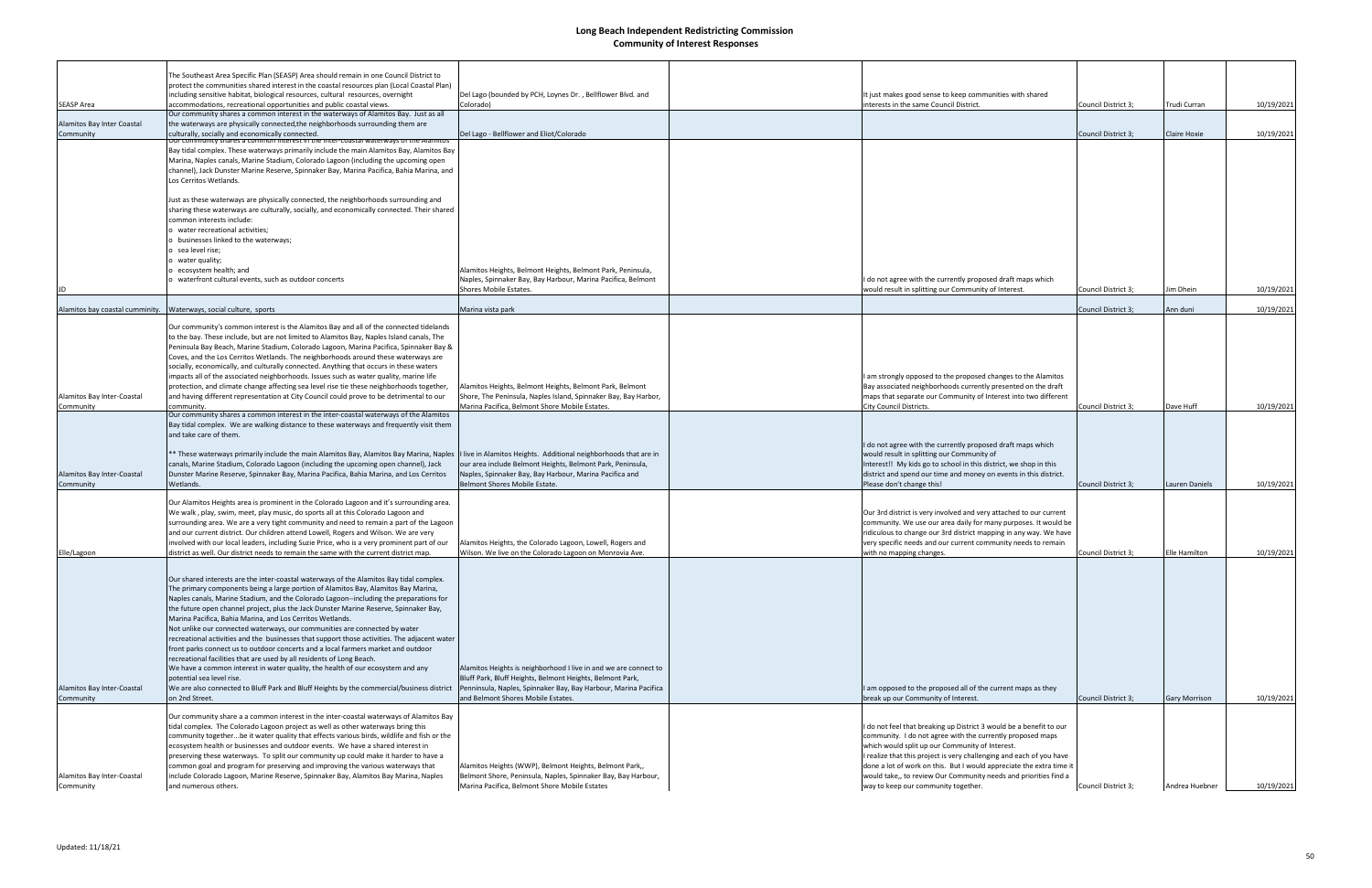# Long Beach Independent Redistricting Commission

## Community of Interest Responses

| | | | | | | | |
|---|---|---|---|---|---|---|---|
| SEASP Area | The Southeast Area Specific Plan (SEASP) Area should remain in one Council District to protect the communities shared interest in the coastal resources plan (Local Coastal Plan) including sensitive habitat, biological resources, cultural resources, overnight accommodations, recreational opportunities and public coastal views. | Del Lago (bounded by PCH, Loynes Dr. , Bellflower Blvd. and Colorado) | | It just makes good sense to keep communities with shared interests in the same Council District. | Council District 3; | Trudi Curran | 10/19/2021 |
| Alamitos Bay Inter Coastal Community | Our community shares a common interest in the waterways of Alamitos Bay. Just as all the waterways are physically connected,the neighborhoods surrounding them are culturally, socially and economically connected. | Del Lago - Bellflower and Eliot/Colorado | | | Council District 3; | Claire Hoxie | 10/19/2021 |
| JD | Our community shares a common interest in the inter-coastal waterways of the Alamitos Bay tidal complex. These waterways primarily include the main Alamitos Bay, Alamitos Bay Marina, Naples canals, Marine Stadium, Colorado Lagoon (including the upcoming open channel), Jack Dunster Marine Reserve, Spinnaker Bay, Marina Pacifica, Bahia Marina, and Los Cerritos Wetlands.<br><br>Just as these waterways are physically connected, the neighborhoods surrounding and sharing these waterways are culturally, socially, and economically connected. Their shared common interests include:<br>o water recreational activities;<br>o businesses linked to the waterways;<br>o sea level rise;<br>o water quality;<br>o ecosystem health; and<br>o waterfront cultural events, such as outdoor concerts | Alamitos Heights, Belmont Heights, Belmont Park, Peninsula, Naples, Spinnaker Bay, Bay Harbour, Marina Pacifica, Belmont Shores Mobile Estates. | | I do not agree with the currently proposed draft maps which would result in splitting our Community of Interest. | Council District 3; | Jim Dhein | 10/19/2021 |
| Alamitos bay coastal comminity. | Waterways, social culture, sports | Marina vista park | | | Council District 3; | Ann duni | 10/19/2021 |
| Alamitos Bay Inter-Coastal Community | Our community's common interest is the Alamitos Bay and all of the connected tidelands to the bay. These include, but are not limited to Alamitos Bay, Naples Island canals, The Peninsula Bay Beach, Marine Stadium, Colorado Lagoon, Marina Pacifica, Spinnaker Bay & Coves, and the Los Cerritos Wetlands. The neighborhoods around these waterways are socially, economically, and culturally connected. Anything that occurs in these waters impacts all of the associated neighborhoods. Issues such as water quality, marine life protection, and climate change affecting sea level rise tie these neighborhoods together, and having different representation at City Council could prove to be detrimental to our community. | Alamitos Heights, Belmont Heights, Belmont Park, Belmont Shore, The Peninsula, Naples Island, Spinnaker Bay, Bay Harbor, Marina Pacifica, Belmont Shore Mobile Estates. | | I am strongly opposed to the proposed changes to the Alamitos Bay associated neighborhoods currently presented on the draft maps that separate our Community of Interest into two different City Council Districts. | Council District 3; | Dave Huff | 10/19/2021 |
| Alamitos Bay Inter-Coastal Community | Our community shares a common interest in the inter-coastal waterways of the Alamitos Bay tidal complex. We are walking distance to these waterways and frequently visit them and take care of them.<br><br>** These waterways primarily include the main Alamitos Bay, Alamitos Bay Marina, Naples canals, Marine Stadium, Colorado Lagoon (including the upcoming open channel), Jack Dunster Marine Reserve, Spinnaker Bay, Marina Pacifica, Bahia Marina, and Los Cerritos Wetlands. | I live in Alamitos Heights. Additional neighborhoods that are in our area include Belmont Heights, Belmont Park, Peninsula, Naples, Spinnaker Bay, Bay Harbour, Marina Pacifica and Belmont Shores Mobile Estate. | | I do not agree with the currently proposed draft maps which would result in splitting our Community of Interest!! My kids go to school in this district, we shop in this district and spend our time and money on events in this district. Please don't change this! | Council District 3; | Lauren Daniels | 10/19/2021 |
| Elle/Lagoon | Our Alamitos Heights area is prominent in the Colorado Lagoon and it's surrounding area. We walk , play, swim, meet, play music, do sports all at this Colorado Lagoon and surrounding area. We are a very tight community and need to remain a part of the Lagoon and our current district. Our children attend Lowell, Rogers and Wilson. We are very involved with our local leaders, including Suzie Price, who is a very prominent part of our district as well. Our district needs to remain the same with the current district map. | Alamitos Heights, the Colorado Lagoon, Lowell, Rogers and Wilson. We live on the Colorado Lagoon on Monrovia Ave. | | Our 3rd district is very involved and very attached to our current community. We use our area daily for many purposes. It would be ridiculous to change our 3rd district mapping in any way. We have very specific needs and our current community needs to remain with no mapping changes. | Council District 3; | Elle Hamilton | 10/19/2021 |
| Alamitos Bay Inter-Coastal Community | Our shared interests are the inter-coastal waterways of the Alamitos Bay tidal complex. The primary components being a large portion of Alamitos Bay, Alamitos Bay Marina, Naples canals, Marine Stadium, and the Colorado Lagoon--including the preparations for the future open channel project, plus the Jack Dunster Marine Reserve, Spinnaker Bay, Marina Pacifica, Bahia Marina, and Los Cerritos Wetlands.<br>Not unlike our connected waterways, our communities are connected by water recreational activities and the businesses that support those activities. The adjacent water front parks connect us to outdoor concerts and a local farmers market and outdoor recreational facilities that are used by all residents of Long Beach.<br>We have a common interest in water quality, the health of our ecosystem and any potential sea level rise.<br>We are also connected to Bluff Park and Bluff Heights by the commercial/business district on 2nd Street. | Alamitos Heights is neighborhood I live in and we are connect to Bluff Park, Bluff Heights, Belmont Heights, Belmont Park, Penninsula, Naples, Spinnaker Bay, Bay Harbour, Marina Pacifica and Belmont Shores Mobile Estates. | | I am opposed to the proposed all of the current maps as they break up our Community of Interest. | Council District 3; | Gary Morrison | 10/19/2021 |
| Alamitos Bay Inter-Coastal Community | Our community share a a common interest in the inter-coastal waterways of Alamitos Bay tidal complex. The Colorado Lagoon project as well as other waterways bring this community together...be it water quality that effects various birds, wildlife and fish or the ecosystem health or businesses and outdoor events. We have a shared interest in preserving these waterways. To split our community up could make it harder to have a common goal and program for preserving and improving the various waterways that include Colorado Lagoon, Marine Reserve, Spinnaker Bay, Alamitos Bay Marina, Naples and numerous others. | Alamitos Heights (WWP), Belmont Heights, Belmont Park,, Belmont Shore, Peninsula, Naples, Spinnaker Bay, Bay Harbour, Marina Pacifica, Belmont Shore Mobile Estates | | I do not feel that breaking up District 3 would be a benefit to our community. I do not agree with the currently proposed maps which would split up our Community of Interest.<br>I realize that this project is very challenging and each of you have done a lot of work on this. But I would appreciate the extra time it would take,, to review Our Community needs and priorities find a way to keep our community together. | Council District 3; | Andrea Huebner | 10/19/2021 |

Updated: 11/18/21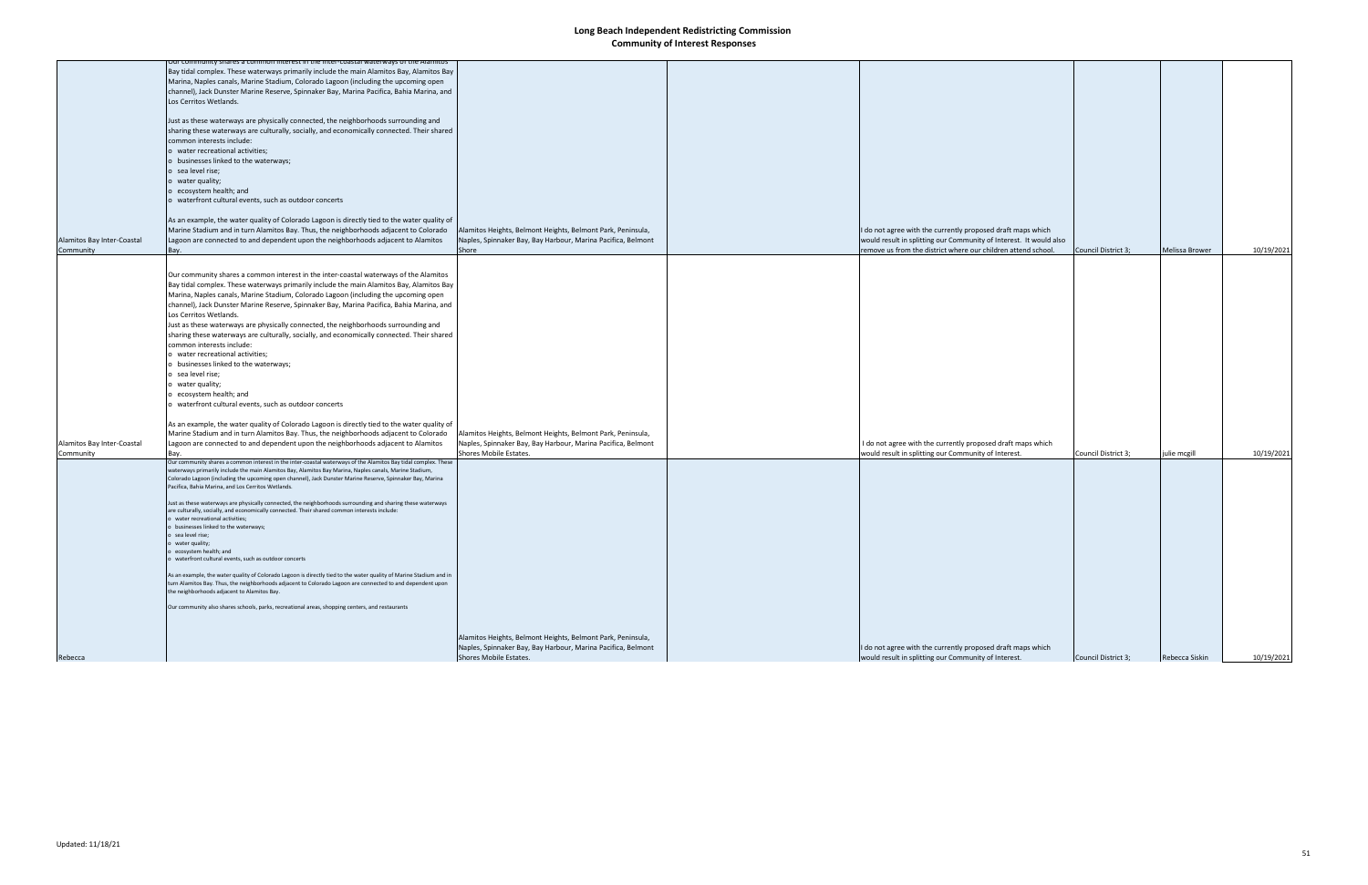# Long Beach Independent Redistricting Commission
## Community of Interest Responses

| | | | | | | | |
|---|---|---|---|---|---|---|---|
| Alamitos Bay Inter-Coastal Community | Our community shares a common interest in the inter-coastal waterways of the Alamitos Bay tidal complex. These waterways primarily include the main Alamitos Bay, Alamitos Bay Marina, Naples canals, Marine Stadium, Colorado Lagoon (including the upcoming open channel), Jack Dunster Marine Reserve, Spinnaker Bay, Marina Pacifica, Bahia Marina, and Los Cerritos Wetlands.<br><br>Just as these waterways are physically connected, the neighborhoods surrounding and sharing these waterways are culturally, socially, and economically connected. Their shared common interests include:<br>o water recreational activities;<br>o businesses linked to the waterways;<br>o sea level rise;<br>o water quality;<br>o ecosystem health; and<br>o waterfront cultural events, such as outdoor concerts<br><br>As an example, the water quality of Colorado Lagoon is directly tied to the water quality of Marine Stadium and in turn Alamitos Bay. Thus, the neighborhoods adjacent to Colorado Lagoon are connected to and dependent upon the neighborhoods adjacent to Alamitos Bay. | Alamitos Heights, Belmont Heights, Belmont Park, Peninsula, Naples, Spinnaker Bay, Bay Harbour, Marina Pacifica, Belmont Shore | | I do not agree with the currently proposed draft maps which would result in splitting our Community of Interest. It would also remove us from the district where our children attend school. | Council District 3; | Melissa Brower | 10/19/2021 |
| Alamitos Bay Inter-Coastal Community | Our community shares a common interest in the inter-coastal waterways of the Alamitos Bay tidal complex. These waterways primarily include the main Alamitos Bay, Alamitos Bay Marina, Naples canals, Marine Stadium, Colorado Lagoon (including the upcoming open channel), Jack Dunster Marine Reserve, Spinnaker Bay, Marina Pacifica, Bahia Marina, and Los Cerritos Wetlands.<br>Just as these waterways are physically connected, the neighborhoods surrounding and sharing these waterways are culturally, socially, and economically connected. Their shared common interests include:<br>o water recreational activities;<br>o businesses linked to the waterways;<br>o sea level rise;<br>o water quality;<br>o ecosystem health; and<br>o waterfront cultural events, such as outdoor concerts<br><br>As an example, the water quality of Colorado Lagoon is directly tied to the water quality of Marine Stadium and in turn Alamitos Bay. Thus, the neighborhoods adjacent to Colorado Lagoon are connected to and dependent upon the neighborhoods adjacent to Alamitos Bay. | Alamitos Heights, Belmont Heights, Belmont Park, Peninsula, Naples, Spinnaker Bay, Bay Harbour, Marina Pacifica, Belmont Shores Mobile Estates. | | I do not agree with the currently proposed draft maps which would result in splitting our Community of Interest. | Council District 3; | julie mcgill | 10/19/2021 |
| Rebecca | Our community shares a common interest in the inter-coastal waterways of the Alamitos Bay tidal complex. These waterways primarily include the main Alamitos Bay, Alamitos Bay Marina, Naples canals, Marine Stadium, Colorado Lagoon (including the upcoming open channel), Jack Dunster Marine Reserve, Spinnaker Bay, Marina Pacifica, Bahia Marina, and Los Cerritos Wetlands.<br><br>Just as these waterways are physically connected, the neighborhoods surrounding and sharing these waterways are culturally, socially, and economically connected. Their shared common interests include:<br>o water recreational activities;<br>o businesses linked to the waterways;<br>o sea level rise;<br>o water quality;<br>o ecosystem health; and<br>o waterfront cultural events, such as outdoor concerts<br><br>As an example, the water quality of Colorado Lagoon is directly tied to the water quality of Marine Stadium and in turn Alamitos Bay. Thus, the neighborhoods adjacent to Colorado Lagoon are connected to and dependent upon the neighborhoods adjacent to Alamitos Bay.<br><br>Our community also shares schools, parks, recreational areas, shopping centers, and restaurants | Alamitos Heights, Belmont Heights, Belmont Park, Peninsula, Naples, Spinnaker Bay, Bay Harbour, Marina Pacifica, Belmont Shores Mobile Estates. | | I do not agree with the currently proposed draft maps which would result in splitting our Community of Interest. | Council District 3; | Rebecca Siskin | 10/19/2021 |

Updated: 11/18/21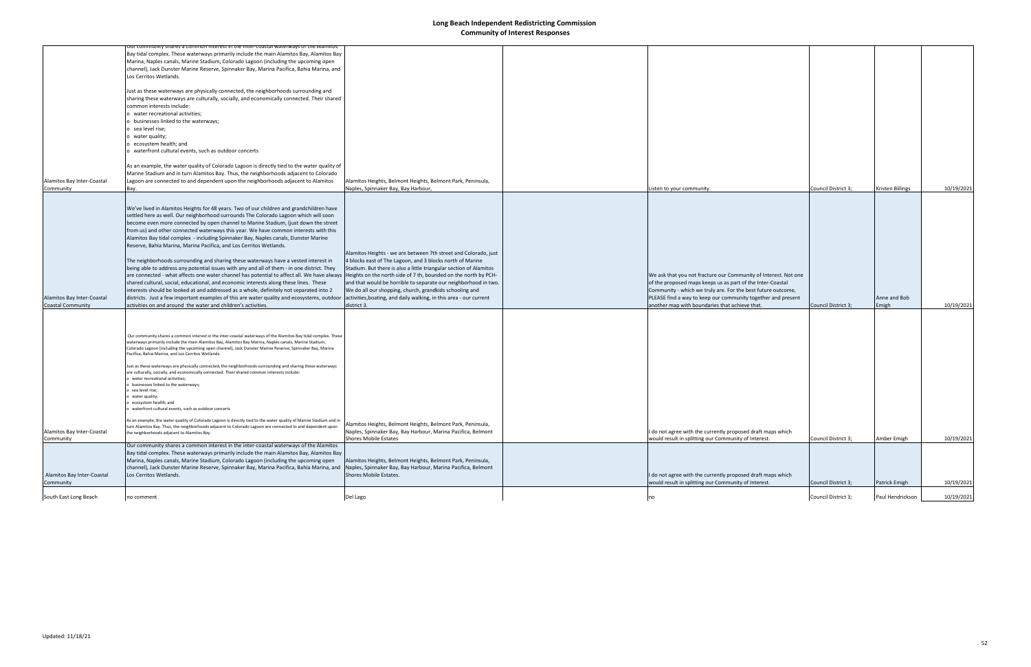# Long Beach Independent Redistricting Commission

## Community of Interest Responses

| | | | | | | | |
|---|---|---|---|---|---|---|---|
| Alamitos Bay Inter-Coastal Community | Our community shares a common interest in the inter-coastal waterways of the Alamitos Bay tidal complex. These waterways primarily include the main Alamitos Bay, Alamitos Bay Marina, Naples canals, Marine Stadium, Colorado Lagoon (including the upcoming open channel), Jack Dunster Marine Reserve, Spinnaker Bay, Marina Pacifica, Bahia Marina, and Los Cerritos Wetlands.<br><br>Just as these waterways are physically connected, the neighborhoods surrounding and sharing these waterways are culturally, socially, and economically connected. Their shared common interests include:<br>o water recreational activities;<br>o businesses linked to the waterways;<br>o sea level rise;<br>o water quality;<br>o ecosystem health; and<br>o waterfront cultural events, such as outdoor concerts<br><br>As an example, the water quality of Colorado Lagoon is directly tied to the water quality of Marine Stadium and in turn Alamitos Bay. Thus, the neighborhoods adjacent to Colorado Lagoon are connected to and dependent upon the neighborhoods adjacent to Alamitos Bay. | Alamitos Heights, Belmont Heights, Belmont Park, Peninsula, Naples, Spinnaker Bay, Bay Harbour, | | Listen to your community. | Council District 3; | Kristen Billings | 10/19/2021 |
| Alamitos Bay Inter-Coastal Coastal Community | We've lived in Alamitos Heights for 48 years. Two of our children and grandchildren have settled here as well. Our neighborhood surrounds The Colorado Lagoon which will soon become even more connected by open channel to Marine Stadium, (just down the street from us) and other connected waterways this year. We have common interests with this Alamitos Bay tidal complex - including Spinnaker Bay, Naples canals, Dunster Marine Reserve, Bahia Marina, Marina Pacifica, and Los Cerritos Wetlands.<br><br>The neighborhoods surrounding and sharing these waterways have a vested interest in being able to address any potential issues with any and all of them - in one district. They are connected - what affects one water channel has potential to affect all. We have always shared cultural, social, educational, and economic interests along these lines. These interests should be looked at and addressed as a whole, definitely not separated into 2 districts. Just a few important examples of this are water quality and ecosystems, outdoor activities on and around the water and children's activities. | Alamitos Heights - we are between 7th street and Colorado, just 4 blocks east of The Lagoon, and 3 blocks north of Marine Stadium. But there is also a little triangular section of Alamitos Heights on the north side of 7 th, bounded on the north by PCH- and that would be horrible to separate our neighborhood in two. We do all our shopping, church, grandkids schooling and activities,boating, and daily walking, in this area - our current district 3. | | We ask that you not fracture our Community of Interest. Not one of the proposed maps keeps us as part of the Inter-Coastal Community - which we truly are. For the best future outcome, PLEASE find a way to keep our community together and present another map with boundaries that achieve that. | Council District 3; | Anne and Bob Emigh | 10/19/2021 |
| Alamitos Bay Inter-Coastal Community | Our community shares a common interest in the inter-coastal waterways of the Alamitos Bay tidal complex. These waterways primarily include the main Alamitos Bay, Alamitos Bay Marina, Naples canals, Marine Stadium, Colorado Lagoon (including the upcoming open channel), Jack Dunster Marine Reserve, Spinnaker Bay, Marina Pacifica, Bahia Marina, and Los Cerritos Wetlands.<br><br>Just as these waterways are physically connected, the neighborhoods surrounding and sharing these waterways are culturally, socially, and economically connected. Their shared common interests include:<br>o water recreational activities;<br>o businesses linked to the waterways;<br>o sea level rise;<br>o water quality;<br>o ecosystem health; and<br>o waterfront cultural events, such as outdoor concerts<br><br>As an example, the water quality of Colorado Lagoon is directly tied to the water quality of Marine Stadium and in turn Alamitos Bay. Thus, the neighborhoods adjacent to Colorado Lagoon are connected to and dependent upon the neighborhoods adjacent to Alamitos Bay. | Alamitos Heights, Belmont Heights, Belmont Park, Peninsula, Naples, Spinnaker Bay, Bay Harbour, Marina Pacifica, Belmont Shores Mobile Estates | | I do not agree with the currently proposed draft maps which would result in splitting our Community of Interest. | Council District 3; | Amber Emigh | 10/19/2021 |
| Alamitos Bay Inter-Coastal Community | Our community shares a common interest in the inter-coastal waterways of the Alamitos Bay tidal complex. These waterways primarily include the main Alamitos Bay, Alamitos Bay Marina, Naples canals, Marine Stadium, Colorado Lagoon (including the upcoming open channel), Jack Dunster Marine Reserve, Spinnaker Bay, Marina Pacifica, Bahia Marina, and Los Cerritos Wetlands. | Alamitos Heights, Belmont Heights, Belmont Park, Peninsula, Naples, Spinnaker Bay, Bay Harbour, Marina Pacifica, Belmont Shores Mobile Estates. | | I do not agree with the currently proposed draft maps which would result in splitting our Community of Interest. | Council District 3; | Patrick Emigh | 10/19/2021 |
| South East Long Beach | no comment | Del Lago | | no | Council District 3; | Paul Hendrickson | 10/19/2021 |

Updated: 11/18/21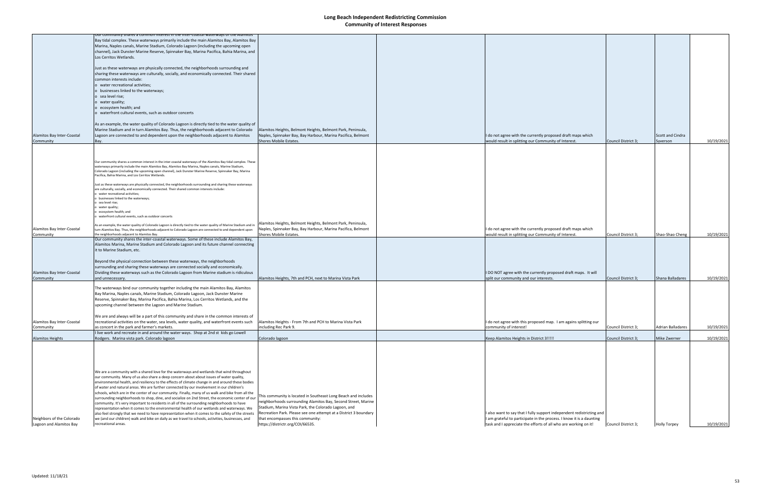# Long Beach Independent Redistricting Commission
## Community of Interest Responses

| | | | | | | | |
|---|---|---|---|---|---|---|---|
| Alamitos Bay Inter-Coastal Community | Our community shares a common interest in the inter-coastal waterways of the Alamitos Bay tidal complex. These waterways primarily include the main Alamitos Bay, Alamitos Bay Marina, Naples canals, Marine Stadium, Colorado Lagoon (including the upcoming open channel), Jack Dunster Marine Reserve, Spinnaker Bay, Marina Pacifica, Bahia Marina, and Los Cerritos Wetlands.<br><br>Just as these waterways are physically connected, the neighborhoods surrounding and sharing these waterways are culturally, socially, and economically connected. Their shared common interests include:<br>o water recreational activities;<br>o businesses linked to the waterways;<br>o sea level rise;<br>o water quality;<br>o ecosystem health; and<br>o waterfront cultural events, such as outdoor concerts<br><br>As an example, the water quality of Colorado Lagoon is directly tied to the water quality of Marine Stadium and in turn Alamitos Bay. Thus, the neighborhoods adjacent to Colorado Lagoon are connected to and dependent upon the neighborhoods adjacent to Alamitos Bay. | Alamitos Heights, Belmont Heights, Belmont Park, Peninsula, Naples, Spinnaker Bay, Bay Harbour, Marina Pacifica, Belmont Shores Mobile Estates. | | I do not agree with the currently proposed draft maps which would result in splitting our Community of Interest. | Council District 3; | Scott and Cindra Syverson | 10/19/2021 |
| Alamitos Bay Inter-Coastal Community | Our community shares a common interest in the inter-coastal waterways of the Alamitos Bay tidal complex. These waterways primarily include the main Alamitos Bay, Alamitos Bay Marina, Naples canals, Marine Stadium, Colorado Lagoon (including the upcoming open channel), Jack Dunster Marine Reserve, Spinnaker Bay, Marina Pacifica, Bahia Marina, and Los Cerritos Wetlands.<br><br>Just as these waterways are physically connected, the neighborhoods surrounding and sharing these waterways are culturally, socially, and economically connected. Their shared common interests include:<br>o water recreational activities;<br>o businesses linked to the waterways;<br>o sea level rise;<br>o water quality;<br>o ecosystem health; and<br>o waterfront cultural events, such as outdoor concerts<br><br>As an example, the water quality of Colorado Lagoon is directly tied to the water quality of Marine Stadium and in turn Alamitos Bay. Thus, the neighborhoods adjacent to Colorado Lagoon are connected to and dependent upon the neighborhoods adjacent to Alamitos Bay. | Alamitos Heights, Belmont Heights, Belmont Park, Peninsula, Naples, Spinnaker Bay, Bay Harbour, Marina Pacifica, Belmont Shores Mobile Estates. | | I do not agree with the currently proposed draft maps which would result in splitting our Community of Interest. | Council District 3; | Shao-Shao Cheng | 10/19/2021 |
| Alamitos Bay Inter-Coastal Community | Our community shares the inter-coastal waterways. Some of these include Alamitos Bay, Alamitos Marina, Marine Stadium and Colorado Lagoon and its future channel connecting it to Marine Stadium, etc.<br><br>Beyond the physical connection between these waterways, the neighborhoods surrounding and sharing these waterways are connected socially and economically. Dividing these waterways such as the Colorado Lagoon from Marine stadium is ridiculous and unnecessary. | Alamitos Heights, 7th and PCH, next to Marina Vista Park | | I DO NOT agree with the currently proposed draft maps. It will split our community and our interests. | Council District 3; | Shana Balladares | 10/19/2021 |
| Alamitos Bay Inter-Coastal Community | The waterways bind our community together including the main Alamitos Bay, Alamitos Bay Marina, Naples canals, Marine Stadium, Colorado Lagoon, Jack Dunster Marine Reserve, Spinnaker Bay, Marina Pacifica, Bahia Marina, Los Cerritos Wetlands, and the upcoming channel between the Lagoon and Marine Stadium.<br><br>We are and always will be a part of this community and share in the common interests of recreational activities on the water, sea levels, water quality, and waterfront events such as concert in the park and farmer's markets. | Alamitos Heights - From 7th and PCH to Marina Vista Park including Rec Park 9. | | I do not agree with this proposed map. I am agains splitting our community of interest! | Council District 3; | Adrian Balladares | 10/19/2021 |
| Alamitos Heights | I live work and recreate in and around the water ways. Shop at 2nd st kids go Lowell Rodgers. Marina vista park. Colorado lagoon | Colorado lagoon | | Keep Alamitos Heights in District 3!!!!! | Council District 3; | Mike Zwerner | 10/19/2021 |
| Neighbors of the Colorado Lagoon and Alamitos Bay | We are a community with a shared love for the waterways and wetlands that wind throughout our community. Many of us also share a deep concern about about issues of water quality, environmental health, and resiliency to the effects of climate change in and around these bodies of water and natural areas. We are further connected by our involvement in our children's schools, which are in the center of our community. Finally, many of us walk and bike from all the surrounding neighborhoods to shop, dine, and socialize on 2nd Street, the economic center of our community. It's very important to residents in all of the surrounding neighborhoods to have representation when it comes to the environmental health of our wetlands and waterways. We also feel strongly that we need to have representation when it comes to the safety of the streets we (and our children) walk and bike on daily as we travel to schools, activities, businesses, and recreational areas. | This community is located in Southeast Long Beach and includes neighborhoods surrounding Alamitos Bay, Second Street, Marine Stadium, Marina Vista Park, the Colorado Lagoon, and Recreation Park. Please see one attempt at a District 3 boundary that encompasses this community: https://districtr.org/COI/66535. | | I also want to say that I fully support independent redistricting and I am grateful to participate in the process. I know it is a daunting task and I appreciate the efforts of all who are working on it! | Council District 3; | Holly Torpey | 10/19/2021 |

Updated: 11/18/21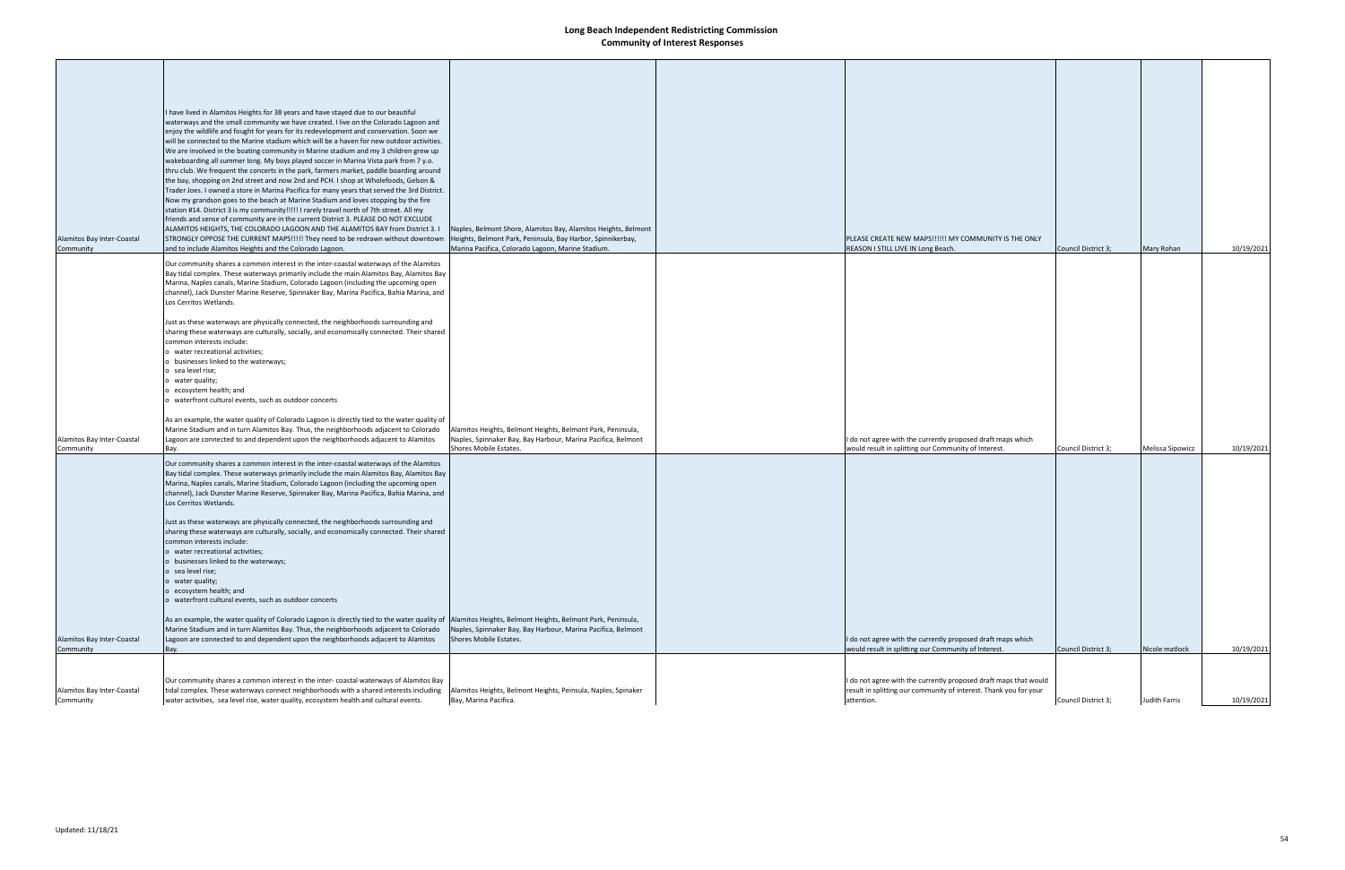# Long Beach Independent Redistricting Commission
## Community of Interest Responses

| | | | | | | | |
|---|---|---|---|---|---|---|---|
| Alamitos Bay Inter-Coastal Community | I have lived in Alamitos Heights for 38 years and have stayed due to our beautiful waterways and the small community we have created. I live on the Colorado Lagoon and enjoy the wildlife and fought for years for its redevelopment and conservation. Soon we will be connected to the Marine stadium which will be a haven for new outdoor activities. We are involved in the boating community in Marine stadium and my 3 children grew up wakeboarding all summer long. My boys played soccer in Marina Vista park from 7 y.o. thru club. We frequent the concerts in the park, farmers market, paddle boarding around the bay, shopping on 2nd street and now 2nd and PCH. I shop at Wholefoods, Gelson & Trader Joes. I owned a store in Marina Pacifica for many years that served the 3rd District. Now my grandson goes to the beach at Marine Stadium and loves stopping by the fire station #14. District 3 is my community!!!!! I rarely travel north of 7th street. All my friends and sense of community are in the current District 3. PLEASE DO NOT EXCLUDE ALAMITOS HEIGHTS, THE COLORADO LAGOON AND THE ALAMITOS BAY from District 3. I STRONGLY OPPOSE THE CURRENT MAPS!!!!! They need to be redrawn without downtown and to include Alamitos Heights and the Colorado Lagoon. | Naples, Belmont Shore, Alamitos Bay, Alamitos Heights, Belmont Heights, Belmont Park, Peninsula, Bay Harbor, Spinnikerbay, Marina Pacifica, Colorado Lagoon, Marine Stadium. | | PLEASE CREATE NEW MAPS!!!!!! MY COMMUNITY IS THE ONLY REASON I STILL LIVE IN Long Beach. | Council District 3; | Mary Rohan | 10/19/2021 |
| Alamitos Bay Inter-Coastal Community | Our community shares a common interest in the inter-coastal waterways of the Alamitos Bay tidal complex. These waterways primarily include the main Alamitos Bay, Alamitos Bay Marina, Naples canals, Marine Stadium, Colorado Lagoon (including the upcoming open channel), Jack Dunster Marine Reserve, Spinnaker Bay, Marina Pacifica, Bahia Marina, and Los Cerritos Wetlands.<br><br>Just as these waterways are physically connected, the neighborhoods surrounding and sharing these waterways are culturally, socially, and economically connected. Their shared common interests include:<br>o water recreational activities;<br>o businesses linked to the waterways;<br>o sea level rise;<br>o water quality;<br>o ecosystem health; and<br>o waterfront cultural events, such as outdoor concerts<br><br>As an example, the water quality of Colorado Lagoon is directly tied to the water quality of Marine Stadium and in turn Alamitos Bay. Thus, the neighborhoods adjacent to Colorado Lagoon are connected to and dependent upon the neighborhoods adjacent to Alamitos Bay. | Alamitos Heights, Belmont Heights, Belmont Park, Peninsula, Naples, Spinnaker Bay, Bay Harbour, Marina Pacifica, Belmont Shores Mobile Estates. | | I do not agree with the currently proposed draft maps which would result in splitting our Community of Interest. | Council District 3; | Melissa Sipowicz | 10/19/2021 |
| Alamitos Bay Inter-Coastal Community | Our community shares a common interest in the inter-coastal waterways of the Alamitos Bay tidal complex. These waterways primarily include the main Alamitos Bay, Alamitos Bay Marina, Naples canals, Marine Stadium, Colorado Lagoon (including the upcoming open channel), Jack Dunster Marine Reserve, Spinnaker Bay, Marina Pacifica, Bahia Marina, and Los Cerritos Wetlands.<br><br>Just as these waterways are physically connected, the neighborhoods surrounding and sharing these waterways are culturally, socially, and economically connected. Their shared common interests include:<br>o water recreational activities;<br>o businesses linked to the waterways;<br>o sea level rise;<br>o water quality;<br>o ecosystem health; and<br>o waterfront cultural events, such as outdoor concerts<br><br>As an example, the water quality of Colorado Lagoon is directly tied to the water quality of Marine Stadium and in turn Alamitos Bay. Thus, the neighborhoods adjacent to Colorado Lagoon are connected to and dependent upon the neighborhoods adjacent to Alamitos Bay. | Alamitos Heights, Belmont Heights, Belmont Park, Peninsula, Naples, Spinnaker Bay, Bay Harbour, Marina Pacifica, Belmont Shores Mobile Estates. | | I do not agree with the currently proposed draft maps which would result in splitting our Community of Interest. | Council District 3; | Nicole matlock | 10/19/2021 |
| Alamitos Bay Inter-Coastal Community | Our community shares a common interest in the inter- coastal waterways of Alamitos Bay tidal complex. These waterways connect neighborhoods with a shared interests including water activities, sea level rise, water quality, ecosystem health and cultural events. | Alamitos Heights, Belmont Heights, Peinsula, Naples, Spinaker Bay, Marina Pacifica. | | I do not agree with the currently proposed draft maps that would result in splitting our community of interest. Thank you for your attention. | Council District 3; | Judith Farris | 10/19/2021 |

Updated: 11/18/21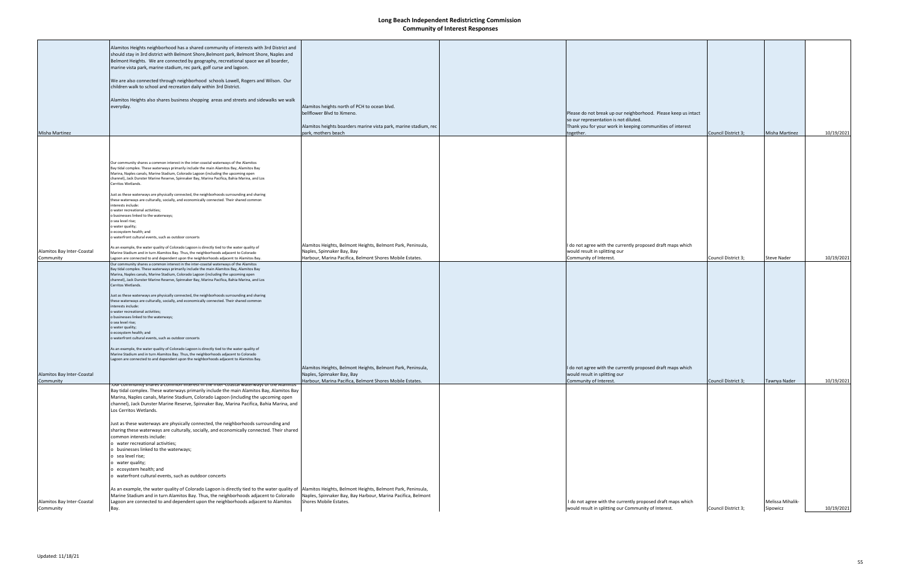# Long Beach Independent Redistricting Commission
## Community of Interest Responses

| | | | | | | | |
|---|---|---|---|---|---|---|---|
| Misha Martinez | Alamitos Heights neighborhood has a shared community of interests with 3rd District and should stay in 3rd district with Belmont Shore,Belmont park, Belmont Shore, Naples and Belmont Heights. We are connected by geography, recreational space we all boarder, marine vista park, marine stadium, rec park, golf curse and lagoon.<br><br>We are also connected through neighborhood schools Lowell, Rogers and Wilson. Our children walk to school and recreation daily within 3rd District.<br><br>Alamitos Heights also shares business shopping areas and streets and sidewalks we walk everyday. | Alamitos heights north of PCH to ocean blvd.<br>bellflower Blvd to Ximeno.<br><br>Alamitos heights boarders marine vista park, marine stadium, rec park, mothers beach | | Please do not break up our neighborhood. Please keep us intact so our representation is not diluted.<br>Thank you for your work in keeping communities of interest together. | Council District 3; | Misha Martinez | 10/19/2021 |
| Alamitos Bay Inter-Coastal Community | Our community shares a common interest in the inter-coastal waterways of the Alamitos Bay tidal complex. These waterways primarily include the main Alamitos Bay, Alamitos Bay Marina, Naples canals, Marine Stadium, Colorado Lagoon (including the upcoming open channel), Jack Dunster Marine Reserve, Spinnaker Bay, Marina Pacifica, Bahia Marina, and Los Cerritos Wetlands.<br><br>Just as these waterways are physically connected, the neighborhoods surrounding and sharing these waterways are culturally, socially, and economically connected. Their shared common interests include:<br>o water recreational activities;<br>o businesses linked to the waterways;<br>o sea level rise;<br>o water quality;<br>o ecosystem health; and<br>o waterfront cultural events, such as outdoor concerts<br><br>As an example, the water quality of Colorado Lagoon is directly tied to the water quality of Marine Stadium and in turn Alamitos Bay. Thus, the neighborhoods adjacent to Colorado Lagoon are connected to and dependent upon the neighborhoods adjacent to Alamitos Bay. | Alamitos Heights, Belmont Heights, Belmont Park, Peninsula, Naples, Spinnaker Bay, Bay Harbour, Marina Pacifica, Belmont Shores Mobile Estates. | | I do not agree with the currently proposed draft maps which would result in splitting our Community of Interest. | Council District 3; | Steve Nader | 10/19/2021 |
| Alamitos Bay Inter-Coastal Community | Our community shares a common interest in the inter-coastal waterways of the Alamitos Bay tidal complex. These waterways primarily include the main Alamitos Bay, Alamitos Bay Marina, Naples canals, Marine Stadium, Colorado Lagoon (including the upcoming open channel), Jack Dunster Marine Reserve, Spinnaker Bay, Marina Pacifica, Bahia Marina, and Los Cerritos Wetlands.<br><br>Just as these waterways are physically connected, the neighborhoods surrounding and sharing these waterways are culturally, socially, and economically connected. Their shared common interests include:<br>o water recreational activities;<br>o businesses linked to the waterways;<br>o sea level rise;<br>o water quality;<br>o ecosystem health; and<br>o waterfront cultural events, such as outdoor concerts<br><br>As an example, the water quality of Colorado Lagoon is directly tied to the water quality of Marine Stadium and in turn Alamitos Bay. Thus, the neighborhoods adjacent to Colorado Lagoon are connected to and dependent upon the neighborhoods adjacent to Alamitos Bay. | Alamitos Heights, Belmont Heights, Belmont Park, Peninsula, Naples, Spinnaker Bay, Bay Harbour, Marina Pacifica, Belmont Shores Mobile Estates. | | I do not agree with the currently proposed draft maps which would result in splitting our Community of Interest. | Council District 3; | Tawnya Nader | 10/19/2021 |
| Alamitos Bay Inter-Coastal Community | :Our community shares a common interest in the inter-coastal waterways of the Alamitos Bay tidal complex. These waterways primarily include the main Alamitos Bay, Alamitos Bay Marina, Naples canals, Marine Stadium, Colorado Lagoon (including the upcoming open channel), Jack Dunster Marine Reserve, Spinnaker Bay, Marina Pacifica, Bahia Marina, and Los Cerritos Wetlands.<br><br>Just as these waterways are physically connected, the neighborhoods surrounding and sharing these waterways are culturally, socially, and economically connected. Their shared common interests include:<br>o water recreational activities;<br>o businesses linked to the waterways;<br>o sea level rise;<br>o water quality;<br>o ecosystem health; and<br>o waterfront cultural events, such as outdoor concerts<br><br>As an example, the water quality of Colorado Lagoon is directly tied to the water quality of Marine Stadium and in turn Alamitos Bay. Thus, the neighborhoods adjacent to Colorado Lagoon are connected to and dependent upon the neighborhoods adjacent to Alamitos Bay. | Alamitos Heights, Belmont Heights, Belmont Park, Peninsula, Naples, Spinnaker Bay, Bay Harbour, Marina Pacifica, Belmont Shores Mobile Estates. | | I do not agree with the currently proposed draft maps which would result in splitting our Community of Interest. | Council District 3; | Melissa Mihalik-Sipowicz | 10/19/2021 |

Updated: 11/18/21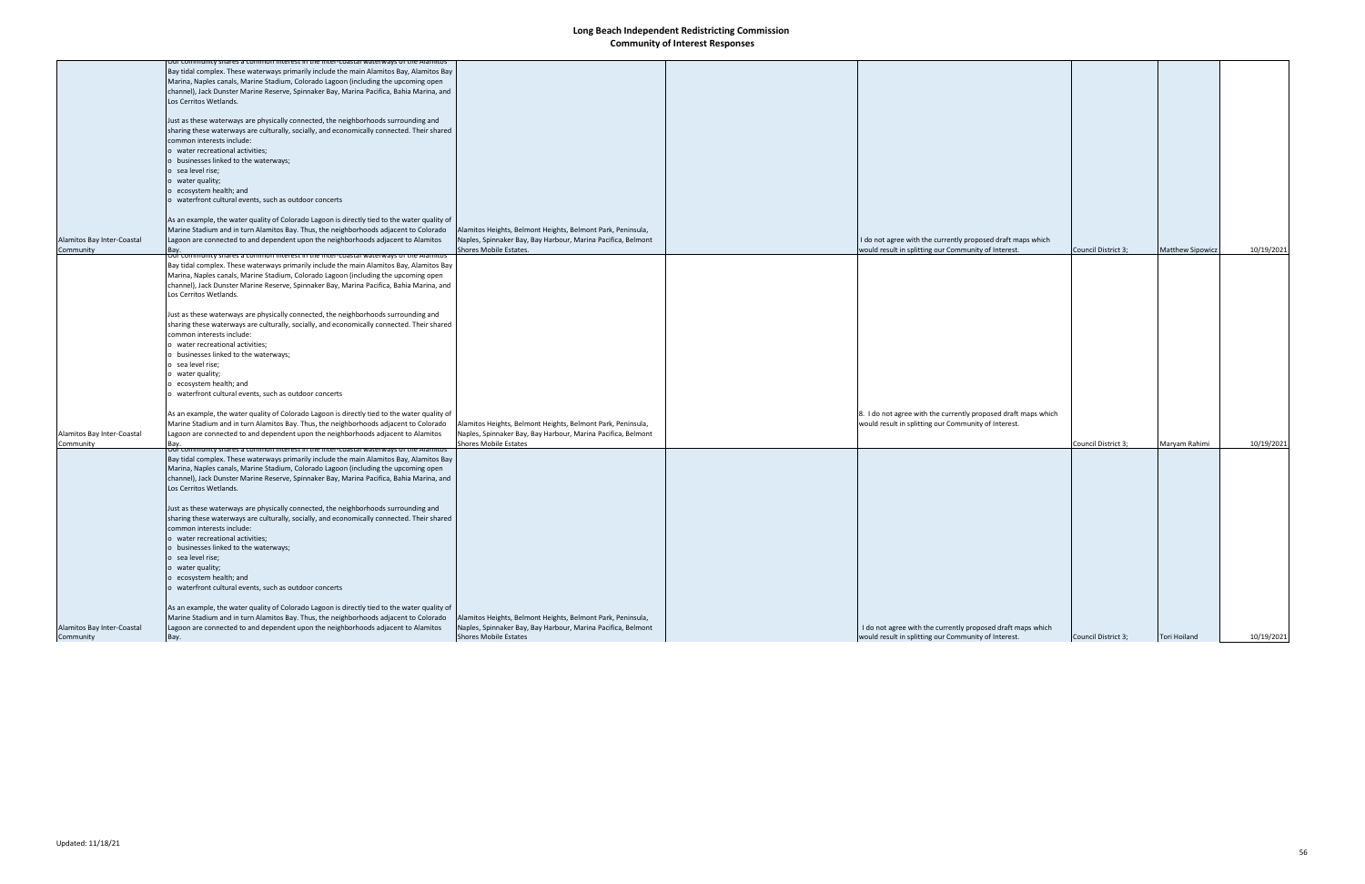# Long Beach Independent Redistricting Commission
## Community of Interest Responses

| | | | | | | | |
|---|---|---|---|---|---|---|---|
| Alamitos Bay Inter-Coastal Community | Our community shares a common interest in the inter-coastal waterways of the Alamitos Bay tidal complex. These waterways primarily include the main Alamitos Bay, Alamitos Bay Marina, Naples canals, Marine Stadium, Colorado Lagoon (including the upcoming open channel), Jack Dunster Marine Reserve, Spinnaker Bay, Marina Pacifica, Bahia Marina, and Los Cerritos Wetlands.<br><br>Just as these waterways are physically connected, the neighborhoods surrounding and sharing these waterways are culturally, socially, and economically connected. Their shared common interests include:<br>o water recreational activities;<br>o businesses linked to the waterways;<br>o sea level rise;<br>o water quality;<br>o ecosystem health; and<br>o waterfront cultural events, such as outdoor concerts<br><br>As an example, the water quality of Colorado Lagoon is directly tied to the water quality of Marine Stadium and in turn Alamitos Bay. Thus, the neighborhoods adjacent to Colorado Lagoon are connected to and dependent upon the neighborhoods adjacent to Alamitos Bay. | Alamitos Heights, Belmont Heights, Belmont Park, Peninsula, Naples, Spinnaker Bay, Bay Harbour, Marina Pacifica, Belmont Shores Mobile Estates. | | I do not agree with the currently proposed draft maps which would result in splitting our Community of Interest. | Council District 3; | Matthew Sipowicz | 10/19/2021 |
| Alamitos Bay Inter-Coastal Community | Our community shares a common interest in the inter-coastal waterways of the Alamitos Bay tidal complex. These waterways primarily include the main Alamitos Bay, Alamitos Bay Marina, Naples canals, Marine Stadium, Colorado Lagoon (including the upcoming open channel), Jack Dunster Marine Reserve, Spinnaker Bay, Marina Pacifica, Bahia Marina, and Los Cerritos Wetlands.<br><br>Just as these waterways are physically connected, the neighborhoods surrounding and sharing these waterways are culturally, socially, and economically connected. Their shared common interests include:<br>o water recreational activities;<br>o businesses linked to the waterways;<br>o sea level rise;<br>o water quality;<br>o ecosystem health; and<br>o waterfront cultural events, such as outdoor concerts<br><br>As an example, the water quality of Colorado Lagoon is directly tied to the water quality of Marine Stadium and in turn Alamitos Bay. Thus, the neighborhoods adjacent to Colorado Lagoon are connected to and dependent upon the neighborhoods adjacent to Alamitos Bay. | Alamitos Heights, Belmont Heights, Belmont Park, Peninsula, Naples, Spinnaker Bay, Bay Harbour, Marina Pacifica, Belmont Shores Mobile Estates | | 8. I do not agree with the currently proposed draft maps which would result in splitting our Community of Interest. | Council District 3; | Maryam Rahimi | 10/19/2021 |
| Alamitos Bay Inter-Coastal Community | Our community shares a common interest in the inter-coastal waterways of the Alamitos Bay tidal complex. These waterways primarily include the main Alamitos Bay, Alamitos Bay Marina, Naples canals, Marine Stadium, Colorado Lagoon (including the upcoming open channel), Jack Dunster Marine Reserve, Spinnaker Bay, Marina Pacifica, Bahia Marina, and Los Cerritos Wetlands.<br><br>Just as these waterways are physically connected, the neighborhoods surrounding and sharing these waterways are culturally, socially, and economically connected. Their shared common interests include:<br>o water recreational activities;<br>o businesses linked to the waterways;<br>o sea level rise;<br>o water quality;<br>o ecosystem health; and<br>o waterfront cultural events, such as outdoor concerts<br><br>As an example, the water quality of Colorado Lagoon is directly tied to the water quality of Marine Stadium and in turn Alamitos Bay. Thus, the neighborhoods adjacent to Colorado Lagoon are connected to and dependent upon the neighborhoods adjacent to Alamitos Bay. | Alamitos Heights, Belmont Heights, Belmont Park, Peninsula, Naples, Spinnaker Bay, Bay Harbour, Marina Pacifica, Belmont Shores Mobile Estates | | I do not agree with the currently proposed draft maps which would result in splitting our Community of Interest. | Council District 3; | Tori Hoiland | 10/19/2021 |

Updated: 11/18/21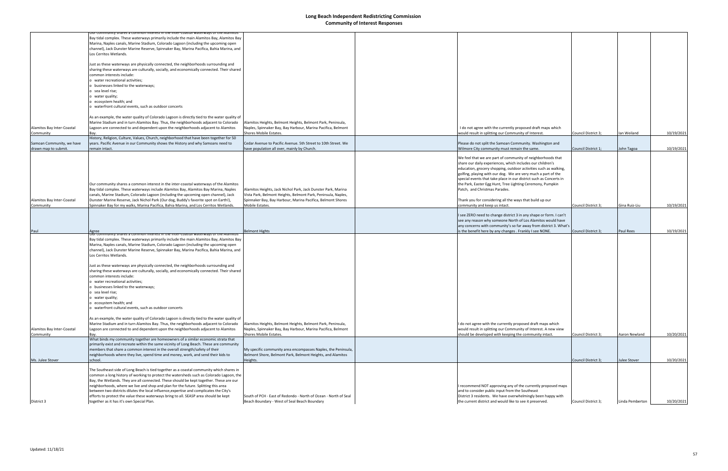# Long Beach Independent Redistricting Commission
## Community of Interest Responses

| | | | | | | | |
|---|---|---|---|---|---|---|---|
| Alamitos Bay Inter-Coastal Community | Our community shares a common interest in the inter-coastal waterways of the Alamitos Bay tidal complex. These waterways primarily include the main Alamitos Bay, Alamitos Bay Marina, Naples canals, Marine Stadium, Colorado Lagoon (including the upcoming open channel), Jack Dunster Marine Reserve, Spinnaker Bay, Marina Pacifica, Bahia Marina, and Los Cerritos Wetlands.<br><br>Just as these waterways are physically connected, the neighborhoods surrounding and sharing these waterways are culturally, socially, and economically connected. Their shared common interests include:<br>o water recreational activities;<br>o businesses linked to the waterways;<br>o sea level rise;<br>o water quality;<br>o ecosystem health; and<br>o waterfront cultural events, such as outdoor concerts<br><br>As an example, the water quality of Colorado Lagoon is directly tied to the water quality of Marine Stadium and in turn Alamitos Bay. Thus, the neighborhoods adjacent to Colorado Lagoon are connected to and dependent upon the neighborhoods adjacent to Alamitos Bay. | Alamitos Heights, Belmont Heights, Belmont Park, Peninsula, Naples, Spinnaker Bay, Bay Harbour, Marina Pacifica, Belmont Shores Mobile Estates. | | I do not agree with the currently proposed draft maps which would result in splitting our Community of Interest. | Council District 3; | Ian Weiland | 10/19/2021 |
| Samoan Community, we have drawn map to submit. | History, Religion, Culture, Values, Church, neighborhood that have been together for 50 years. Pacific Avenue in our Community shows the History and why Samoans need to remain intact. | Cedar Avenue to Pacific Avenue. 5th Street to 10th Street. We have population all over, mainly by Church. | | Please do not split the Samoan Community. Washington and Wilmore City community must remain the same. | Council District 1; | John Tagoa | 10/19/2021 |
| Alamitos Bay Inter-Coastal Community | Our community shares a common interest in the inter-coastal waterways of the Alamitos Bay tidal complex. These waterways primarily include Alamitos Bay, Alamitos Bay Marina, Naples canals, Marine Stadium, Colorado Lagoon (including the upcoming open channel), Jack Dunster Marine Reserve, Jack Nichol Park (Our dog, Buddy's favorite spot on Earth!), Spinnaker Bay for my walks, Marina Pacifica, Bahia Marina, and Los Cerritos Wetlands. | Alamitos Heights, Jack Nichol Park, Jack Dunster Park, Marina Vista Park, Belmont Heights, Belmont Park, Peninsula, Naples, Spinnaker Bay, Bay Harbour, Marina Pacifica, Belmont Shores Mobile Estates. | | We feel that we are part of community of neighborhoods that share our daily experiences, which includes our children's education, grocery shopping, outdoor activities such as walking, golfing, playing with our dog. We are very much a part of the special events that take place in our district such as Concerts in the Park, Easter Egg Hunt, Tree Lighting Ceremony, Pumpkin Patch, and Christmas Parades.<br><br>Thank you for considering all the ways that build up our community and keep us intact. | Council District 3; | Gina Ruiz-Liu | 10/19/2021 |
| Paul | Agree | Belmont Hights | | I see ZERO need to change district 3 in any shape or form. I can't see any reason why someone North of Los Alamitos would have any concerns with community's so far away from district 3. What's is the benefit here by any changes . Frankly I see NONE. | Council District 3; | Paul Rees | 10/19/2021 |
| Alamitos Bay Inter-Coastal Community | Our community shares a common interest in the inter-coastal waterways of the Alamitos Bay tidal complex. These waterways primarily include the main Alamitos Bay, Alamitos Bay Marina, Naples canals, Marine Stadium, Colorado Lagoon (including the upcoming open channel), Jack Dunster Marine Reserve, Spinnaker Bay, Marina Pacifica, Bahia Marina, and Los Cerritos Wetlands.<br><br>Just as these waterways are physically connected, the neighborhoods surrounding and sharing these waterways are culturally, socially, and economically connected. Their shared common interests include:<br>o water recreational activities;<br>o businesses linked to the waterways;<br>o sea level rise;<br>o water quality;<br>o ecosystem health; and<br>o waterfront cultural events, such as outdoor concerts<br><br>As an example, the water quality of Colorado Lagoon is directly tied to the water quality of Marine Stadium and in turn Alamitos Bay. Thus, the neighborhoods adjacent to Colorado Lagoon are connected to and dependent upon the neighborhoods adjacent to Alamitos Bay. | Alamitos Heights, Belmont Heights, Belmont Park, Peninsula, Naples, Spinnaker Bay, Bay Harbour, Marina Pacifica, Belmont Shores Mobile Estates. | | I do not agree with the currently proposed draft maps which would result in splitting our Community of Interest. A new view should be developed with keeping the community intact. | Council District 3; | Aaron Newland | 10/20/2021 |
| Ms. Julee Stover | What binds my community together are homeowners of a similar economic strata that primarily exist and recreate within the same vicinity of Long Beach. These are community members that share a common interest in the overall strength/safety of their neighborhoods where they live, spend time and money, work, and send their kids to school. | My specific community area encompasses Naples, the Peninsula, Belmont Shore, Belmont Park, Belmont Heights, and Alamitos Heights. | | | Council District 3; | Julee Stover | 10/20/2021 |
| District 3 | The Southeast side of Long Beach is tied together as a coastal community which shares in common a long history of working to protect the watersheds such as Colorado Lagoon, the Bay, the Wetlands. They are all connected. These should be kept together. These are our neighborhoods, where we live and shop and plan for the future. Splitting this area between two districts dilutes the local influence,expertise and complicates the City's efforts to protect the value these waterways bring to all. SEASP area should be kept together as it has it's own Special Plan. | South of PCH - East of Redondo - North of Ocean - North of Seal Beach Boundary - West of Seal Beach Boundary | | I recommend NOT approving any of the currently proposed maps and to consider public input from the Southeast District 3 residents. We have overwhelmingly been happy with the current district and would like to see it preserved. | Council District 3; | Linda Pemberton | 10/20/2021 |

Updated: 11/18/21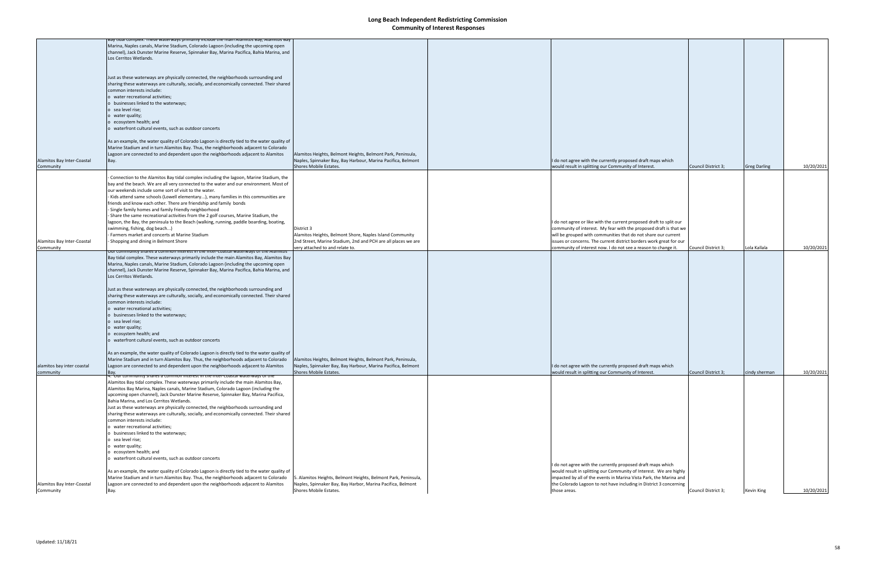# Long Beach Independent Redistricting Commission
## Community of Interest Responses

| | | | | | | | |
|---|---|---|---|---|---|---|---|
| Alamitos Bay Inter-Coastal Community | Bay tidal complex. These waterways primarily include the main Alamitos Bay, Alamitos Bay Marina, Naples canals, Marine Stadium, Colorado Lagoon (including the upcoming open channel), Jack Dunster Marine Reserve, Spinnaker Bay, Marina Pacifica, Bahia Marina, and Los Cerritos Wetlands.<br><br>Just as these waterways are physically connected, the neighborhoods surrounding and sharing these waterways are culturally, socially, and economically connected. Their shared common interests include:<br>o water recreational activities;<br>o businesses linked to the waterways;<br>o sea level rise;<br>o water quality;<br>o ecosystem health; and<br>o waterfront cultural events, such as outdoor concerts<br><br>As an example, the water quality of Colorado Lagoon is directly tied to the water quality of Marine Stadium and in turn Alamitos Bay. Thus, the neighborhoods adjacent to Colorado Lagoon are connected to and dependent upon the neighborhoods adjacent to Alamitos Bay. | Alamitos Heights, Belmont Heights, Belmont Park, Peninsula, Naples, Spinnaker Bay, Bay Harbour, Marina Pacifica, Belmont Shores Mobile Estates. | | I do not agree with the currently proposed draft maps which would result in splitting our Community of Interest. | Council District 3; | Greg Darling | 10/20/2021 |
| Alamitos Bay Inter-Coastal Community | - Connection to the Alamitos Bay tidal complex including the lagoon, Marine Stadium, the bay and the beach. We are all very connected to the water and our environment. Most of our weekends include some sort of visit to the water.<br>- Kids attend same schools (Lowell elementary...), many families in this communities are friends and know each other. There are friendship and family bonds<br>- Single family homes and family friendly neighborhood<br>- Share the same recreational activities from the 2 golf courses, Marine Stadium, the lagoon, the Bay, the peninsula to the Beach (walking, running, paddle boarding, boating, swimming, fishing, dog beach...)<br>- Farmers market and concerts at Marine Stadium<br>- Shopping and dining in Belmont Shore | District 3<br>Alamitos Heights, Belmont Shore, Naples Island Community<br>2nd Street, Marine Stadium, and 2nd and PCH are all places we are very attached to and relate to. | | I do not agree or like with the current proposed draft to split our community of interest. My fear with the proposed draft is that we will be grouped with communities that do not share our current issues or concerns. The current district borders work great for our community of interest now. I do not see a reason to change it. | Council District 3; | Lola Kallala | 10/20/2021 |
| alamitos bay inter coastal community | Our community shares a common interest in the inter-coastal waterways of the Alamitos Bay tidal complex. These waterways primarily include the main Alamitos Bay, Alamitos Bay Marina, Naples canals, Marine Stadium, Colorado Lagoon (including the upcoming open channel), Jack Dunster Marine Reserve, Spinnaker Bay, Marina Pacifica, Bahia Marina, and Los Cerritos Wetlands.<br><br>Just as these waterways are physically connected, the neighborhoods surrounding and sharing these waterways are culturally, socially, and economically connected. Their shared common interests include:<br>o water recreational activities;<br>o businesses linked to the waterways;<br>o sea level rise;<br>o water quality;<br>o ecosystem health; and<br>o waterfront cultural events, such as outdoor concerts<br><br>As an example, the water quality of Colorado Lagoon is directly tied to the water quality of Marine Stadium and in turn Alamitos Bay. Thus, the neighborhoods adjacent to Colorado Lagoon are connected to and dependent upon the neighborhoods adjacent to Alamitos Bay. | Alamitos Heights, Belmont Heights, Belmont Park, Peninsula, Naples, Spinnaker Bay, Bay Harbour, Marina Pacifica, Belmont Shores Mobile Estates. | | I do not agree with the currently proposed draft maps which would result in splitting our Community of Interest. | Council District 3; | cindy sherman | 10/20/2021 |
| Alamitos Bay Inter-Coastal Community | 4. Our community shares a common interest in the inter-coastal waterways of the Alamitos Bay tidal complex. These waterways primarily include the main Alamitos Bay, Alamitos Bay Marina, Naples canals, Marine Stadium, Colorado Lagoon (including the upcoming open channel), Jack Dunster Marine Reserve, Spinnaker Bay, Marina Pacifica, Bahia Marina, and Los Cerritos Wetlands.<br>Just as these waterways are physically connected, the neighborhoods surrounding and sharing these waterways are culturally, socially, and economically connected. Their shared common interests include:<br>o water recreational activities;<br>o businesses linked to the waterways;<br>o sea level rise;<br>o water quality;<br>o ecosystem health; and<br>o waterfront cultural events, such as outdoor concerts<br><br>As an example, the water quality of Colorado Lagoon is directly tied to the water quality of Marine Stadium and in turn Alamitos Bay. Thus, the neighborhoods adjacent to Colorado Lagoon are connected to and dependent upon the neighborhoods adjacent to Alamitos Bay. | 5. Alamitos Heights, Belmont Heights, Belmont Park, Peninsula, Naples, Spinnaker Bay, Bay Harbor, Marina Pacifica, Belmont Shores Mobile Estates. | | I do not agree with the currently proposed draft maps which would result in splitting our Community of Interest. We are highly impacted by all of the events in Marina Vista Park, the Marina and the Colorado Lagoon to not have including in District 3 concerning those areas. | Council District 3; | Kevin King | 10/20/2021 |

Updated: 11/18/21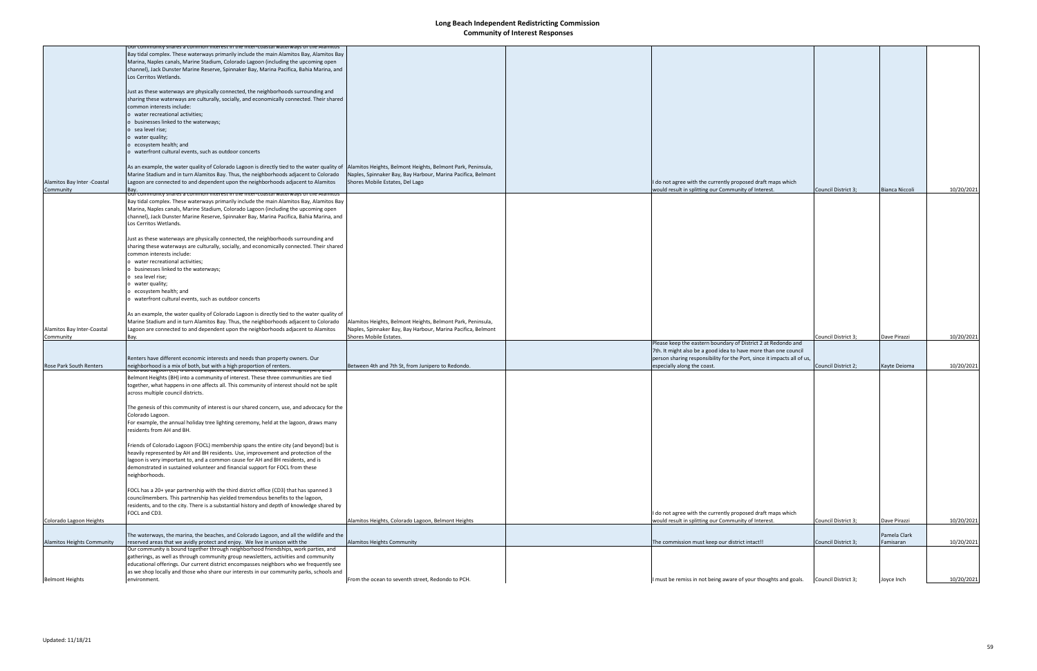# Long Beach Independent Redistricting Commission

## Community of Interest Responses

| | | | | | | | |
|---|---|---|---|---|---|---|---|
| Alamitos Bay Inter -Coastal Community | Our community shares a common interest in the inter-coastal waterways of the Alamitos Bay tidal complex. These waterways primarily include the main Alamitos Bay, Alamitos Bay Marina, Naples canals, Marine Stadium, Colorado Lagoon (including the upcoming open channel), Jack Dunster Marine Reserve, Spinnaker Bay, Marina Pacifica, Bahia Marina, and Los Cerritos Wetlands.<br><br>Just as these waterways are physically connected, the neighborhoods surrounding and sharing these waterways are culturally, socially, and economically connected. Their shared common interests include:<br>o water recreational activities;<br>o businesses linked to the waterways;<br>o sea level rise;<br>o water quality;<br>o ecosystem health; and<br>o waterfront cultural events, such as outdoor concerts<br><br>As an example, the water quality of Colorado Lagoon is directly tied to the water quality of Marine Stadium and in turn Alamitos Bay. Thus, the neighborhoods adjacent to Colorado Lagoon are connected to and dependent upon the neighborhoods adjacent to Alamitos Bay. | Alamitos Heights, Belmont Heights, Belmont Park, Peninsula, Naples, Spinnaker Bay, Bay Harbour, Marina Pacifica, Belmont Shores Mobile Estates, Del Lago | | I do not agree with the currently proposed draft maps which would result in splitting our Community of Interest. | Council District 3; | Bianca Niccoli | 10/20/2021 |
| Alamitos Bay Inter-Coastal Community | Our community shares a common interest in the inter-coastal waterways of the Alamitos Bay tidal complex. These waterways primarily include the main Alamitos Bay, Alamitos Bay Marina, Naples canals, Marine Stadium, Colorado Lagoon (including the upcoming open channel), Jack Dunster Marine Reserve, Spinnaker Bay, Marina Pacifica, Bahia Marina, and Los Cerritos Wetlands.<br><br>Just as these waterways are physically connected, the neighborhoods surrounding and sharing these waterways are culturally, socially, and economically connected. Their shared common interests include:<br>o water recreational activities;<br>o businesses linked to the waterways;<br>o sea level rise;<br>o water quality;<br>o ecosystem health; and<br>o waterfront cultural events, such as outdoor concerts<br><br>As an example, the water quality of Colorado Lagoon is directly tied to the water quality of Marine Stadium and in turn Alamitos Bay. Thus, the neighborhoods adjacent to Colorado Lagoon are connected to and dependent upon the neighborhoods adjacent to Alamitos Bay. | Alamitos Heights, Belmont Heights, Belmont Park, Peninsula, Naples, Spinnaker Bay, Bay Harbour, Marina Pacifica, Belmont Shores Mobile Estates. | | | Council District 3; | Dave Pirazzi | 10/20/2021 |
| Rose Park South Renters | Renters have different economic interests and needs than property owners. Our neighborhood is a mix of both, but with a high proportion of renters. | Between 4th and 7th St, from Junipero to Redondo. | | Please keep the eastern boundary of District 2 at Redondo and 7th. It might also be a good idea to have more than one council person sharing responsibility for the Port, since it impacts all of us, especially along the coast. | Council District 2; | Kayte Deioma | 10/20/2021 |
| Colorado Lagoon Heights | Colorado Lagoon (CL) is directly adjacent to, and connects, Alamitos Heights (AH) and Belmont Heights (BH) into a community of interest. These three communities are tied together, what happens in one affects all. This community of interest should not be split across multiple council districts.<br><br>The genesis of this community of interest is our shared concern, use, and advocacy for the Colorado Lagoon.<br>For example, the annual holiday tree lighting ceremony, held at the lagoon, draws many residents from AH and BH.<br><br>Friends of Colorado Lagoon (FOCL) membership spans the entire city (and beyond) but is heavily represented by AH and BH residents. Use, improvement and protection of the lagoon is very important to, and a common cause for AH and BH residents, and is demonstrated in sustained volunteer and financial support for FOCL from these neighborhoods.<br><br>FOCL has a 20+ year partnership with the third district office (CD3) that has spanned 3 councilmembers. This partnership has yielded tremendous benefits to the lagoon, residents, and to the city. There is a substantial history and depth of knowledge shared by FOCL and CD3. | Alamitos Heights, Colorado Lagoon, Belmont Heights | | I do not agree with the currently proposed draft maps which would result in splitting our Community of Interest. | Council District 3; | Dave Pirazzi | 10/20/2021 |
| Alamitos Heights Community | The waterways, the marina, the beaches, and Colorado Lagoon, and all the wildlife and the reserved areas that we avidly protect and enjoy. We live in unison with the | Alamitos Heights Community | | The commission must keep our district intact!! | Council District 3; | Pamela Clark Famisaran | 10/20/2021 |
| Belmont Heights | Our community is bound together through neighborhood friendships, work parties, and gatherings, as well as through community group newsletters, activities and community educational offerings. Our current district encompasses neighbors who we frequently see as we shop locally and those who share our interests in our community parks, schools and environment. | From the ocean to seventh street, Redondo to PCH. | | I must be remiss in not being aware of your thoughts and goals. | Council District 3; | Joyce Inch | 10/20/2021 |

Updated: 11/18/21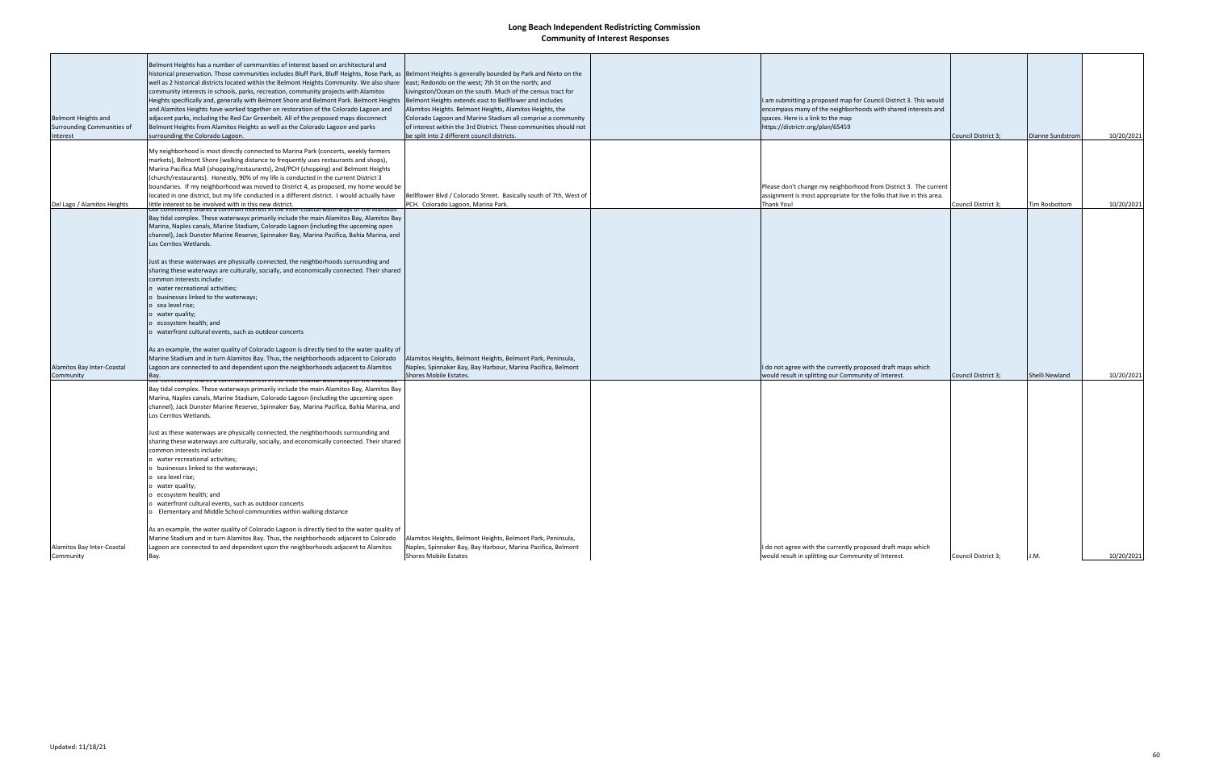# Long Beach Independent Redistricting Commission
## Community of Interest Responses

| | | | | | | | |
|---|---|---|---|---|---|---|---|
| Belmont Heights and Surrounding Communities of Interest | Belmont Heights has a number of communities of interest based on architectural and historical preservation. Those communities includes Bluff Park, Bluff Heights, Rose Park, as well as 2 historical districts located within the Belmont Heights Community. We also share community interests in schools, parks, recreation, community projects with Alamitos Heights specifically and, generally with Belmont Shore and Belmont Park. Belmont Heights and Alamitos Heights have worked together on restoration of the Colorado Lagoon and adjacent parks, including the Red Car Greenbelt. All of the proposed maps disconnect Belmont Heights from Alamitos Heights as well as the Colorado Lagoon and parks surrounding the Colorado Lagoon. | Belmont Heights is generally bounded by Park and Nieto on the east; Redondo on the west; 7th St on the north; and Livingston/Ocean on the south. Much of the census tract for Belmont Heights extends east to Bellflower and includes Alamitos Heights. Belmont Heights, Alamitos Heights, the Colorado Lagoon and Marine Stadium all comprise a community of interest within the 3rd District. These communities should not be split into 2 different council districts. | | I am submitting a proposed map for Council District 3. This would encompass many of the neighborhoods with shared interests and spaces. Here is a link to the map https://districtr.org/plan/65459 | Council District 3; | Dianne Sundstrom | 10/20/2021 |
| Del Lago / Alamitos Heights | My neighborhood is most directly connected to Marina Park (concerts, weekly farmers markets), Belmont Shore (walking distance to frequently uses restaurants and shops), Marina Pacifica Mall (shopping/restaurants), 2nd/PCH (shopping) and Belmont Heights (church/restaurants). Honestly, 90% of my life is conducted in the current District 3 boundaries. If my neighborhood was moved to District 4, as proposed, my home would be located in one district, but my life conducted in a different district. I would actually have little interest to be involved with in this new district. | Bellflower Blvd / Colorado Street. Basically south of 7th, West of PCH. Colorado Lagoon, Marina Park. | | Please don't change my neighborhood from District 3. The current assignment is most appropriate for the folks that live in this area. Thank You! | Council District 3; | Tim Rosbottom | 10/20/2021 |
| Alamitos Bay Inter-Coastal Community | Our community shares a common interest in the inter-coastal waterways of the Alamitos Bay tidal complex. These waterways primarily include the main Alamitos Bay, Alamitos Bay Marina, Naples canals, Marine Stadium, Colorado Lagoon (including the upcoming open channel), Jack Dunster Marine Reserve, Spinnaker Bay, Marina Pacifica, Bahia Marina, and Los Cerritos Wetlands.<br><br>Just as these waterways are physically connected, the neighborhoods surrounding and sharing these waterways are culturally, socially, and economically connected. Their shared common interests include:<br>o water recreational activities;<br>o businesses linked to the waterways;<br>o sea level rise;<br>o water quality;<br>o ecosystem health; and<br>o waterfront cultural events, such as outdoor concerts<br><br>As an example, the water quality of Colorado Lagoon is directly tied to the water quality of Marine Stadium and in turn Alamitos Bay. Thus, the neighborhoods adjacent to Colorado Lagoon are connected to and dependent upon the neighborhoods adjacent to Alamitos Bay. | Alamitos Heights, Belmont Heights, Belmont Park, Peninsula, Naples, Spinnaker Bay, Bay Harbour, Marina Pacifica, Belmont Shores Mobile Estates. | | I do not agree with the currently proposed draft maps which would result in splitting our Community of Interest. | Council District 3; | Shelli Newland | 10/20/2021 |
| Alamitos Bay Inter-Coastal Community | Our community shares a common interest in the inter-coastal waterways of the Alamitos Bay tidal complex. These waterways primarily include the main Alamitos Bay, Alamitos Bay Marina, Naples canals, Marine Stadium, Colorado Lagoon (including the upcoming open channel), Jack Dunster Marine Reserve, Spinnaker Bay, Marina Pacifica, Bahia Marina, and Los Cerritos Wetlands.<br><br>Just as these waterways are physically connected, the neighborhoods surrounding and sharing these waterways are culturally, socially, and economically connected. Their shared common interests include:<br>o water recreational activities;<br>o businesses linked to the waterways;<br>o sea level rise;<br>o water quality;<br>o ecosystem health; and<br>o waterfront cultural events, such as outdoor concerts<br>o Elementary and Middle School communities within walking distance<br><br>As an example, the water quality of Colorado Lagoon is directly tied to the water quality of Marine Stadium and in turn Alamitos Bay. Thus, the neighborhoods adjacent to Colorado Lagoon are connected to and dependent upon the neighborhoods adjacent to Alamitos Bay. | Alamitos Heights, Belmont Heights, Belmont Park, Peninsula, Naples, Spinnaker Bay, Bay Harbour, Marina Pacifica, Belmont Shores Mobile Estates | | I do not agree with the currently proposed draft maps which would result in splitting our Community of Interest. | Council District 3; | J.M. | 10/20/2021 |

Updated: 11/18/21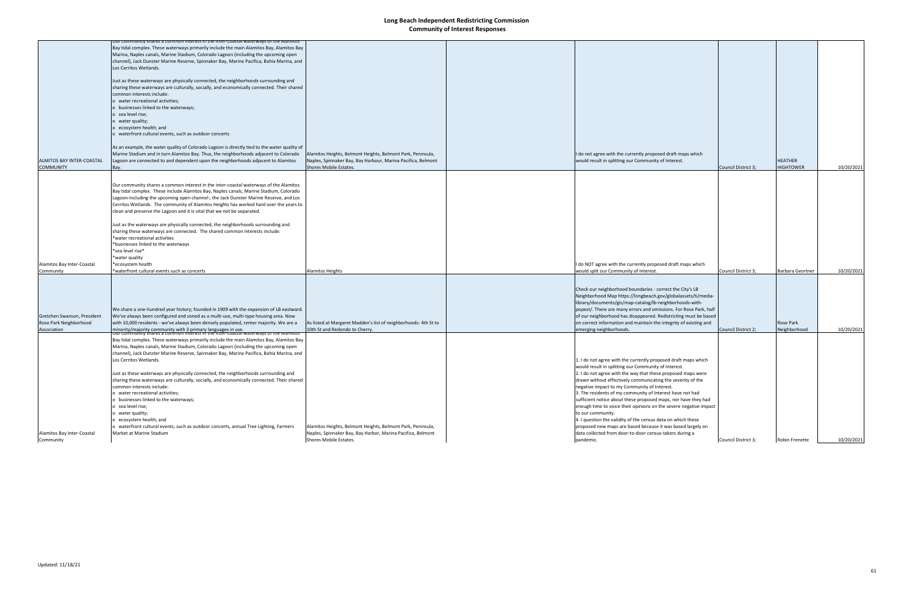# Long Beach Independent Redistricting Commission
## Community of Interest Responses

| | | | | | | | |
|---|---|---|---|---|---|---|---|
| ALMITOS BAY INTER-COASTAL COMMUNITY | Our community shares a common interest in the inter-coastal waterways of the Alamitos Bay tidal complex. These waterways primarily include the main Alamitos Bay, Alamitos Bay Marina, Naples canals, Marine Stadium, Colorado Lagoon (including the upcoming open channel), Jack Dunster Marine Reserve, Spinnaker Bay, Marina Pacifica, Bahia Marina, and Los Cerritos Wetlands.<br><br>Just as these waterways are physically connected, the neighborhoods surrounding and sharing these waterways are culturally, socially, and economically connected. Their shared common interests include:<br>o water recreational activities;<br>o businesses linked to the waterways;<br>o sea level rise;<br>o water quality;<br>o ecosystem health; and<br>o waterfront cultural events, such as outdoor concerts<br><br>As an example, the water quality of Colorado Lagoon is directly tied to the water quality of Marine Stadium and in turn Alamitos Bay. Thus, the neighborhoods adjacent to Colorado Lagoon are connected to and dependent upon the neighborhoods adjacent to Alamitos Bay. | Alamitos Heights, Belmont Heights, Belmont Park, Peninsula, Naples, Spinnaker Bay, Bay Harbour, Marina Pacifica, Belmont Shores Mobile Estates. | | I do not agree with the currently proposed draft maps which would result in splitting our Community of Interest. | Council District 3; | HEATHER HIGHTOWER | 10/20/2021 |
| Alamitos Bay Inter-Coastal Community | Our community shares a common interest in the inter-coastal waterways of the Alamitos Bay tidal complex. These include Alamitos Bay, Naples canals, Marine Stadium, Colorado Lagoon-including the upcoming open channel-, the Jack Dunster Marine Reserve, and Los Cerritos Wetlands. The community of Alamitos Heights has worked hard over the years to clean and preserve the Lagoon and it is vital that we not be separated.<br><br>Just as the waterways are physically connected, the neighborhoods surrounding and sharing these waterways are connected. The shared common interests include:<br>*water recreational activities<br>*businesses linked to the waterways<br>*sea level rise*<br>*water quality<br>*ecosystem health<br>*waterfront cultural events such as concerts | Alamitos Heights | | I do NOT agree with the currently proposed draft maps which would split our Community of Interest. | Council District 3; | Barbara Geortner | 10/20/2021 |
| Gretchen Swanson, President Rose Park Neighborhood Association | We share a one-hundred year history; founded in 1909 with the expansion of LB eastward. We've always been configured and zoned as a multi-use, multi-type housing area. Now with 10,000 residents - we've always been densely populated, renter majority. We are a minority/majority community with 3 primary languages in use. | As listed at Margaret Madden's list of neighborhoods: 4th St to 10th St and Redondo to Cherry. | | Check our neighborhood boundaries - correct the City's LB Neighborhood Map https://longbeach.gov/globalassets/ti/media-library/documents/gis/map-catalog/lb-neighborhoods-with-popest/. There are many errors and omissions. For Rose Park, half of our neighborhood has disappeared. Redistricting must be based on correct information and maintain the integrity of existing and emerging neighborhoods. | Council District 2; | Rose Park Neighborhood | 10/20/2021 |
| Alamitos Bay Inter-Coastal Community | Our community shares a common interest in the inter-coastal waterways of the Alamitos Bay tidal complex. These waterways primarily include the main Alamitos Bay, Alamitos Bay Marina, Naples canals, Marine Stadium, Colorado Lagoon (including the upcoming open channel), Jack Dunster Marine Reserve, Spinnaker Bay, Marina Pacifica, Bahia Marina, and Los Cerritos Wetlands.<br><br>Just as these waterways are physically connected, the neighborhoods surrounding and sharing these waterways are culturally, socially, and economically connected. Their shared common interests include:<br>o water recreational activities;<br>o businesses linked to the waterways;<br>o sea level rise;<br>o water quality;<br>o ecosystem health; and<br>o waterfront cultural events, such as outdoor concerts, annual Tree Lighting, Farmers Market at Marine Stadium | Alamitos Heights, Belmont Heights, Belmont Park, Peninsula, Naples, Spinnaker Bay, Bay Harbor, Marina Pacifica, Belmont Shores Mobile Estates. | | 1. I do not agree with the currently proposed draft maps which would result in splitting our Community of Interest.<br>2. I do not agree with the way that these proposed maps were drawn without effectively communicating the severity of the negative impact to my Community of Interest.<br>3. The residents of my community of Interest have not had sufficient notice about these proposed maps, nor have they had enough time to voice their opinions on the severe negative impact to our community.<br>4. I question the validity of the census data on which these proposed new maps are based because it was based largely on data collected from door-to-door census-takers during a pandemic. | Council District 3; | Robin Frenette | 10/20/2021 |

Updated: 11/18/21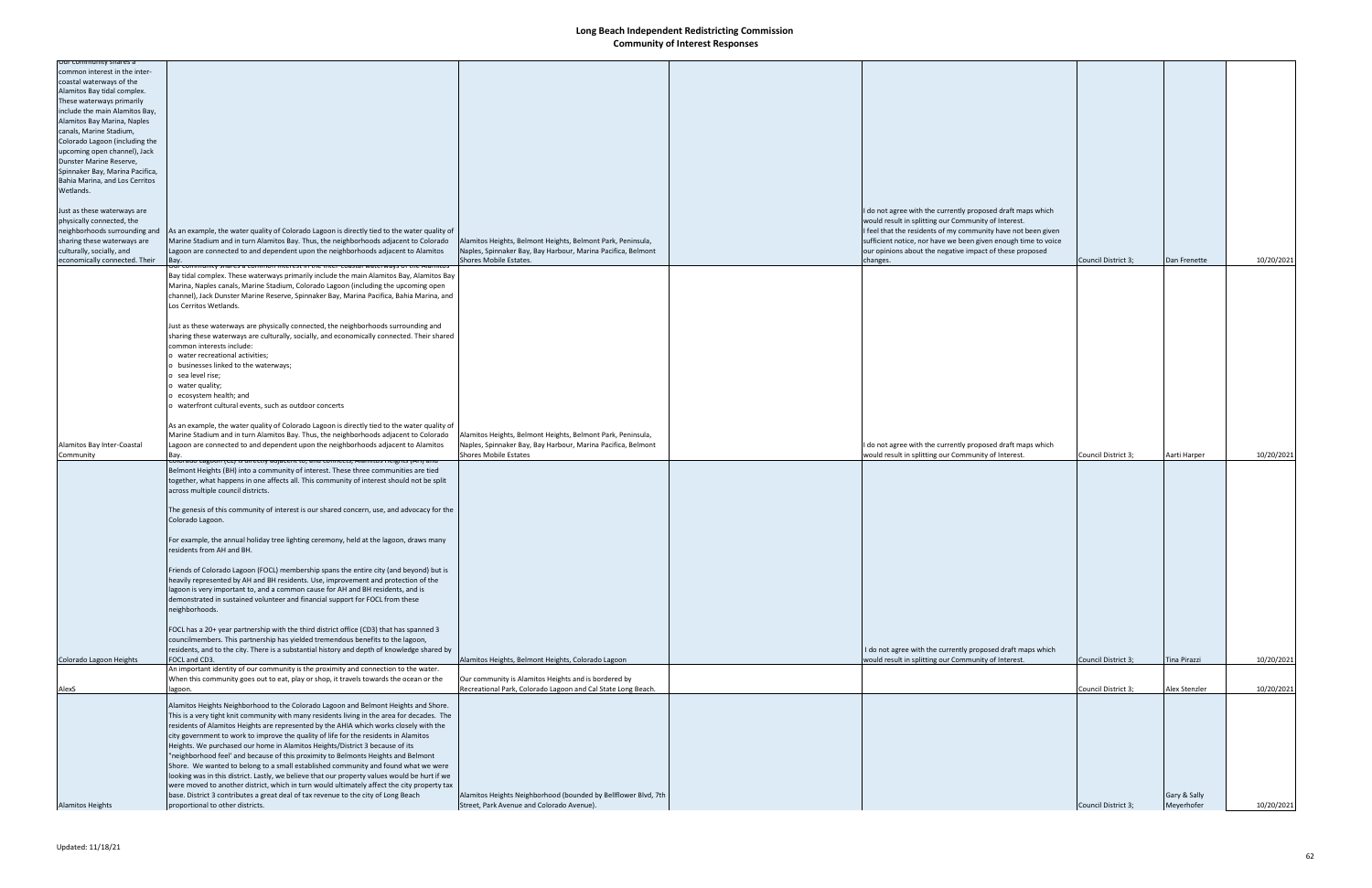# Long Beach Independent Redistricting Commission
## Community of Interest Responses

| | | | | | | | |
|---|---|---|---|---|---|---|---|
| Our community shares a common interest in the inter-coastal waterways of the Alamitos Bay tidal complex. These waterways primarily include the main Alamitos Bay, Alamitos Bay Marina, Naples canals, Marine Stadium, Colorado Lagoon (including the upcoming open channel), Jack Dunster Marine Reserve, Spinnaker Bay, Marina Pacifica, Bahia Marina, and Los Cerritos Wetlands.<br><br>Just as these waterways are physically connected, the neighborhoods surrounding and sharing these waterways are culturally, socially, and economically connected. Their | As an example, the water quality of Colorado Lagoon is directly tied to the water quality of Marine Stadium and in turn Alamitos Bay. Thus, the neighborhoods adjacent to Colorado Lagoon are connected to and dependent upon the neighborhoods adjacent to Alamitos Bay. | Alamitos Heights, Belmont Heights, Belmont Park, Peninsula, Naples, Spinnaker Bay, Bay Harbour, Marina Pacifica, Belmont Shores Mobile Estates. | | I do not agree with the currently proposed draft maps which would result in splitting our Community of Interest.<br>I feel that the residents of my community have not been given sufficient notice, nor have we been given enough time to voice our opinions about the negative impact of these proposed changes. | Council District 3; | Dan Frenette | 10/20/2021 |
| Alamitos Bay Inter-Coastal Community | Our community shares a common interest in the inter-coastal waterways of the Alamitos Bay tidal complex. These waterways primarily include the main Alamitos Bay, Alamitos Bay Marina, Naples canals, Marine Stadium, Colorado Lagoon (including the upcoming open channel), Jack Dunster Marine Reserve, Spinnaker Bay, Marina Pacifica, Bahia Marina, and Los Cerritos Wetlands.<br><br>Just as these waterways are physically connected, the neighborhoods surrounding and sharing these waterways are culturally, socially, and economically connected. Their shared common interests include:<br>o water recreational activities;<br>o businesses linked to the waterways;<br>o sea level rise;<br>o water quality;<br>o ecosystem health; and<br>o waterfront cultural events, such as outdoor concerts<br><br>As an example, the water quality of Colorado Lagoon is directly tied to the water quality of Marine Stadium and in turn Alamitos Bay. Thus, the neighborhoods adjacent to Colorado Lagoon are connected to and dependent upon the neighborhoods adjacent to Alamitos Bay. | Alamitos Heights, Belmont Heights, Belmont Park, Peninsula, Naples, Spinnaker Bay, Bay Harbour, Marina Pacifica, Belmont Shores Mobile Estates | | I do not agree with the currently proposed draft maps which would result in splitting our Community of Interest. | Council District 3; | Aarti Harper | 10/20/2021 |
| Colorado Lagoon Heights | Colorado Lagoon (CL) is directly adjacent to, and connects, Alamitos Heights (AH) and Belmont Heights (BH) into a community of interest. These three communities are tied together, what happens in one affects all. This community of interest should not be split across multiple council districts.<br><br>The genesis of this community of interest is our shared concern, use, and advocacy for the Colorado Lagoon.<br><br>For example, the annual holiday tree lighting ceremony, held at the lagoon, draws many residents from AH and BH.<br><br>Friends of Colorado Lagoon (FOCL) membership spans the entire city (and beyond) but is heavily represented by AH and BH residents. Use, improvement and protection of the lagoon is very important to, and a common cause for AH and BH residents, and is demonstrated in sustained volunteer and financial support for FOCL from these neighborhoods.<br><br>FOCL has a 20+ year partnership with the third district office (CD3) that has spanned 3 councilmembers. This partnership has yielded tremendous benefits to the lagoon, residents, and to the city. There is a substantial history and depth of knowledge shared by FOCL and CD3. | Alamitos Heights, Belmont Heights, Colorado Lagoon | | I do not agree with the currently proposed draft maps which would result in splitting our Community of Interest. | Council District 3; | Tina Pirazzi | 10/20/2021 |
| AlexS | An important identity of our community is the proximity and connection to the water. When this community goes out to eat, play or shop, it travels towards the ocean or the lagoon. | Our community is Alamitos Heights and is bordered by Recreational Park, Colorado Lagoon and Cal State Long Beach. | | | Council District 3; | Alex Stenzler | 10/20/2021 |
| Alamitos Heights | Alamitos Heights Neighborhood to the Colorado Lagoon and Belmont Heights and Shore. This is a very tight knit community with many residents living in the area for decades. The residents of Alamitos Heights are represented by the AHIA which works closely with the city government to work to improve the quality of life for the residents in Alamitos Heights. We purchased our home in Alamitos Heights/District 3 because of its "neighborhood feel' and because of this proximity to Belmonts Heights and Belmont Shore. We wanted to belong to a small established community and found what we were looking was in this district. Lastly, we believe that our property values would be hurt if we were moved to another district, which in turn would ultimately affect the city property tax base. District 3 contributes a great deal of tax revenue to the city of Long Beach proportional to other districts. | Alamitos Heights Neighborhood (bounded by Bellflower Blvd, 7th Street, Park Avenue and Colorado Avenue). | | | Council District 3; | Gary & Sally Meyerhofer | 10/20/2021 |

Updated: 11/18/21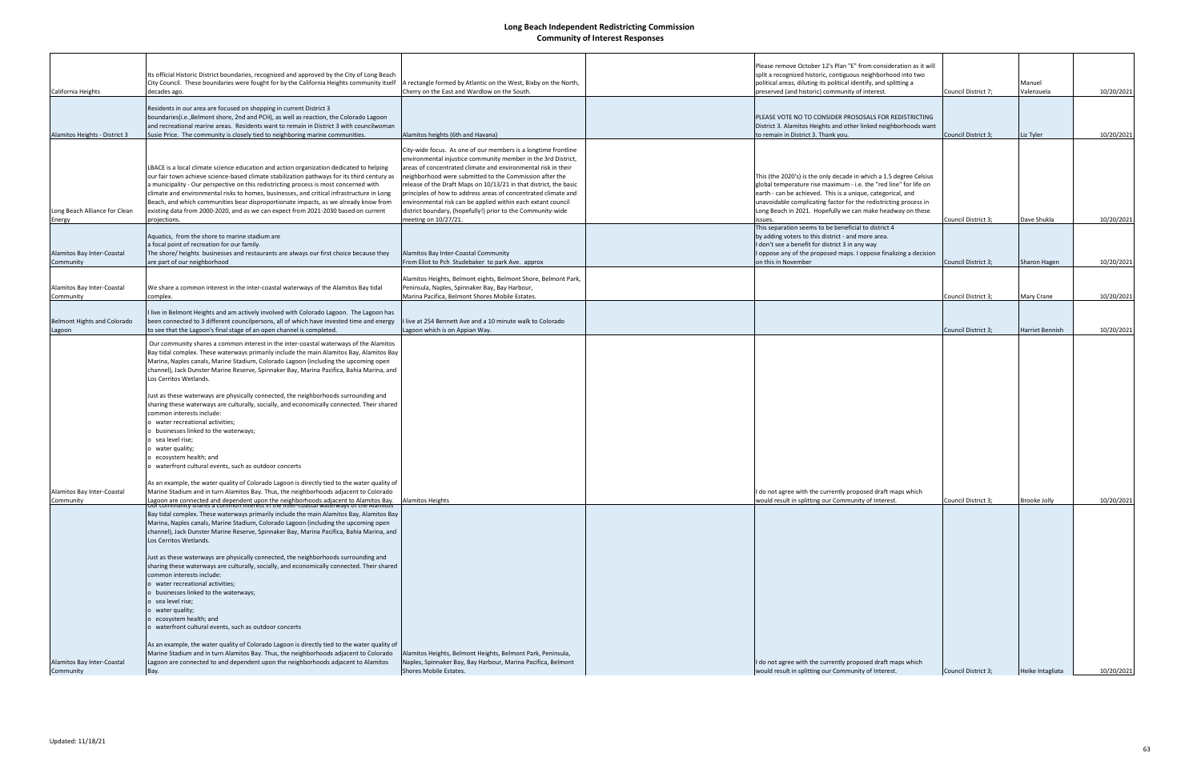# Long Beach Independent Redistricting Commission
## Community of Interest Responses

| | | | | | | | |
|---|---|---|---|---|---|---|---|
| California Heights | Its official Historic District boundaries, recognized and approved by the City of Long Beach City Council. These boundaries were fought for by the California Heights community itself decades ago. | A rectangle formed by Atlantic on the West, Bixby on the North, Cherry on the East and Wardlow on the South. | | Please remove October 12's Plan "E" from consideration as it will split a recognized historic, contiguous neighborhood into two political areas, diluting its political identify, and splitting a preserved (and historic) community of interest. | Council District 7; | Manuel Valenzuela | 10/20/2021 |
| Alamitos Heights - District 3 | Residents in our area are focused on shopping in current District 3 boundaries(i.e.,Belmont shore, 2nd and PCH), as well as reaction, the Colorado Lagoon and recreational marine areas. Residents want to remain in District 3 with councilwoman Susie Price. The community is closely tied to neighboring marine communities. | Alamitos heights (6th and Havana) | | PLEASE VOTE NO TO CONSIDER PROSOSALS FOR REDISTRICTING District 3. Alamitos Heights and other linked neighborhoods want to remain in District 3. Thank you. | Council District 3; | Liz Tyler | 10/20/2021 |
| Long Beach Alliance for Clean Energy | LBACE is a local climate science education and action organization dedicated to helping our fair town achieve science-based climate stabilization pathways for its third century as a municipality - Our perspective on this redistricting process is most concerned with climate and environmental risks to homes, businesses, and critical infrastructure in Long Beach, and which communities bear disproportionate impacts, as we already know from existing data from 2000-2020, and as we can expect from 2021-2030 based on current projections. | City-wide focus. As one of our members is a longtime frontline environmental injustice community member in the 3rd District, areas of concentrated climate and environmental risk in their neighborhood were submitted to the Commission after the release of the Draft Maps on 10/13/21 in that district, the basic principles of how to address areas of concentrated climate and environmental risk can be applied within each extant council district boundary, (hopefully!) prior to the Community-wide meeting on 10/27/21. | | This (the 2020's) is the only decade in which a 1.5 degree Celsius global temperature rise maximum - i.e. the "red line" for life on earth - can be achieved. This is a unique, categorical, and unavoidable complicating factor for the redistricting process in Long Beach in 2021. Hopefully we can make headway on these issues. | Council District 3; | Dave Shukla | 10/20/2021 |
| Alamitos Bay Inter-Coastal Community | Aquatics, from the shore to marine stadium are a focal point of recreation for our family. The shore/ heights businesses and restaurants are always our first choice because they are part of our neighborhood | Alamitos Bay Inter-Coastal Community From Eliot to Pch Studebaker to park Ave. approx | | This separation seems to be beneficial to district 4 by adding voters to this district - and more area. I don't see a benefit for district 3 in any way I oppose any of the proposed maps. I oppose finalizing a decision on this in November | Council District 3; | Sharon Hagen | 10/20/2021 |
| Alamitos Bay Inter-Coastal Community | We share a common interest in the inter-coastal waterways of the Alamitos Bay tidal complex. | Alamitos Heights, Belmont eights, Belmont Shore, Belmont Park, Peninsula, Naples, Spinnaker Bay, Bay Harbour, Marina Pacifica, Belmont Shores Mobile Estates. | | | Council District 3; | Mary Crane | 10/20/2021 |
| Belmont Hights and Colorado Lagoon | I live in Belmont Heights and am actively involved with Colorado Lagoon. The Lagoon has been connected to 3 different councilpersons, all of which have invested time and energy to see that the Lagoon's final stage of an open channel is completed. | I live at 254 Bennett Ave and a 10 minute walk to Colorado Lagoon which is on Appian Way. | | | Council District 3; | Harriet Bennish | 10/20/2021 |
| Alamitos Bay Inter-Coastal Community | Our community shares a common interest in the inter-coastal waterways of the Alamitos Bay tidal complex. These waterways primarily include the main Alamitos Bay, Alamitos Bay Marina, Naples canals, Marine Stadium, Colorado Lagoon (including the upcoming open channel), Jack Dunster Marine Reserve, Spinnaker Bay, Marina Pacifica, Bahia Marina, and Los Cerritos Wetlands.<br><br>Just as these waterways are physically connected, the neighborhoods surrounding and sharing these waterways are culturally, socially, and economically connected. Their shared common interests include:<br>o water recreational activities;<br>o businesses linked to the waterways;<br>o sea level rise;<br>o water quality;<br>o ecosystem health; and<br>o waterfront cultural events, such as outdoor concerts<br><br>As an example, the water quality of Colorado Lagoon is directly tied to the water quality of Marine Stadium and in turn Alamitos Bay. Thus, the neighborhoods adjacent to Colorado Lagoon are connected and dependent upon the neighborhoods adjacent to Alamitos Bay. | Alamitos Heights | | I do not agree with the currently proposed draft maps which would result in splitting our Community of Interest. | Council District 3; | Brooke Jolly | 10/20/2021 |
| Alamitos Bay Inter-Coastal Community | Our community shares a common interest in the inter-coastal waterways of the Alamitos Bay tidal complex. These waterways primarily include the main Alamitos Bay, Alamitos Bay Marina, Naples canals, Marine Stadium, Colorado Lagoon (including the upcoming open channel), Jack Dunster Marine Reserve, Spinnaker Bay, Marina Pacifica, Bahia Marina, and Los Cerritos Wetlands.<br><br>Just as these waterways are physically connected, the neighborhoods surrounding and sharing these waterways are culturally, socially, and economically connected. Their shared common interests include:<br>o water recreational activities;<br>o businesses linked to the waterways;<br>o sea level rise;<br>o water quality;<br>o ecosystem health; and<br>o waterfront cultural events, such as outdoor concerts<br><br>As an example, the water quality of Colorado Lagoon is directly tied to the water quality of Marine Stadium and in turn Alamitos Bay. Thus, the neighborhoods adjacent to Colorado Lagoon are connected to and dependent upon the neighborhoods adjacent to Alamitos Bay. | Alamitos Heights, Belmont Heights, Belmont Park, Peninsula, Naples, Spinnaker Bay, Bay Harbour, Marina Pacifica, Belmont Shores Mobile Estates. | | I do not agree with the currently proposed draft maps which would result in splitting our Community of Interest. | Council District 3; | Heike Intagliata | 10/20/2021 |

Updated: 11/18/21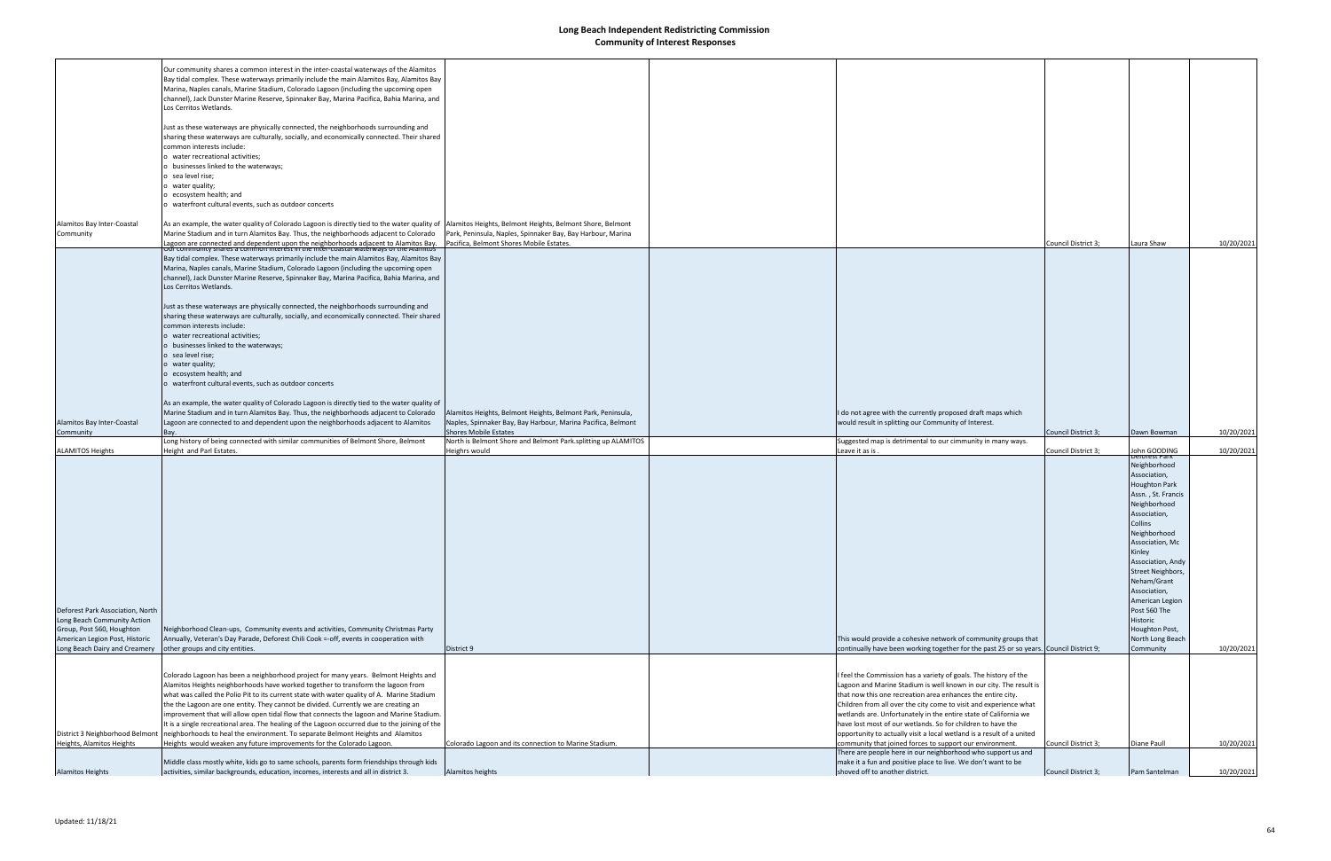# Long Beach Independent Redistricting Commission
## Community of Interest Responses

| | | | | | | | |
|---|---|---|---|---|---|---|---|
| Alamitos Bay Inter-Coastal Community | Our community shares a common interest in the inter-coastal waterways of the Alamitos Bay tidal complex. These waterways primarily include the main Alamitos Bay, Alamitos Bay Marina, Naples canals, Marine Stadium, Colorado Lagoon (including the upcoming open channel), Jack Dunster Marine Reserve, Spinnaker Bay, Marina Pacifica, Bahia Marina, and Los Cerritos Wetlands.<br><br>Just as these waterways are physically connected, the neighborhoods surrounding and sharing these waterways are culturally, socially, and economically connected. Their shared common interests include:<br>o water recreational activities;<br>o businesses linked to the waterways;<br>o sea level rise;<br>o water quality;<br>o ecosystem health; and<br>o waterfront cultural events, such as outdoor concerts<br><br>As an example, the water quality of Colorado Lagoon is directly tied to the water quality of Marine Stadium and in turn Alamitos Bay. Thus, the neighborhoods adjacent to Colorado Lagoon are connected and dependent upon the neighborhoods adjacent to Alamitos Bay. | Alamitos Heights, Belmont Heights, Belmont Shore, Belmont Park, Peninsula, Naples, Spinnaker Bay, Bay Harbour, Marina Pacifica, Belmont Shores Mobile Estates. | | | Council District 3; | Laura Shaw | 10/20/2021 |
| Alamitos Bay Inter-Coastal Community | Our community shares a common interest in the inter-coastal waterways of the Alamitos Bay tidal complex. These waterways primarily include the main Alamitos Bay, Alamitos Bay Marina, Naples canals, Marine Stadium, Colorado Lagoon (including the upcoming open channel), Jack Dunster Marine Reserve, Spinnaker Bay, Marina Pacifica, Bahia Marina, and Los Cerritos Wetlands.<br><br>Just as these waterways are physically connected, the neighborhoods surrounding and sharing these waterways are culturally, socially, and economically connected. Their shared common interests include:<br>o water recreational activities;<br>o businesses linked to the waterways;<br>o sea level rise;<br>o water quality;<br>o ecosystem health; and<br>o waterfront cultural events, such as outdoor concerts<br><br>As an example, the water quality of Colorado Lagoon is directly tied to the water quality of Marine Stadium and in turn Alamitos Bay. Thus, the neighborhoods adjacent to Colorado Lagoon are connected to and dependent upon the neighborhoods adjacent to Alamitos Bay. | Alamitos Heights, Belmont Heights, Belmont Park, Peninsula, Naples, Spinnaker Bay, Bay Harbour, Marina Pacifica, Belmont Shores Mobile Estates | | I do not agree with the currently proposed draft maps which would result in splitting our Community of Interest. | Council District 3; | Dawn Bowman | 10/20/2021 |
| ALAMITOS Heights | Long history of being connected with similar communities of Belmont Shore, Belmont Height and Parl Estates. | North is Belmont Shore and Belmont Park.splitting up ALAMITOS Heighrs would | | Suggested map is detrimental to our cimmunity in many ways. Leave it as is . | Council District 3; | John GOODING | 10/20/2021 |
| Deforest Park Association, North Long Beach Community Action Group, Post 560, Houghton American Legion Post, Historic Long Beach Dairy and Creamery | Neighborhood Clean-ups, Community events and activities, Community Christmas Party Annually, Veteran's Day Parade, Deforest Chili Cook =-off, events in cooperation with other groups and city entities. | District 9 | | This would provide a cohesive network of community groups that continually have been working together for the past 25 or so years. | Council District 9; | Deforest Park Neighborhood Association, Houghton Park Assn. , St. Francis Neighborhood Association, Collins Neighborhood Association, Mc Kinley Association, Andy Street Neighbors, Neham/Grant Association, American Legion Post 560 The Historic Houghton Post, North Long Beach Community | 10/20/2021 |
| District 3 Neighborhood Belmont Heights, Alamitos Heights | Colorado Lagoon has been a neighborhood project for many years. Belmont Heights and Alamitos Heights neighborhoods have worked together to transform the lagoon from what was called the Polio Pit to its current state with water quality of A. Marine Stadium the the Lagoon are one entity. They cannot be divided. Currently we are creating an improvement that will allow open tidal flow that connects the lagoon and Marine Stadium. It is a single recreational area. The healing of the Lagoon occurred due to the joining of the neighborhoods to heal the environment. To separate Belmont Heights and Alamitos Heights would weaken any future improvements for the Colorado Lagoon. | Colorado Lagoon and its connection to Marine Stadium. | | I feel the Commission has a variety of goals. The history of the Lagoon and Marine Stadium is well known in our city. The result is that now this one recreation area enhances the entire city. Children from all over the city come to visit and experience what wetlands are. Unfortunately in the entire state of California we have lost most of our wetlands. So for children to have the opportunity to actually visit a local wetland is a result of a united community that joined forces to support our environment. | Council District 3; | Diane Paull | 10/20/2021 |
| Alamitos Heights | Middle class mostly white, kids go to same schools, parents form friendships through kids activities, similar backgrounds, education, incomes, interests and all in district 3. | Alamitos heights | | There are people here in our neighborhood who support us and make it a fun and positive place to live. We don't want to be shoved off to another district. | Council District 3; | Pam Santelman | 10/20/2021 |

Updated: 11/18/21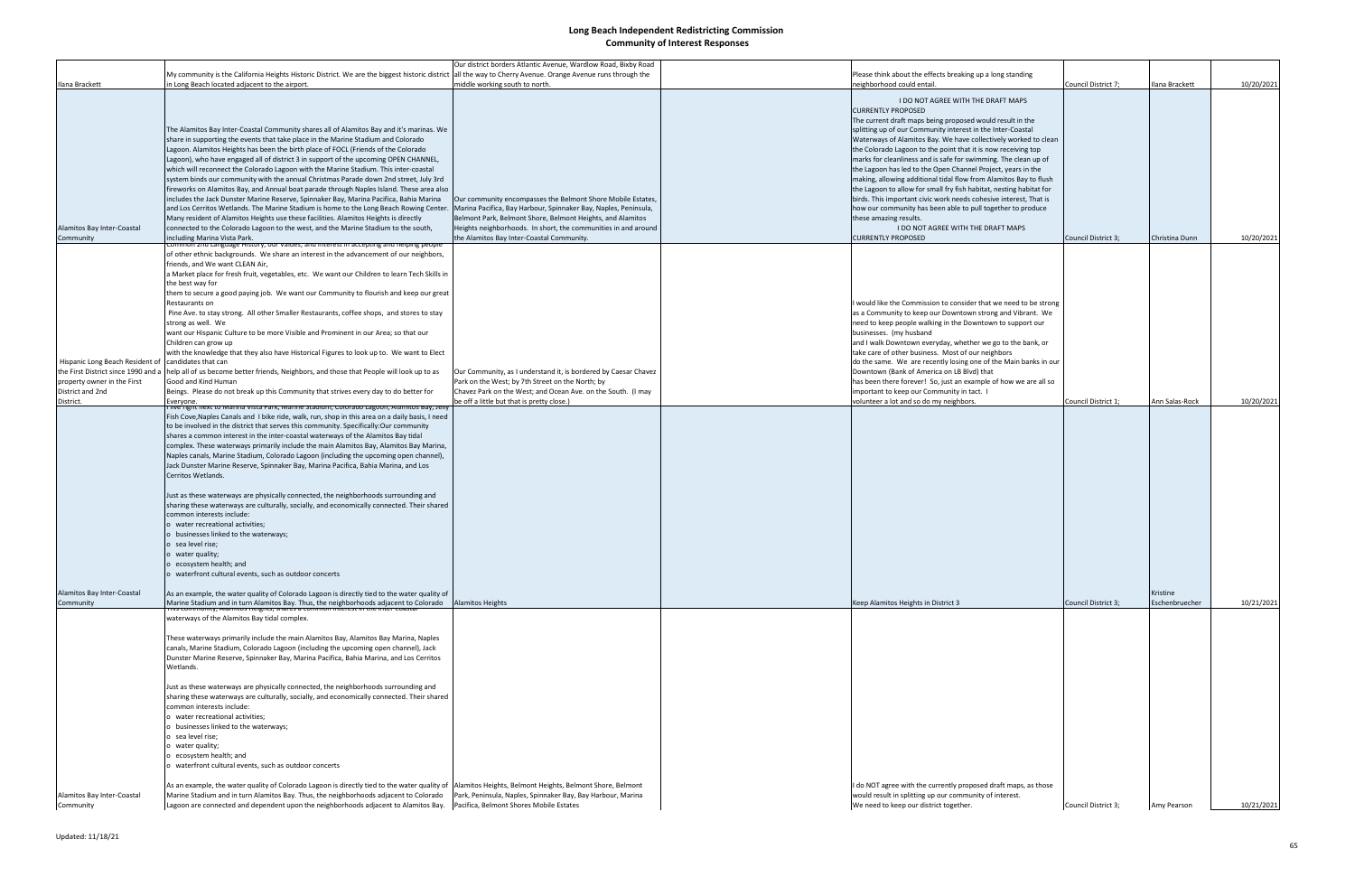# Long Beach Independent Redistricting Commission

## Community of Interest Responses

| | | | | | | | |
|---|---|---|---|---|---|---|---|
| Ilana Brackett | My community is the California Heights Historic District. We are the biggest historic district in Long Beach located adjacent to the airport. | Our district borders Atlantic Avenue, Wardlow Road, Bixby Road all the way to Cherry Avenue. Orange Avenue runs through the middle working south to north. | | Please think about the effects breaking up a long standing neighborhood could entail. | Council District 7; | Ilana Brackett | 10/20/2021 |
| Alamitos Bay Inter-Coastal Community | The Alamitos Bay Inter-Coastal Community shares all of Alamitos Bay and it's marinas. We share in supporting the events that take place in the Marine Stadium and Colorado Lagoon. Alamitos Heights has been the birth place of FOCL (Friends of the Colorado Lagoon), who have engaged all of district 3 in support of the upcoming OPEN CHANNEL, which will reconnect the Colorado Lagoon with the Marine Stadium. This inter-coastal system binds our community with the annual Christmas Parade down 2nd street, July 3rd fireworks on Alamitos Bay, and Annual boat parade through Naples Island. These area also includes the Jack Dunster Marine Reserve, Spinnaker Bay, Marina Pacifica, Bahia Marina and Los Cerritos Wetlands. The Marine Stadium is home to the Long Beach Rowing Center. Many resident of Alamitos Heights use these facilities. Alamitos Heights is directly connected to the Colorado Lagoon to the west, and the Marine Stadium to the south, including Marina Vista Park. | Our community encompasses the Belmont Shore Mobile Estates, Marina Pacifica, Bay Harbour, Spinnaker Bay, Naples, Peninsula, Belmont Park, Belmont Shore, Belmont Heights, and Alamitos Heights neighborhoods. In short, the communities in and around the Alamitos Bay Inter-Coastal Community. | | I DO NOT AGREE WITH THE DRAFT MAPS CURRENTLY PROPOSED The current draft maps being proposed would result in the splitting up of our Community interest in the Inter-Coastal Waterways of Alamitos Bay. We have collectively worked to clean the Colorado Lagoon to the point that it is now receiving top marks for cleanliness and is safe for swimming. The clean up of the Lagoon has led to the Open Channel Project, years in the making, allowing additional tidal flow from Alamitos Bay to flush the Lagoon to allow for small fry fish habitat, nesting habitat for birds. This important civic work needs cohesive interest, That is how our community has been able to pull together to produce these amazing results. I DO NOT AGREE WITH THE DRAFT MAPS CURRENTLY PROPOSED | Council District 3; | Christina Dunn | 10/20/2021 |
| Hispanic Long Beach Resident of the First District since 1990 and a property owner in the First District and 2nd District. | common 2nd Language History, our values, and interest in accepting and helping people of other ethnic backgrounds. We share an interest in the advancement of our neighbors, friends, and We want CLEAN Air, a Market place for fresh fruit, vegetables, etc. We want our Children to learn Tech Skills in the best way for them to secure a good paying job. We want our Community to flourish and keep our great Restaurants on Pine Ave. to stay strong. All other Smaller Restaurants, coffee shops, and stores to stay strong as well. We want our Hispanic Culture to be more Visible and Prominent in our Area; so that our Children can grow up with the knowledge that they also have Historical Figures to look up to. We want to Elect candidates that can help all of us become better friends, Neighbors, and those that People will look up to as Good and Kind Human Beings. Please do not break up this Community that strives every day to do better for Everyone. | Our Community, as I understand it, is bordered by Caesar Chavez Park on the West; by 7th Street on the North; by Chavez Park on the West; and Ocean Ave. on the South. (I may be off a little but that is pretty close.) | | I would like the Commission to consider that we need to be strong as a Community to keep our Downtown strong and Vibrant. We need to keep people walking in the Downtown to support our businesses. (my husband and I walk Downtown everyday, whether we go to the bank, or take care of other business. Most of our neighbors do the same. We are recently losing one of the Main banks in our Downtown (Bank of America on LB Blvd) that has been there forever! So, just an example of how we are all so important to keep our Community in tact. I volunteer a lot and so do my neighbors. | Council District 1; | Ann Salas-Rock | 10/20/2021 |
| Alamitos Bay Inter-Coastal Community | I live right next to Marina Vista Park, Marine Stadium, Colorado Lagoon, Alamitos Bay, Jelly Fish Cove,Naples Canals and I bike ride, walk, run, shop in this area on a daily basis, I need to be involved in the district that serves this community. Specifically:Our community shares a common interest in the inter-coastal waterways of the Alamitos Bay tidal complex. These waterways primarily include the main Alamitos Bay, Alamitos Bay Marina, Naples canals, Marine Stadium, Colorado Lagoon (including the upcoming open channel), Jack Dunster Marine Reserve, Spinnaker Bay, Marina Pacifica, Bahia Marina, and Los Cerritos Wetlands.<br><br>Just as these waterways are physically connected, the neighborhoods surrounding and sharing these waterways are culturally, socially, and economically connected. Their shared common interests include:<br>o water recreational activities;<br>o businesses linked to the waterways;<br>o sea level rise;<br>o water quality;<br>o ecosystem health; and<br>o waterfront cultural events, such as outdoor concerts<br><br>As an example, the water quality of Colorado Lagoon is directly tied to the water quality of Marine Stadium and in turn Alamitos Bay. Thus, the neighborhoods adjacent to Colorado | Alamitos Heights | | Keep Alamitos Heights in District 3 | Council District 3; | Kristine Eschenbruecher | 10/21/2021 |
| Alamitos Bay Inter-Coastal Community | This community, Alamitos Heights, shares a common interest in the inter-coastal waterways of the Alamitos Bay tidal complex.<br><br>These waterways primarily include the main Alamitos Bay, Alamitos Bay Marina, Naples canals, Marine Stadium, Colorado Lagoon (including the upcoming open channel), Jack Dunster Marine Reserve, Spinnaker Bay, Marina Pacifica, Bahia Marina, and Los Cerritos Wetlands.<br><br>Just as these waterways are physically connected, the neighborhoods surrounding and sharing these waterways are culturally, socially, and economically connected. Their shared common interests include:<br>o water recreational activities;<br>o businesses linked to the waterways;<br>o sea level rise;<br>o water quality;<br>o ecosystem health; and<br>o waterfront cultural events, such as outdoor concerts<br><br>As an example, the water quality of Colorado Lagoon is directly tied to the water quality of Marine Stadium and in turn Alamitos Bay. Thus, the neighborhoods adjacent to Colorado Lagoon are connected and dependent upon the neighborhoods adjacent to Alamitos Bay. | Alamitos Heights, Belmont Heights, Belmont Shore, Belmont Park, Peninsula, Naples, Spinnaker Bay, Bay Harbour, Marina Pacifica, Belmont Shores Mobile Estates | | I do NOT agree with the currently proposed draft maps, as those would result in splitting up our community of interest. We need to keep our district together. | Council District 3; | Amy Pearson | 10/21/2021 |

Updated: 11/18/21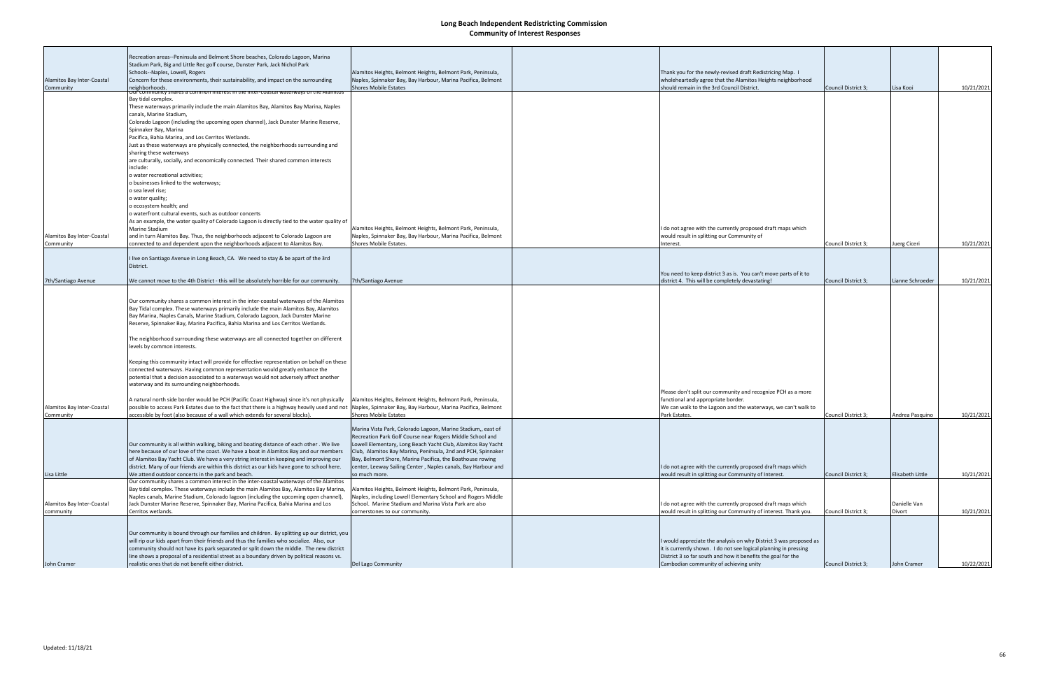# Long Beach Independent Redistricting Commission

## Community of Interest Responses

| | | | | | | | |
|---|---|---|---|---|---|---|---|
| Alamitos Bay Inter-Coastal Community | Recreation areas--Peninsula and Belmont Shore beaches, Colorado Lagoon, Marina Stadium Park, Big and Little Rec golf course, Dunster Park, Jack Nichol Park<br>Schools--Naples, Lowell, Rogers<br>Concern for these environments, their sustainability, and impact on the surrounding neighborhoods. | Alamitos Heights, Belmont Heights, Belmont Park, Peninsula, Naples, Spinnaker Bay, Bay Harbour, Marina Pacifica, Belmont Shores Mobile Estates | | Thank you for the newly-revised draft Redistricing Map. I wholeheartedly agree that the Alamitos Heights neighborhood should remain in the 3rd Council District. | Council District 3; | Lisa Kooi | 10/21/2021 |
| Alamitos Bay Inter-Coastal Community | Our community shares a common interest in the inter-coastal waterways of the Alamitos Bay tidal complex.<br>These waterways primarily include the main Alamitos Bay, Alamitos Bay Marina, Naples canals, Marine Stadium,<br>Colorado Lagoon (including the upcoming open channel), Jack Dunster Marine Reserve, Spinnaker Bay, Marina<br>Pacifica, Bahia Marina, and Los Cerritos Wetlands.<br>Just as these waterways are physically connected, the neighborhoods surrounding and sharing these waterways<br>are culturally, socially, and economically connected. Their shared common interests include:<br>o water recreational activities;<br>o businesses linked to the waterways;<br>o sea level rise;<br>o water quality;<br>o ecosystem health; and<br>o waterfront cultural events, such as outdoor concerts<br>As an example, the water quality of Colorado Lagoon is directly tied to the water quality of Marine Stadium<br>and in turn Alamitos Bay. Thus, the neighborhoods adjacent to Colorado Lagoon are connected to and dependent upon the neighborhoods adjacent to Alamitos Bay. | Alamitos Heights, Belmont Heights, Belmont Park, Peninsula, Naples, Spinnaker Bay, Bay Harbour, Marina Pacifica, Belmont Shores Mobile Estates. | | I do not agree with the currently proposed draft maps which would result in splitting our Community of Interest. | Council District 3; | Juerg Ciceri | 10/21/2021 |
| 7th/Santiago Avenue | I live on Santiago Avenue in Long Beach, CA. We need to stay & be apart of the 3rd District.<br>We cannot move to the 4th District - this will be absolutely horrible for our community. | 7th/Santiago Avenue | | You need to keep district 3 as is. You can't move parts of it to district 4. This will be completely devastating! | Council District 3; | Lianne Schroeder | 10/21/2021 |
| Alamitos Bay Inter-Coastal Community | Our community shares a common interest in the inter-coastal waterways of the Alamitos Bay Tidal complex. These waterways primarily include the main Alamitos Bay, Alamitos Bay Marina, Naples Canals, Marine Stadium, Colorado Lagoon, Jack Dunster Marine Reserve, Spinnaker Bay, Marina Pacifica, Bahia Marina and Los Cerritos Wetlands.<br><br>The neighborhood surrounding these waterways are all connected together on different levels by common interests.<br><br>Keeping this community intact will provide for effective representation on behalf on these connected waterways. Having common representation would greatly enhance the potential that a decision associated to a waterways would not adversely affect another waterway and its surrounding neighborhoods.<br><br>A natural north side border would be PCH (Pacific Coast Highway) since it's not physically possible to access Park Estates due to the fact that there is a highway heavily used and not accessible by foot (also because of a wall which extends for several blocks). | Alamitos Heights, Belmont Heights, Belmont Park, Peninsula, Naples, Spinnaker Bay, Bay Harbour, Marina Pacifica, Belmont Shores Mobile Estates | | Please don't split our community and recognize PCH as a more functional and appropriate border.<br>We can walk to the Lagoon and the waterways, we can't walk to Park Estates. | Council District 3; | Andrea Pasquino | 10/21/2021 |
| Lisa Little | Our community is all within walking, biking and boating distance of each other . We live here because of our love of the coast. We have a boat in Alamitos Bay and our members of Alamitos Bay Yacht Club. We have a very string interest in keeping and improving our district. Many of our friends are within this district as our kids have gone to school here. We attend outdoor concerts in the park and beach. | Marina Vista Park, Colorado Lagoon, Marine Stadium,, east of Recreation Park Golf Course near Rogers Middle School and Lowell Elementary, Long Beach Yacht Club, Alamitos Bay Yacht Club, Alamitos Bay Marina, Peninsula, 2nd and PCH, Spinnaker Bay, Belmont Shore, Marina Pacifica, the Boathouse rowing center, Leeway Sailing Center , Naples canals, Bay Harbour and so much more. | | I do not agree with the currently proposed draft maps which would result in splitting our Community of Interest. | Council District 3; | Elisabeth Little | 10/21/2021 |
| Alamitos Bay Inter-Coastal community | Our community shares a common interest in the inter-coastal waterways of the Alamitos Bay tidal complex. These waterways primarily include the main Alamitos Bay, Alamitos Bay Marina, Naples canals, Marine Stadium, Colorado lagoon (including the upcoming open channel), Jack Dunster Marine Reserve, Spinnaker Bay, Marina Pacifica, Bahia Marina and Los Cerritos wetlands. | Alamitos Heights, Belmont Heights, Belmont Park, Peninsula, Naples, including Lowell Elementary School and Rogers Middle School. Marine Stadium and Marina Vista Park are also cornerstones to our community. | | I do not agree with the currently proposed draft maps which would result in splitting our Community of interest. Thank you. | Council District 3; | Danielle Van Divort | 10/21/2021 |
| John Cramer | Our community is bound through our families and children. By splitting up our district, you will rip our kids apart from their friends and thus the families who socialize. Also, our community should not have its park separated or split down the middle. The new district line shows a proposal of a residential street as a boundary driven by political reasons vs. realistic ones that do not benefit either district. | Del Lago Community | | I would appreciate the analysis on why District 3 was proposed as it is currently shown. I do not see logical planning in pressing District 3 so far south and how it benefits the goal for the Cambodian community of achieving unity | Council District 3; | John Cramer | 10/22/2021 |

Updated: 11/18/21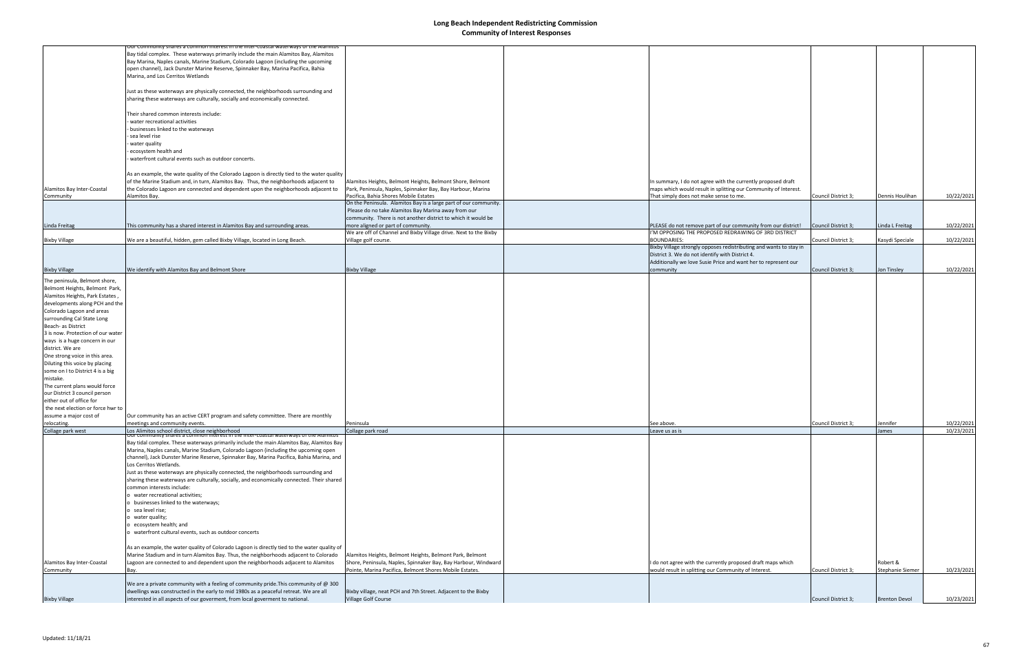# Long Beach Independent Redistricting Commission
## Community of Interest Responses

| | | | | | | | |
|---|---|---|---|---|---|---|---|
| Alamitos Bay Inter-Coastal Community | Our Community shares a common interest in the inter-coastal waterways of the Alamitos Bay tidal complex. These waterways primarily include the main Alamitos Bay, Alamitos Bay Marina, Naples canals, Marine Stadium, Colorado Lagoon (including the upcoming open channel), Jack Dunster Marine Reserve, Spinnaker Bay, Marina Pacifica, Bahia Marina, and Los Cerritos Wetlands<br><br>Just as these waterways are physically connected, the neighborhoods surrounding and sharing these waterways are culturally, socially and economically connected.<br><br>Their shared common interests include:<br>- water recreational activities<br>- businesses linked to the waterways<br>- sea level rise<br>- water quality<br>- ecosystem health and<br>- waterfront cultural events such as outdoor concerts.<br><br>As an example, the wate quality of the Colorado Lagoon is directly tied to the water quality of the Marine Stadium and, in turn, Alamitos Bay. Thus, the neighborhoods adjacent to the Colorado Lagoon are connected and dependent upon the neighborhoods adjacent to Alamitos Bay. | Alamitos Heights, Belmont Heights, Belmont Shore, Belmont Park, Peninsula, Naples, Spinnaker Bay, Bay Harbour, Marina Pacifica, Bahia Shores Mobile Estates | | In summary, I do not agree with the currently proposed draft maps which would result in splitting our Community of Interest. That simply does not make sense to me. | Council District 3; | Dennis Houlihan | 10/22/2021 |
| Linda Freitag | This community has a shared interest in Alamitos Bay and surrounding areas. | On the Peninsula. Alamitos Bay is a large part of our community. Please do no take Alamitos Bay Marina away from our community. There is not another district to which it would be more aligned or part of community. | | PLEASE do not remove part of our community from our district! | Council District 3; | Linda L Freitag | 10/22/2021 |
| Bixby Village | We are a beautiful, hidden, gem called Bixby Village, located in Long Beach. | We are off of Channel and Bixby Village drive. Next to the Bixby Village golf course. | | I'M OPPOSING THE PROPOSED REDRAWING OF 3RD DISTRICT BOUNDARIES: | Council District 3; | Kasydi Speciale | 10/22/2021 |
| Bixby Village | We identify with Alamitos Bay and Belmont Shore | Bixby Village | | Bixby Village strongly opposes redistributing and wants to stay in District 3. We do not identify with District 4. Additionally we love Susie Price and want her to represent our community | Council District 3; | Jon Tinsley | 10/22/2021 |
| The peninsula, Belmont shore, Belmont Heights, Belmont Park, Alamitos Heights, Park Estates , developments along PCH and the Colorado Lagoon and areas surrounding Cal State Long Beach- as District 3 is now. Protection of our water ways is a huge concern in our district. We are One strong voice in this area. Diluting this voice by placing some on I to District 4 is a big mistake. The current plans would force our District 3 council person either out of office for the next election or force hwr to assume a major cost of relocating. | Our community has an active CERT program and safety committee. There are monthly meetings and community events. | Peninsula | | See above. | Council District 3; | Jennifer | 10/22/2021 |
| Collage park west | Los Alimitos school district, close neighborhood | Collage park road | | Leave us as is | | James | 10/23/2021 |
| Alamitos Bay Inter-Coastal Community | Our community shares a common interest in the inter-coastal waterways of the Alamitos Bay tidal complex. These waterways primarily include the main Alamitos Bay, Alamitos Bay Marina, Naples canals, Marine Stadium, Colorado Lagoon (including the upcoming open channel), Jack Dunster Marine Reserve, Spinnaker Bay, Marina Pacifica, Bahia Marina, and Los Cerritos Wetlands.<br>Just as these waterways are physically connected, the neighborhoods surrounding and sharing these waterways are culturally, socially, and economically connected. Their shared common interests include:<br>o water recreational activities;<br>o businesses linked to the waterways;<br>o sea level rise;<br>o water quality;<br>o ecosystem health; and<br>o waterfront cultural events, such as outdoor concerts<br><br>As an example, the water quality of Colorado Lagoon is directly tied to the water quality of Marine Stadium and in turn Alamitos Bay. Thus, the neighborhoods adjacent to Colorado Lagoon are connected to and dependent upon the neighborhoods adjacent to Alamitos Bay. | Alamitos Heights, Belmont Heights, Belmont Park, Belmont Shore, Peninsula, Naples, Spinnaker Bay, Bay Harbour, Windward Pointe, Marina Pacifica, Belmont Shores Mobile Estates. | | I do not agree with the currently proposed draft maps which would result in splitting our Community of Interest. | Council District 3; | Robert & Stephanie Siemer | 10/23/2021 |
| Bixby Village | We are a private community with a feeling of community pride.This community of @ 300 dwellings was constructed in the early to mid 1980s as a peaceful retreat. We are all interested in all aspects of our goverment, from local goverment to national. | Bixby village, neat PCH and 7th Street. Adjacent to the Bixby Village Golf Course | | | Council District 3; | Brenton Devol | 10/23/2021 |

Updated: 11/18/21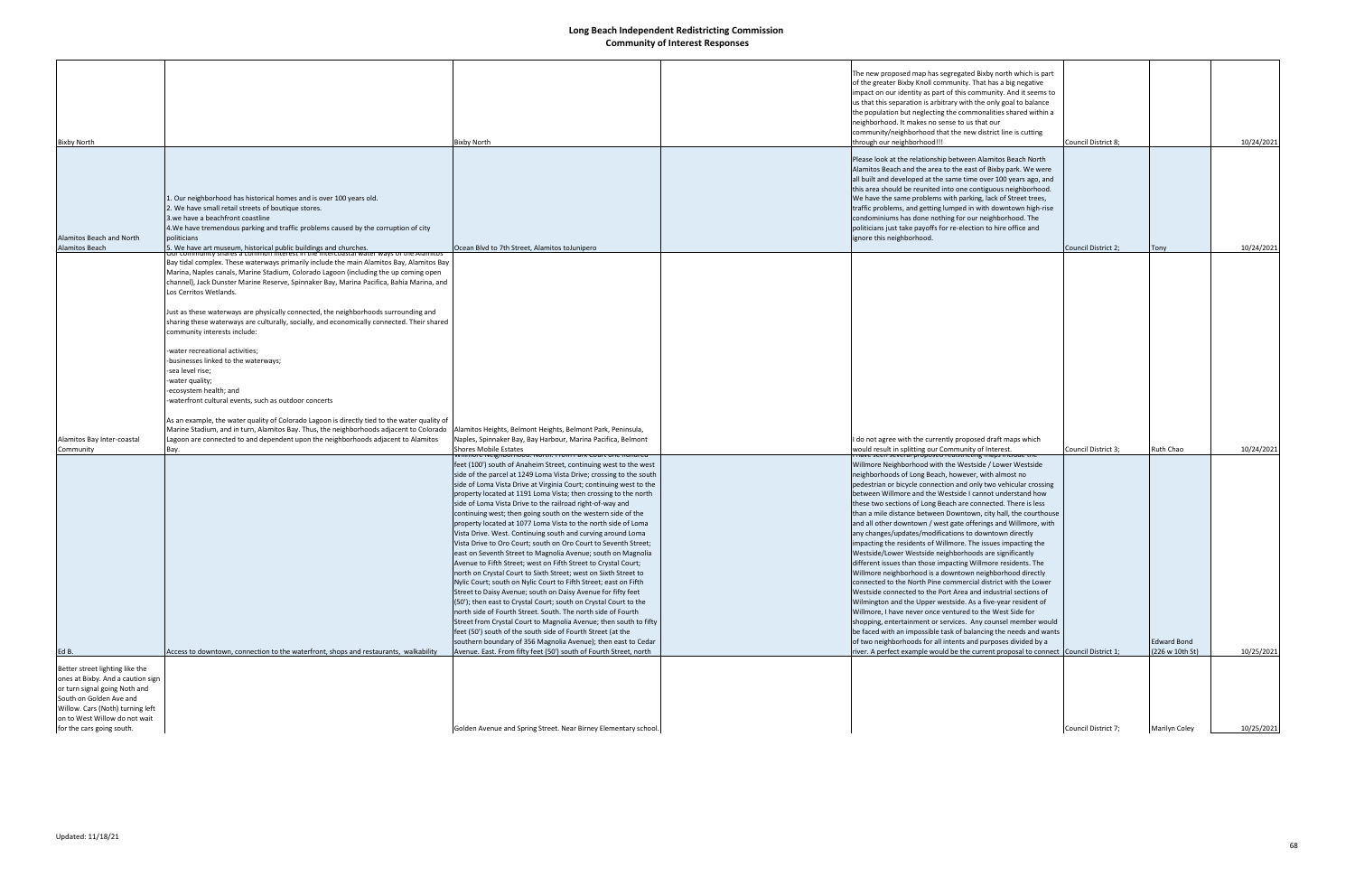# Long Beach Independent Redistricting Commission
## Community of Interest Responses

| | | | | | | | |
|---|---|---|---|---|---|---|---|
| Bixby North | | Bixby North | | The new proposed map has segregated Bixby north which is part of the greater Bixby Knoll community. That has a big negative impact on our identity as part of this community. And it seems to us that this separation is arbitrary with the only goal to balance the population but neglecting the commonalities shared within a neighborhood. It makes no sense to us that our community/neighborhood that the new district line is cutting through our neighborhood!!! | Council District 8; | | 10/24/2021 |
| Alamitos Beach and North Alamitos Beach | 1. Our neighborhood has historical homes and is over 100 years old. 2. We have small retail streets of boutique stores. 3.we have a beachfront coastline 4.We have tremendous parking and traffic problems caused by the corruption of city politicians 5. We have art museum, historical public buildings and churches. | Ocean Blvd to 7th Street, Alamitos toJunipero | | Please look at the relationship between Alamitos Beach North Alamitos Beach and the area to the east of Bixby park. We were all built and developed at the same time over 100 years ago, and this area should be reunited into one contiguous neighborhood. We have the same problems with parking, lack of Street trees, traffic problems, and getting lumped in with downtown high-rise condominiums has done nothing for our neighborhood. The politicians just take payoffs for re-election to hire office and ignore this neighborhood. | Council District 2; | Tony | 10/24/2021 |
| Alamitos Bay Inter-coastal Community | Our community shares a common interest in the intercoastal water ways of the Alamitos Bay tidal complex. These waterways primarily include the main Alamitos Bay, Alamitos Bay Marina, Naples canals, Marine Stadium, Colorado Lagoon (including the up coming open channel), Jack Dunster Marine Reserve, Spinnaker Bay, Marina Pacifica, Bahia Marina, and Los Cerritos Wetlands.<br><br>Just as these waterways are physically connected, the neighborhoods surrounding and sharing these waterways are culturally, socially, and economically connected. Their shared community interests include:<br><br>-water recreational activities;<br>-businesses linked to the waterways;<br>-sea level rise;<br>-water quality;<br>-ecosystem health; and<br>-waterfront cultural events, such as outdoor concerts<br><br>As an example, the water quality of Colorado Lagoon is directly tied to the water quality of Marine Stadium, and in turn, Alamitos Bay. Thus, the neighborhoods adjacent to Colorado Lagoon are connected to and dependent upon the neighborhoods adjacent to Alamitos Bay. | Alamitos Heights, Belmont Heights, Belmont Park, Peninsula, Naples, Spinnaker Bay, Bay Harbour, Marina Pacifica, Belmont Shores Mobile Estates | | I do not agree with the currently proposed draft maps which would result in splitting our Community of Interest. | Council District 3; | Ruth Chao | 10/24/2021 |
| Ed B. | Access to downtown, connection to the waterfront, shops and restaurants, walkability | Willmore Neighborhood. North. From a point one hundred feet (100') south of Anaheim Street, continuing west to the west side of the parcel at 1249 Loma Vista Drive; crossing to the south side of Loma Vista Drive at Virginia Court; continuing west to the property located at 1191 Loma Vista; then crossing to the north side of Loma Vista Drive to the railroad right-of-way and continuing west; then going south on the western side of the property located at 1077 Loma Vista to the north side of Loma Vista Drive. West. Continuing south and curving around Loma Vista Drive to Oro Court; south on Oro Court to Seventh Street; east on Seventh Street to Magnolia Avenue; south on Magnolia Avenue to Fifth Street; west on Fifth Street to Crystal Court; north on Crystal Court to Sixth Street; west on Sixth Street to Nylic Court; south on Nylic Court to Fifth Street; east on Fifth Street to Daisy Avenue; south on Daisy Avenue for fifty feet (50'); then east to Crystal Court; south on Crystal Court to the north side of Fourth Street. South. The north side of Fourth Street from Crystal Court to Magnolia Avenue; then south to fifty feet (50') south of the south side of Fourth Street (at the southern boundary of 356 Magnolia Avenue); then east to Cedar Avenue. East. From fifty feet (50') south of Fourth Street, north | | I have seen several proposed redistricting maps include the Willmore Neighborhood with the Westside / Lower Westside neighborhoods of Long Beach, however, with almost no pedestrian or bicycle connection and only two vehicular crossing between Willmore and the Westside I cannot understand how these two sections of Long Beach are connected. There is less than a mile distance between Downtown, city hall, the courthouse and all other downtown / west gate offerings and Willmore, with any changes/updates/modifications to downtown directly impacting the residents of Willmore. The issues impacting the Westside/Lower Westside neighborhoods are significantly different issues than those impacting Willmore residents. The Willmore neighborhood is a downtown neighborhood directly connected to the North Pine commercial district with the Lower Westside connected to the Port Area and industrial sections of Wilmington and the Upper westside. As a five-year resident of Willmore, I have never once ventured to the West Side for shopping, entertainment or services. Any counsel member would be faced with an impossible task of balancing the needs and wants of two neighborhoods for all intents and purposes divided by a river. A perfect example would be the current proposal to connect | Council District 1; | Edward Bond (226 w 10th St) | 10/25/2021 |
| Better street lighting like the ones at Bixby. And a caution sign or turn signal going Noth and South on Golden Ave and Willow. Cars (Noth) turning left on to West Willow do not wait for the cars going south. | | Golden Avenue and Spring Street. Near Birney Elementary school. | | | Council District 7; | Marilyn Coley | 10/25/2021 |

Updated: 11/18/21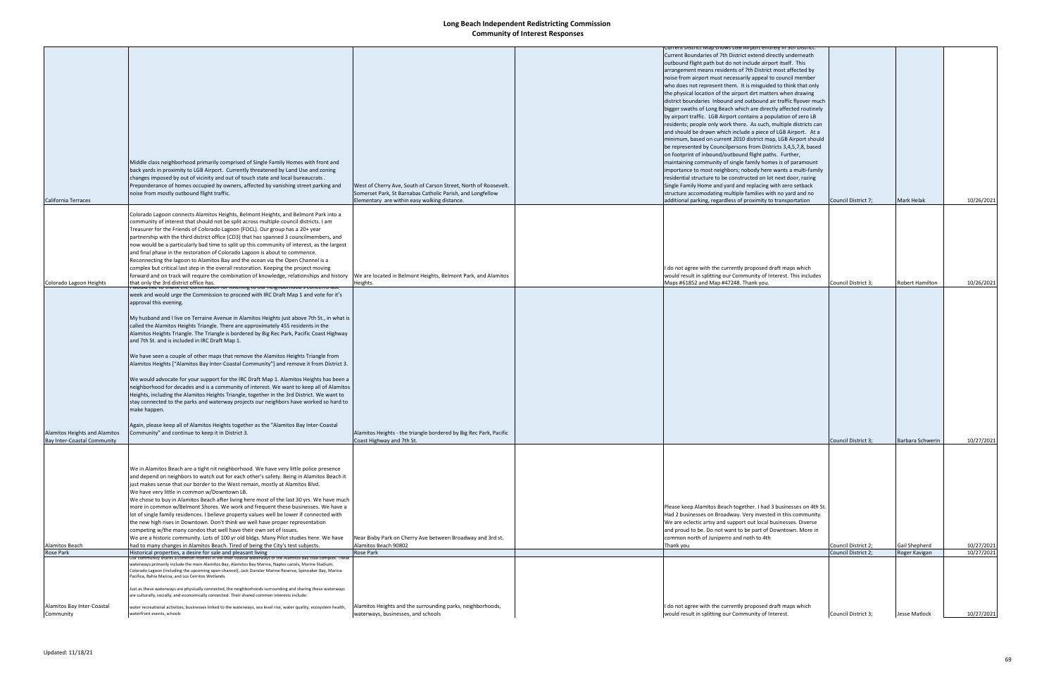# Long Beach Independent Redistricting Commission
## Community of Interest Responses

| | | | | | | | |
|---|---|---|---|---|---|---|---|
| California Terraces | Middle class neighborhood primarily comprised of Single Family Homes with front and back yards in proximity to LGB Airport. Currently threatened by Land Use and zoning changes imposed by out of vicinity and out of touch state and local bureaucrats. Preponderance of homes occupied by owners, affected by vanishing street parking and noise from mostly outbound flight traffic. | West of Cherry Ave, South of Carson Street, North of Roosevelt. Somerset Park, St Barnabas Catholic Parish, and Longfellow Elementary are within easy walking distance. | | Current District Map shows LGB Airport entirely in 5th District. Current Boundaries of 7th District extend directly underneath outbound flight path but do not include airport itself. This arrangement means residents of 7th District most affected by noise from airport must necessarily appeal to council member who does not represent them. It is misguided to think that only the physical location of the airport dirt matters when drawing district boundaries Inbound and outbound air traffic flyover much bigger swaths of Long Beach which are directly affected routinely by airport traffic. LGB Airport contains a population of zero LB residents; people only work there. As such, multiple districts can and should be drawn which include a piece of LGB Airport. At a minimum, based on current 2010 district map, LGB Airport should be represented by Councilpersons from Districts 3,4,5,7,8, based on footprint of inbound/outbound flight paths. Further, maintaining community of single family homes is of paramount importance to most neighbors; nobody here wants a multi-family residential structure to be constructed on lot next door, razing Single Family Home and yard and replacing with zero setback structure accomodating multiple families with no yard and no additional parking, regardless of proximity to transportation | Council District 7; | Mark Helak | 10/26/2021 |
| Colorado Lagoon Heights | Colorado Lagoon connects Alamitos Heights, Belmont Heights, and Belmont Park into a community of interest that should not be split across multiple council districts. I am Treasurer for the Friends of Colorado Lagoon (FOCL). Our group has a 20+ year partnership with the third district office (CD3) that has spanned 3 councilmembers, and now would be a particularly bad time to split up this community of interest, as the largest and final phase in the restoration of Colorado Lagoon is about to commence. Reconnecting the lagoon to Alamitos Bay and the ocean via the Open Channel is a complex but critical last step in the overall restoration. Keeping the project moving forward and on track will require the combination of knowledge, relationships and history that only the 3rd district office has. | We are located in Belmont Heights, Belmont Park, and Alamitos Heights. | | I do not agree with the currently proposed draft maps which would result in splitting our Community of Interest. This includes Maps #61852 and Map #47248. Thank you. | Council District 3; | Robert Hamilton | 10/26/2021 |
| Alamitos Heights and Alamitos Bay Inter-Coastal Community | I would like to thank the Commission for listening to our neighborhood's concerns last week and would urge the Commission to proceed with IRC Draft Map 1 and vote for it's approval this evening.<br><br>My husband and I live on Terraine Avenue in Alamitos Heights just above 7th St., in what is called the Alamitos Heights Triangle. There are approximately 455 residents in the Alamitos Heights Triangle. The Triangle is bordered by Big Rec Park, Pacific Coast Highway and 7th St. and is included in IRC Draft Map 1.<br><br>We have seen a couple of other maps that remove the Alamitos Heights Triangle from Alamitos Heights ("Alamitos Bay Inter-Coastal Community") and remove it from District 3.<br><br>We would advocate for your support for the IRC Draft Map 1. Alamitos Heights has been a neighborhood for decades and is a community of interest. We want to keep all of Alamitos Heights, including the Alamitos Heights Triangle, together in the 3rd District. We want to stay connected to the parks and waterway projects our neighbors have worked so hard to make happen.<br><br>Again, please keep all of Alamitos Heights together as the "Alamitos Bay Inter-Coastal Community" and continue to keep it in District 3. | Alamitos Heights - the triangle bordered by Big Rec Park, Pacific Coast Highway and 7th St. | | | Council District 3; | Barbara Schwerin | 10/27/2021 |
| Alamitos Beach | We in Alamitos Beach are a tight nit neighborhood. We have very little police presence and depend on neighbors to watch out for each other's safety. Being in Alamitos Beach it just makes sense that our border to the West remain, mostly at Alamitos Blvd.<br>We have very little in common w/Downtown LB.<br>We chose to buy in Alamitos Beach after living here most of the last 30 yrs. We have much more in common w/Belmont Shores. We work and frequent these businesses. We have a lot of single family residences. I believe property values well be lower if connected with the new high rises in Downtown. Don't think we well have proper representation competing w/the many condos that well have their own set of issues.<br>We are a historic community. Lots of 100 yr old bldgs. Many Pilot studies here. We have had to many changes in Alamitos Beach. Tired of being the City's test subjects. | Near Bixby Park on Cherry Ave between Broadway and 3rd st. Alamitos Beach 90802 | | Please keep Alamitos Beach together. I had 3 businesses on 4th St. Had 2 businesses on Broadway. Very invested in this community. We are eclectic artsy and support out local businesses. Diverse and proud to be. Do not want to be part of Downtown. More in common north of Juniperro and noth to 4th<br>Thank you | Council District 2; | Gail Shepherd | 10/27/2021 |
| Rose Park | Historical properties, a desire for sale and pleasant living | Rose Park | | | Council District 2; | Roger Kavigan | 10/27/2021 |
| Alamitos Bay Inter-Coastal Community | Our community shares a common interest in the Inter-Coastal Waterways of the Alamitos Bay tidal complex. These waterways primarily include the main Alamitos Bay, Alamitos Bay Marina, Naples canals, Marine Stadium, Colorado Lagoon (including the upcoming open channel), Jack Dunster Marine Reserve, Spinnaker Bay, Marina Pacifica, Bahia Marina, and Los Cerritos Wetlands.<br><br>Just as these waterways are physically connected, the neighborhoods surrounding and sharing these waterways are culturally, socially, and economically connected. Their shared common interests include:<br><br>water recreational activities, businesses linked to the waterways, sea level rise, water quality, ecosystem health, waterfront events, schools | Alamitos Heights and the surrounding parks, neighborhoods, waterways, businesses, and schools | | I do not agree with the currently proposed draft maps which would result in splitting our Community of Interest. | Council District 3; | Jesse Matlock | 10/27/2021 |

Updated: 11/18/21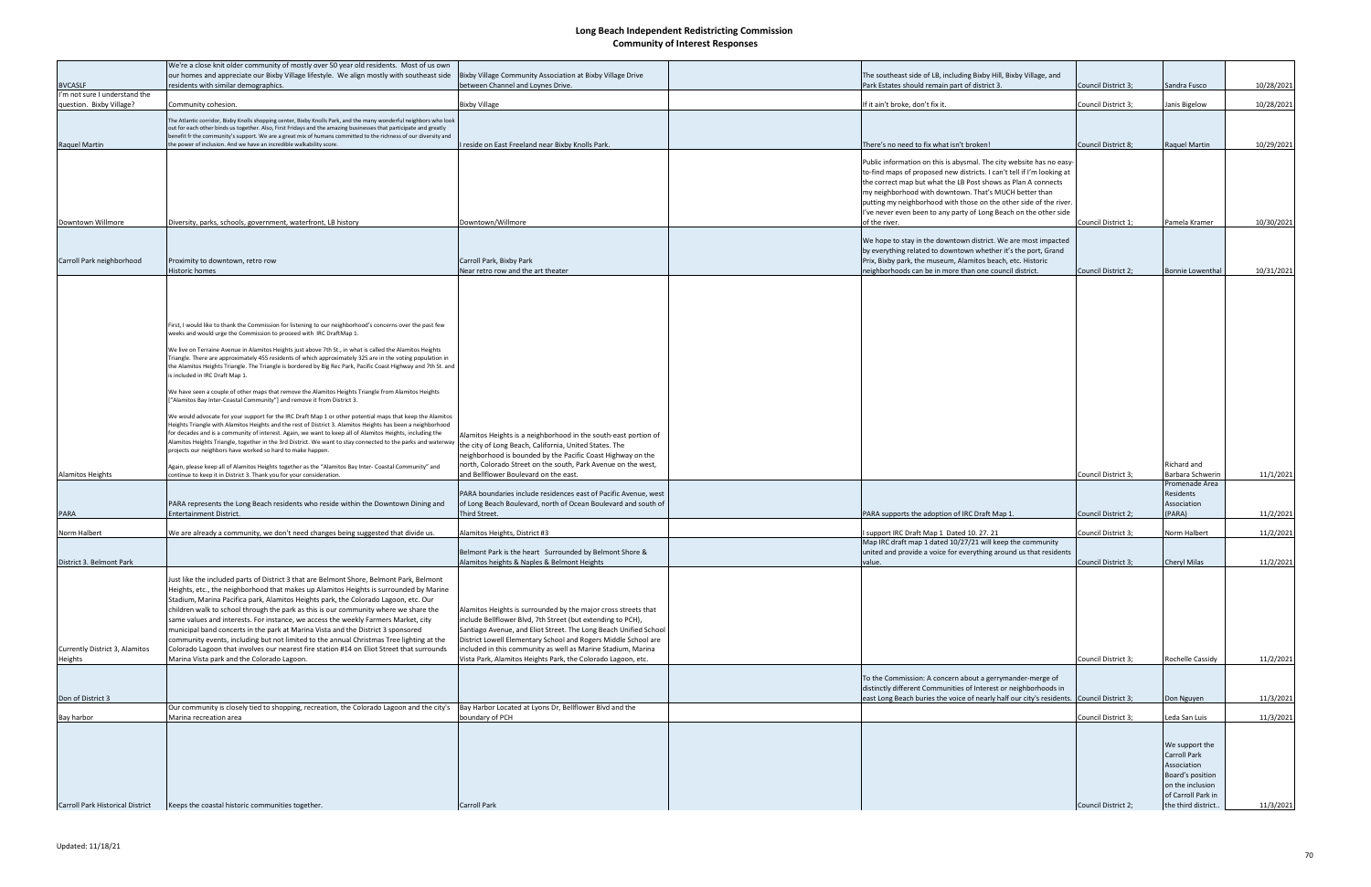# Long Beach Independent Redistricting Commission
## Community of Interest Responses

| | | | | | | | |
|---|---|---|---|---|---|---|---|
| BVCASLF | We're a close knit older community of mostly over 50 year old residents. Most of us own our homes and appreciate our Bixby Village lifestyle. We align mostly with southeast side residents with similar demographics. | Bixby Village Community Association at Bixby Village Drive between Channel and Loynes Drive. | | The southeast side of LB, including Bixby Hill, Bixby Village, and Park Estates should remain part of district 3. | Council District 3; | Sandra Fusco | 10/28/2021 |
| I'm not sure I understand the question. Bixby Village? | Community cohesion. | Bixby Village | | If it ain't broke, don't fix it. | Council District 3; | Janis Bigelow | 10/28/2021 |
| Raquel Martin | The Atlantic corridor, Bixby Knolls shopping center, Bixby Knolls Park, and the many wonderful neighbors who look out for each other binds us together. Also, First Fridays and the amazing businesses that participate and greatly benefit fr the community's support. We are a great mix of humans committed to the richness of our diversity and the power of inclusion. And we have an incredible walkability score. | I reside on East Freeland near Bixby Knolls Park. | | There's no need to fix what isn't broken! | Council District 8; | Raquel Martin | 10/29/2021 |
| Downtown Willmore | Diversity, parks, schools, government, waterfront, LB history | Downtown/Willmore | | Public information on this is abysmal. The city website has no easy-to-find maps of proposed new districts. I can't tell if I'm looking at the correct map but what the LB Post shows as Plan A connects my neighborhood with downtown. That's MUCH better than putting my neighborhood with those on the other side of the river. I've never even been to any party of Long Beach on the other side of the river. | Council District 1; | Pamela Kramer | 10/30/2021 |
| Carroll Park neighborhood | Proximity to downtown, retro row<br>Historic homes | Carroll Park, Bixby Park<br>Near retro row and the art theater | | We hope to stay in the downtown district. We are most impacted by everything related to downtown whether it's the port, Grand Prix, Bixby park, the museum, Alamitos beach, etc. Historic neighborhoods can be in more than one council district. | Council District 2; | Bonnie Lowenthal | 10/31/2021 |
| Alamitos Heights | First, I would like to thank the Commission for listening to our neighborhood's concerns over the past few weeks and would urge the Commission to proceed with IRC DraftMap 1.<br><br>We live on Terraine Avenue in Alamitos Heights just above 7th St., in what is called the Alamitos Heights Triangle. There are approximately 455 residents of which approximately 325 are in the voting population in the Alamitos Heights Triangle. The Triangle is bordered by Big Rec Park, Pacific Coast Highway and 7th St. and is included in IRC Draft Map 1.<br><br>We have seen a couple of other maps that remove the Alamitos Heights Triangle from Alamitos Heights ["Alamitos Bay Inter-Coastal Community"] and remove it from District 3.<br><br>We would advocate for your support for the IRC Draft Map 1 or other potential maps that keep the Alamitos Heights Triangle with Alamitos Heights and the rest of District 3. Alamitos Heights has been a neighborhood for decades and is a community of interest. Again, we want to keep all of Alamitos Heights, including the Alamitos Heights Triangle, together in the 3rd District. We want to stay connected to the parks and waterway projects our neighbors have worked so hard to make happen.<br><br>Again, please keep all of Alamitos Heights together as the "Alamitos Bay Inter- Coastal Community" and continue to keep it in District 3. Thank you for your consideration. | Alamitos Heights is a neighborhood in the south-east portion of the city of Long Beach, California, United States. The neighborhood is bounded by the Pacific Coast Highway on the north, Colorado Street on the south, Park Avenue on the west, and Bellflower Boulevard on the east. | | | Council District 3; | Richard and Barbara Schwerin | 11/1/2021 |
| PARA | PARA represents the Long Beach residents who reside within the Downtown Dining and Entertainment District. | PARA boundaries include residences east of Pacific Avenue, west of Long Beach Boulevard, north of Ocean Boulevard and south of Third Street. | | PARA supports the adoption of IRC Draft Map 1. | Council District 2; | Promenade Area Residents Association (PARA) | 11/2/2021 |
| Norm Halbert | We are already a community, we don't need changes being suggested that divide us. | Alamitos Heights, District #3 | | I support IRC Draft Map 1 Dated 10. 27. 21 | Council District 3; | Norm Halbert | 11/2/2021 |
| District 3. Belmont Park | | Belmont Park is the heart Surrounded by Belmont Shore & Alamitos heights & Naples & Belmont Heights | | Map IRC draft map 1 dated 10/27/21 will keep the community united and provide a voice for everything around us that residents value. | Council District 3; | Cheryl Milas | 11/2/2021 |
| Currently District 3, Alamitos Heights | Just like the included parts of District 3 that are Belmont Shore, Belmont Park, Belmont Heights, etc., the neighborhood that makes up Alamitos Heights is surrounded by Marine Stadium, Marina Pacifica park, Alamitos Heights park, the Colorado Lagoon, etc. Our children walk to school through the park as this is our community where we share the same values and interests. For instance, we access the weekly Farmers Market, city municipal band concerts in the park at Marina Vista and the District 3 sponsored community events, including but not limited to the annual Christmas Tree lighting at the Colorado Lagoon that involves our nearest fire station #14 on Eliot Street that surrounds Marina Vista park and the Colorado Lagoon. | Alamitos Heights is surrounded by the major cross streets that include Bellflower Blvd, 7th Street (but extending to PCH), Santiago Avenue, and Eliot Street. The Long Beach Unified School District Lowell Elementary School and Rogers Middle School are included in this community as well as Marine Stadium, Marina Vista Park, Alamitos Heights Park, the Colorado Lagoon, etc. | | | Council District 3; | Rochelle Cassidy | 11/2/2021 |
| Don of District 3 | | | | To the Commission: A concern about a gerrymander-merge of distinctly different Communities of Interest or neighborhoods in east Long Beach buries the voice of nearly half our city's residents. | Council District 3; | Don Nguyen | 11/3/2021 |
| Bay harbor | Our community is closely tied to shopping, recreation, the Colorado Lagoon and the city's Marina recreation area | Bay Harbor Located at Lyons Dr, Bellflower Blvd and the boundary of PCH | | | Council District 3; | Leda San Luis | 11/3/2021 |
| Carroll Park Historical District | Keeps the coastal historic communities together. | Carroll Park | | | Council District 2; | We support the Carroll Park Association Board's position on the inclusion of Carroll Park in the third district.. | 11/3/2021 |

Updated: 11/18/21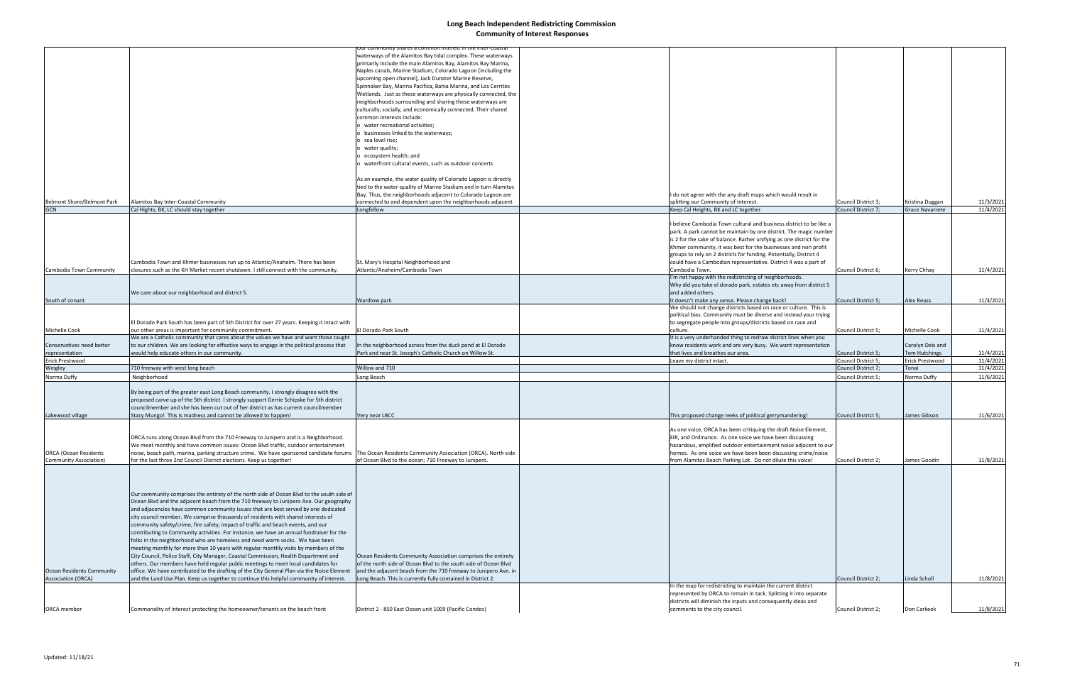# Long Beach Independent Redistricting Commission

## Community of Interest Responses

| | | | | | | | |
|---|---|---|---|---|---|---|---|
| Belmont Shore/Belmont Park | Alamitos Bay Inter-Coastal Community | Our community shares a common interest in the inter-coastal waterways of the Alamitos Bay tidal complex. These waterways primarily include the main Alamitos Bay, Alamitos Bay Marina, Naples canals, Marine Stadium, Colorado Lagoon (including the upcoming open channel), Jack Dunster Marine Reserve, Spinnaker Bay, Marina Pacifica, Bahia Marina, and Los Cerritos Wetlands. Just as these waterways are physically connected, the neighborhoods surrounding and sharing these waterways are culturally, socially, and economically connected. Their shared common interests include: o water recreational activities; o businesses linked to the waterways; o sea level rise; o water quality; o ecosystem health; and o waterfront cultural events, such as outdoor concerts As an example, the water quality of Colorado Lagoon is directly tied to the water quality of Marine Stadium and in turn Alamitos Bay. Thus, the neighborhoods adjacent to Colorado Lagoon are connected to and dependent upon the neighborhoods adjacent | | I do not agree with the any draft maps which would result in splitting our Community of Interest. | Council District 3; | Kristina Duggan | 11/3/2021 |
| GCN | Cal Hights, BK, LC should stay together | Longfellow | | Keep Cal Heights, BK and LC together | Council District 7; | Grace Navarrete | 11/4/2021 |
| Cambodia Town Community | Cambodia Town and Khmer businesses run up to Atlantic/Anaheim. There has been closures such as the KH Market recent shutdown. I still connect with the community. | St. Mary's Hospital Neighborhood and Atlantic/Anaheim/Cambodia Town | | I believe Cambodia Town cultural and business district to be like a park. A park cannot be maintain by one district. The magic number is 2 for the sake of balance. Rather unifying as one district for the Khmer community, it was best for the businesses and non profit groups to rely on 2 districts for funding. Potentially, District 4 could have a Cambodian representative. District 4 was a part of Cambodia Town. | Council District 6; | Kerry Chhay | 11/4/2021 |
| South of conant | We care about our neighborhood and district 5. | Wardlow park | | I'm not happy with the redistricting of neighborhoods. Why did you take el dorado park, estates etc away from district 5 and added others. It doesn't make any sense. Please change back! | Council District 5; | Alex Reuss | 11/4/2021 |
| Michelle Cook | El Dorado Park South has been part of 5th District for over 27 years. Keeping it intact with our other areas is important for community commitment. | El Dorado Park South | | We should not change districts based on race or culture. This is political bias. Community must be diverse and instead your trying to segregate people into groups/districts based on race and culture. | Council District 5; | Michelle Cook | 11/4/2021 |
| Conservatives need better representation | We are a Catholic community that cares about the values we have and want those taught to our children. We are looking for effective ways to engage in the political process that would help educate others in our community. | In the neighborhood across from the duck pond at El Dorado Park and near St. Joseph's Catholic Church on Willow St. | | It is a very underhanded thing to redraw district lines when you know residents work and are very busy. We want representation that lives and breathes our area. | Council District 5; | Carolyn Deis and Tom Hutchings | 11/4/2021 |
| Erick Prestwood | | | | Leave my district intact. | Council District 5; | Erick Prestwood | 11/4/2021 |
| Weigley | 710 freeway with west long beach | Willow and 710 | | | Council District 7; | Tonai | 11/4/2021 |
| Norma Duffy | Neighborhood | Long Beach | | | Council District 5; | Norma Duffy | 11/6/2021 |
| Lakewood village | By being part of the greater east Long Beach community. I strongly disagree with the proposed carve up of the 5th district. I strongly support Gerrie Schipske for 5th district councilmember and she has been cut out of her district as has current councilmember Stacy Mungo! This is madness and cannot be allowed to happen! | Very near LBCC | | This proposed change reeks of political gerrymandering! | Council District 5; | James Gibson | 11/6/2021 |
| ORCA (Ocean Residents Community Association) | ORCA runs along Ocean Blvd from the 710 Freeway to Junipero and is a Neighborhood. We meet monthly and have common issues: Ocean Blvd traffic, outdoor entertainment noise, beach path, marina, parking structure crime. We have sponsored candidate forums for the last three 2nd Council District elections. Keep us together! | The Ocean Residents Community Association (ORCA). North side of Ocean Blvd to the ocean; 710 Freeway to Junipero. | | As one voice, ORCA has been critiquing the draft Noise Element, EIR, and Ordinance. As one voice we have been discussing hazardous, amplified outdoor entertainment noise adjacent to our homes. As one voice we have been discussing crime/noise from Alamitos Beach Parking Lot. Do not dilute this voice! | Council District 2; | James Goodin | 11/8/2021 |
| Ocean Residents Community Association (ORCA) | Our community comprises the entirety of the north side of Ocean Blvd to the south side of Ocean Blvd and the adjacent beach from the 710 freeway to Junipero Ave. Our geography and adjacencies have common community issues that are best served by one dedicated city council member. We comprise thousands of residents with shared interests of community safety/crime, fire safety, impact of traffic and beach events, and our contributing to Community activities. For instance, we have an annual fundraiser for the folks in the neighborhood who are homeless and need warm socks. We have been meeting monthly for more than 10 years with regular monthly visits by members of the City Council, Police Staff, City Manager, Coastal Commission, Health Department and others. Our members have held regular public meetings to meet local candidates for office. We have contributed to the drafting of the City General Plan via the Noise Element and the Land Use Plan. Keep us together to continue this helpful community of interest. | Ocean Residents Community Association comprises the entirety of the north side of Ocean Blvd to the south side of Ocean Blvd and the adjacent beach from the 710 freeway to Junipero Ave. in Long Beach. This is currently fully contained in District 2. | | | Council District 2; | Linda Scholl | 11/8/2021 |
| ORCA member | Commonality of interest protecting the homeowner/tenants on the beach front | District 2 - 850 East Ocean unit 1009 (Pacific Condos) | | In the map for redistricting to maintain the current district represented by ORCA to remain in tack. Splitting it into separate districts will diminish the inputs and consequently ideas and comments to the city council. | Council District 2; | Don Carkeek | 11/8/2021 |

Updated: 11/18/21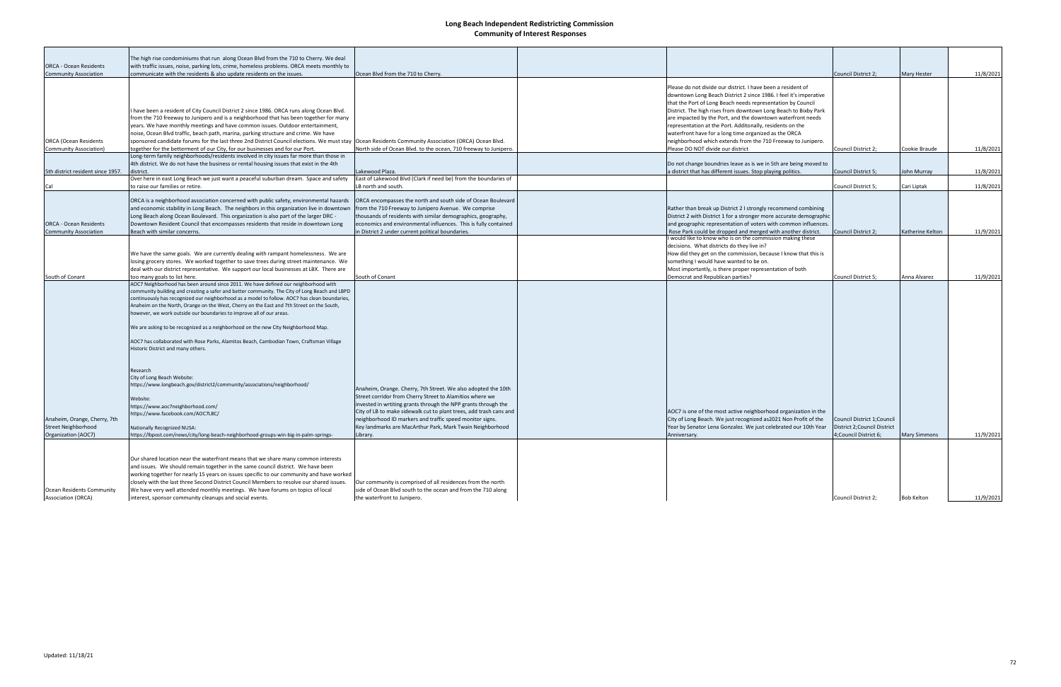# Long Beach Independent Redistricting Commission
## Community of Interest Responses

| | | | | | | | |
|---|---|---|---|---|---|---|---|
| ORCA - Ocean Residents Community Association | The high rise condominiums that run along Ocean Blvd from the 710 to Cherry. We deal with traffic issues, noise, parking lots, crime, homeless problems. ORCA meets monthly to communicate with the residents & also update residents on the issues. | Ocean Blvd from the 710 to Cherry. | | | Council District 2; | Mary Hester | 11/8/2021 |
| ORCA (Ocean Residents Community Association) | I have been a resident of City Council District 2 since 1986. ORCA runs along Ocean Blvd. from the 710 freeway to Junipero and is a neighborhood that has been together for many years. We have monthly meetings and have common issues. Outdoor entertainment, noise, Ocean Blvd traffic, beach path, marina, parking structure and crime. We have sponsored candidate forums for the last three 2nd District Council elections. We must stay together for the betterment of our City, for our businesses and for our Port. | Ocean Residents Community Association (ORCA) Ocean Blvd. North side of Ocean Blvd. to the ocean, 710 freeway to Junipero. | | Please do not divide our district. I have been a resident of downtown Long Beach District 2 since 1986. I feel it's imperative that the Port of Long Beach needs representation by Council District. The high rises from downtown Long Beach to Bixby Park are impacted by the Port, and the downtown waterfront needs representation at the Port. Additonally, residents on the waterfront have for a long time organized as the ORCA neighborhood which extends from the 710 Freeway to Junipero. Please DO NOT divide our district | Council District 2; | Cookie Braude | 11/8/2021 |
| 5th district resident since 1957. | Long-term family neighborhoods/residents involved in city issues far more than those in 4th district. We do not have the business or rental housing issues that exist in the 4th district. | Lakewood Plaza. | | Do not change boundries leave as is we in 5th are being moved to a district that has different issues. Stop playing politics. | Council District 5; | John Murray | 11/8/2021 |
| Cal | Over here in east Long Beach we just want a peaceful suburban dream. Space and safety to raise our families or retire. | East of Lakewood Blvd (Clark if need be) from the boundaries of LB north and south. | | | Council District 5; | Cari Liptak | 11/8/2021 |
| ORCA - Ocean Residents Community Association | ORCA is a neighborhood association concerned with public safety, environmental hazards and economic stability in Long Beach. The neighbors in this organization live in downtown Long Beach along Ocean Boulevard. This organization is also part of the larger DRC - Downtown Resident Council that encompasses residents that reside in downtown Long Beach with similar concerns. | ORCA encompasses the north and south side of Ocean Boulevard from the 710 Freeway to Junipero Avenue. We comprise thousands of residents with similar demographics, geography, economics and environmental influences. This is fully contained in District 2 under current political boundaries. | | Rather than break up District 2 I strongly recommend combining District 2 with District 1 for a stronger more accurate demographic and geographic representation of voters with common influences. Rose Park could be dropped and merged with another district. | Council District 2; | Katherine Kelton | 11/9/2021 |
| South of Conant | We have the same goals. We are currently dealing with rampant homelessness. We are losing grocery stores. We worked together to save trees during street maintenance. We deal with our district representative. We support our local businesses at LBX. There are too many goals to list here. | South of Conant | | I would like to know who is on the commission making these decisions. What districts do they live in? How did they get on the commission, because I know that this is something I would have wanted to be on. Most importantly, is there proper representation of both Democrat and Republican parties? | Council District 5; | Anna Alvarez | 11/9/2021 |
| Anaheim, Orange, Cherry, 7th Street Neighborhood Organization (AOC7) | AOC7 Neighborhood has been around since 2011. We have defined our neighborhood with community building and creating a safer and better community. The City of Long Beach and LBPD continuously has recognized our neighborhood as a model to follow. AOC7 has clean boundaries, Anaheim on the North, Orange on the West, Cherry on the East and 7th Street on the South, however, we work outside our boundaries to improve all of our areas.<br><br>We are asking to be recognized as a neighborhood on the new City Neighborhood Map.<br><br>AOC7 has collaborated with Rose Parks, Alamitos Beach, Cambodian Town, Craftsman Village Historic District and many others.<br><br>Research<br>City of Long Beach Website:<br>https://www.longbeach.gov/district2/community/associations/neighborhood/<br><br>Website:<br>https://www.aoc7neighborhood.com/<br>https://www.facebook.com/AOC7LBC/<br><br>Nationally Recognized NUSA:<br>https://lbpost.com/news/city/long-beach-neighborhood-groups-win-big-in-palm-springs- | Anaheim, Orange. Cherry, 7th Street. We also adopted the 10th Street corridor from Cherry Street to Alamitios where we invested in wrtiting grants through the NPP grants through the City of LB to make sidewalk cut to plant trees, add trash cans and neighborhood ID markers and traffic speed monitor signs. Key landmarks are MacArthur Park, Mark Twain Neighborhood Library. | | AOC7 is one of the most active neighborhood organization in the City of Long Beach. We just recognized as2021 Non Profit of the Year by Senator Lena Gonzalez. We just celebrated our 10th Year Anniversary. | Council District 1;Council District 2;Council District 4;Council District 6; | Mary Simmons | 11/9/2021 |
| Ocean Residents Community Association (ORCA) | Our shared location near the waterfront means that we share many common interests and issues. We should remain together in the same council district. We have been working together for nearly 15 years on issues specific to our community and have worked closely with the last three Second District Council Members to resolve our shared issues. We have very well attended monthly meetings. We have forums on topics of local interest, sponsor community cleanups and social events. | Our community is comprised of all residences from the north side of Ocean Blvd south to the ocean and from the 710 along the waterfront to Junipero. | | | Council District 2; | Bob Kelton | 11/9/2021 |

Updated: 11/18/21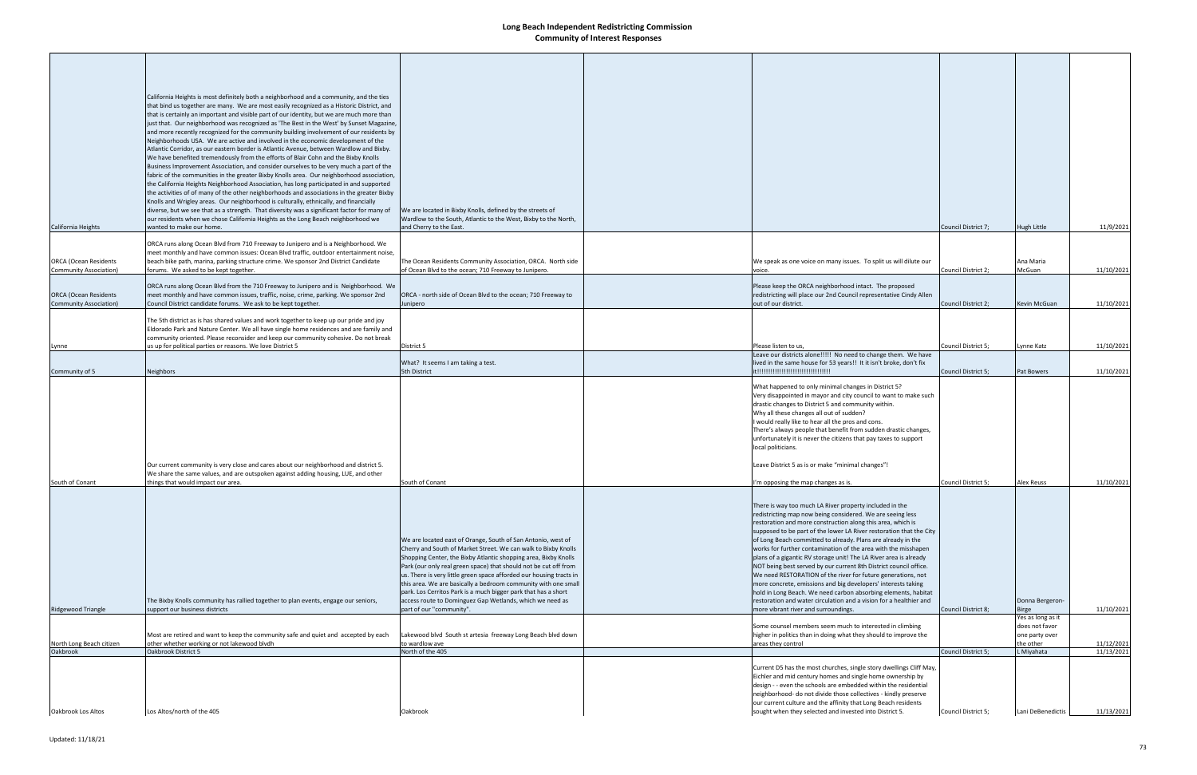# Long Beach Independent Redistricting Commission
## Community of Interest Responses

| | | | | | | | |
|---|---|---|---|---|---|---|---|
| California Heights | California Heights is most definitely both a neighborhood and a community, and the ties that bind us together are many. We are most easily recognized as a Historic District, and that is certainly an important and visible part of our identity, but we are much more than just that. Our neighborhood was recognized as 'The Best in the West' by Sunset Magazine, and more recently recognized for the community building involvement of our residents by Neighborhoods USA. We are active and involved in the economic development of the Atlantic Corridor, as our eastern border is Atlantic Avenue, between Wardlow and Bixby. We have benefited tremendously from the efforts of Blair Cohn and the Bixby Knolls Business Improvement Association, and consider ourselves to be very much a part of the fabric of the communities in the greater Bixby Knolls area. Our neighborhood association, the California Heights Neighborhood Association, has long participated in and supported the activities of of many of the other neighborhoods and associations in the greater Bixby Knolls and Wrigley areas. Our neighborhood is culturally, ethnically, and financially diverse, but we see that as a strength. That diversity was a significant factor for many of our residents when we chose California Heights as the Long Beach neighborhood we wanted to make our home. | We are located in Bixby Knolls, defined by the streets of Wardlow to the South, Atlantic to the West, Bixby to the North, and Cherry to the East. | | | Council District 7; | Hugh Little | 11/9/2021 |
| ORCA (Ocean Residents Community Association) | ORCA runs along Ocean Blvd from 710 Freeway to Junipero and is a Neighborhood. We meet monthly and have common issues: Ocean Blvd traffic, outdoor entertainment noise, beach bike path, marina, parking structure crime. We sponsor 2nd District Candidate forums. We asked to be kept together. | The Ocean Residents Community Association, ORCA. North side of Ocean Blvd to the ocean; 710 Freeway to Junipero. | | We speak as one voice on many issues. To split us will dilute our voice. | Council District 2; | Ana Maria McGuan | 11/10/2021 |
| ORCA (Ocean Residents Community Association) | ORCA runs along Ocean Blvd from the 710 Freeway to Junipero and is Neighborhood. We meet monthly and have common issues, traffic, noise, crime, parking. We sponsor 2nd Council District candidate forums. We ask to be kept together. | ORCA - north side of Ocean Blvd to the ocean; 710 Freeway to Junipero | | Please keep the ORCA neighborhood intact. The proposed redistricting will place our 2nd Council representative Cindy Allen out of our district. | Council District 2; | Kevin McGuan | 11/10/2021 |
| Lynne | The 5th district as is has shared values and work together to keep up our pride and joy Eldorado Park and Nature Center. We all have single home residences and are family and community oriented. Please reconsider and keep our community cohesive. Do not break us up for political parties or reasons. We love District 5 | District 5 | | Please listen to us, | Council District 5; | Lynne Katz | 11/10/2021 |
| Community of 5 | Neighbors | What? It seems I am taking a test. 5th District | | Leave our districts alone!!!!! No need to change them. We have lived in the same house for 53 years!! It it isn't broke, don't fix it!!!!!!!!!!!!!!!!!!!!!!!!!!!!!!!!!! | Council District 5; | Pat Bowers | 11/10/2021 |
| South of Conant | Our current community is very close and cares about our neighborhood and district 5. We share the same values, and are outspoken against adding housing, LUE, and other things that would impact our area. | South of Conant | | What happened to only minimal changes in District 5? Very disappointed in mayor and city council to want to make such drastic changes to District 5 and community within. Why all these changes all out of sudden? I would really like to hear all the pros and cons. There's always people that benefit from sudden drastic changes, unfortunately it is never the citizens that pay taxes to support local politicians. Leave District 5 as is or make "minimal changes"! I'm opposing the map changes as is. | Council District 5; | Alex Reuss | 11/10/2021 |
| Ridgewood Triangle | The Bixby Knolls community has rallied together to plan events, engage our seniors, support our business districts | We are located east of Orange, South of San Antonio, west of Cherry and South of Market Street. We can walk to Bixby Knolls Shopping Center, the Bixby Atlantic shopping area, Bixby Knolls Park (our only real green space) that should not be cut off from us. There is very little green space afforded our housing tracts in this area. We are basically a bedroom community with one small park. Los Cerritos Park is a much bigger park that has a short access route to Dominguez Gap Wetlands, which we need as part of our "community". | | There is way too much LA River property included in the redistricting map now being considered. We are seeing less restoration and more construction along this area, which is supposed to be part of the lower LA River restoration that the City of Long Beach committed to already. Plans are already in the works for further contamination of the area with the misshapen plans of a gigantic RV storage unit! The LA River area is already NOT being best served by our current 8th District council office. We need RESTORATION of the river for future generations, not more concrete, emissions and big developers' interests taking hold in Long Beach. We need carbon absorbing elements, habitat restoration and water circulation and a vision for a healthier and more vibrant river and surroundings. | Council District 8; | Donna Bergeron-Birge | 11/10/2021 |
| North Long Beach citizen | Most are retired and want to keep the community safe and quiet and accepted by each other whether working or not lakewood blvdh | Lakewood blvd South st artesia freeway Long Beach blvd down to wardlow ave | | Some counsel members seem much to interested in climbing higher in politics than in doing what they should to improve the areas they control | | Yes as long as it does not favor one party over the other | 11/12/2021 |
| Oakbrook | Oakbrook District 5 | North of the 405 | | | Council District 5; | L Miyahata | 11/13/2021 |
| Oakbrook Los Altos | Los Altos/north of the 405 | Oakbrook | | Current D5 has the most churches, single story dwellings Cliff May, Eichler and mid century homes and single home ownership by design - - even the schools are embedded within the residential neighborhood- do not divide those collectives - kindly preserve our current culture and the affinity that Long Beach residents sought when they selected and invested into District 5. | Council District 5; | Lani DeBenedictis | 11/13/2021 |

Updated: 11/18/21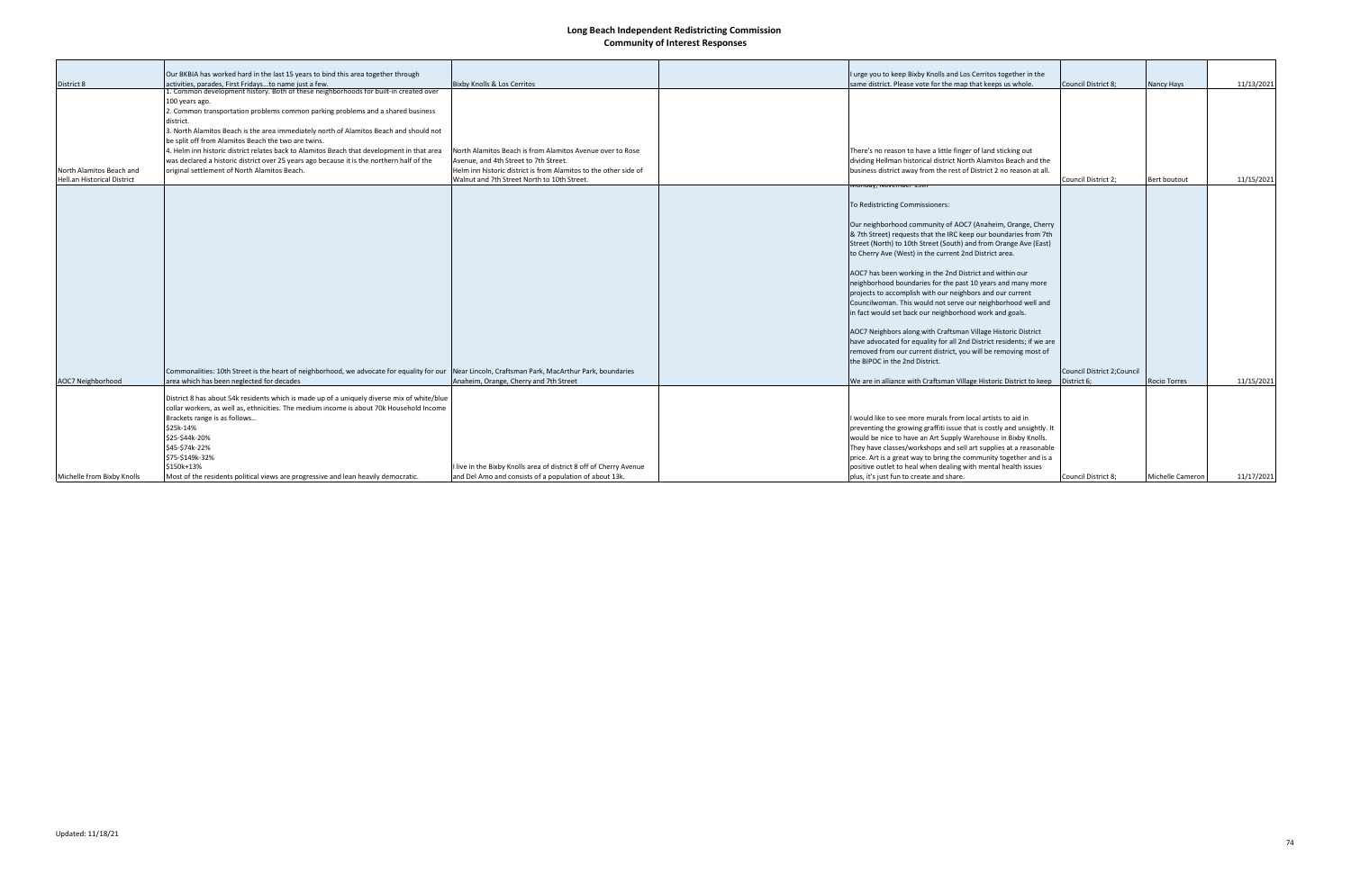# Long Beach Independent Redistricting Commission
## Community of Interest Responses

| | | | | | | | |
|---|---|---|---|---|---|---|---|
| District 8 | Our BKBIA has worked hard in the last 15 years to bind this area together through activities, parades, First Fridays....to name just a few. | Bixby Knolls & Los Cerritos | | I urge you to keep Bixby Knolls and Los Cerritos together in the same district. Please vote for the map that keeps us whole. | Council District 8; | Nancy Hays | 11/13/2021 |
| North Alamitos Beach and Hell.an Historical District | 1. Common development history. Both of these neighborhoods for built-in created over 100 years ago.<br>2. Common transportation problems common parking problems and a shared business district.<br>3. North Alamitos Beach is the area immediately north of Alamitos Beach and should not be split off from Alamitos Beach the two are twins.<br>4. Helm inn historic district relates back to Alamitos Beach that development in that area was declared a historic district over 25 years ago because it is the northern half of the original settlement of North Alamitos Beach. | North Alamitos Beach is from Alamitos Avenue over to Rose Avenue, and 4th Street to 7th Street.<br>Helm inn historic district is from Alamitos to the other side of Walnut and 7th Street North to 10th Street. | | There's no reason to have a little finger of land sticking out dividing Hellman historical district North Alamitos Beach and the business district away from the rest of District 2 no reason at all. | Council District 2; | Bert boutout | 11/15/2021 |
| AOC7 Neighborhood | Commonalities: 10th Street is the heart of neighborhood, we advocate for equality for our area which has been neglected for decades | Near Lincoln, Craftsman Park, MacArthur Park, boundaries Anaheim, Orange, Cherry and 7th Street | | Monday, November 15th<br><br>To Redistricting Commissioners:<br><br>Our neighborhood community of AOC7 (Anaheim, Orange, Cherry & 7th Street) requests that the IRC keep our boundaries from 7th Street (North) to 10th Street (South) and from Orange Ave (East) to Cherry Ave (West) in the current 2nd District area.<br><br>AOC7 has been working in the 2nd District and within our neighborhood boundaries for the past 10 years and many more projects to accomplish with our neighbors and our current Councilwoman. This would not serve our neighborhood well and in fact would set back our neighborhood work and goals.<br><br>AOC7 Neighbors along with Craftsman Village Historic District have advocated for equality for all 2nd District residents; if we are removed from our current district, you will be removing most of the BIPOC in the 2nd District.<br><br>We are in alliance with Craftsman Village Historic District to keep | Council District 2;Council District 6; | Rocio Torres | 11/15/2021 |
| Michelle from Bixby Knolls | District 8 has about 54k residents which is made up of a uniquely diverse mix of white/blue collar workers, as well as, ethnicities. The medium income is about 70k Household Income Brackets range is as follows...<br>$25k-14%<br>$25-$44k-20%<br>$45-$74k-22%<br>$75-$149k-32%<br>$150k+13%<br>Most of the residents political views are progressive and lean heavily democratic. | I live in the Bixby Knolls area of district 8 off of Cherry Avenue and Del Amo and consists of a population of about 13k. | | I would like to see more murals from local artists to aid in preventing the growing graffiti issue that is costly and unsightly. It would be nice to have an Art Supply Warehouse in Bixby Knolls. They have classes/workshops and sell art supplies at a reasonable price. Art is a great way to bring the community together and is a positive outlet to heal when dealing with mental health issues plus, it's just fun to create and share. | Council District 8; | Michelle Cameron | 11/17/2021 |

Updated: 11/18/21